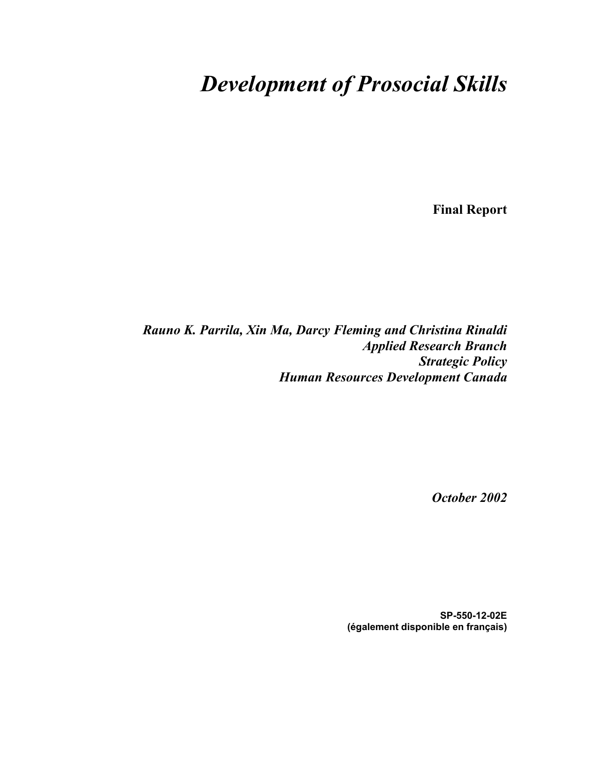# *Development of Prosocial Skills*

**Final Report**

***Rauno K. Parrila, Xin Ma, Darcy Fleming and Christina Rinaldi***
***Applied Research Branch***
***Strategic Policy***
***Human Resources Development Canada***

***October 2002***

**SP-550-12-02E**
**(également disponible en français)**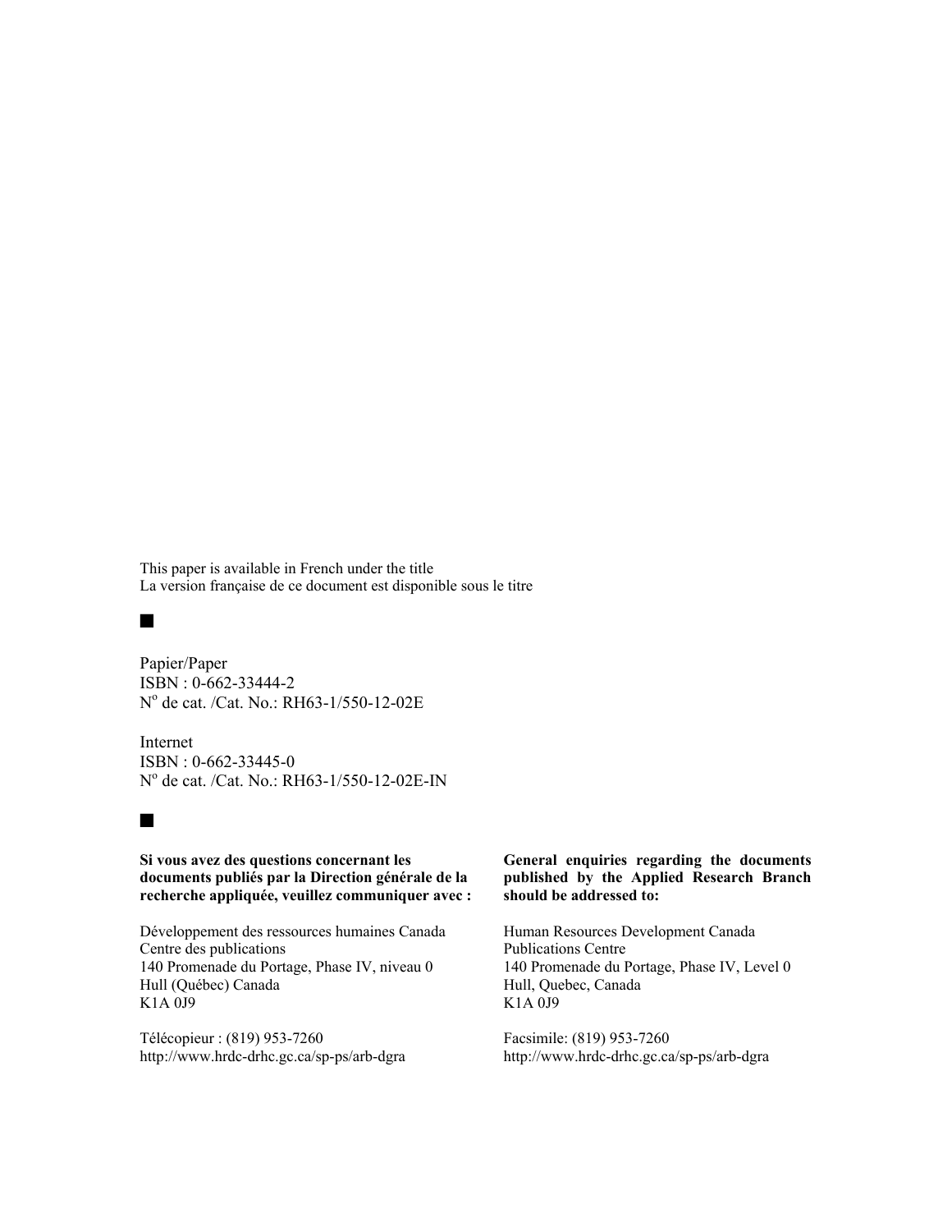This paper is available in French under the title
La version française de ce document est disponible sous le titre

■

Papier/Paper
ISBN : 0-662-33444-2
N$^{o}$ de cat. /Cat. No.: RH63-1/550-12-02E

Internet
ISBN : 0-662-33445-0
N$^{o}$ de cat. /Cat. No.: RH63-1/550-12-02E-IN

■

**Si vous avez des questions concernant les documents publiés par la Direction générale de la recherche appliquée, veuillez communiquer avec :**

Développement des ressources humaines Canada
Centre des publications
140 Promenade du Portage, Phase IV, niveau 0
Hull (Québec) Canada
K1A 0J9

Télécopieur : (819) 953-7260
http://www.hrdc-drhc.gc.ca/sp-ps/arb-dgra

**General enquiries regarding the documents published by the Applied Research Branch should be addressed to:**

Human Resources Development Canada
Publications Centre
140 Promenade du Portage, Phase IV, Level 0
Hull, Quebec, Canada
K1A 0J9

Facsimile: (819) 953-7260
http://www.hrdc-drhc.gc.ca/sp-ps/arb-dgra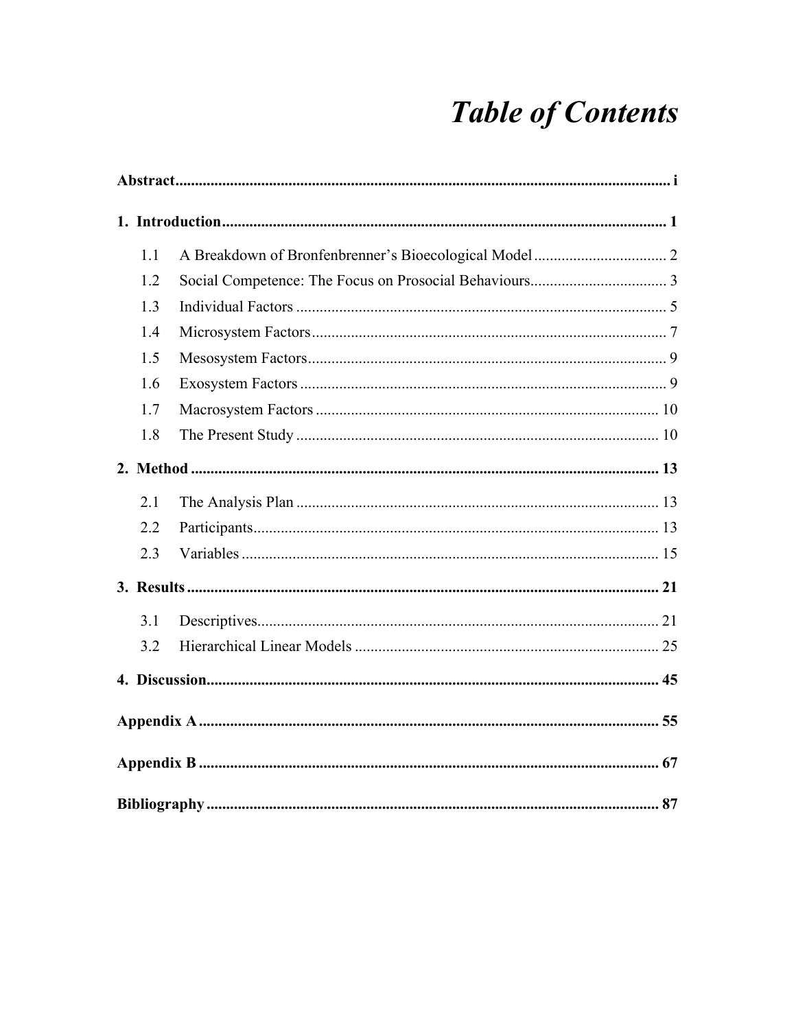# *Table of Contents*

**Abstract** .......... **i**

**1. Introduction** .......... **1**

- 1.1 A Breakdown of Bronfenbrenner's Bioecological Model .......... 2
- 1.2 Social Competence: The Focus on Prosocial Behaviours .......... 3
- 1.3 Individual Factors .......... 5
- 1.4 Microsystem Factors .......... 7
- 1.5 Mesosystem Factors .......... 9
- 1.6 Exosystem Factors .......... 9
- 1.7 Macrosystem Factors .......... 10
- 1.8 The Present Study .......... 10

**2. Method** .......... **13**

- 2.1 The Analysis Plan .......... 13
- 2.2 Participants .......... 13
- 2.3 Variables .......... 15

**3. Results** .......... **21**

- 3.1 Descriptives .......... 21
- 3.2 Hierarchical Linear Models .......... 25

**4. Discussion** .......... **45**

**Appendix A** .......... **55**

**Appendix B** .......... **67**

**Bibliography** .......... **87**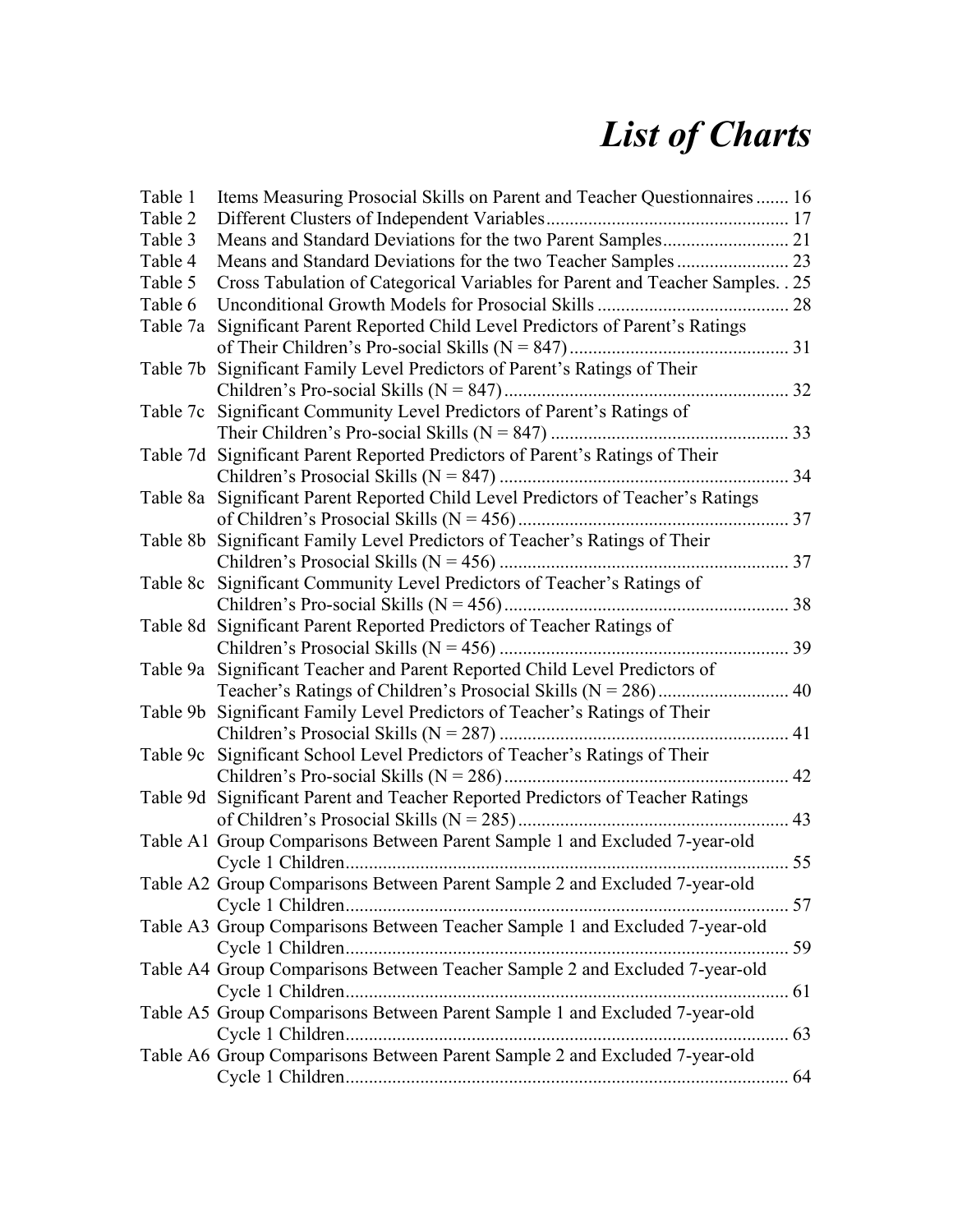# *List of Charts*

| | | |
|---|---|---|
| Table 1 | Items Measuring Prosocial Skills on Parent and Teacher Questionnaires | 16 |
| Table 2 | Different Clusters of Independent Variables | 17 |
| Table 3 | Means and Standard Deviations for the two Parent Samples | 21 |
| Table 4 | Means and Standard Deviations for the two Teacher Samples | 23 |
| Table 5 | Cross Tabulation of Categorical Variables for Parent and Teacher Samples. | 25 |
| Table 6 | Unconditional Growth Models for Prosocial Skills | 28 |
| Table 7a | Significant Parent Reported Child Level Predictors of Parent's Ratings of Their Children's Pro-social Skills (N = 847) | 31 |
| Table 7b | Significant Family Level Predictors of Parent's Ratings of Their Children's Pro-social Skills (N = 847) | 32 |
| Table 7c | Significant Community Level Predictors of Parent's Ratings of Their Children's Pro-social Skills (N = 847) | 33 |
| Table 7d | Significant Parent Reported Predictors of Parent's Ratings of Their Children's Prosocial Skills (N = 847) | 34 |
| Table 8a | Significant Parent Reported Child Level Predictors of Teacher's Ratings of Children's Prosocial Skills (N = 456) | 37 |
| Table 8b | Significant Family Level Predictors of Teacher's Ratings of Their Children's Prosocial Skills (N = 456) | 37 |
| Table 8c | Significant Community Level Predictors of Teacher's Ratings of Children's Pro-social Skills (N = 456) | 38 |
| Table 8d | Significant Parent Reported Predictors of Teacher Ratings of Children's Prosocial Skills (N = 456) | 39 |
| Table 9a | Significant Teacher and Parent Reported Child Level Predictors of Teacher's Ratings of Children's Prosocial Skills (N = 286) | 40 |
| Table 9b | Significant Family Level Predictors of Teacher's Ratings of Their Children's Prosocial Skills (N = 287) | 41 |
| Table 9c | Significant School Level Predictors of Teacher's Ratings of Their Children's Pro-social Skills (N = 286) | 42 |
| Table 9d | Significant Parent and Teacher Reported Predictors of Teacher Ratings of Children's Prosocial Skills (N = 285) | 43 |
| Table A1 | Group Comparisons Between Parent Sample 1 and Excluded 7-year-old Cycle 1 Children | 55 |
| Table A2 | Group Comparisons Between Parent Sample 2 and Excluded 7-year-old Cycle 1 Children | 57 |
| Table A3 | Group Comparisons Between Teacher Sample 1 and Excluded 7-year-old Cycle 1 Children | 59 |
| Table A4 | Group Comparisons Between Teacher Sample 2 and Excluded 7-year-old Cycle 1 Children | 61 |
| Table A5 | Group Comparisons Between Parent Sample 1 and Excluded 7-year-old Cycle 1 Children | 63 |
| Table A6 | Group Comparisons Between Parent Sample 2 and Excluded 7-year-old Cycle 1 Children | 64 |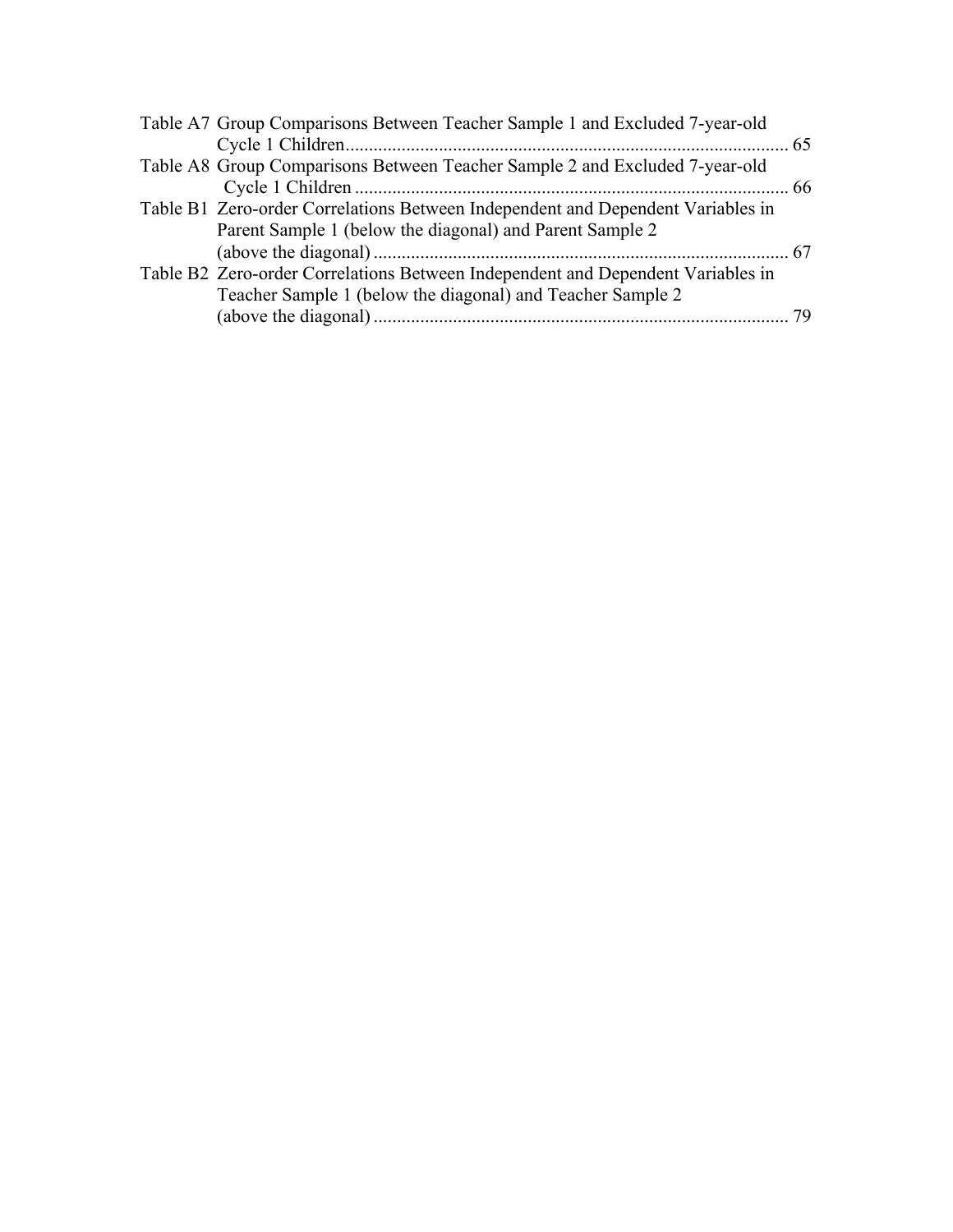Table A7 Group Comparisons Between Teacher Sample 1 and Excluded 7-year-old Cycle 1 Children ........ 65

Table A8 Group Comparisons Between Teacher Sample 2 and Excluded 7-year-old Cycle 1 Children ........ 66

Table B1 Zero-order Correlations Between Independent and Dependent Variables in Parent Sample 1 (below the diagonal) and Parent Sample 2 (above the diagonal) ........ 67

Table B2 Zero-order Correlations Between Independent and Dependent Variables in Teacher Sample 1 (below the diagonal) and Teacher Sample 2 (above the diagonal) ........ 79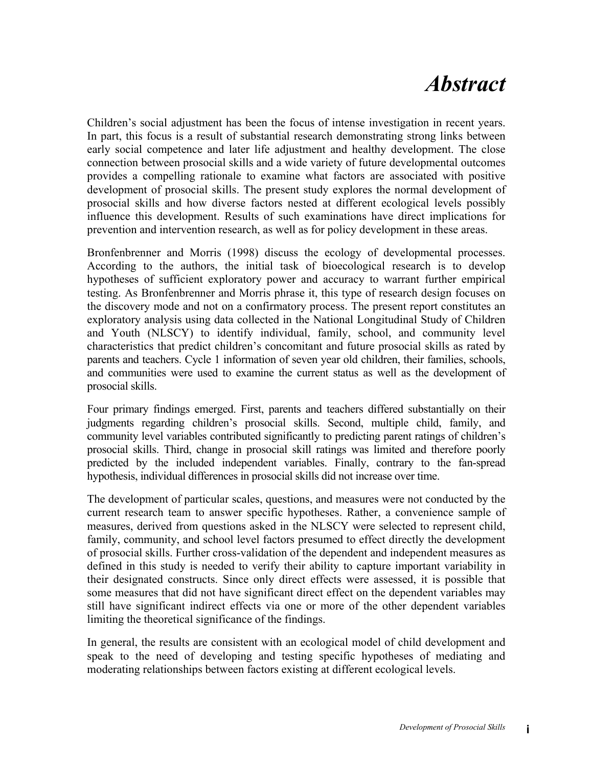# *Abstract*

Children's social adjustment has been the focus of intense investigation in recent years. In part, this focus is a result of substantial research demonstrating strong links between early social competence and later life adjustment and healthy development. The close connection between prosocial skills and a wide variety of future developmental outcomes provides a compelling rationale to examine what factors are associated with positive development of prosocial skills. The present study explores the normal development of prosocial skills and how diverse factors nested at different ecological levels possibly influence this development. Results of such examinations have direct implications for prevention and intervention research, as well as for policy development in these areas.

Bronfenbrenner and Morris (1998) discuss the ecology of developmental processes. According to the authors, the initial task of bioecological research is to develop hypotheses of sufficient exploratory power and accuracy to warrant further empirical testing. As Bronfenbrenner and Morris phrase it, this type of research design focuses on the discovery mode and not on a confirmatory process. The present report constitutes an exploratory analysis using data collected in the National Longitudinal Study of Children and Youth (NLSCY) to identify individual, family, school, and community level characteristics that predict children's concomitant and future prosocial skills as rated by parents and teachers. Cycle 1 information of seven year old children, their families, schools, and communities were used to examine the current status as well as the development of prosocial skills.

Four primary findings emerged. First, parents and teachers differed substantially on their judgments regarding children's prosocial skills. Second, multiple child, family, and community level variables contributed significantly to predicting parent ratings of children's prosocial skills. Third, change in prosocial skill ratings was limited and therefore poorly predicted by the included independent variables. Finally, contrary to the fan-spread hypothesis, individual differences in prosocial skills did not increase over time.

The development of particular scales, questions, and measures were not conducted by the current research team to answer specific hypotheses. Rather, a convenience sample of measures, derived from questions asked in the NLSCY were selected to represent child, family, community, and school level factors presumed to effect directly the development of prosocial skills. Further cross-validation of the dependent and independent measures as defined in this study is needed to verify their ability to capture important variability in their designated constructs. Since only direct effects were assessed, it is possible that some measures that did not have significant direct effect on the dependent variables may still have significant indirect effects via one or more of the other dependent variables limiting the theoretical significance of the findings.

In general, the results are consistent with an ecological model of child development and speak to the need of developing and testing specific hypotheses of mediating and moderating relationships between factors existing at different ecological levels.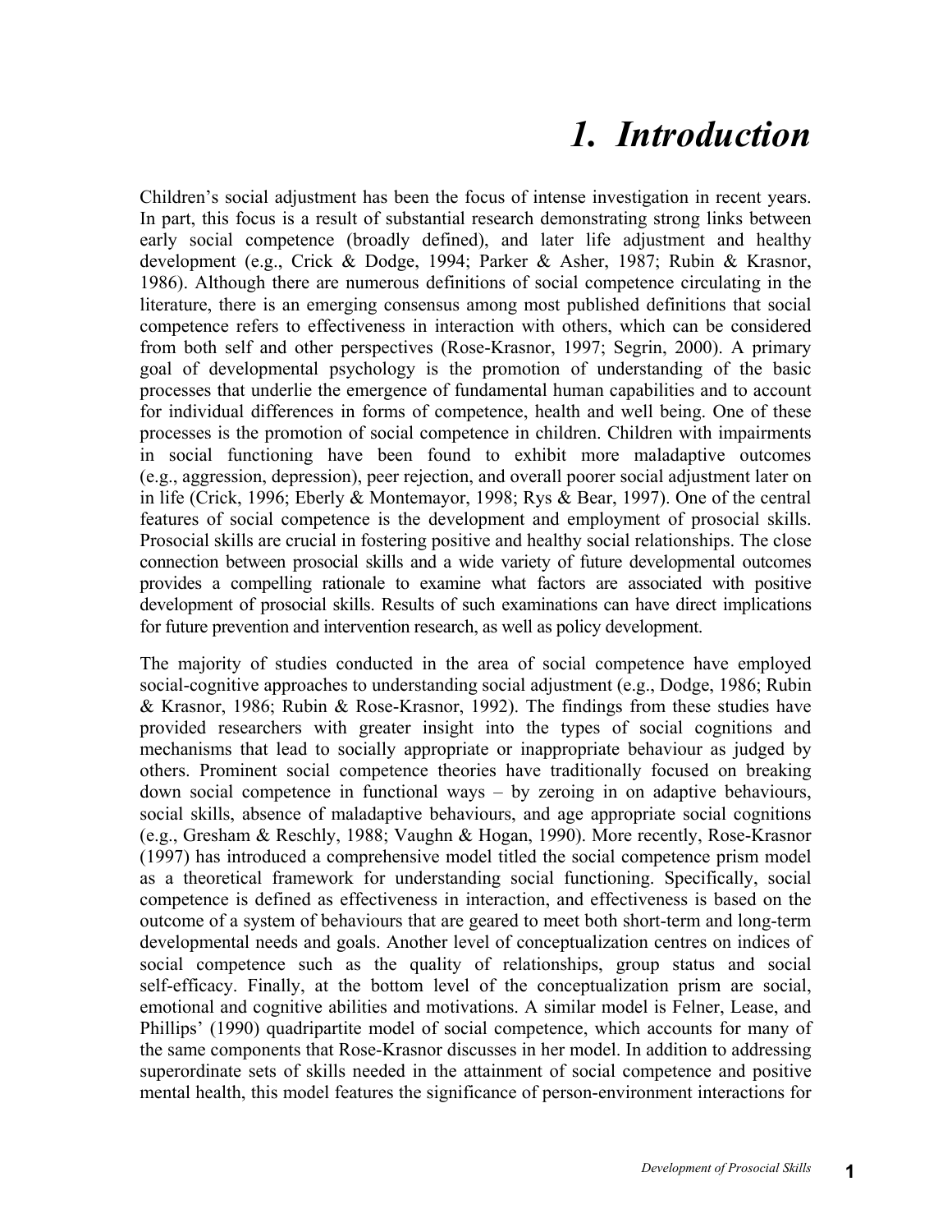# 1. Introduction

Children's social adjustment has been the focus of intense investigation in recent years. In part, this focus is a result of substantial research demonstrating strong links between early social competence (broadly defined), and later life adjustment and healthy development (e.g., Crick & Dodge, 1994; Parker & Asher, 1987; Rubin & Krasnor, 1986). Although there are numerous definitions of social competence circulating in the literature, there is an emerging consensus among most published definitions that social competence refers to effectiveness in interaction with others, which can be considered from both self and other perspectives (Rose-Krasnor, 1997; Segrin, 2000). A primary goal of developmental psychology is the promotion of understanding of the basic processes that underlie the emergence of fundamental human capabilities and to account for individual differences in forms of competence, health and well being. One of these processes is the promotion of social competence in children. Children with impairments in social functioning have been found to exhibit more maladaptive outcomes (e.g., aggression, depression), peer rejection, and overall poorer social adjustment later on in life (Crick, 1996; Eberly & Montemayor, 1998; Rys & Bear, 1997). One of the central features of social competence is the development and employment of prosocial skills. Prosocial skills are crucial in fostering positive and healthy social relationships. The close connection between prosocial skills and a wide variety of future developmental outcomes provides a compelling rationale to examine what factors are associated with positive development of prosocial skills. Results of such examinations can have direct implications for future prevention and intervention research, as well as policy development.

The majority of studies conducted in the area of social competence have employed social-cognitive approaches to understanding social adjustment (e.g., Dodge, 1986; Rubin & Krasnor, 1986; Rubin & Rose-Krasnor, 1992). The findings from these studies have provided researchers with greater insight into the types of social cognitions and mechanisms that lead to socially appropriate or inappropriate behaviour as judged by others. Prominent social competence theories have traditionally focused on breaking down social competence in functional ways – by zeroing in on adaptive behaviours, social skills, absence of maladaptive behaviours, and age appropriate social cognitions (e.g., Gresham & Reschly, 1988; Vaughn & Hogan, 1990). More recently, Rose-Krasnor (1997) has introduced a comprehensive model titled the social competence prism model as a theoretical framework for understanding social functioning. Specifically, social competence is defined as effectiveness in interaction, and effectiveness is based on the outcome of a system of behaviours that are geared to meet both short-term and long-term developmental needs and goals. Another level of conceptualization centres on indices of social competence such as the quality of relationships, group status and social self-efficacy. Finally, at the bottom level of the conceptualization prism are social, emotional and cognitive abilities and motivations. A similar model is Felner, Lease, and Phillips' (1990) quadripartite model of social competence, which accounts for many of the same components that Rose-Krasnor discusses in her model. In addition to addressing superordinate sets of skills needed in the attainment of social competence and positive mental health, this model features the significance of person-environment interactions for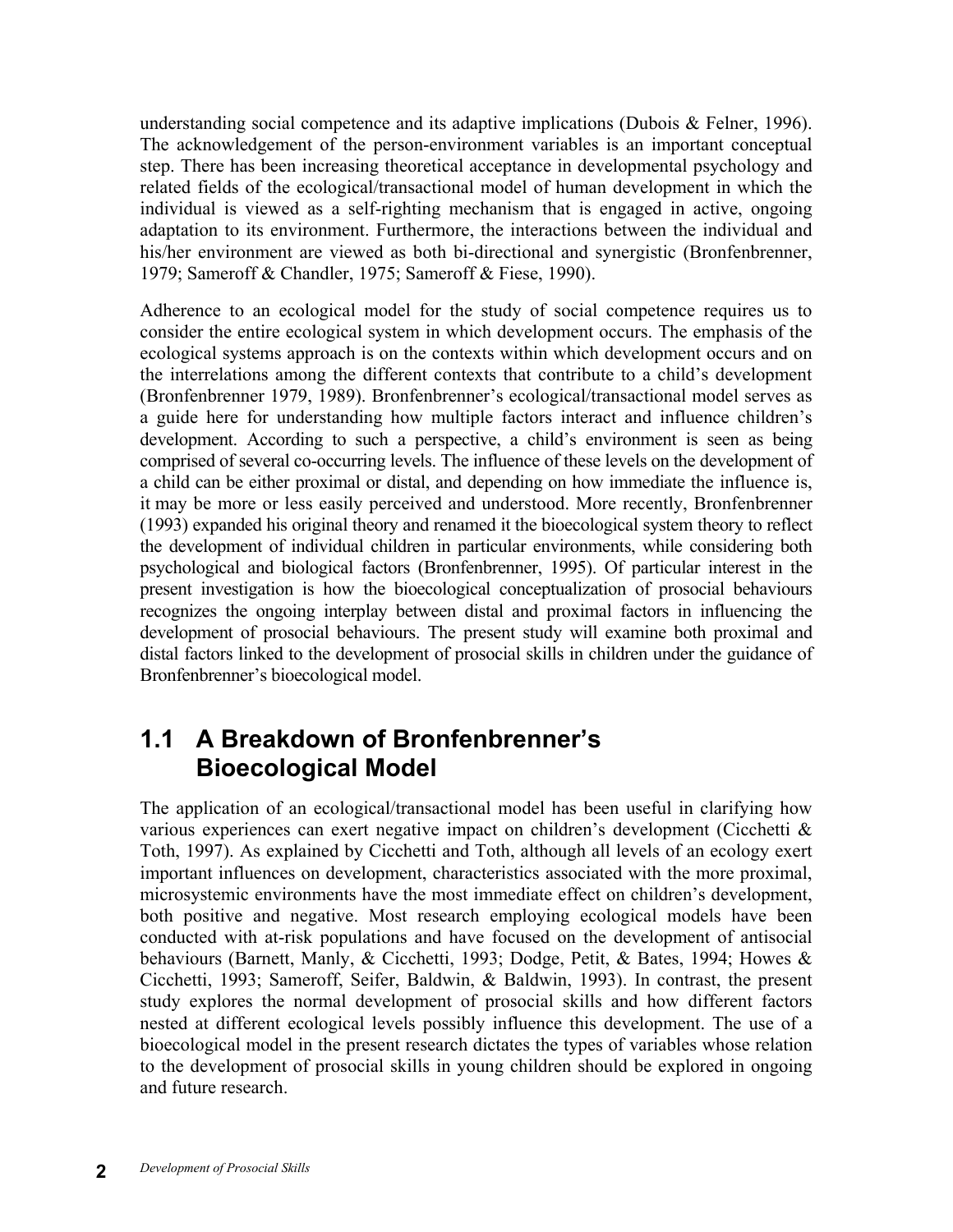understanding social competence and its adaptive implications (Dubois & Felner, 1996). The acknowledgement of the person-environment variables is an important conceptual step. There has been increasing theoretical acceptance in developmental psychology and related fields of the ecological/transactional model of human development in which the individual is viewed as a self-righting mechanism that is engaged in active, ongoing adaptation to its environment. Furthermore, the interactions between the individual and his/her environment are viewed as both bi-directional and synergistic (Bronfenbrenner, 1979; Sameroff & Chandler, 1975; Sameroff & Fiese, 1990).

Adherence to an ecological model for the study of social competence requires us to consider the entire ecological system in which development occurs. The emphasis of the ecological systems approach is on the contexts within which development occurs and on the interrelations among the different contexts that contribute to a child's development (Bronfenbrenner 1979, 1989). Bronfenbrenner's ecological/transactional model serves as a guide here for understanding how multiple factors interact and influence children's development. According to such a perspective, a child's environment is seen as being comprised of several co-occurring levels. The influence of these levels on the development of a child can be either proximal or distal, and depending on how immediate the influence is, it may be more or less easily perceived and understood. More recently, Bronfenbrenner (1993) expanded his original theory and renamed it the bioecological system theory to reflect the development of individual children in particular environments, while considering both psychological and biological factors (Bronfenbrenner, 1995). Of particular interest in the present investigation is how the bioecological conceptualization of prosocial behaviours recognizes the ongoing interplay between distal and proximal factors in influencing the development of prosocial behaviours. The present study will examine both proximal and distal factors linked to the development of prosocial skills in children under the guidance of Bronfenbrenner's bioecological model.

## 1.1 A Breakdown of Bronfenbrenner's Bioecological Model

The application of an ecological/transactional model has been useful in clarifying how various experiences can exert negative impact on children's development (Cicchetti & Toth, 1997). As explained by Cicchetti and Toth, although all levels of an ecology exert important influences on development, characteristics associated with the more proximal, microsystemic environments have the most immediate effect on children's development, both positive and negative. Most research employing ecological models have been conducted with at-risk populations and have focused on the development of antisocial behaviours (Barnett, Manly, & Cicchetti, 1993; Dodge, Petit, & Bates, 1994; Howes & Cicchetti, 1993; Sameroff, Seifer, Baldwin, & Baldwin, 1993). In contrast, the present study explores the normal development of prosocial skills and how different factors nested at different ecological levels possibly influence this development. The use of a bioecological model in the present research dictates the types of variables whose relation to the development of prosocial skills in young children should be explored in ongoing and future research.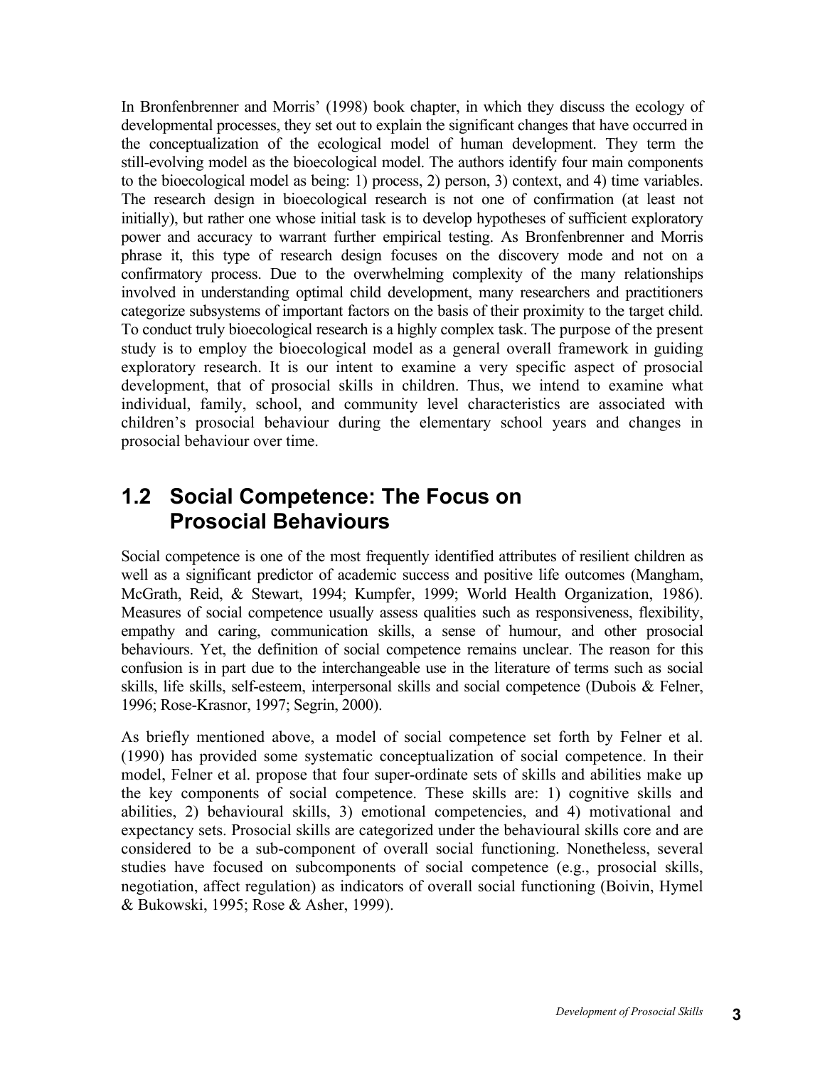In Bronfenbrenner and Morris' (1998) book chapter, in which they discuss the ecology of developmental processes, they set out to explain the significant changes that have occurred in the conceptualization of the ecological model of human development. They term the still-evolving model as the bioecological model. The authors identify four main components to the bioecological model as being: 1) process, 2) person, 3) context, and 4) time variables. The research design in bioecological research is not one of confirmation (at least not initially), but rather one whose initial task is to develop hypotheses of sufficient exploratory power and accuracy to warrant further empirical testing. As Bronfenbrenner and Morris phrase it, this type of research design focuses on the discovery mode and not on a confirmatory process. Due to the overwhelming complexity of the many relationships involved in understanding optimal child development, many researchers and practitioners categorize subsystems of important factors on the basis of their proximity to the target child. To conduct truly bioecological research is a highly complex task. The purpose of the present study is to employ the bioecological model as a general overall framework in guiding exploratory research. It is our intent to examine a very specific aspect of prosocial development, that of prosocial skills in children. Thus, we intend to examine what individual, family, school, and community level characteristics are associated with children's prosocial behaviour during the elementary school years and changes in prosocial behaviour over time.

## 1.2 Social Competence: The Focus on Prosocial Behaviours

Social competence is one of the most frequently identified attributes of resilient children as well as a significant predictor of academic success and positive life outcomes (Mangham, McGrath, Reid, & Stewart, 1994; Kumpfer, 1999; World Health Organization, 1986). Measures of social competence usually assess qualities such as responsiveness, flexibility, empathy and caring, communication skills, a sense of humour, and other prosocial behaviours. Yet, the definition of social competence remains unclear. The reason for this confusion is in part due to the interchangeable use in the literature of terms such as social skills, life skills, self-esteem, interpersonal skills and social competence (Dubois & Felner, 1996; Rose-Krasnor, 1997; Segrin, 2000).

As briefly mentioned above, a model of social competence set forth by Felner et al. (1990) has provided some systematic conceptualization of social competence. In their model, Felner et al. propose that four super-ordinate sets of skills and abilities make up the key components of social competence. These skills are: 1) cognitive skills and abilities, 2) behavioural skills, 3) emotional competencies, and 4) motivational and expectancy sets. Prosocial skills are categorized under the behavioural skills core and are considered to be a sub-component of overall social functioning. Nonetheless, several studies have focused on subcomponents of social competence (e.g., prosocial skills, negotiation, affect regulation) as indicators of overall social functioning (Boivin, Hymel & Bukowski, 1995; Rose & Asher, 1999).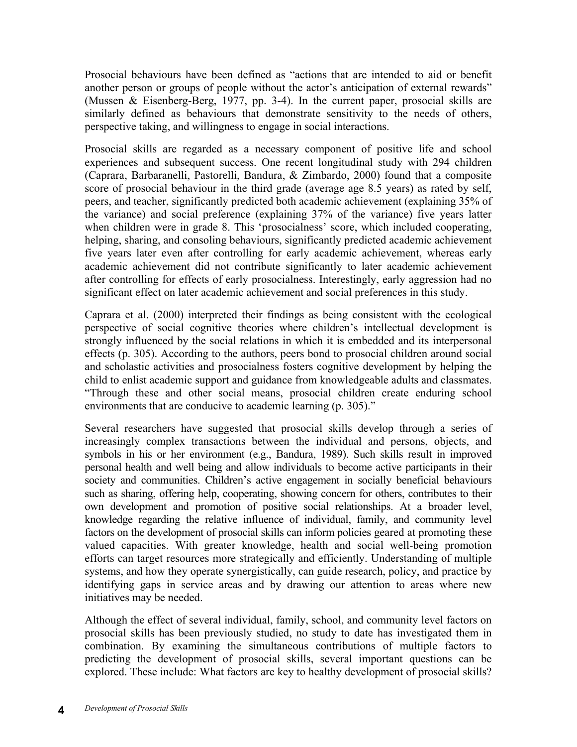Prosocial behaviours have been defined as "actions that are intended to aid or benefit another person or groups of people without the actor's anticipation of external rewards" (Mussen & Eisenberg-Berg, 1977, pp. 3-4). In the current paper, prosocial skills are similarly defined as behaviours that demonstrate sensitivity to the needs of others, perspective taking, and willingness to engage in social interactions.

Prosocial skills are regarded as a necessary component of positive life and school experiences and subsequent success. One recent longitudinal study with 294 children (Caprara, Barbaranelli, Pastorelli, Bandura, & Zimbardo, 2000) found that a composite score of prosocial behaviour in the third grade (average age 8.5 years) as rated by self, peers, and teacher, significantly predicted both academic achievement (explaining 35% of the variance) and social preference (explaining 37% of the variance) five years latter when children were in grade 8. This 'prosocialness' score, which included cooperating, helping, sharing, and consoling behaviours, significantly predicted academic achievement five years later even after controlling for early academic achievement, whereas early academic achievement did not contribute significantly to later academic achievement after controlling for effects of early prosocialness. Interestingly, early aggression had no significant effect on later academic achievement and social preferences in this study.

Caprara et al. (2000) interpreted their findings as being consistent with the ecological perspective of social cognitive theories where children's intellectual development is strongly influenced by the social relations in which it is embedded and its interpersonal effects (p. 305). According to the authors, peers bond to prosocial children around social and scholastic activities and prosocialness fosters cognitive development by helping the child to enlist academic support and guidance from knowledgeable adults and classmates. "Through these and other social means, prosocial children create enduring school environments that are conducive to academic learning (p. 305)."

Several researchers have suggested that prosocial skills develop through a series of increasingly complex transactions between the individual and persons, objects, and symbols in his or her environment (e.g., Bandura, 1989). Such skills result in improved personal health and well being and allow individuals to become active participants in their society and communities. Children's active engagement in socially beneficial behaviours such as sharing, offering help, cooperating, showing concern for others, contributes to their own development and promotion of positive social relationships. At a broader level, knowledge regarding the relative influence of individual, family, and community level factors on the development of prosocial skills can inform policies geared at promoting these valued capacities. With greater knowledge, health and social well-being promotion efforts can target resources more strategically and efficiently. Understanding of multiple systems, and how they operate synergistically, can guide research, policy, and practice by identifying gaps in service areas and by drawing our attention to areas where new initiatives may be needed.

Although the effect of several individual, family, school, and community level factors on prosocial skills has been previously studied, no study to date has investigated them in combination. By examining the simultaneous contributions of multiple factors to predicting the development of prosocial skills, several important questions can be explored. These include: What factors are key to healthy development of prosocial skills?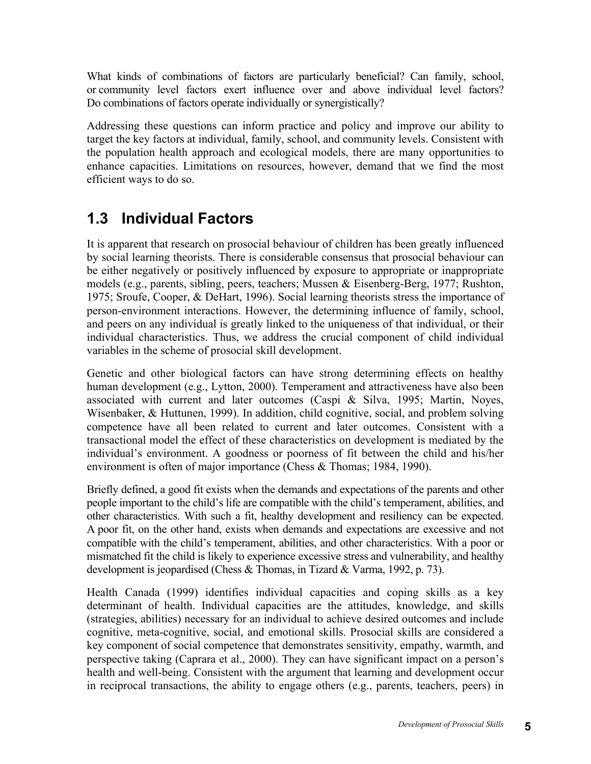What kinds of combinations of factors are particularly beneficial? Can family, school, or community level factors exert influence over and above individual level factors? Do combinations of factors operate individually or synergistically?

Addressing these questions can inform practice and policy and improve our ability to target the key factors at individual, family, school, and community levels. Consistent with the population health approach and ecological models, there are many opportunities to enhance capacities. Limitations on resources, however, demand that we find the most efficient ways to do so.

## 1.3 Individual Factors

It is apparent that research on prosocial behaviour of children has been greatly influenced by social learning theorists. There is considerable consensus that prosocial behaviour can be either negatively or positively influenced by exposure to appropriate or inappropriate models (e.g., parents, sibling, peers, teachers; Mussen & Eisenberg-Berg, 1977; Rushton, 1975; Sroufe, Cooper, & DeHart, 1996). Social learning theorists stress the importance of person-environment interactions. However, the determining influence of family, school, and peers on any individual is greatly linked to the uniqueness of that individual, or their individual characteristics. Thus, we address the crucial component of child individual variables in the scheme of prosocial skill development.

Genetic and other biological factors can have strong determining effects on healthy human development (e.g., Lytton, 2000). Temperament and attractiveness have also been associated with current and later outcomes (Caspi & Silva, 1995; Martin, Noyes, Wisenbaker, & Huttunen, 1999). In addition, child cognitive, social, and problem solving competence have all been related to current and later outcomes. Consistent with a transactional model the effect of these characteristics on development is mediated by the individual's environment. A goodness or poorness of fit between the child and his/her environment is often of major importance (Chess & Thomas; 1984, 1990).

Briefly defined, a good fit exists when the demands and expectations of the parents and other people important to the child's life are compatible with the child's temperament, abilities, and other characteristics. With such a fit, healthy development and resiliency can be expected. A poor fit, on the other hand, exists when demands and expectations are excessive and not compatible with the child's temperament, abilities, and other characteristics. With a poor or mismatched fit the child is likely to experience excessive stress and vulnerability, and healthy development is jeopardised (Chess & Thomas, in Tizard & Varma, 1992, p. 73).

Health Canada (1999) identifies individual capacities and coping skills as a key determinant of health. Individual capacities are the attitudes, knowledge, and skills (strategies, abilities) necessary for an individual to achieve desired outcomes and include cognitive, meta-cognitive, social, and emotional skills. Prosocial skills are considered a key component of social competence that demonstrates sensitivity, empathy, warmth, and perspective taking (Caprara et al., 2000). They can have significant impact on a person's health and well-being. Consistent with the argument that learning and development occur in reciprocal transactions, the ability to engage others (e.g., parents, teachers, peers) in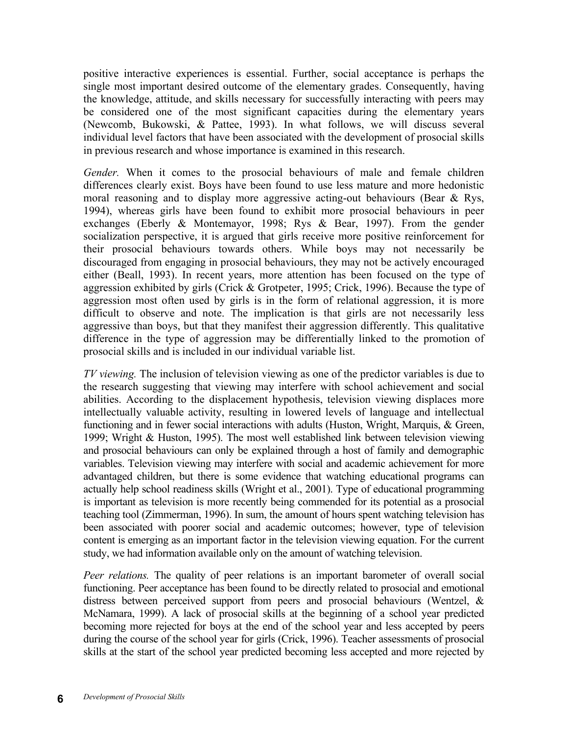positive interactive experiences is essential. Further, social acceptance is perhaps the single most important desired outcome of the elementary grades. Consequently, having the knowledge, attitude, and skills necessary for successfully interacting with peers may be considered one of the most significant capacities during the elementary years (Newcomb, Bukowski, & Pattee, 1993). In what follows, we will discuss several individual level factors that have been associated with the development of prosocial skills in previous research and whose importance is examined in this research.

*Gender.* When it comes to the prosocial behaviours of male and female children differences clearly exist. Boys have been found to use less mature and more hedonistic moral reasoning and to display more aggressive acting-out behaviours (Bear & Rys, 1994), whereas girls have been found to exhibit more prosocial behaviours in peer exchanges (Eberly & Montemayor, 1998; Rys & Bear, 1997). From the gender socialization perspective, it is argued that girls receive more positive reinforcement for their prosocial behaviours towards others. While boys may not necessarily be discouraged from engaging in prosocial behaviours, they may not be actively encouraged either (Beall, 1993). In recent years, more attention has been focused on the type of aggression exhibited by girls (Crick & Grotpeter, 1995; Crick, 1996). Because the type of aggression most often used by girls is in the form of relational aggression, it is more difficult to observe and note. The implication is that girls are not necessarily less aggressive than boys, but that they manifest their aggression differently. This qualitative difference in the type of aggression may be differentially linked to the promotion of prosocial skills and is included in our individual variable list.

*TV viewing.* The inclusion of television viewing as one of the predictor variables is due to the research suggesting that viewing may interfere with school achievement and social abilities. According to the displacement hypothesis, television viewing displaces more intellectually valuable activity, resulting in lowered levels of language and intellectual functioning and in fewer social interactions with adults (Huston, Wright, Marquis, & Green, 1999; Wright & Huston, 1995). The most well established link between television viewing and prosocial behaviours can only be explained through a host of family and demographic variables. Television viewing may interfere with social and academic achievement for more advantaged children, but there is some evidence that watching educational programs can actually help school readiness skills (Wright et al., 2001). Type of educational programming is important as television is more recently being commended for its potential as a prosocial teaching tool (Zimmerman, 1996). In sum, the amount of hours spent watching television has been associated with poorer social and academic outcomes; however, type of television content is emerging as an important factor in the television viewing equation. For the current study, we had information available only on the amount of watching television.

*Peer relations.* The quality of peer relations is an important barometer of overall social functioning. Peer acceptance has been found to be directly related to prosocial and emotional distress between perceived support from peers and prosocial behaviours (Wentzel, & McNamara, 1999). A lack of prosocial skills at the beginning of a school year predicted becoming more rejected for boys at the end of the school year and less accepted by peers during the course of the school year for girls (Crick, 1996). Teacher assessments of prosocial skills at the start of the school year predicted becoming less accepted and more rejected by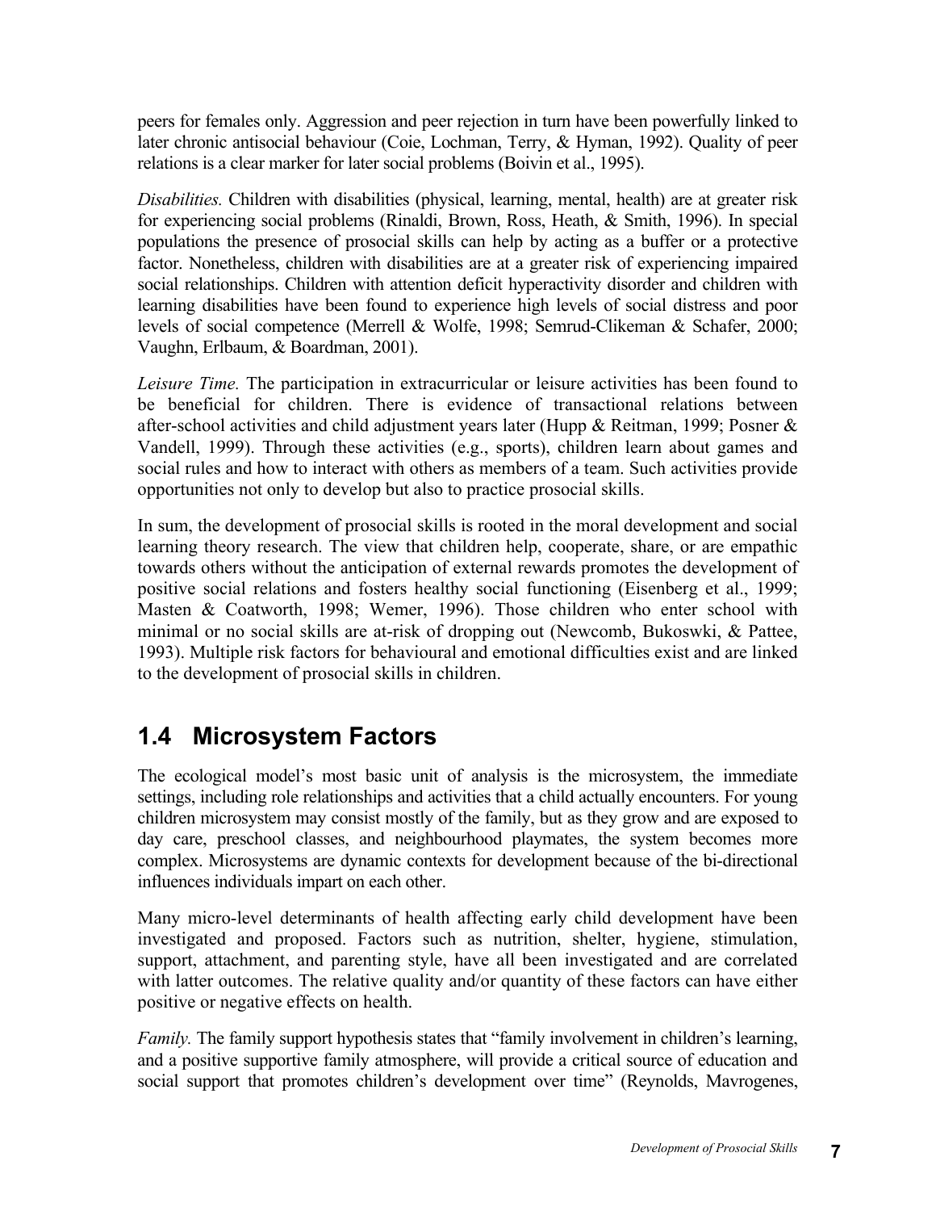peers for females only. Aggression and peer rejection in turn have been powerfully linked to later chronic antisocial behaviour (Coie, Lochman, Terry, & Hyman, 1992). Quality of peer relations is a clear marker for later social problems (Boivin et al., 1995).

*Disabilities.* Children with disabilities (physical, learning, mental, health) are at greater risk for experiencing social problems (Rinaldi, Brown, Ross, Heath, & Smith, 1996). In special populations the presence of prosocial skills can help by acting as a buffer or a protective factor. Nonetheless, children with disabilities are at a greater risk of experiencing impaired social relationships. Children with attention deficit hyperactivity disorder and children with learning disabilities have been found to experience high levels of social distress and poor levels of social competence (Merrell & Wolfe, 1998; Semrud-Clikeman & Schafer, 2000; Vaughn, Erlbaum, & Boardman, 2001).

*Leisure Time.* The participation in extracurricular or leisure activities has been found to be beneficial for children. There is evidence of transactional relations between after-school activities and child adjustment years later (Hupp & Reitman, 1999; Posner & Vandell, 1999). Through these activities (e.g., sports), children learn about games and social rules and how to interact with others as members of a team. Such activities provide opportunities not only to develop but also to practice prosocial skills.

In sum, the development of prosocial skills is rooted in the moral development and social learning theory research. The view that children help, cooperate, share, or are empathic towards others without the anticipation of external rewards promotes the development of positive social relations and fosters healthy social functioning (Eisenberg et al., 1999; Masten & Coatworth, 1998; Wemer, 1996). Those children who enter school with minimal or no social skills are at-risk of dropping out (Newcomb, Bukoswki, & Pattee, 1993). Multiple risk factors for behavioural and emotional difficulties exist and are linked to the development of prosocial skills in children.

## 1.4 Microsystem Factors

The ecological model's most basic unit of analysis is the microsystem, the immediate settings, including role relationships and activities that a child actually encounters. For young children microsystem may consist mostly of the family, but as they grow and are exposed to day care, preschool classes, and neighbourhood playmates, the system becomes more complex. Microsystems are dynamic contexts for development because of the bi-directional influences individuals impart on each other.

Many micro-level determinants of health affecting early child development have been investigated and proposed. Factors such as nutrition, shelter, hygiene, stimulation, support, attachment, and parenting style, have all been investigated and are correlated with latter outcomes. The relative quality and/or quantity of these factors can have either positive or negative effects on health.

*Family.* The family support hypothesis states that "family involvement in children's learning, and a positive supportive family atmosphere, will provide a critical source of education and social support that promotes children's development over time" (Reynolds, Mavrogenes,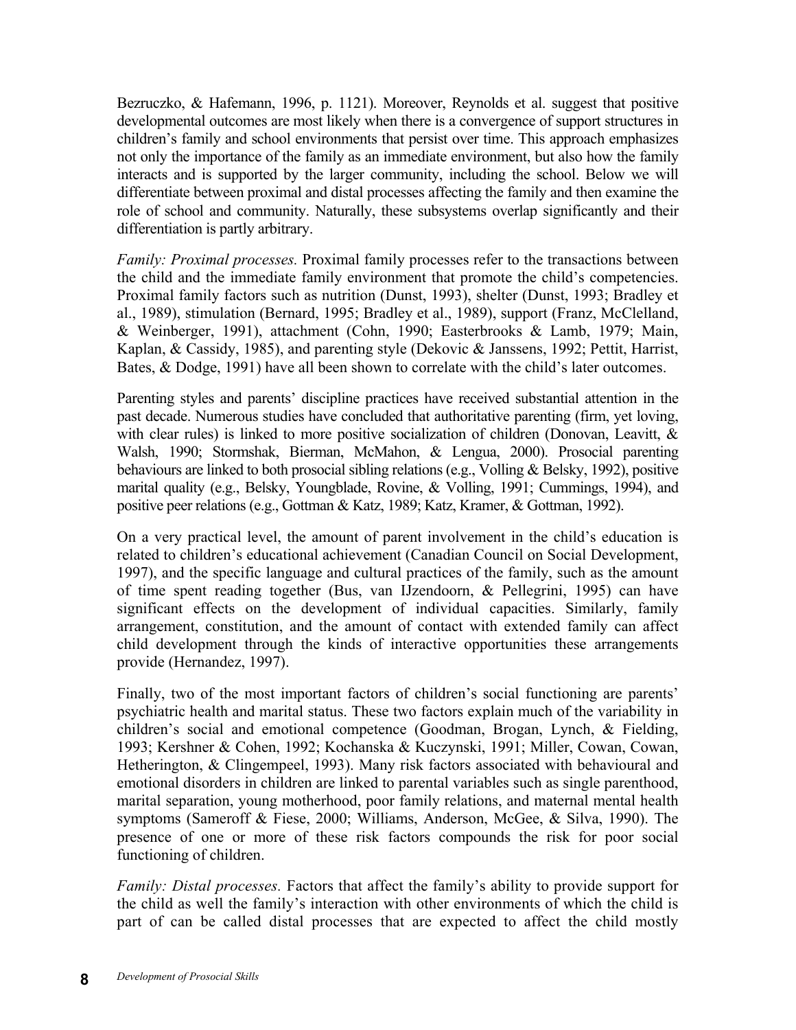Bezruczko, & Hafemann, 1996, p. 1121). Moreover, Reynolds et al. suggest that positive developmental outcomes are most likely when there is a convergence of support structures in children's family and school environments that persist over time. This approach emphasizes not only the importance of the family as an immediate environment, but also how the family interacts and is supported by the larger community, including the school. Below we will differentiate between proximal and distal processes affecting the family and then examine the role of school and community. Naturally, these subsystems overlap significantly and their differentiation is partly arbitrary.

*Family: Proximal processes.* Proximal family processes refer to the transactions between the child and the immediate family environment that promote the child's competencies. Proximal family factors such as nutrition (Dunst, 1993), shelter (Dunst, 1993; Bradley et al., 1989), stimulation (Bernard, 1995; Bradley et al., 1989), support (Franz, McClelland, & Weinberger, 1991), attachment (Cohn, 1990; Easterbrooks & Lamb, 1979; Main, Kaplan, & Cassidy, 1985), and parenting style (Dekovic & Janssens, 1992; Pettit, Harrist, Bates, & Dodge, 1991) have all been shown to correlate with the child's later outcomes.

Parenting styles and parents' discipline practices have received substantial attention in the past decade. Numerous studies have concluded that authoritative parenting (firm, yet loving, with clear rules) is linked to more positive socialization of children (Donovan, Leavitt, & Walsh, 1990; Stormshak, Bierman, McMahon, & Lengua, 2000). Prosocial parenting behaviours are linked to both prosocial sibling relations (e.g., Volling & Belsky, 1992), positive marital quality (e.g., Belsky, Youngblade, Rovine, & Volling, 1991; Cummings, 1994), and positive peer relations (e.g., Gottman & Katz, 1989; Katz, Kramer, & Gottman, 1992).

On a very practical level, the amount of parent involvement in the child's education is related to children's educational achievement (Canadian Council on Social Development, 1997), and the specific language and cultural practices of the family, such as the amount of time spent reading together (Bus, van IJzendoorn, & Pellegrini, 1995) can have significant effects on the development of individual capacities. Similarly, family arrangement, constitution, and the amount of contact with extended family can affect child development through the kinds of interactive opportunities these arrangements provide (Hernandez, 1997).

Finally, two of the most important factors of children's social functioning are parents' psychiatric health and marital status. These two factors explain much of the variability in children's social and emotional competence (Goodman, Brogan, Lynch, & Fielding, 1993; Kershner & Cohen, 1992; Kochanska & Kuczynski, 1991; Miller, Cowan, Cowan, Hetherington, & Clingempeel, 1993). Many risk factors associated with behavioural and emotional disorders in children are linked to parental variables such as single parenthood, marital separation, young motherhood, poor family relations, and maternal mental health symptoms (Sameroff & Fiese, 2000; Williams, Anderson, McGee, & Silva, 1990). The presence of one or more of these risk factors compounds the risk for poor social functioning of children.

*Family: Distal processes.* Factors that affect the family's ability to provide support for the child as well the family's interaction with other environments of which the child is part of can be called distal processes that are expected to affect the child mostly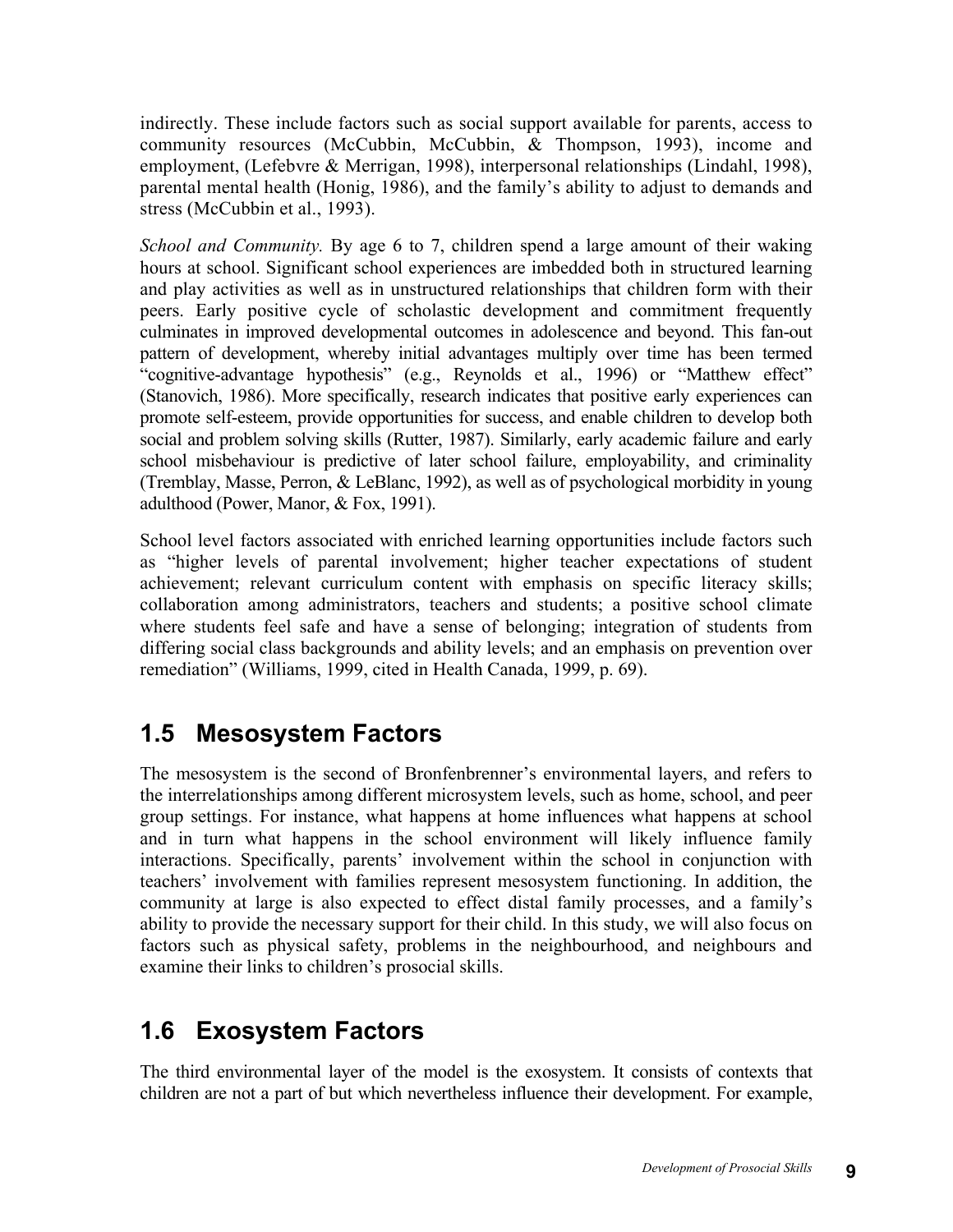indirectly. These include factors such as social support available for parents, access to community resources (McCubbin, McCubbin, & Thompson, 1993), income and employment, (Lefebvre & Merrigan, 1998), interpersonal relationships (Lindahl, 1998), parental mental health (Honig, 1986), and the family's ability to adjust to demands and stress (McCubbin et al., 1993).

*School and Community.* By age 6 to 7, children spend a large amount of their waking hours at school. Significant school experiences are imbedded both in structured learning and play activities as well as in unstructured relationships that children form with their peers. Early positive cycle of scholastic development and commitment frequently culminates in improved developmental outcomes in adolescence and beyond. This fan-out pattern of development, whereby initial advantages multiply over time has been termed "cognitive-advantage hypothesis" (e.g., Reynolds et al., 1996) or "Matthew effect" (Stanovich, 1986). More specifically, research indicates that positive early experiences can promote self-esteem, provide opportunities for success, and enable children to develop both social and problem solving skills (Rutter, 1987). Similarly, early academic failure and early school misbehaviour is predictive of later school failure, employability, and criminality (Tremblay, Masse, Perron, & LeBlanc, 1992), as well as of psychological morbidity in young adulthood (Power, Manor, & Fox, 1991).

School level factors associated with enriched learning opportunities include factors such as "higher levels of parental involvement; higher teacher expectations of student achievement; relevant curriculum content with emphasis on specific literacy skills; collaboration among administrators, teachers and students; a positive school climate where students feel safe and have a sense of belonging; integration of students from differing social class backgrounds and ability levels; and an emphasis on prevention over remediation" (Williams, 1999, cited in Health Canada, 1999, p. 69).

## 1.5 Mesosystem Factors

The mesosystem is the second of Bronfenbrenner's environmental layers, and refers to the interrelationships among different microsystem levels, such as home, school, and peer group settings. For instance, what happens at home influences what happens at school and in turn what happens in the school environment will likely influence family interactions. Specifically, parents' involvement within the school in conjunction with teachers' involvement with families represent mesosystem functioning. In addition, the community at large is also expected to effect distal family processes, and a family's ability to provide the necessary support for their child. In this study, we will also focus on factors such as physical safety, problems in the neighbourhood, and neighbours and examine their links to children's prosocial skills.

## 1.6 Exosystem Factors

The third environmental layer of the model is the exosystem. It consists of contexts that children are not a part of but which nevertheless influence their development. For example,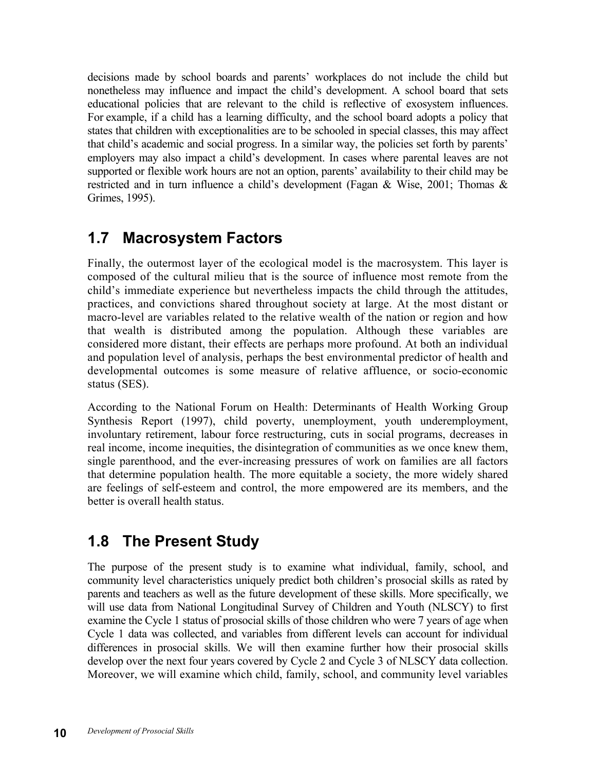decisions made by school boards and parents' workplaces do not include the child but nonetheless may influence and impact the child's development. A school board that sets educational policies that are relevant to the child is reflective of exosystem influences. For example, if a child has a learning difficulty, and the school board adopts a policy that states that children with exceptionalities are to be schooled in special classes, this may affect that child's academic and social progress. In a similar way, the policies set forth by parents' employers may also impact a child's development. In cases where parental leaves are not supported or flexible work hours are not an option, parents' availability to their child may be restricted and in turn influence a child's development (Fagan & Wise, 2001; Thomas & Grimes, 1995).

## 1.7 Macrosystem Factors

Finally, the outermost layer of the ecological model is the macrosystem. This layer is composed of the cultural milieu that is the source of influence most remote from the child's immediate experience but nevertheless impacts the child through the attitudes, practices, and convictions shared throughout society at large. At the most distant or macro-level are variables related to the relative wealth of the nation or region and how that wealth is distributed among the population. Although these variables are considered more distant, their effects are perhaps more profound. At both an individual and population level of analysis, perhaps the best environmental predictor of health and developmental outcomes is some measure of relative affluence, or socio-economic status (SES).

According to the National Forum on Health: Determinants of Health Working Group Synthesis Report (1997), child poverty, unemployment, youth underemployment, involuntary retirement, labour force restructuring, cuts in social programs, decreases in real income, income inequities, the disintegration of communities as we once knew them, single parenthood, and the ever-increasing pressures of work on families are all factors that determine population health. The more equitable a society, the more widely shared are feelings of self-esteem and control, the more empowered are its members, and the better is overall health status.

## 1.8 The Present Study

The purpose of the present study is to examine what individual, family, school, and community level characteristics uniquely predict both children's prosocial skills as rated by parents and teachers as well as the future development of these skills. More specifically, we will use data from National Longitudinal Survey of Children and Youth (NLSCY) to first examine the Cycle 1 status of prosocial skills of those children who were 7 years of age when Cycle 1 data was collected, and variables from different levels can account for individual differences in prosocial skills. We will then examine further how their prosocial skills develop over the next four years covered by Cycle 2 and Cycle 3 of NLSCY data collection. Moreover, we will examine which child, family, school, and community level variables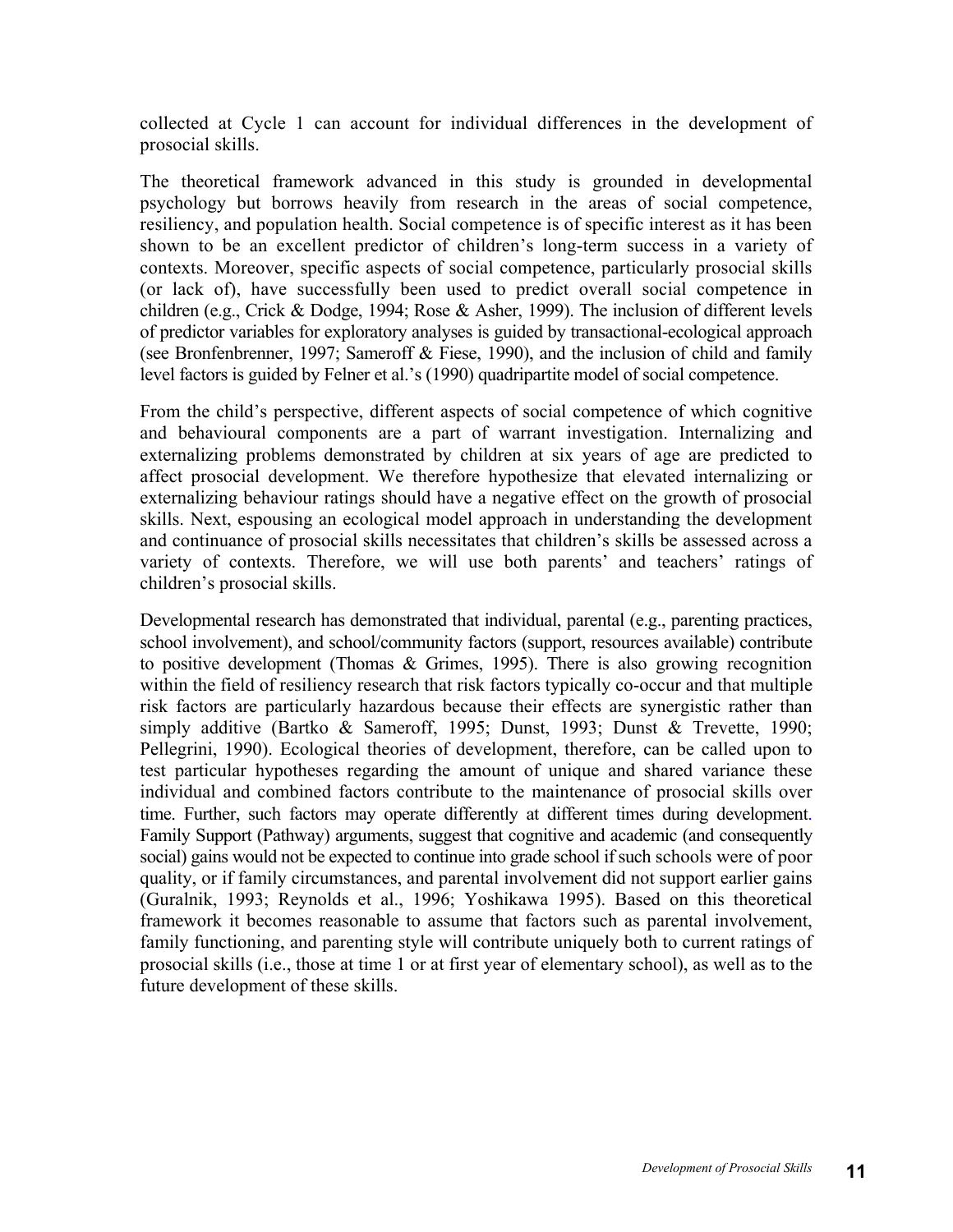collected at Cycle 1 can account for individual differences in the development of prosocial skills.

The theoretical framework advanced in this study is grounded in developmental psychology but borrows heavily from research in the areas of social competence, resiliency, and population health. Social competence is of specific interest as it has been shown to be an excellent predictor of children's long-term success in a variety of contexts. Moreover, specific aspects of social competence, particularly prosocial skills (or lack of), have successfully been used to predict overall social competence in children (e.g., Crick & Dodge, 1994; Rose & Asher, 1999). The inclusion of different levels of predictor variables for exploratory analyses is guided by transactional-ecological approach (see Bronfenbrenner, 1997; Sameroff & Fiese, 1990), and the inclusion of child and family level factors is guided by Felner et al.'s (1990) quadripartite model of social competence.

From the child's perspective, different aspects of social competence of which cognitive and behavioural components are a part of warrant investigation. Internalizing and externalizing problems demonstrated by children at six years of age are predicted to affect prosocial development. We therefore hypothesize that elevated internalizing or externalizing behaviour ratings should have a negative effect on the growth of prosocial skills. Next, espousing an ecological model approach in understanding the development and continuance of prosocial skills necessitates that children's skills be assessed across a variety of contexts. Therefore, we will use both parents' and teachers' ratings of children's prosocial skills.

Developmental research has demonstrated that individual, parental (e.g., parenting practices, school involvement), and school/community factors (support, resources available) contribute to positive development (Thomas & Grimes, 1995). There is also growing recognition within the field of resiliency research that risk factors typically co-occur and that multiple risk factors are particularly hazardous because their effects are synergistic rather than simply additive (Bartko & Sameroff, 1995; Dunst, 1993; Dunst & Trevette, 1990; Pellegrini, 1990). Ecological theories of development, therefore, can be called upon to test particular hypotheses regarding the amount of unique and shared variance these individual and combined factors contribute to the maintenance of prosocial skills over time. Further, such factors may operate differently at different times during development. Family Support (Pathway) arguments, suggest that cognitive and academic (and consequently social) gains would not be expected to continue into grade school if such schools were of poor quality, or if family circumstances, and parental involvement did not support earlier gains (Guralnik, 1993; Reynolds et al., 1996; Yoshikawa 1995). Based on this theoretical framework it becomes reasonable to assume that factors such as parental involvement, family functioning, and parenting style will contribute uniquely both to current ratings of prosocial skills (i.e., those at time 1 or at first year of elementary school), as well as to the future development of these skills.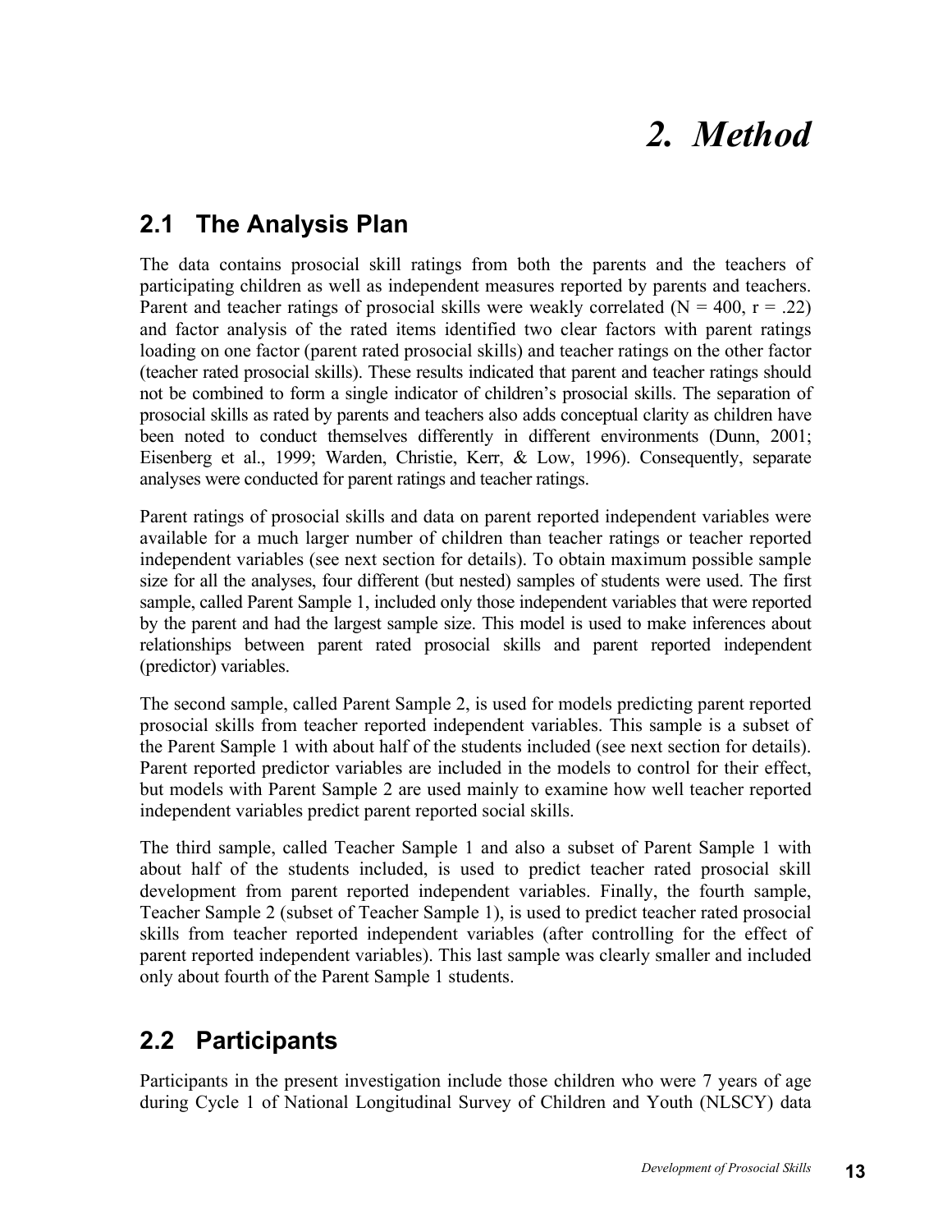# 2. Method

## 2.1 The Analysis Plan

The data contains prosocial skill ratings from both the parents and the teachers of participating children as well as independent measures reported by parents and teachers. Parent and teacher ratings of prosocial skills were weakly correlated ($N = 400$, $r = .22$) and factor analysis of the rated items identified two clear factors with parent ratings loading on one factor (parent rated prosocial skills) and teacher ratings on the other factor (teacher rated prosocial skills). These results indicated that parent and teacher ratings should not be combined to form a single indicator of children's prosocial skills. The separation of prosocial skills as rated by parents and teachers also adds conceptual clarity as children have been noted to conduct themselves differently in different environments (Dunn, 2001; Eisenberg et al., 1999; Warden, Christie, Kerr, & Low, 1996). Consequently, separate analyses were conducted for parent ratings and teacher ratings.

Parent ratings of prosocial skills and data on parent reported independent variables were available for a much larger number of children than teacher ratings or teacher reported independent variables (see next section for details). To obtain maximum possible sample size for all the analyses, four different (but nested) samples of students were used. The first sample, called Parent Sample 1, included only those independent variables that were reported by the parent and had the largest sample size. This model is used to make inferences about relationships between parent rated prosocial skills and parent reported independent (predictor) variables.

The second sample, called Parent Sample 2, is used for models predicting parent reported prosocial skills from teacher reported independent variables. This sample is a subset of the Parent Sample 1 with about half of the students included (see next section for details). Parent reported predictor variables are included in the models to control for their effect, but models with Parent Sample 2 are used mainly to examine how well teacher reported independent variables predict parent reported social skills.

The third sample, called Teacher Sample 1 and also a subset of Parent Sample 1 with about half of the students included, is used to predict teacher rated prosocial skill development from parent reported independent variables. Finally, the fourth sample, Teacher Sample 2 (subset of Teacher Sample 1), is used to predict teacher rated prosocial skills from teacher reported independent variables (after controlling for the effect of parent reported independent variables). This last sample was clearly smaller and included only about fourth of the Parent Sample 1 students.

## 2.2 Participants

Participants in the present investigation include those children who were 7 years of age during Cycle 1 of National Longitudinal Survey of Children and Youth (NLSCY) data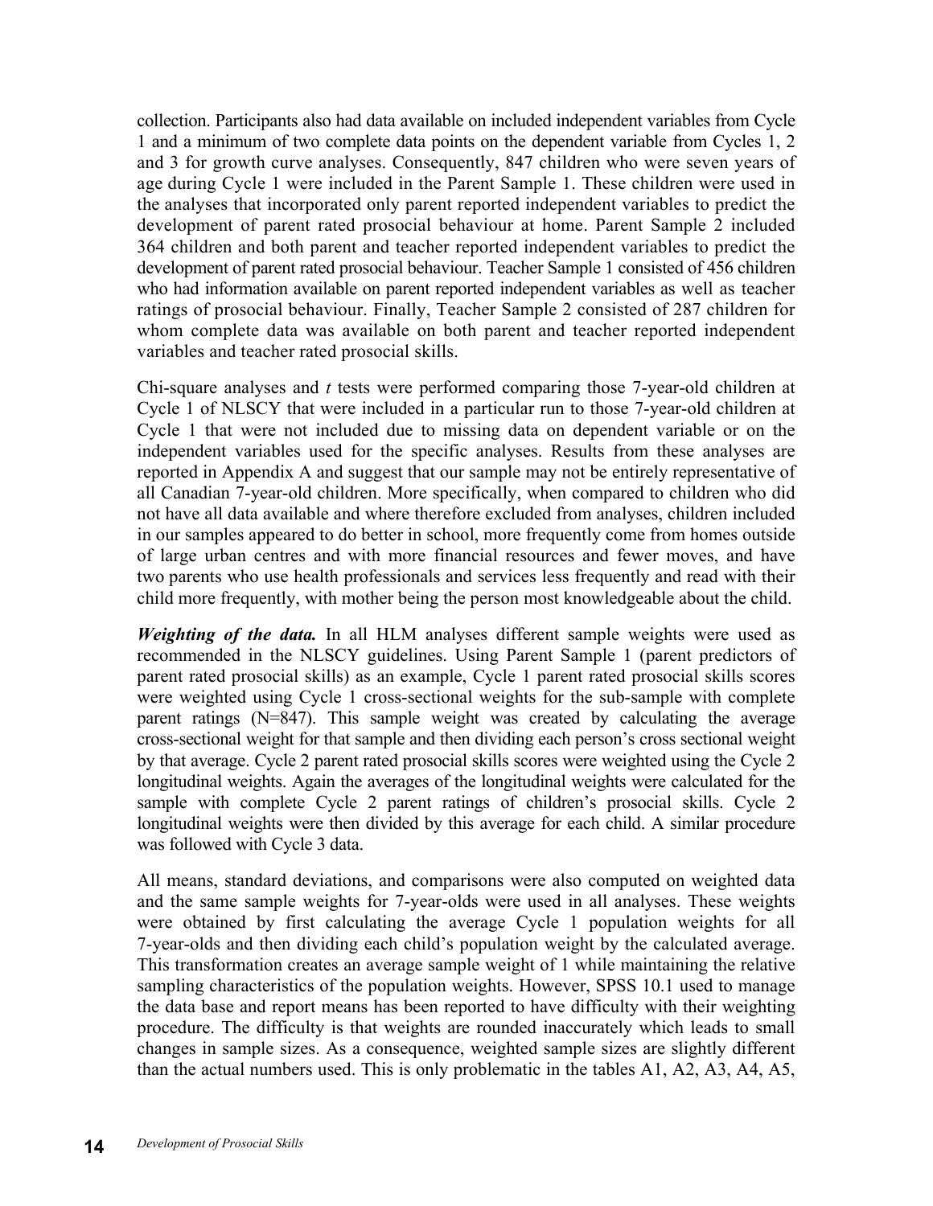collection. Participants also had data available on included independent variables from Cycle 1 and a minimum of two complete data points on the dependent variable from Cycles 1, 2 and 3 for growth curve analyses. Consequently, 847 children who were seven years of age during Cycle 1 were included in the Parent Sample 1. These children were used in the analyses that incorporated only parent reported independent variables to predict the development of parent rated prosocial behaviour at home. Parent Sample 2 included 364 children and both parent and teacher reported independent variables to predict the development of parent rated prosocial behaviour. Teacher Sample 1 consisted of 456 children who had information available on parent reported independent variables as well as teacher ratings of prosocial behaviour. Finally, Teacher Sample 2 consisted of 287 children for whom complete data was available on both parent and teacher reported independent variables and teacher rated prosocial skills.

Chi-square analyses and *t* tests were performed comparing those 7-year-old children at Cycle 1 of NLSCY that were included in a particular run to those 7-year-old children at Cycle 1 that were not included due to missing data on dependent variable or on the independent variables used for the specific analyses. Results from these analyses are reported in Appendix A and suggest that our sample may not be entirely representative of all Canadian 7-year-old children. More specifically, when compared to children who did not have all data available and where therefore excluded from analyses, children included in our samples appeared to do better in school, more frequently come from homes outside of large urban centres and with more financial resources and fewer moves, and have two parents who use health professionals and services less frequently and read with their child more frequently, with mother being the person most knowledgeable about the child.

***Weighting of the data.*** In all HLM analyses different sample weights were used as recommended in the NLSCY guidelines. Using Parent Sample 1 (parent predictors of parent rated prosocial skills) as an example, Cycle 1 parent rated prosocial skills scores were weighted using Cycle 1 cross-sectional weights for the sub-sample with complete parent ratings (N=847). This sample weight was created by calculating the average cross-sectional weight for that sample and then dividing each person's cross sectional weight by that average. Cycle 2 parent rated prosocial skills scores were weighted using the Cycle 2 longitudinal weights. Again the averages of the longitudinal weights were calculated for the sample with complete Cycle 2 parent ratings of children's prosocial skills. Cycle 2 longitudinal weights were then divided by this average for each child. A similar procedure was followed with Cycle 3 data.

All means, standard deviations, and comparisons were also computed on weighted data and the same sample weights for 7-year-olds were used in all analyses. These weights were obtained by first calculating the average Cycle 1 population weights for all 7-year-olds and then dividing each child's population weight by the calculated average. This transformation creates an average sample weight of 1 while maintaining the relative sampling characteristics of the population weights. However, SPSS 10.1 used to manage the data base and report means has been reported to have difficulty with their weighting procedure. The difficulty is that weights are rounded inaccurately which leads to small changes in sample sizes. As a consequence, weighted sample sizes are slightly different than the actual numbers used. This is only problematic in the tables A1, A2, A3, A4, A5,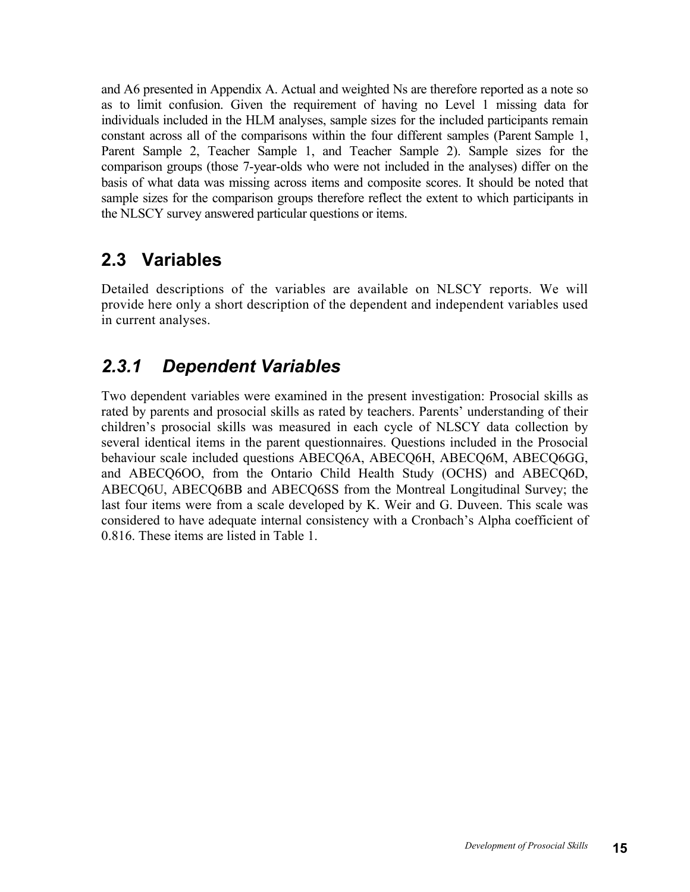and A6 presented in Appendix A. Actual and weighted Ns are therefore reported as a note so as to limit confusion. Given the requirement of having no Level 1 missing data for individuals included in the HLM analyses, sample sizes for the included participants remain constant across all of the comparisons within the four different samples (Parent Sample 1, Parent Sample 2, Teacher Sample 1, and Teacher Sample 2). Sample sizes for the comparison groups (those 7-year-olds who were not included in the analyses) differ on the basis of what data was missing across items and composite scores. It should be noted that sample sizes for the comparison groups therefore reflect the extent to which participants in the NLSCY survey answered particular questions or items.

## 2.3 Variables

Detailed descriptions of the variables are available on NLSCY reports. We will provide here only a short description of the dependent and independent variables used in current analyses.

### *2.3.1 Dependent Variables*

Two dependent variables were examined in the present investigation: Prosocial skills as rated by parents and prosocial skills as rated by teachers. Parents' understanding of their children's prosocial skills was measured in each cycle of NLSCY data collection by several identical items in the parent questionnaires. Questions included in the Prosocial behaviour scale included questions ABECQ6A, ABECQ6H, ABECQ6M, ABECQ6GG, and ABECQ6OO, from the Ontario Child Health Study (OCHS) and ABECQ6D, ABECQ6U, ABECQ6BB and ABECQ6SS from the Montreal Longitudinal Survey; the last four items were from a scale developed by K. Weir and G. Duveen. This scale was considered to have adequate internal consistency with a Cronbach's Alpha coefficient of 0.816. These items are listed in Table 1.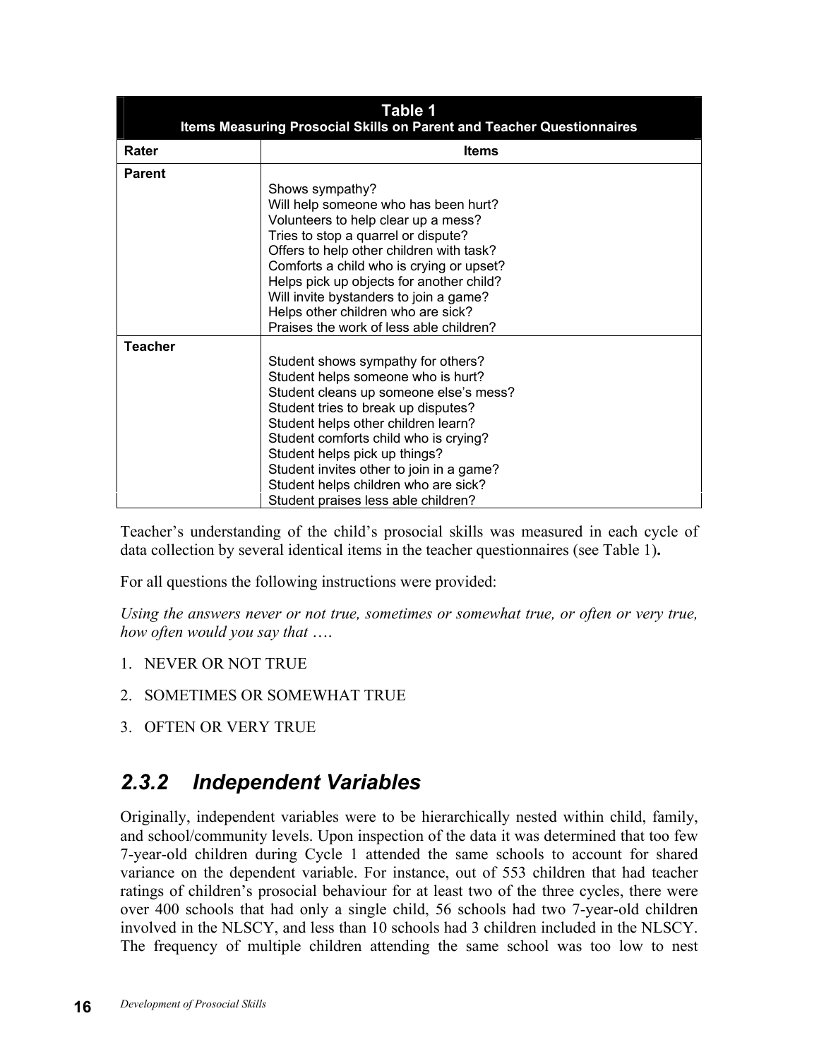| Table 1<br>Items Measuring Prosocial Skills on Parent and Teacher Questionnaires | |
|---|---|
| **Rater** | **Items** |
| **Parent** | Shows sympathy?<br>Will help someone who has been hurt?<br>Volunteers to help clear up a mess?<br>Tries to stop a quarrel or dispute?<br>Offers to help other children with task?<br>Comforts a child who is crying or upset?<br>Helps pick up objects for another child?<br>Will invite bystanders to join a game?<br>Helps other children who are sick?<br>Praises the work of less able children? |
| **Teacher** | Student shows sympathy for others?<br>Student helps someone who is hurt?<br>Student cleans up someone else's mess?<br>Student tries to break up disputes?<br>Student helps other children learn?<br>Student comforts child who is crying?<br>Student helps pick up things?<br>Student invites other to join in a game?<br>Student helps children who are sick?<br>Student praises less able children? |

Teacher's understanding of the child's prosocial skills was measured in each cycle of data collection by several identical items in the teacher questionnaires (see Table 1**).**

For all questions the following instructions were provided:

*Using the answers never or not true, sometimes or somewhat true, or often or very true, how often would you say that ….*

1. NEVER OR NOT TRUE
2. SOMETIMES OR SOMEWHAT TRUE
3. OFTEN OR VERY TRUE

## *2.3.2 Independent Variables*

Originally, independent variables were to be hierarchically nested within child, family, and school/community levels. Upon inspection of the data it was determined that too few 7-year-old children during Cycle 1 attended the same schools to account for shared variance on the dependent variable. For instance, out of 553 children that had teacher ratings of children's prosocial behaviour for at least two of the three cycles, there were over 400 schools that had only a single child, 56 schools had two 7-year-old children involved in the NLSCY, and less than 10 schools had 3 children included in the NLSCY. The frequency of multiple children attending the same school was too low to nest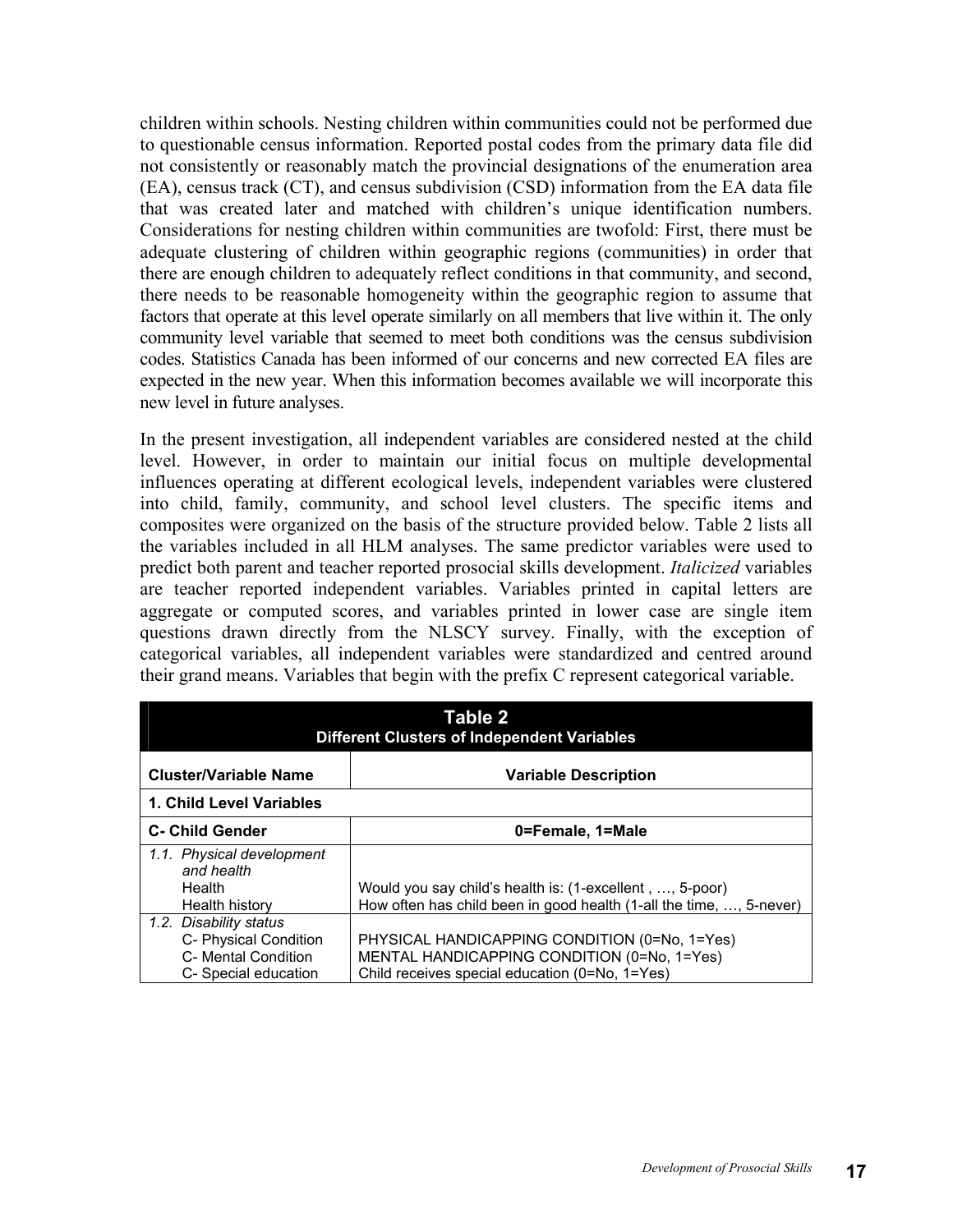children within schools. Nesting children within communities could not be performed due to questionable census information. Reported postal codes from the primary data file did not consistently or reasonably match the provincial designations of the enumeration area (EA), census track (CT), and census subdivision (CSD) information from the EA data file that was created later and matched with children's unique identification numbers. Considerations for nesting children within communities are twofold: First, there must be adequate clustering of children within geographic regions (communities) in order that there are enough children to adequately reflect conditions in that community, and second, there needs to be reasonable homogeneity within the geographic region to assume that factors that operate at this level operate similarly on all members that live within it. The only community level variable that seemed to meet both conditions was the census subdivision codes. Statistics Canada has been informed of our concerns and new corrected EA files are expected in the new year. When this information becomes available we will incorporate this new level in future analyses.

In the present investigation, all independent variables are considered nested at the child level. However, in order to maintain our initial focus on multiple developmental influences operating at different ecological levels, independent variables were clustered into child, family, community, and school level clusters. The specific items and composites were organized on the basis of the structure provided below. Table 2 lists all the variables included in all HLM analyses. The same predictor variables were used to predict both parent and teacher reported prosocial skills development. *Italicized* variables are teacher reported independent variables. Variables printed in capital letters are aggregate or computed scores, and variables printed in lower case are single item questions drawn directly from the NLSCY survey. Finally, with the exception of categorical variables, all independent variables were standardized and centred around their grand means. Variables that begin with the prefix C represent categorical variable.

**Table 2**
**Different Clusters of Independent Variables**

| Cluster/Variable Name | Variable Description |
|---|---|
| **1. Child Level Variables** | |
| **C- Child Gender** | **0=Female, 1=Male** |
| *1.1. Physical development and health* | |
| Health | Would you say child's health is: (1-excellent , …, 5-poor) |
| Health history | How often has child been in good health (1-all the time, …, 5-never) |
| *1.2. Disability status* | |
| C- Physical Condition | PHYSICAL HANDICAPPING CONDITION (0=No, 1=Yes) |
| C- Mental Condition | MENTAL HANDICAPPING CONDITION (0=No, 1=Yes) |
| C- Special education | Child receives special education (0=No, 1=Yes) |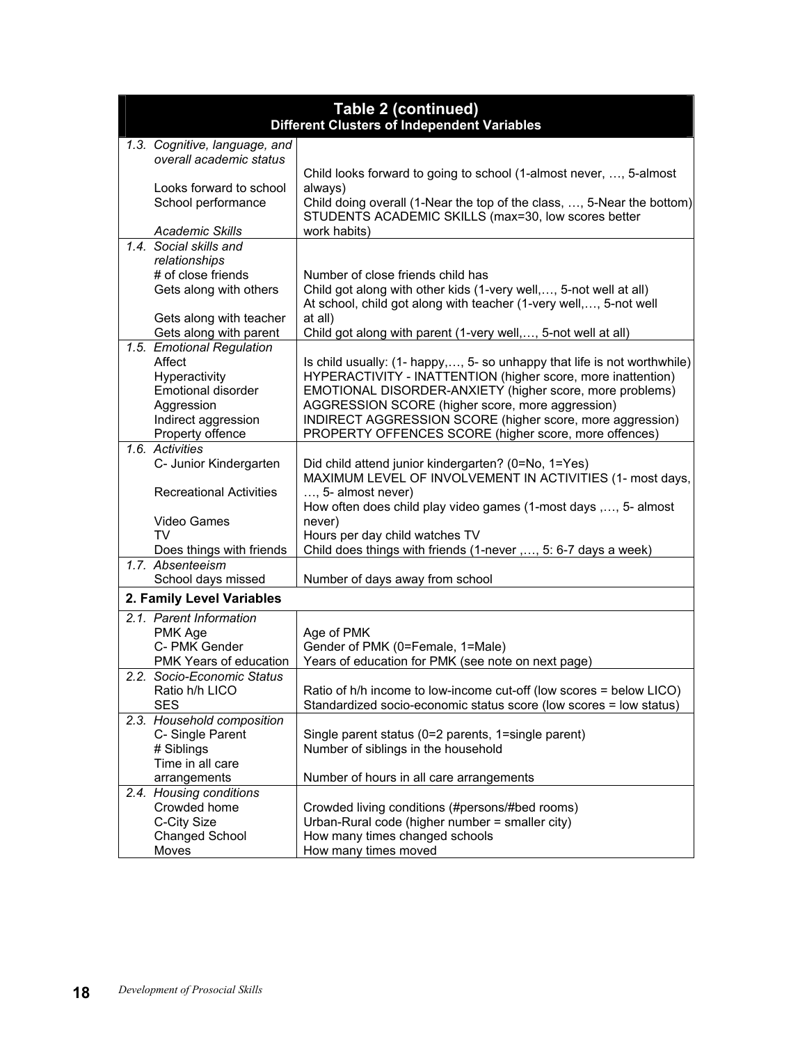| **Table 2 (continued)**<br>**Different Clusters of Independent Variables** | |
|---|---|
| *1.3. Cognitive, language, and overall academic status* | |
| Looks forward to school | Child looks forward to going to school (1-almost never, …, 5-almost always) |
| School performance | Child doing overall (1-Near the top of the class, …, 5-Near the bottom) |
| *Academic Skills* | STUDENTS ACADEMIC SKILLS (max=30, low scores better work habits) |
| *1.4. Social skills and relationships* | |
| # of close friends | Number of close friends child has |
| Gets along with others | Child got along with other kids (1-very well,…, 5-not well at all) |
| Gets along with teacher | At school, child got along with teacher (1-very well,…, 5-not well at all) |
| Gets along with parent | Child got along with parent (1-very well,…, 5-not well at all) |
| *1.5. Emotional Regulation* | |
| Affect | Is child usually: (1- happy,…, 5- so unhappy that life is not worthwhile) |
| Hyperactivity | HYPERACTIVITY - INATTENTION (higher score, more inattention) |
| Emotional disorder | EMOTIONAL DISORDER-ANXIETY (higher score, more problems) |
| Aggression | AGGRESSION SCORE (higher score, more aggression) |
| Indirect aggression | INDIRECT AGGRESSION SCORE (higher score, more aggression) |
| Property offence | PROPERTY OFFENCES SCORE (higher score, more offences) |
| *1.6. Activities* | |
| C- Junior Kindergarten | Did child attend junior kindergarten? (0=No, 1=Yes) |
| Recreational Activities | MAXIMUM LEVEL OF INVOLVEMENT IN ACTIVITIES (1- most days, …, 5- almost never) |
| Video Games | How often does child play video games (1-most days ,…, 5- almost never) |
| TV | Hours per day child watches TV |
| Does things with friends | Child does things with friends (1-never ,…, 5: 6-7 days a week) |
| *1.7. Absenteeism* | |
| School days missed | Number of days away from school |
| **2. Family Level Variables** | |
| *2.1. Parent Information* | |
| PMK Age | Age of PMK |
| C- PMK Gender | Gender of PMK (0=Female, 1=Male) |
| PMK Years of education | Years of education for PMK (see note on next page) |
| *2.2. Socio-Economic Status* | |
| Ratio h/h LICO | Ratio of h/h income to low-income cut-off (low scores = below LICO) |
| SES | Standardized socio-economic status score (low scores = low status) |
| *2.3. Household composition* | |
| C- Single Parent | Single parent status (0=2 parents, 1=single parent) |
| # Siblings | Number of siblings in the household |
| Time in all care arrangements | Number of hours in all care arrangements |
| *2.4. Housing conditions* | |
| Crowded home | Crowded living conditions (#persons/#bed rooms) |
| C-City Size | Urban-Rural code (higher number = smaller city) |
| Changed School | How many times changed schools |
| Moves | How many times moved |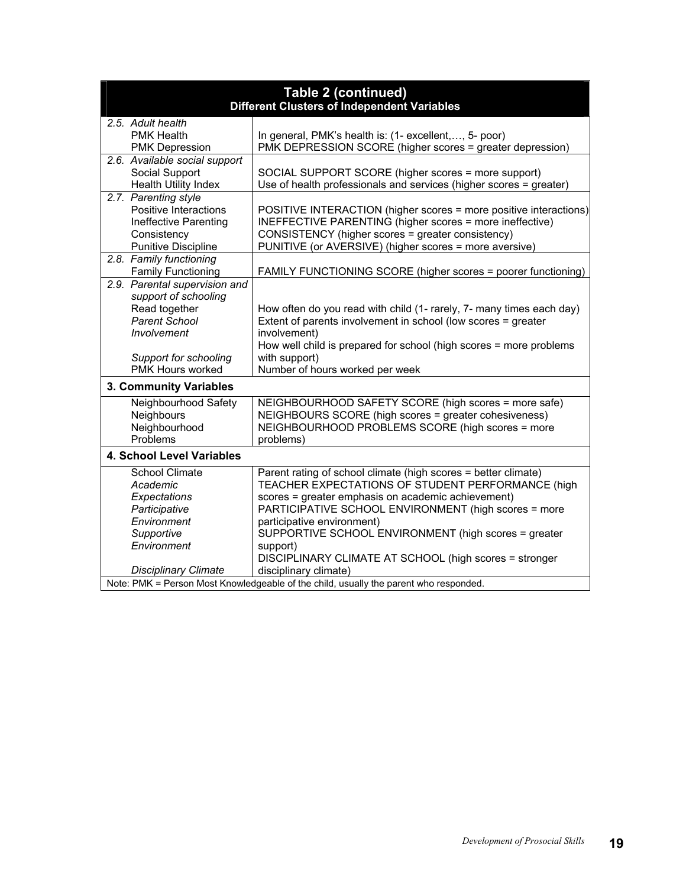| **Table 2 (continued)**<br>**Different Clusters of Independent Variables** | |
|---|---|
| *2.5. Adult health* | |
| PMK Health | In general, PMK's health is: (1- excellent,…, 5- poor) |
| PMK Depression | PMK DEPRESSION SCORE (higher scores = greater depression) |
| *2.6. Available social support* | |
| Social Support | SOCIAL SUPPORT SCORE (higher scores = more support) |
| Health Utility Index | Use of health professionals and services (higher scores = greater) |
| *2.7. Parenting style* | |
| Positive Interactions | POSITIVE INTERACTION (higher scores = more positive interactions) |
| Ineffective Parenting | INEFFECTIVE PARENTING (higher scores = more ineffective) |
| Consistency | CONSISTENCY (higher scores = greater consistency) |
| Punitive Discipline | PUNITIVE (or AVERSIVE) (higher scores = more aversive) |
| *2.8. Family functioning* | |
| Family Functioning | FAMILY FUNCTIONING SCORE (higher scores = poorer functioning) |
| *2.9. Parental supervision and support of schooling* | |
| Read together | How often do you read with child (1- rarely, 7- many times each day) |
| *Parent School Involvement* | Extent of parents involvement in school (low scores = greater involvement) |
| *Support for schooling* | How well child is prepared for school (high scores = more problems with support) |
| PMK Hours worked | Number of hours worked per week |
| **3. Community Variables** | |
| Neighbourhood Safety | NEIGHBOURHOOD SAFETY SCORE (high scores = more safe) |
| Neighbours | NEIGHBOURS SCORE (high scores = greater cohesiveness) |
| Neighbourhood Problems | NEIGHBOURHOOD PROBLEMS SCORE (high scores = more problems) |
| **4. School Level Variables** | |
| School Climate | Parent rating of school climate (high scores = better climate) |
| *Academic Expectations* | TEACHER EXPECTATIONS OF STUDENT PERFORMANCE (high scores = greater emphasis on academic achievement) |
| *Participative Environment* | PARTICIPATIVE SCHOOL ENVIRONMENT (high scores = more participative environment) |
| *Supportive Environment* | SUPPORTIVE SCHOOL ENVIRONMENT (high scores = greater support) |
| *Disciplinary Climate* | DISCIPLINARY CLIMATE AT SCHOOL (high scores = stronger disciplinary climate) |

Note: PMK = Person Most Knowledgeable of the child, usually the parent who responded.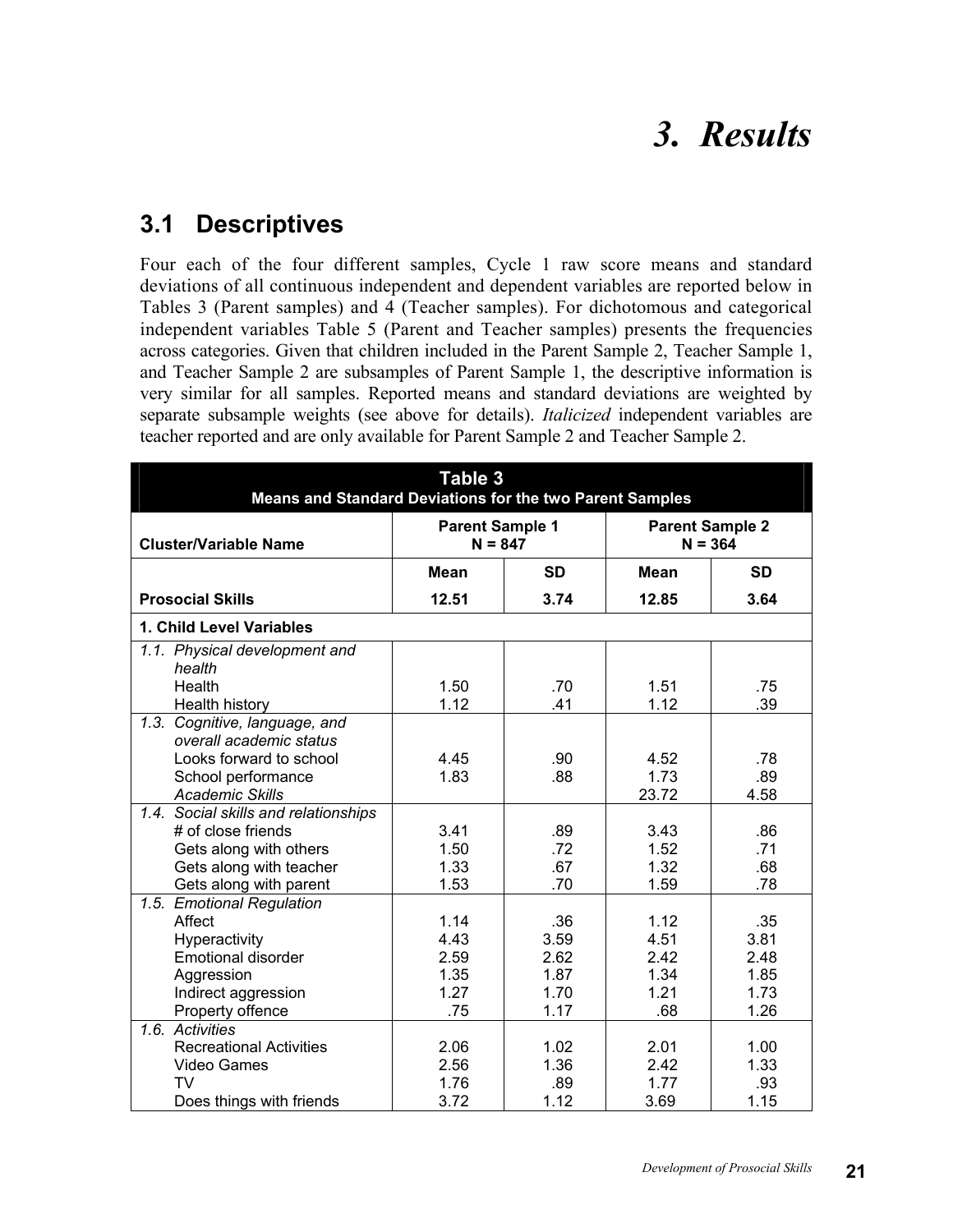# 3. Results

## 3.1 Descriptives

Four each of the four different samples, Cycle 1 raw score means and standard deviations of all continuous independent and dependent variables are reported below in Tables 3 (Parent samples) and 4 (Teacher samples). For dichotomous and categorical independent variables Table 5 (Parent and Teacher samples) presents the frequencies across categories. Given that children included in the Parent Sample 2, Teacher Sample 1, and Teacher Sample 2 are subsamples of Parent Sample 1, the descriptive information is very similar for all samples. Reported means and standard deviations are weighted by separate subsample weights (see above for details). *Italicized* independent variables are teacher reported and are only available for Parent Sample 2 and Teacher Sample 2.

**Table 3**
**Means and Standard Deviations for the two Parent Samples**

| Cluster/Variable Name | Parent Sample 1 N = 847 | | Parent Sample 2 N = 364 | |
|---|---|---|---|---|
| | **Mean** | **SD** | **Mean** | **SD** |
| **Prosocial Skills** | **12.51** | **3.74** | **12.85** | **3.64** |
| **1. Child Level Variables** | | | | |
| *1.1. Physical development and health* | | | | |
| Health | 1.50 | .70 | 1.51 | .75 |
| Health history | 1.12 | .41 | 1.12 | .39 |
| *1.3. Cognitive, language, and overall academic status* | | | | |
| Looks forward to school | 4.45 | .90 | 4.52 | .78 |
| School performance | 1.83 | .88 | 1.73 | .89 |
| *Academic Skills* | | | 23.72 | 4.58 |
| *1.4. Social skills and relationships* | | | | |
| # of close friends | 3.41 | .89 | 3.43 | .86 |
| Gets along with others | 1.50 | .72 | 1.52 | .71 |
| Gets along with teacher | 1.33 | .67 | 1.32 | .68 |
| Gets along with parent | 1.53 | .70 | 1.59 | .78 |
| *1.5. Emotional Regulation* | | | | |
| Affect | 1.14 | .36 | 1.12 | .35 |
| Hyperactivity | 4.43 | 3.59 | 4.51 | 3.81 |
| Emotional disorder | 2.59 | 2.62 | 2.42 | 2.48 |
| Aggression | 1.35 | 1.87 | 1.34 | 1.85 |
| Indirect aggression | 1.27 | 1.70 | 1.21 | 1.73 |
| Property offence | .75 | 1.17 | .68 | 1.26 |
| *1.6. Activities* | | | | |
| Recreational Activities | 2.06 | 1.02 | 2.01 | 1.00 |
| Video Games | 2.56 | 1.36 | 2.42 | 1.33 |
| TV | 1.76 | .89 | 1.77 | .93 |
| Does things with friends | 3.72 | 1.12 | 3.69 | 1.15 |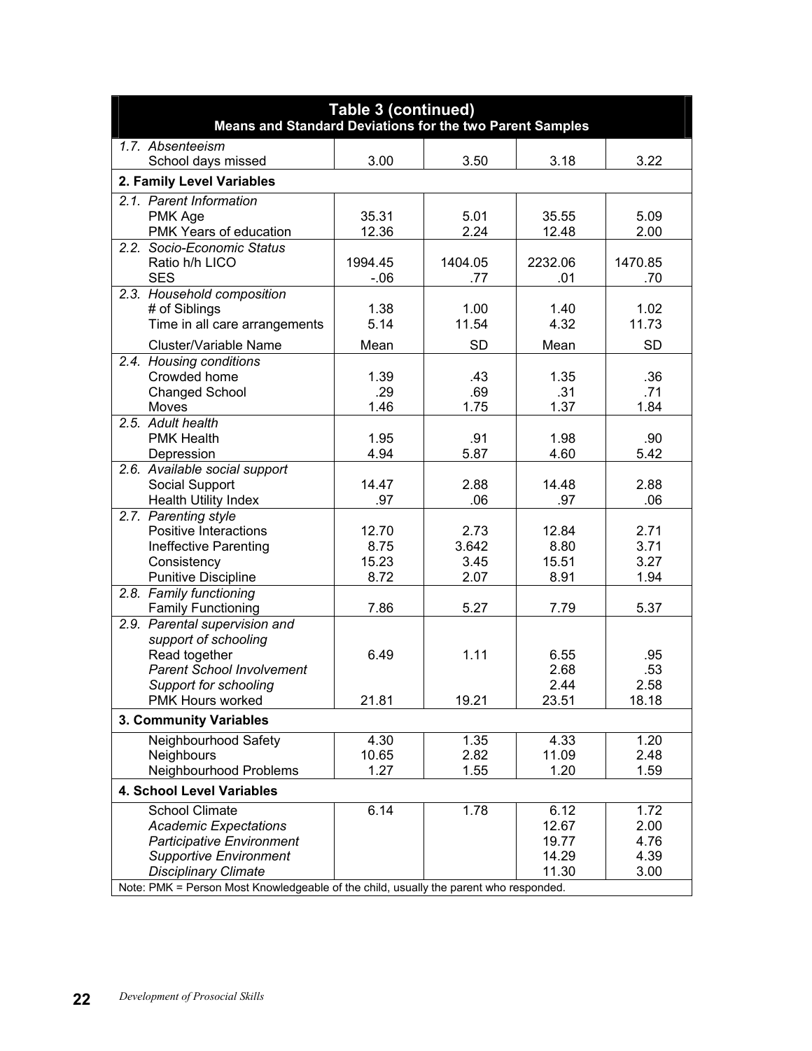**Table 3 (continued)**
**Means and Standard Deviations for the two Parent Samples**

| Cluster/Variable Name | Mean | SD | Mean | SD |
|---|---|---|---|---|
| *1.7. Absenteeism* | | | | |
| School days missed | 3.00 | 3.50 | 3.18 | 3.22 |
| **2. Family Level Variables** | | | | |
| *2.1. Parent Information* | | | | |
| PMK Age | 35.31 | 5.01 | 35.55 | 5.09 |
| PMK Years of education | 12.36 | 2.24 | 12.48 | 2.00 |
| *2.2. Socio-Economic Status* | | | | |
| Ratio h/h LICO | 1994.45 | 1404.05 | 2232.06 | 1470.85 |
| SES | -.06 | .77 | .01 | .70 |
| *2.3. Household composition* | | | | |
| # of Siblings | 1.38 | 1.00 | 1.40 | 1.02 |
| Time in all care arrangements | 5.14 | 11.54 | 4.32 | 11.73 |
| Cluster/Variable Name | Mean | SD | Mean | SD |
| *2.4. Housing conditions* | | | | |
| Crowded home | 1.39 | .43 | 1.35 | .36 |
| Changed School | .29 | .69 | .31 | .71 |
| Moves | 1.46 | 1.75 | 1.37 | 1.84 |
| *2.5. Adult health* | | | | |
| PMK Health | 1.95 | .91 | 1.98 | .90 |
| Depression | 4.94 | 5.87 | 4.60 | 5.42 |
| *2.6. Available social support* | | | | |
| Social Support | 14.47 | 2.88 | 14.48 | 2.88 |
| Health Utility Index | .97 | .06 | .97 | .06 |
| *2.7. Parenting style* | | | | |
| Positive Interactions | 12.70 | 2.73 | 12.84 | 2.71 |
| Ineffective Parenting | 8.75 | 3.642 | 8.80 | 3.71 |
| Consistency | 15.23 | 3.45 | 15.51 | 3.27 |
| Punitive Discipline | 8.72 | 2.07 | 8.91 | 1.94 |
| *2.8. Family functioning* | | | | |
| Family Functioning | 7.86 | 5.27 | 7.79 | 5.37 |
| *2.9. Parental supervision and support of schooling* | | | | |
| Read together | 6.49 | 1.11 | 6.55 | .95 |
| *Parent School Involvement* | | | 2.68 | .53 |
| *Support for schooling* | | | 2.44 | 2.58 |
| PMK Hours worked | 21.81 | 19.21 | 23.51 | 18.18 |
| **3. Community Variables** | | | | |
| Neighbourhood Safety | 4.30 | 1.35 | 4.33 | 1.20 |
| Neighbours | 10.65 | 2.82 | 11.09 | 2.48 |
| Neighbourhood Problems | 1.27 | 1.55 | 1.20 | 1.59 |
| **4. School Level Variables** | | | | |
| School Climate | 6.14 | 1.78 | 6.12 | 1.72 |
| *Academic Expectations* | | | 12.67 | 2.00 |
| *Participative Environment* | | | 19.77 | 4.76 |
| *Supportive Environment* | | | 14.29 | 4.39 |
| *Disciplinary Climate* | | | 11.30 | 3.00 |

Note: PMK = Person Most Knowledgeable of the child, usually the parent who responded.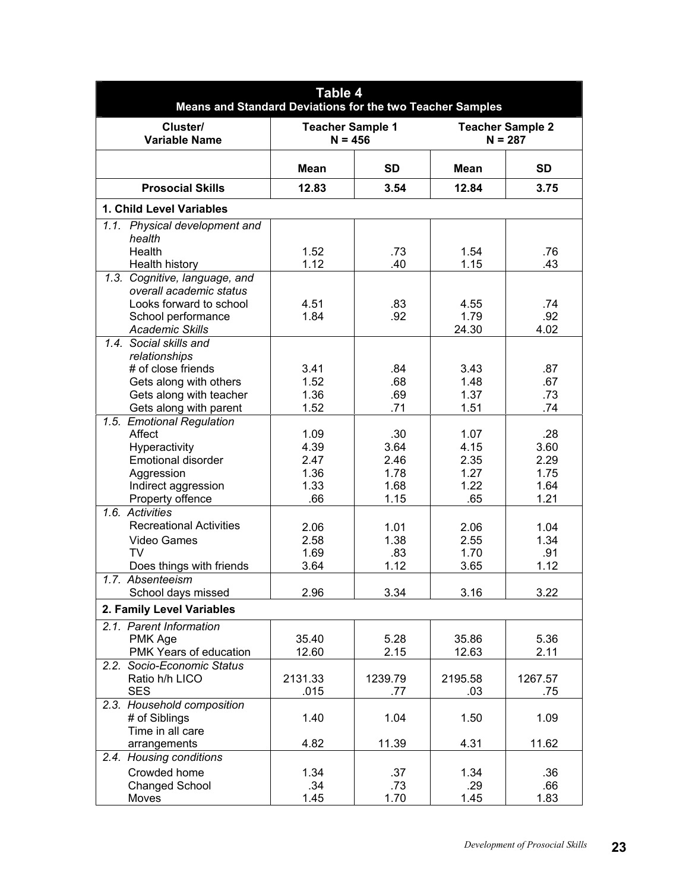**Table 4**
**Means and Standard Deviations for the two Teacher Samples**

| Cluster/ Variable Name | Teacher Sample 1 N = 456 | | Teacher Sample 2 N = 287 | |
|---|---|---|---|---|
| | **Mean** | **SD** | **Mean** | **SD** |
| **Prosocial Skills** | **12.83** | **3.54** | **12.84** | **3.75** |
| **1. Child Level Variables** | | | | |
| *1.1. Physical development and health* | | | | |
| Health | 1.52 | .73 | 1.54 | .76 |
| Health history | 1.12 | .40 | 1.15 | .43 |
| *1.3. Cognitive, language, and overall academic status* | | | | |
| Looks forward to school | 4.51 | .83 | 4.55 | .74 |
| School performance | 1.84 | .92 | 1.79 | .92 |
| *Academic Skills* | | | 24.30 | 4.02 |
| *1.4. Social skills and relationships* | | | | |
| # of close friends | 3.41 | .84 | 3.43 | .87 |
| Gets along with others | 1.52 | .68 | 1.48 | .67 |
| Gets along with teacher | 1.36 | .69 | 1.37 | .73 |
| Gets along with parent | 1.52 | .71 | 1.51 | .74 |
| *1.5. Emotional Regulation* | | | | |
| Affect | 1.09 | .30 | 1.07 | .28 |
| Hyperactivity | 4.39 | 3.64 | 4.15 | 3.60 |
| Emotional disorder | 2.47 | 2.46 | 2.35 | 2.29 |
| Aggression | 1.36 | 1.78 | 1.27 | 1.75 |
| Indirect aggression | 1.33 | 1.68 | 1.22 | 1.64 |
| Property offence | .66 | 1.15 | .65 | 1.21 |
| *1.6. Activities* | | | | |
| Recreational Activities | 2.06 | 1.01 | 2.06 | 1.04 |
| Video Games | 2.58 | 1.38 | 2.55 | 1.34 |
| TV | 1.69 | .83 | 1.70 | .91 |
| Does things with friends | 3.64 | 1.12 | 3.65 | 1.12 |
| *1.7. Absenteeism* | | | | |
| School days missed | 2.96 | 3.34 | 3.16 | 3.22 |
| **2. Family Level Variables** | | | | |
| *2.1. Parent Information* | | | | |
| PMK Age | 35.40 | 5.28 | 35.86 | 5.36 |
| PMK Years of education | 12.60 | 2.15 | 12.63 | 2.11 |
| *2.2. Socio-Economic Status* | | | | |
| Ratio h/h LICO | 2131.33 | 1239.79 | 2195.58 | 1267.57 |
| SES | .015 | .77 | .03 | .75 |
| *2.3. Household composition* | | | | |
| # of Siblings | 1.40 | 1.04 | 1.50 | 1.09 |
| Time in all care arrangements | 4.82 | 11.39 | 4.31 | 11.62 |
| *2.4. Housing conditions* | | | | |
| Crowded home | 1.34 | .37 | 1.34 | .36 |
| Changed School | .34 | .73 | .29 | .66 |
| Moves | 1.45 | 1.70 | 1.45 | 1.83 |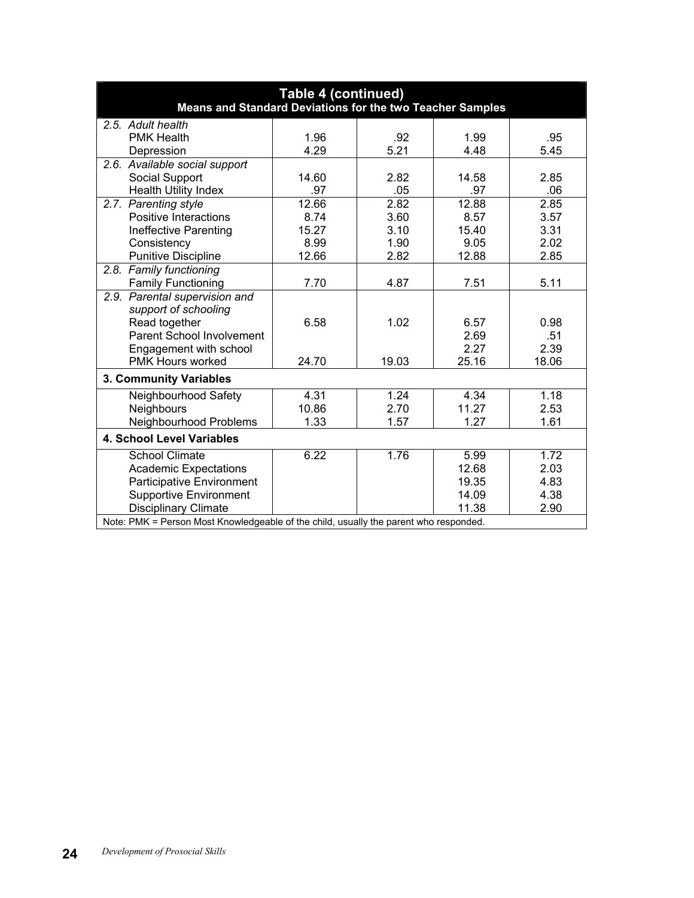| Table 4 (continued) Means and Standard Deviations for the two Teacher Samples | | | | |
|---|---|---|---|---|
| *2.5. Adult health* | | | | |
| PMK Health | 1.96 | .92 | 1.99 | .95 |
| Depression | 4.29 | 5.21 | 4.48 | 5.45 |
| *2.6. Available social support* | | | | |
| Social Support | 14.60 | 2.82 | 14.58 | 2.85 |
| Health Utility Index | .97 | .05 | .97 | .06 |
| *2.7. Parenting style* | 12.66 | 2.82 | 12.88 | 2.85 |
| Positive Interactions | 8.74 | 3.60 | 8.57 | 3.57 |
| Ineffective Parenting | 15.27 | 3.10 | 15.40 | 3.31 |
| Consistency | 8.99 | 1.90 | 9.05 | 2.02 |
| Punitive Discipline | 12.66 | 2.82 | 12.88 | 2.85 |
| *2.8. Family functioning* | | | | |
| Family Functioning | 7.70 | 4.87 | 7.51 | 5.11 |
| *2.9. Parental supervision and support of schooling* | | | | |
| Read together | 6.58 | 1.02 | 6.57 | 0.98 |
| Parent School Involvement | | | 2.69 | .51 |
| Engagement with school | | | 2.27 | 2.39 |
| PMK Hours worked | 24.70 | 19.03 | 25.16 | 18.06 |
| **3. Community Variables** | | | | |
| Neighbourhood Safety | 4.31 | 1.24 | 4.34 | 1.18 |
| Neighbours | 10.86 | 2.70 | 11.27 | 2.53 |
| Neighbourhood Problems | 1.33 | 1.57 | 1.27 | 1.61 |
| **4. School Level Variables** | | | | |
| School Climate | 6.22 | 1.76 | 5.99 | 1.72 |
| Academic Expectations | | | 12.68 | 2.03 |
| Participative Environment | | | 19.35 | 4.83 |
| Supportive Environment | | | 14.09 | 4.38 |
| Disciplinary Climate | | | 11.38 | 2.90 |

Note: PMK = Person Most Knowledgeable of the child, usually the parent who responded.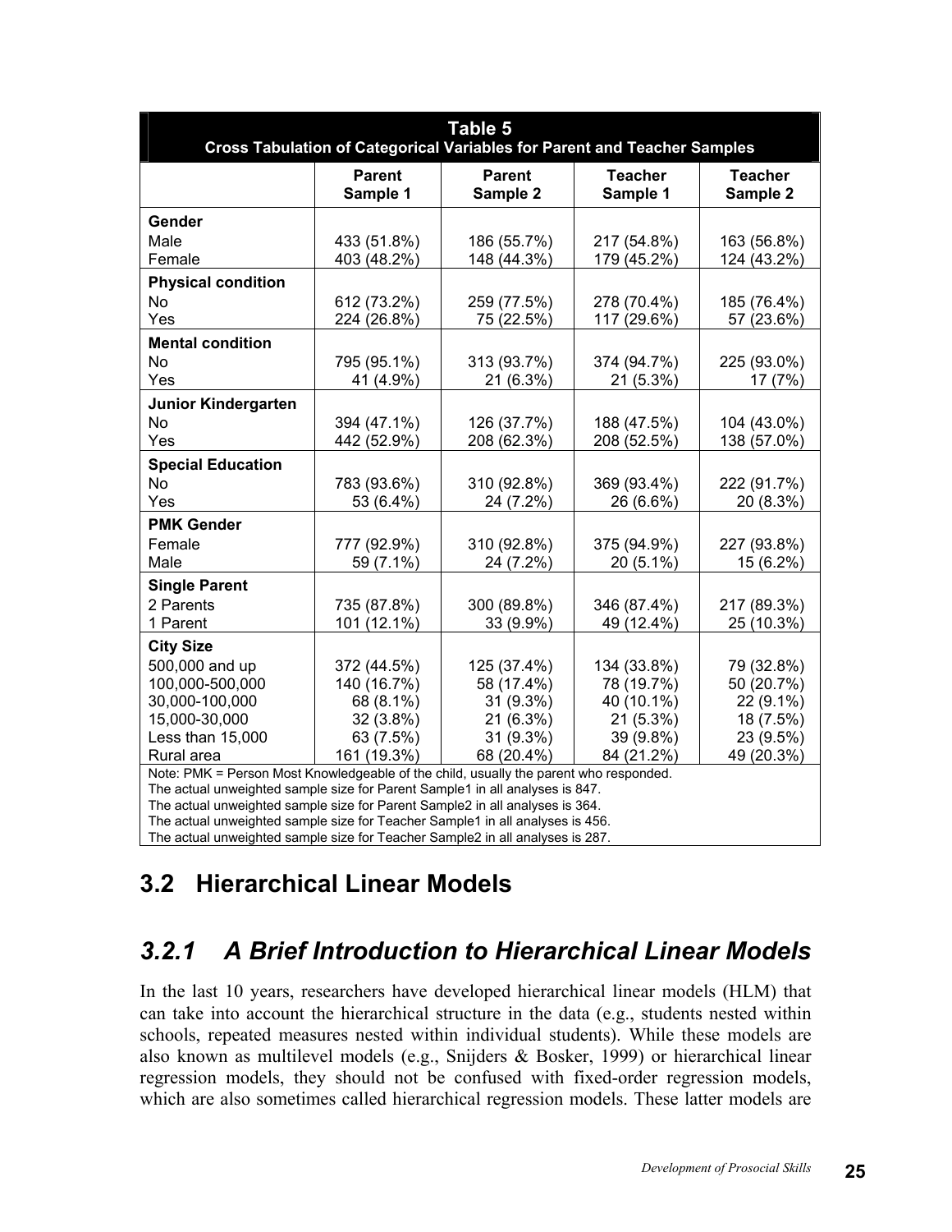**Table 5**
**Cross Tabulation of Categorical Variables for Parent and Teacher Samples**

| | Parent Sample 1 | Parent Sample 2 | Teacher Sample 1 | Teacher Sample 2 |
|---|---|---|---|---|
| **Gender** | | | | |
| Male | 433 (51.8%) | 186 (55.7%) | 217 (54.8%) | 163 (56.8%) |
| Female | 403 (48.2%) | 148 (44.3%) | 179 (45.2%) | 124 (43.2%) |
| **Physical condition** | | | | |
| No | 612 (73.2%) | 259 (77.5%) | 278 (70.4%) | 185 (76.4%) |
| Yes | 224 (26.8%) | 75 (22.5%) | 117 (29.6%) | 57 (23.6%) |
| **Mental condition** | | | | |
| No | 795 (95.1%) | 313 (93.7%) | 374 (94.7%) | 225 (93.0%) |
| Yes | 41 (4.9%) | 21 (6.3%) | 21 (5.3%) | 17 (7%) |
| **Junior Kindergarten** | | | | |
| No | 394 (47.1%) | 126 (37.7%) | 188 (47.5%) | 104 (43.0%) |
| Yes | 442 (52.9%) | 208 (62.3%) | 208 (52.5%) | 138 (57.0%) |
| **Special Education** | | | | |
| No | 783 (93.6%) | 310 (92.8%) | 369 (93.4%) | 222 (91.7%) |
| Yes | 53 (6.4%) | 24 (7.2%) | 26 (6.6%) | 20 (8.3%) |
| **PMK Gender** | | | | |
| Female | 777 (92.9%) | 310 (92.8%) | 375 (94.9%) | 227 (93.8%) |
| Male | 59 (7.1%) | 24 (7.2%) | 20 (5.1%) | 15 (6.2%) |
| **Single Parent** | | | | |
| 2 Parents | 735 (87.8%) | 300 (89.8%) | 346 (87.4%) | 217 (89.3%) |
| 1 Parent | 101 (12.1%) | 33 (9.9%) | 49 (12.4%) | 25 (10.3%) |
| **City Size** | | | | |
| 500,000 and up | 372 (44.5%) | 125 (37.4%) | 134 (33.8%) | 79 (32.8%) |
| 100,000-500,000 | 140 (16.7%) | 58 (17.4%) | 78 (19.7%) | 50 (20.7%) |
| 30,000-100,000 | 68 (8.1%) | 31 (9.3%) | 40 (10.1%) | 22 (9.1%) |
| 15,000-30,000 | 32 (3.8%) | 21 (6.3%) | 21 (5.3%) | 18 (7.5%) |
| Less than 15,000 | 63 (7.5%) | 31 (9.3%) | 39 (9.8%) | 23 (9.5%) |
| Rural area | 161 (19.3%) | 68 (20.4%) | 84 (21.2%) | 49 (20.3%) |

Note: PMK = Person Most Knowledgeable of the child, usually the parent who responded.
The actual unweighted sample size for Parent Sample1 in all analyses is 847.
The actual unweighted sample size for Parent Sample2 in all analyses is 364.
The actual unweighted sample size for Teacher Sample1 in all analyses is 456.
The actual unweighted sample size for Teacher Sample2 in all analyses is 287.

## 3.2 Hierarchical Linear Models

### *3.2.1 A Brief Introduction to Hierarchical Linear Models*

In the last 10 years, researchers have developed hierarchical linear models (HLM) that can take into account the hierarchical structure in the data (e.g., students nested within schools, repeated measures nested within individual students). While these models are also known as multilevel models (e.g., Snijders & Bosker, 1999) or hierarchical linear regression models, they should not be confused with fixed-order regression models, which are also sometimes called hierarchical regression models. These latter models are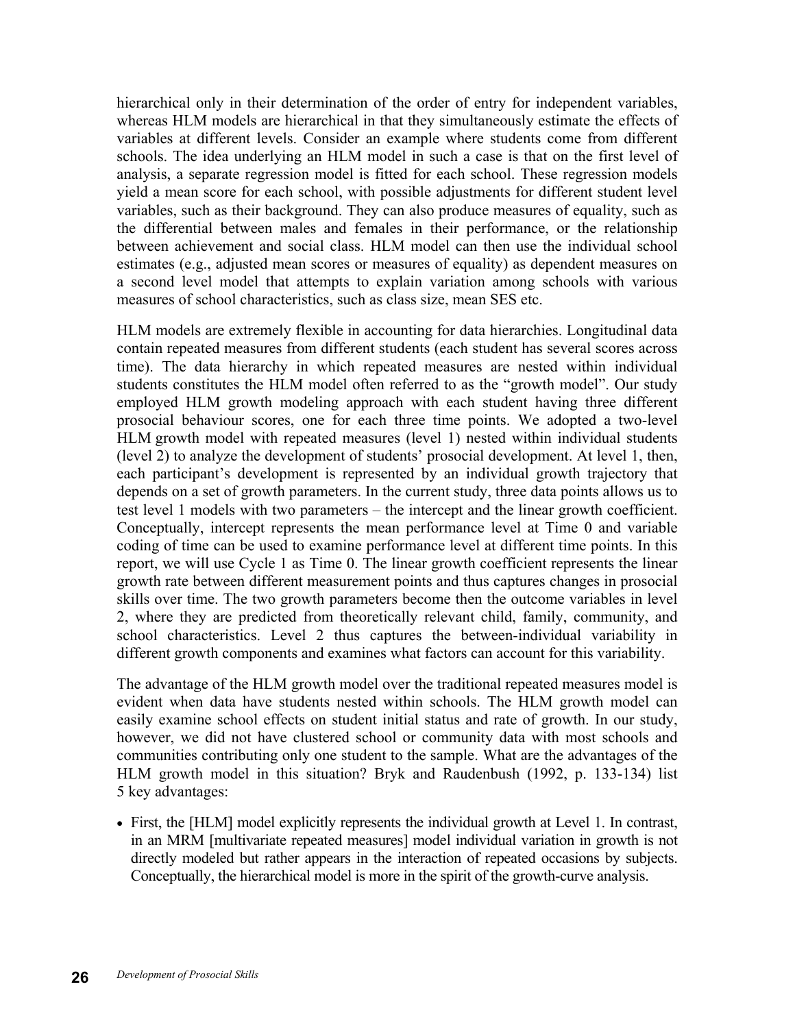hierarchical only in their determination of the order of entry for independent variables, whereas HLM models are hierarchical in that they simultaneously estimate the effects of variables at different levels. Consider an example where students come from different schools. The idea underlying an HLM model in such a case is that on the first level of analysis, a separate regression model is fitted for each school. These regression models yield a mean score for each school, with possible adjustments for different student level variables, such as their background. They can also produce measures of equality, such as the differential between males and females in their performance, or the relationship between achievement and social class. HLM model can then use the individual school estimates (e.g., adjusted mean scores or measures of equality) as dependent measures on a second level model that attempts to explain variation among schools with various measures of school characteristics, such as class size, mean SES etc.

HLM models are extremely flexible in accounting for data hierarchies. Longitudinal data contain repeated measures from different students (each student has several scores across time). The data hierarchy in which repeated measures are nested within individual students constitutes the HLM model often referred to as the "growth model". Our study employed HLM growth modeling approach with each student having three different prosocial behaviour scores, one for each three time points. We adopted a two-level HLM growth model with repeated measures (level 1) nested within individual students (level 2) to analyze the development of students' prosocial development. At level 1, then, each participant's development is represented by an individual growth trajectory that depends on a set of growth parameters. In the current study, three data points allows us to test level 1 models with two parameters – the intercept and the linear growth coefficient. Conceptually, intercept represents the mean performance level at Time 0 and variable coding of time can be used to examine performance level at different time points. In this report, we will use Cycle 1 as Time 0. The linear growth coefficient represents the linear growth rate between different measurement points and thus captures changes in prosocial skills over time. The two growth parameters become then the outcome variables in level 2, where they are predicted from theoretically relevant child, family, community, and school characteristics. Level 2 thus captures the between-individual variability in different growth components and examines what factors can account for this variability.

The advantage of the HLM growth model over the traditional repeated measures model is evident when data have students nested within schools. The HLM growth model can easily examine school effects on student initial status and rate of growth. In our study, however, we did not have clustered school or community data with most schools and communities contributing only one student to the sample. What are the advantages of the HLM growth model in this situation? Bryk and Raudenbush (1992, p. 133-134) list 5 key advantages:

- First, the [HLM] model explicitly represents the individual growth at Level 1. In contrast, in an MRM [multivariate repeated measures] model individual variation in growth is not directly modeled but rather appears in the interaction of repeated occasions by subjects. Conceptually, the hierarchical model is more in the spirit of the growth-curve analysis.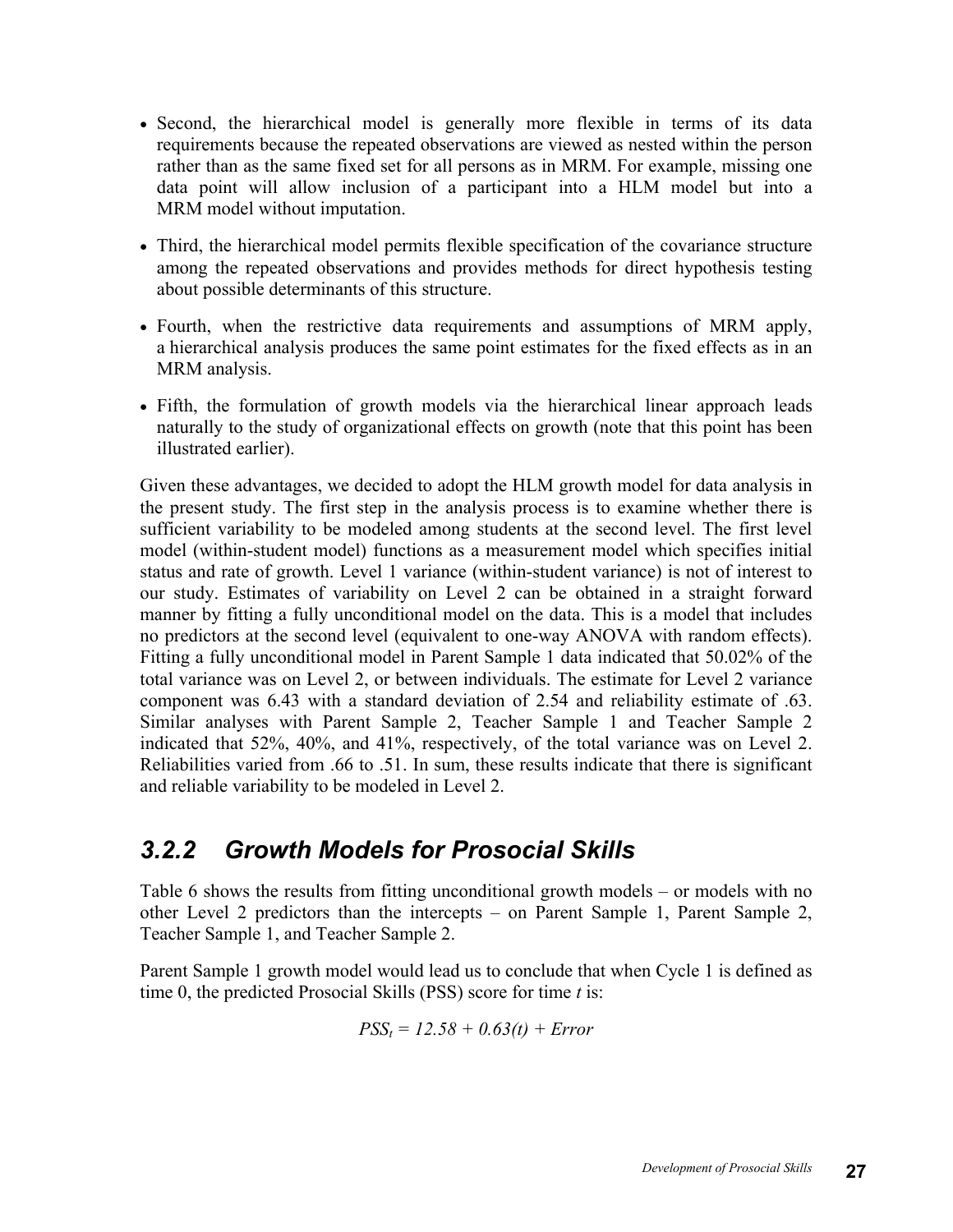- Second, the hierarchical model is generally more flexible in terms of its data requirements because the repeated observations are viewed as nested within the person rather than as the same fixed set for all persons as in MRM. For example, missing one data point will allow inclusion of a participant into a HLM model but into a MRM model without imputation.
- Third, the hierarchical model permits flexible specification of the covariance structure among the repeated observations and provides methods for direct hypothesis testing about possible determinants of this structure.
- Fourth, when the restrictive data requirements and assumptions of MRM apply, a hierarchical analysis produces the same point estimates for the fixed effects as in an MRM analysis.
- Fifth, the formulation of growth models via the hierarchical linear approach leads naturally to the study of organizational effects on growth (note that this point has been illustrated earlier).

Given these advantages, we decided to adopt the HLM growth model for data analysis in the present study. The first step in the analysis process is to examine whether there is sufficient variability to be modeled among students at the second level. The first level model (within-student model) functions as a measurement model which specifies initial status and rate of growth. Level 1 variance (within-student variance) is not of interest to our study. Estimates of variability on Level 2 can be obtained in a straight forward manner by fitting a fully unconditional model on the data. This is a model that includes no predictors at the second level (equivalent to one-way ANOVA with random effects). Fitting a fully unconditional model in Parent Sample 1 data indicated that 50.02% of the total variance was on Level 2, or between individuals. The estimate for Level 2 variance component was 6.43 with a standard deviation of 2.54 and reliability estimate of .63. Similar analyses with Parent Sample 2, Teacher Sample 1 and Teacher Sample 2 indicated that 52%, 40%, and 41%, respectively, of the total variance was on Level 2. Reliabilities varied from .66 to .51. In sum, these results indicate that there is significant and reliable variability to be modeled in Level 2.

## 3.2.2 Growth Models for Prosocial Skills

Table 6 shows the results from fitting unconditional growth models – or models with no other Level 2 predictors than the intercepts – on Parent Sample 1, Parent Sample 2, Teacher Sample 1, and Teacher Sample 2.

Parent Sample 1 growth model would lead us to conclude that when Cycle 1 is defined as time 0, the predicted Prosocial Skills (PSS) score for time *t* is:

$$PSS_t = 12.58 + 0.63(t) + Error$$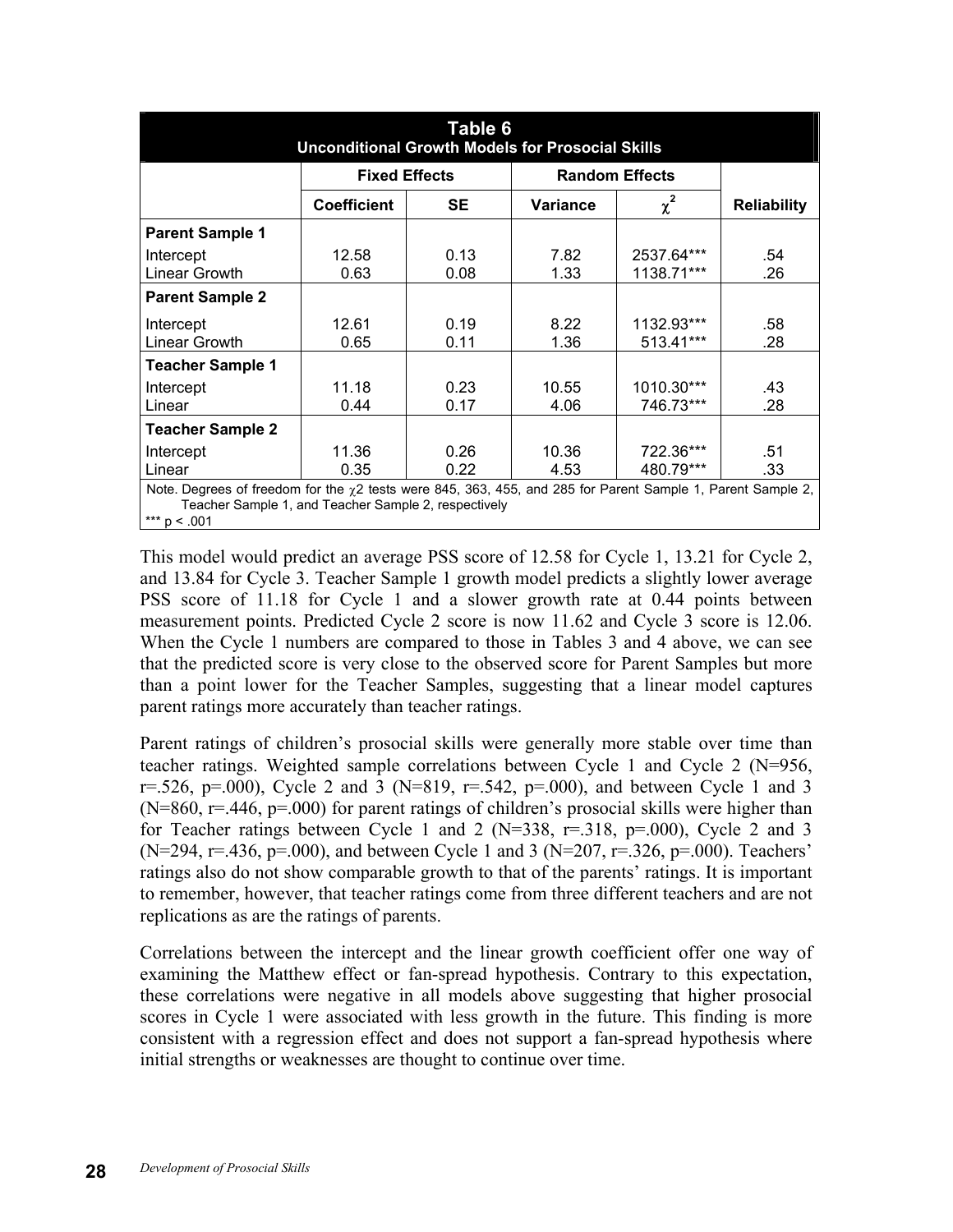| **Table 6**<br>**Unconditional Growth Models for Prosocial Skills** | | | | | |
|---|---|---|---|---|---|
| | **Fixed Effects** | | **Random Effects** | | |
| | **Coefficient** | **SE** | **Variance** | $\chi^2$ | **Reliability** |
| **Parent Sample 1** | | | | | |
| Intercept | 12.58 | 0.13 | 7.82 | 2537.64*** | .54 |
| Linear Growth | 0.63 | 0.08 | 1.33 | 1138.71*** | .26 |
| **Parent Sample 2** | | | | | |
| Intercept | 12.61 | 0.19 | 8.22 | 1132.93*** | .58 |
| Linear Growth | 0.65 | 0.11 | 1.36 | 513.41*** | .28 |
| **Teacher Sample 1** | | | | | |
| Intercept | 11.18 | 0.23 | 10.55 | 1010.30*** | .43 |
| Linear | 0.44 | 0.17 | 4.06 | 746.73*** | .28 |
| **Teacher Sample 2** | | | | | |
| Intercept | 11.36 | 0.26 | 10.36 | 722.36*** | .51 |
| Linear | 0.35 | 0.22 | 4.53 | 480.79*** | .33 |

Note. Degrees of freedom for the $\chi 2$ tests were 845, 363, 455, and 285 for Parent Sample 1, Parent Sample 2, Teacher Sample 1, and Teacher Sample 2, respectively
*** $p < .001$

This model would predict an average PSS score of 12.58 for Cycle 1, 13.21 for Cycle 2, and 13.84 for Cycle 3. Teacher Sample 1 growth model predicts a slightly lower average PSS score of 11.18 for Cycle 1 and a slower growth rate at 0.44 points between measurement points. Predicted Cycle 2 score is now 11.62 and Cycle 3 score is 12.06. When the Cycle 1 numbers are compared to those in Tables 3 and 4 above, we can see that the predicted score is very close to the observed score for Parent Samples but more than a point lower for the Teacher Samples, suggesting that a linear model captures parent ratings more accurately than teacher ratings.

Parent ratings of children's prosocial skills were generally more stable over time than teacher ratings. Weighted sample correlations between Cycle 1 and Cycle 2 (N=956, r=.526, p=.000), Cycle 2 and 3 (N=819, r=.542, p=.000), and between Cycle 1 and 3 (N=860, r=.446, p=.000) for parent ratings of children's prosocial skills were higher than for Teacher ratings between Cycle 1 and 2 (N=338, r=.318, p=.000), Cycle 2 and 3 (N=294, r=.436, p=.000), and between Cycle 1 and 3 (N=207, r=.326, p=.000). Teachers' ratings also do not show comparable growth to that of the parents' ratings. It is important to remember, however, that teacher ratings come from three different teachers and are not replications as are the ratings of parents.

Correlations between the intercept and the linear growth coefficient offer one way of examining the Matthew effect or fan-spread hypothesis. Contrary to this expectation, these correlations were negative in all models above suggesting that higher prosocial scores in Cycle 1 were associated with less growth in the future. This finding is more consistent with a regression effect and does not support a fan-spread hypothesis where initial strengths or weaknesses are thought to continue over time.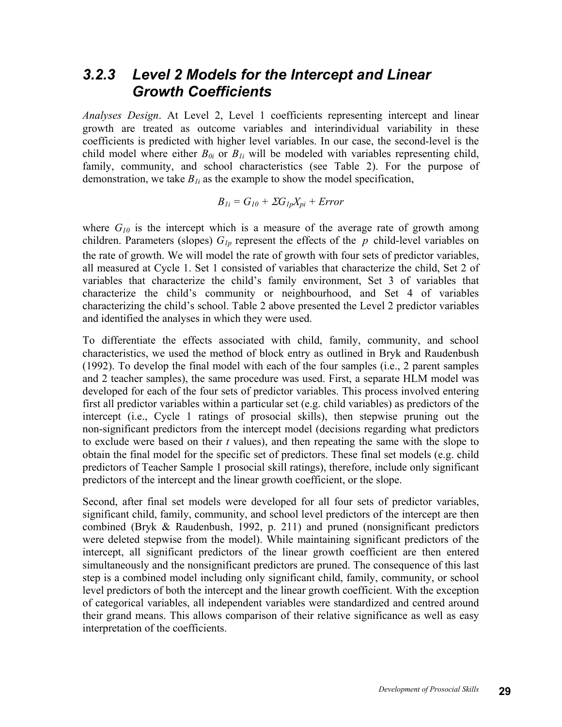### 3.2.3 Level 2 Models for the Intercept and Linear Growth Coefficients

*Analyses Design*. At Level 2, Level 1 coefficients representing intercept and linear growth are treated as outcome variables and interindividual variability in these coefficients is predicted with higher level variables. In our case, the second-level is the child model where either $B_{0i}$ or $B_{1i}$ will be modeled with variables representing child, family, community, and school characteristics (see Table 2). For the purpose of demonstration, we take $B_{1i}$ as the example to show the model specification,

$$B_{1i} = G_{10} + \Sigma G_{1p} X_{pi} + Error$$

where $G_{10}$ is the intercept which is a measure of the average rate of growth among children. Parameters (slopes) $G_{1p}$ represent the effects of the $p$ child-level variables on the rate of growth. We will model the rate of growth with four sets of predictor variables, all measured at Cycle 1. Set 1 consisted of variables that characterize the child, Set 2 of variables that characterize the child's family environment, Set 3 of variables that characterize the child's community or neighbourhood, and Set 4 of variables characterizing the child's school. Table 2 above presented the Level 2 predictor variables and identified the analyses in which they were used.

To differentiate the effects associated with child, family, community, and school characteristics, we used the method of block entry as outlined in Bryk and Raudenbush (1992). To develop the final model with each of the four samples (i.e., 2 parent samples and 2 teacher samples), the same procedure was used. First, a separate HLM model was developed for each of the four sets of predictor variables. This process involved entering first all predictor variables within a particular set (e.g. child variables) as predictors of the intercept (i.e., Cycle 1 ratings of prosocial skills), then stepwise pruning out the non-significant predictors from the intercept model (decisions regarding what predictors to exclude were based on their *t* values), and then repeating the same with the slope to obtain the final model for the specific set of predictors. These final set models (e.g. child predictors of Teacher Sample 1 prosocial skill ratings), therefore, include only significant predictors of the intercept and the linear growth coefficient, or the slope.

Second, after final set models were developed for all four sets of predictor variables, significant child, family, community, and school level predictors of the intercept are then combined (Bryk & Raudenbush, 1992, p. 211) and pruned (nonsignificant predictors were deleted stepwise from the model). While maintaining significant predictors of the intercept, all significant predictors of the linear growth coefficient are then entered simultaneously and the nonsignificant predictors are pruned. The consequence of this last step is a combined model including only significant child, family, community, or school level predictors of both the intercept and the linear growth coefficient. With the exception of categorical variables, all independent variables were standardized and centred around their grand means. This allows comparison of their relative significance as well as easy interpretation of the coefficients.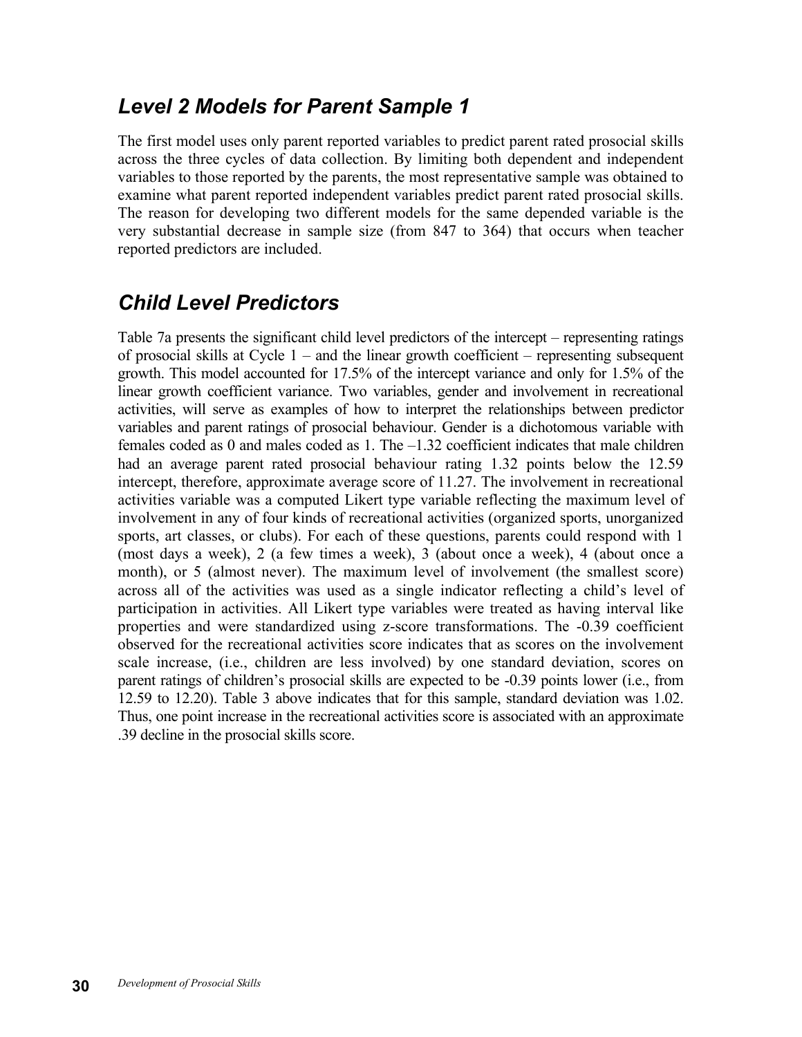## *Level 2 Models for Parent Sample 1*

The first model uses only parent reported variables to predict parent rated prosocial skills across the three cycles of data collection. By limiting both dependent and independent variables to those reported by the parents, the most representative sample was obtained to examine what parent reported independent variables predict parent rated prosocial skills. The reason for developing two different models for the same depended variable is the very substantial decrease in sample size (from 847 to 364) that occurs when teacher reported predictors are included.

## *Child Level Predictors*

Table 7a presents the significant child level predictors of the intercept – representing ratings of prosocial skills at Cycle 1 – and the linear growth coefficient – representing subsequent growth. This model accounted for 17.5% of the intercept variance and only for 1.5% of the linear growth coefficient variance. Two variables, gender and involvement in recreational activities, will serve as examples of how to interpret the relationships between predictor variables and parent ratings of prosocial behaviour. Gender is a dichotomous variable with females coded as 0 and males coded as 1. The –1.32 coefficient indicates that male children had an average parent rated prosocial behaviour rating 1.32 points below the 12.59 intercept, therefore, approximate average score of 11.27. The involvement in recreational activities variable was a computed Likert type variable reflecting the maximum level of involvement in any of four kinds of recreational activities (organized sports, unorganized sports, art classes, or clubs). For each of these questions, parents could respond with 1 (most days a week), 2 (a few times a week), 3 (about once a week), 4 (about once a month), or 5 (almost never). The maximum level of involvement (the smallest score) across all of the activities was used as a single indicator reflecting a child's level of participation in activities. All Likert type variables were treated as having interval like properties and were standardized using z-score transformations. The -0.39 coefficient observed for the recreational activities score indicates that as scores on the involvement scale increase, (i.e., children are less involved) by one standard deviation, scores on parent ratings of children's prosocial skills are expected to be -0.39 points lower (i.e., from 12.59 to 12.20). Table 3 above indicates that for this sample, standard deviation was 1.02. Thus, one point increase in the recreational activities score is associated with an approximate .39 decline in the prosocial skills score.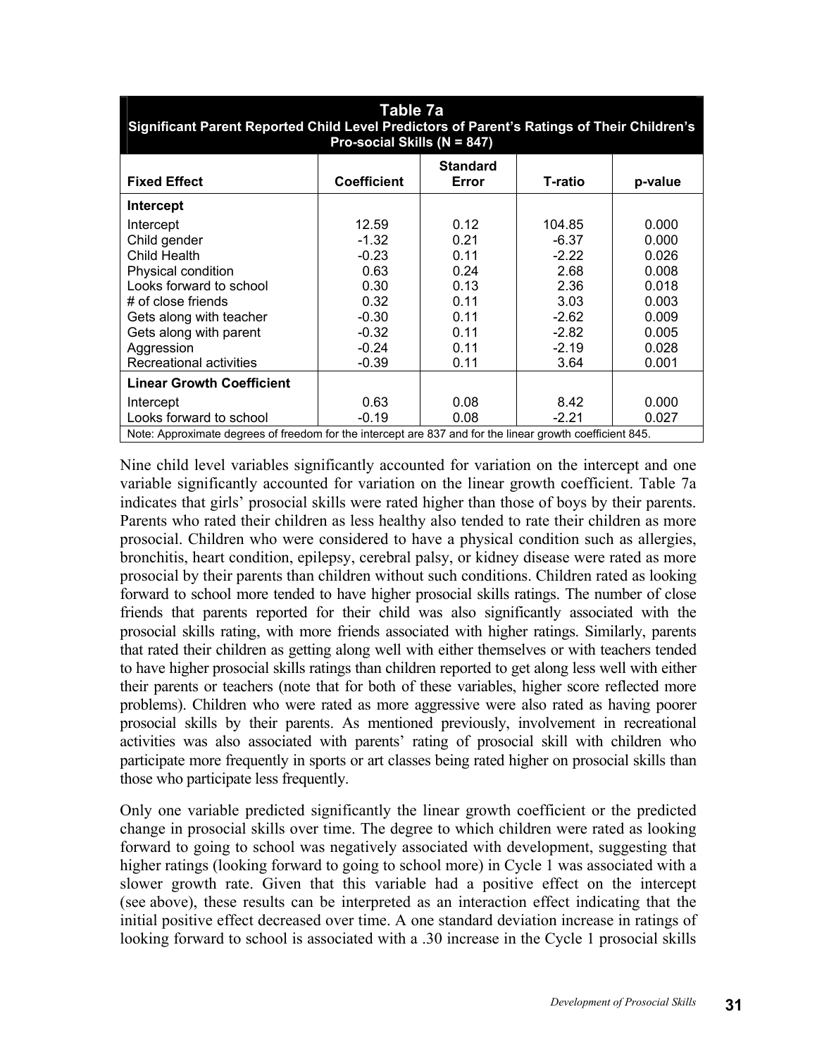| Table 7a<br>Significant Parent Reported Child Level Predictors of Parent's Ratings of Their Children's Pro-social Skills (N = 847) | | | | |
|---|---|---|---|---|
| **Fixed Effect** | **Coefficient** | **Standard Error** | **T-ratio** | **p-value** |
| **Intercept** | | | | |
| Intercept | 12.59 | 0.12 | 104.85 | 0.000 |
| Child gender | -1.32 | 0.21 | -6.37 | 0.000 |
| Child Health | -0.23 | 0.11 | -2.22 | 0.026 |
| Physical condition | 0.63 | 0.24 | 2.68 | 0.008 |
| Looks forward to school | 0.30 | 0.13 | 2.36 | 0.018 |
| # of close friends | 0.32 | 0.11 | 3.03 | 0.003 |
| Gets along with teacher | -0.30 | 0.11 | -2.62 | 0.009 |
| Gets along with parent | -0.32 | 0.11 | -2.82 | 0.005 |
| Aggression | -0.24 | 0.11 | -2.19 | 0.028 |
| Recreational activities | -0.39 | 0.11 | 3.64 | 0.001 |
| **Linear Growth Coefficient** | | | | |
| Intercept | 0.63 | 0.08 | 8.42 | 0.000 |
| Looks forward to school | -0.19 | 0.08 | -2.21 | 0.027 |
| Note: Approximate degrees of freedom for the intercept are 837 and for the linear growth coefficient 845. | | | | |

Nine child level variables significantly accounted for variation on the intercept and one variable significantly accounted for variation on the linear growth coefficient. Table 7a indicates that girls' prosocial skills were rated higher than those of boys by their parents. Parents who rated their children as less healthy also tended to rate their children as more prosocial. Children who were considered to have a physical condition such as allergies, bronchitis, heart condition, epilepsy, cerebral palsy, or kidney disease were rated as more prosocial by their parents than children without such conditions. Children rated as looking forward to school more tended to have higher prosocial skills ratings. The number of close friends that parents reported for their child was also significantly associated with the prosocial skills rating, with more friends associated with higher ratings. Similarly, parents that rated their children as getting along well with either themselves or with teachers tended to have higher prosocial skills ratings than children reported to get along less well with either their parents or teachers (note that for both of these variables, higher score reflected more problems). Children who were rated as more aggressive were also rated as having poorer prosocial skills by their parents. As mentioned previously, involvement in recreational activities was also associated with parents' rating of prosocial skill with children who participate more frequently in sports or art classes being rated higher on prosocial skills than those who participate less frequently.

Only one variable predicted significantly the linear growth coefficient or the predicted change in prosocial skills over time. The degree to which children were rated as looking forward to going to school was negatively associated with development, suggesting that higher ratings (looking forward to going to school more) in Cycle 1 was associated with a slower growth rate. Given that this variable had a positive effect on the intercept (see above), these results can be interpreted as an interaction effect indicating that the initial positive effect decreased over time. A one standard deviation increase in ratings of looking forward to school is associated with a .30 increase in the Cycle 1 prosocial skills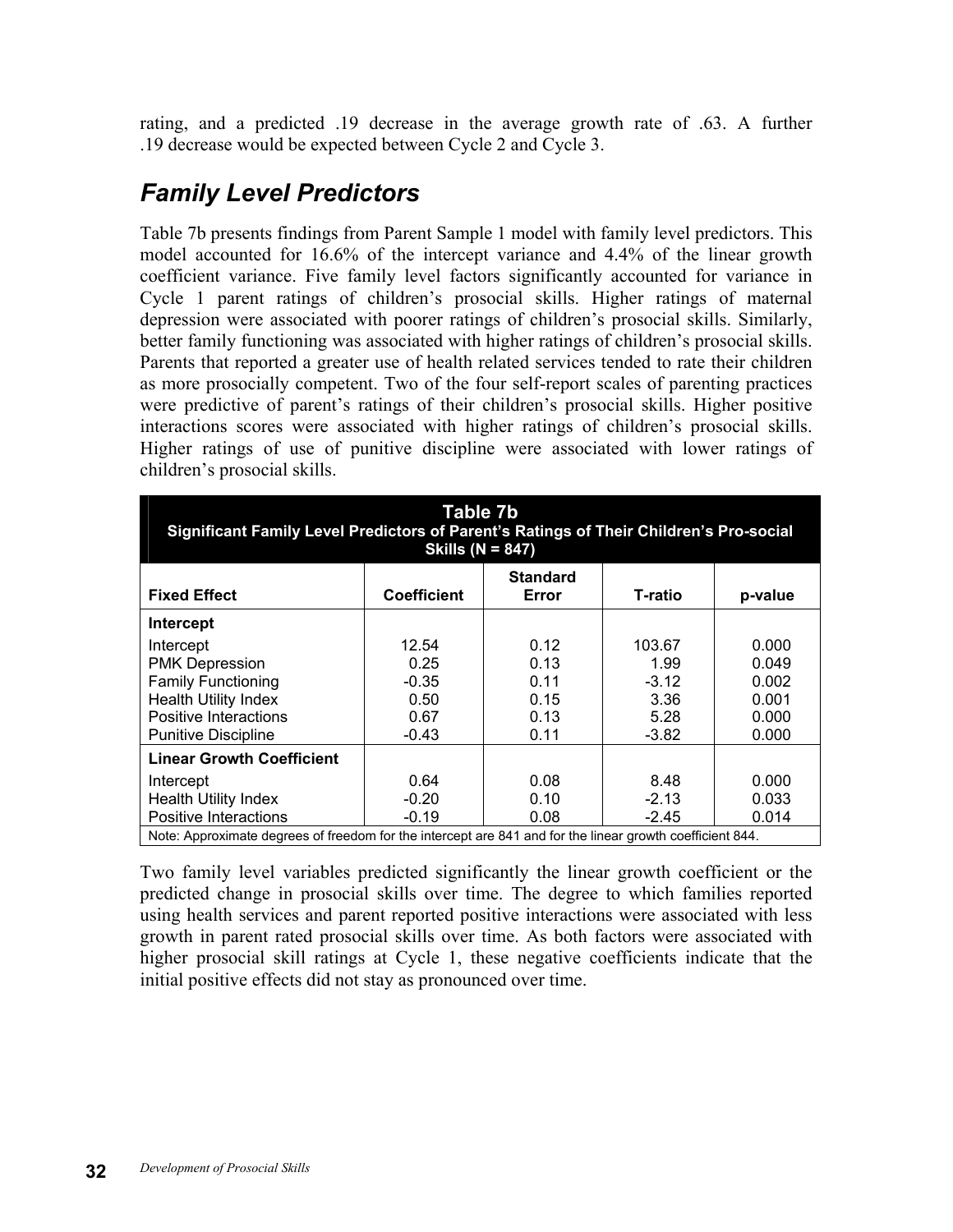rating, and a predicted .19 decrease in the average growth rate of .63. A further .19 decrease would be expected between Cycle 2 and Cycle 3.

## *Family Level Predictors*

Table 7b presents findings from Parent Sample 1 model with family level predictors. This model accounted for 16.6% of the intercept variance and 4.4% of the linear growth coefficient variance. Five family level factors significantly accounted for variance in Cycle 1 parent ratings of children's prosocial skills. Higher ratings of maternal depression were associated with poorer ratings of children's prosocial skills. Similarly, better family functioning was associated with higher ratings of children's prosocial skills. Parents that reported a greater use of health related services tended to rate their children as more prosocially competent. Two of the four self-report scales of parenting practices were predictive of parent's ratings of their children's prosocial skills. Higher positive interactions scores were associated with higher ratings of children's prosocial skills. Higher ratings of use of punitive discipline were associated with lower ratings of children's prosocial skills.

**Table 7b**
**Significant Family Level Predictors of Parent's Ratings of Their Children's Pro-social Skills (N = 847)**

| Fixed Effect | Coefficient | Standard Error | T-ratio | p-value |
|---|---|---|---|---|
| **Intercept** | | | | |
| Intercept | 12.54 | 0.12 | 103.67 | 0.000 |
| PMK Depression | 0.25 | 0.13 | 1.99 | 0.049 |
| Family Functioning | -0.35 | 0.11 | -3.12 | 0.002 |
| Health Utility Index | 0.50 | 0.15 | 3.36 | 0.001 |
| Positive Interactions | 0.67 | 0.13 | 5.28 | 0.000 |
| Punitive Discipline | -0.43 | 0.11 | -3.82 | 0.000 |
| **Linear Growth Coefficient** | | | | |
| Intercept | 0.64 | 0.08 | 8.48 | 0.000 |
| Health Utility Index | -0.20 | 0.10 | -2.13 | 0.033 |
| Positive Interactions | -0.19 | 0.08 | -2.45 | 0.014 |

Note: Approximate degrees of freedom for the intercept are 841 and for the linear growth coefficient 844.

Two family level variables predicted significantly the linear growth coefficient or the predicted change in prosocial skills over time. The degree to which families reported using health services and parent reported positive interactions were associated with less growth in parent rated prosocial skills over time. As both factors were associated with higher prosocial skill ratings at Cycle 1, these negative coefficients indicate that the initial positive effects did not stay as pronounced over time.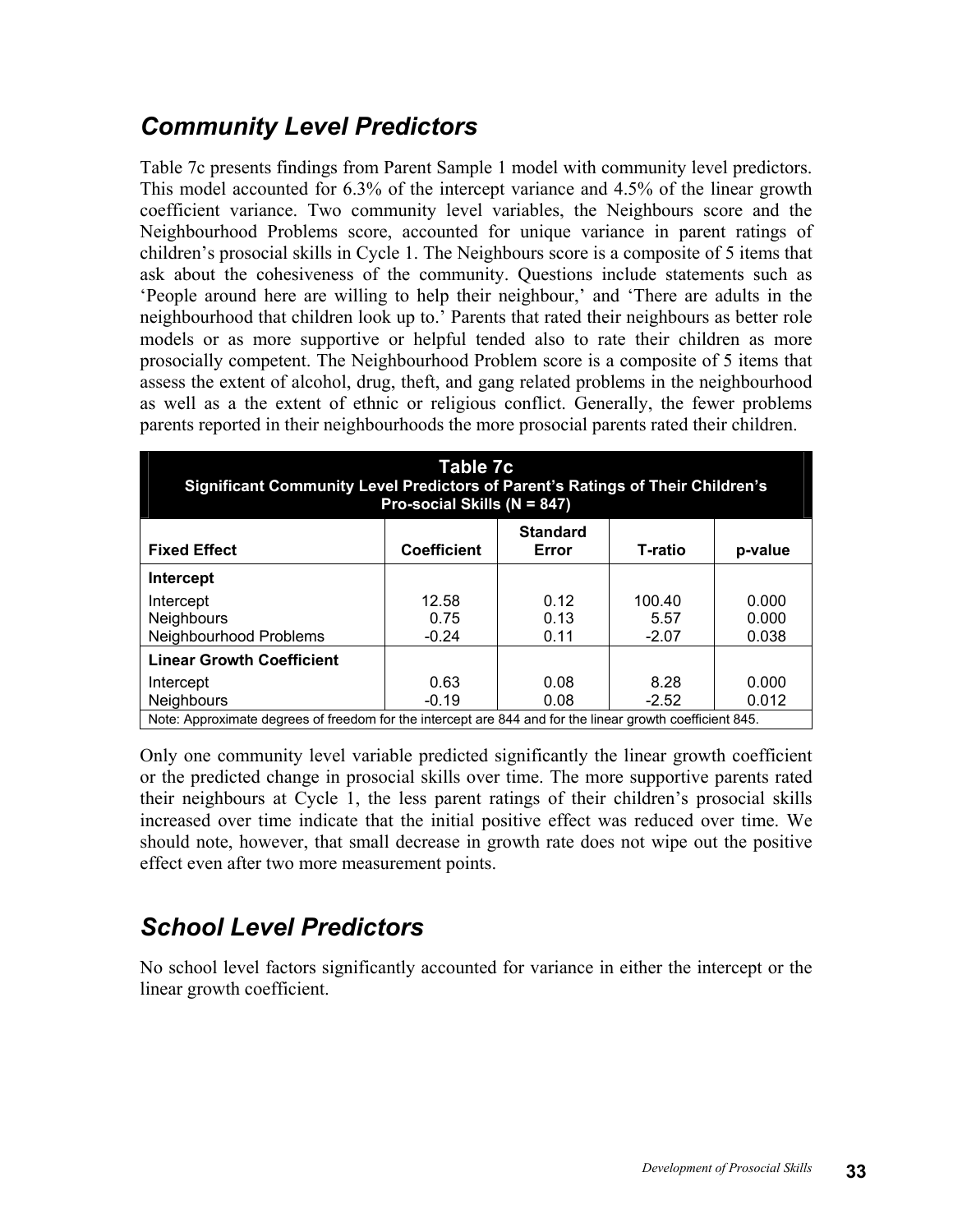## *Community Level Predictors*

Table 7c presents findings from Parent Sample 1 model with community level predictors. This model accounted for 6.3% of the intercept variance and 4.5% of the linear growth coefficient variance. Two community level variables, the Neighbours score and the Neighbourhood Problems score, accounted for unique variance in parent ratings of children's prosocial skills in Cycle 1. The Neighbours score is a composite of 5 items that ask about the cohesiveness of the community. Questions include statements such as 'People around here are willing to help their neighbour,' and 'There are adults in the neighbourhood that children look up to.' Parents that rated their neighbours as better role models or as more supportive or helpful tended also to rate their children as more prosocially competent. The Neighbourhood Problem score is a composite of 5 items that assess the extent of alcohol, drug, theft, and gang related problems in the neighbourhood as well as a the extent of ethnic or religious conflict. Generally, the fewer problems parents reported in their neighbourhoods the more prosocial parents rated their children.

**Table 7c**
**Significant Community Level Predictors of Parent's Ratings of Their Children's Pro-social Skills (N = 847)**

| Fixed Effect | Coefficient | Standard Error | T-ratio | p-value |
|---|---|---|---|---|
| **Intercept** | | | | |
| Intercept | 12.58 | 0.12 | 100.40 | 0.000 |
| Neighbours | 0.75 | 0.13 | 5.57 | 0.000 |
| Neighbourhood Problems | -0.24 | 0.11 | -2.07 | 0.038 |
| **Linear Growth Coefficient** | | | | |
| Intercept | 0.63 | 0.08 | 8.28 | 0.000 |
| Neighbours | -0.19 | 0.08 | -2.52 | 0.012 |

Note: Approximate degrees of freedom for the intercept are 844 and for the linear growth coefficient 845.

Only one community level variable predicted significantly the linear growth coefficient or the predicted change in prosocial skills over time. The more supportive parents rated their neighbours at Cycle 1, the less parent ratings of their children's prosocial skills increased over time indicate that the initial positive effect was reduced over time. We should note, however, that small decrease in growth rate does not wipe out the positive effect even after two more measurement points.

## *School Level Predictors*

No school level factors significantly accounted for variance in either the intercept or the linear growth coefficient.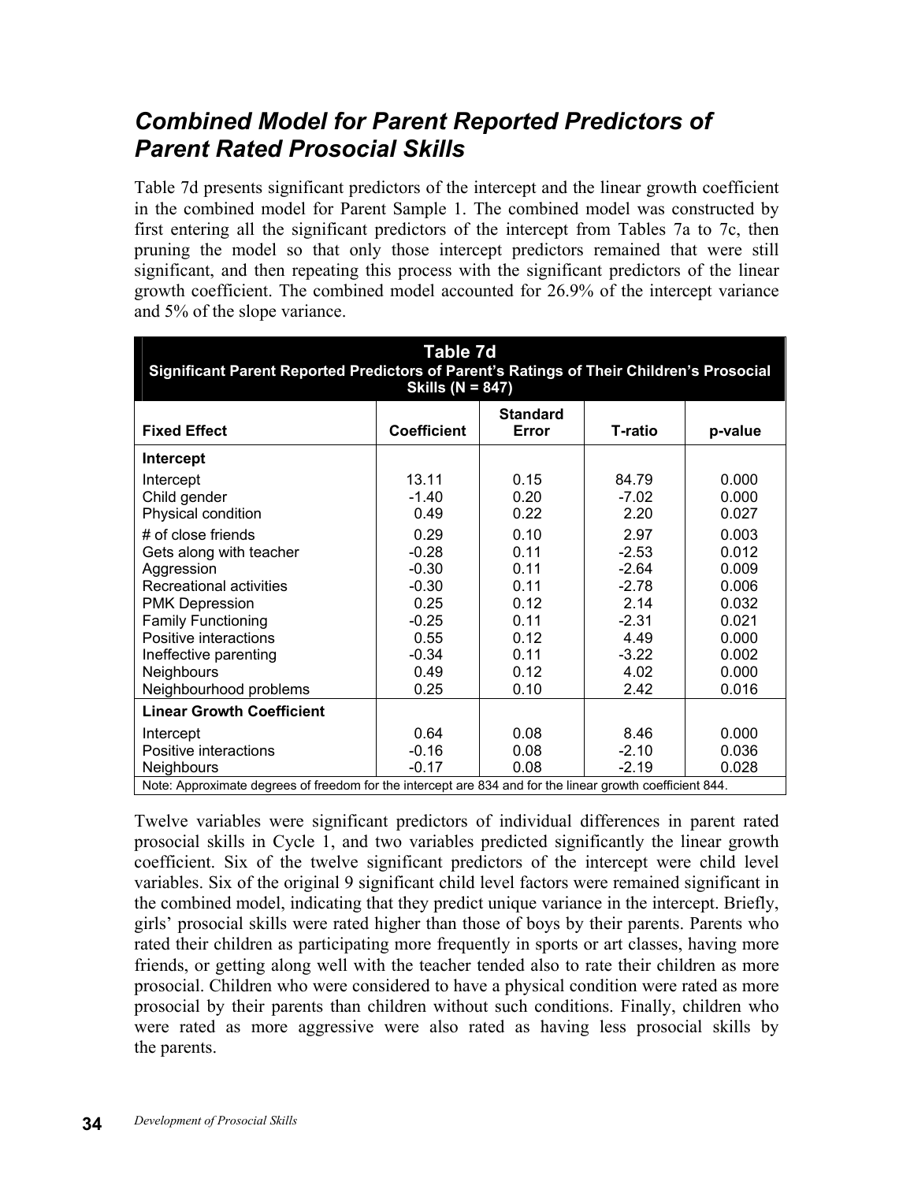## *Combined Model for Parent Reported Predictors of Parent Rated Prosocial Skills*

Table 7d presents significant predictors of the intercept and the linear growth coefficient in the combined model for Parent Sample 1. The combined model was constructed by first entering all the significant predictors of the intercept from Tables 7a to 7c, then pruning the model so that only those intercept predictors remained that were still significant, and then repeating this process with the significant predictors of the linear growth coefficient. The combined model accounted for 26.9% of the intercept variance and 5% of the slope variance.

**Table 7d**
**Significant Parent Reported Predictors of Parent's Ratings of Their Children's Prosocial Skills (N = 847)**

| Fixed Effect | Coefficient | Standard Error | T-ratio | p-value |
|---|---|---|---|---|
| **Intercept** | | | | |
| Intercept | 13.11 | 0.15 | 84.79 | 0.000 |
| Child gender | -1.40 | 0.20 | -7.02 | 0.000 |
| Physical condition | 0.49 | 0.22 | 2.20 | 0.027 |
| # of close friends | 0.29 | 0.10 | 2.97 | 0.003 |
| Gets along with teacher | -0.28 | 0.11 | -2.53 | 0.012 |
| Aggression | -0.30 | 0.11 | -2.64 | 0.009 |
| Recreational activities | -0.30 | 0.11 | -2.78 | 0.006 |
| PMK Depression | 0.25 | 0.12 | 2.14 | 0.032 |
| Family Functioning | -0.25 | 0.11 | -2.31 | 0.021 |
| Positive interactions | 0.55 | 0.12 | 4.49 | 0.000 |
| Ineffective parenting | -0.34 | 0.11 | -3.22 | 0.002 |
| Neighbours | 0.49 | 0.12 | 4.02 | 0.000 |
| Neighbourhood problems | 0.25 | 0.10 | 2.42 | 0.016 |
| **Linear Growth Coefficient** | | | | |
| Intercept | 0.64 | 0.08 | 8.46 | 0.000 |
| Positive interactions | -0.16 | 0.08 | -2.10 | 0.036 |
| Neighbours | -0.17 | 0.08 | -2.19 | 0.028 |

Note: Approximate degrees of freedom for the intercept are 834 and for the linear growth coefficient 844.

Twelve variables were significant predictors of individual differences in parent rated prosocial skills in Cycle 1, and two variables predicted significantly the linear growth coefficient. Six of the twelve significant predictors of the intercept were child level variables. Six of the original 9 significant child level factors were remained significant in the combined model, indicating that they predict unique variance in the intercept. Briefly, girls' prosocial skills were rated higher than those of boys by their parents. Parents who rated their children as participating more frequently in sports or art classes, having more friends, or getting along well with the teacher tended also to rate their children as more prosocial. Children who were considered to have a physical condition were rated as more prosocial by their parents than children without such conditions. Finally, children who were rated as more aggressive were also rated as having less prosocial skills by the parents.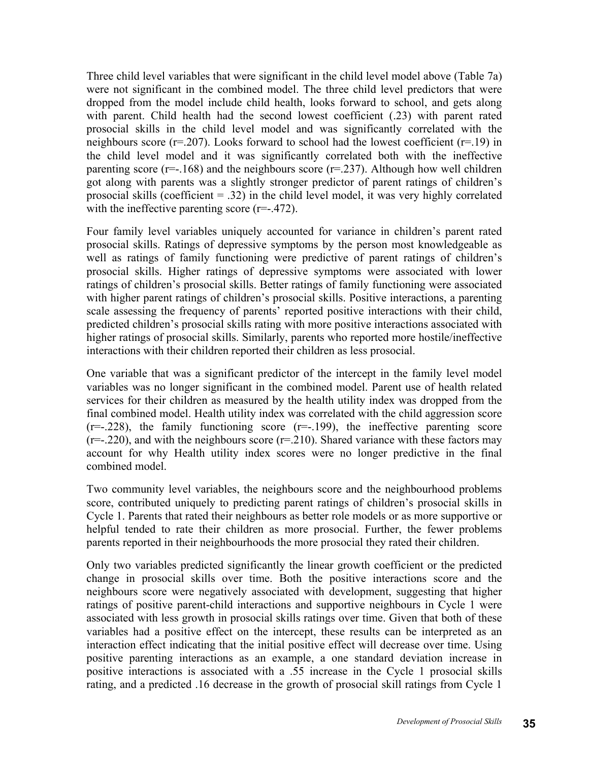Three child level variables that were significant in the child level model above (Table 7a) were not significant in the combined model. The three child level predictors that were dropped from the model include child health, looks forward to school, and gets along with parent. Child health had the second lowest coefficient (.23) with parent rated prosocial skills in the child level model and was significantly correlated with the neighbours score (r=.207). Looks forward to school had the lowest coefficient (r=.19) in the child level model and it was significantly correlated both with the ineffective parenting score (r=-.168) and the neighbours score (r=.237). Although how well children got along with parents was a slightly stronger predictor of parent ratings of children's prosocial skills (coefficient = .32) in the child level model, it was very highly correlated with the ineffective parenting score (r=-.472).

Four family level variables uniquely accounted for variance in children's parent rated prosocial skills. Ratings of depressive symptoms by the person most knowledgeable as well as ratings of family functioning were predictive of parent ratings of children's prosocial skills. Higher ratings of depressive symptoms were associated with lower ratings of children's prosocial skills. Better ratings of family functioning were associated with higher parent ratings of children's prosocial skills. Positive interactions, a parenting scale assessing the frequency of parents' reported positive interactions with their child, predicted children's prosocial skills rating with more positive interactions associated with higher ratings of prosocial skills. Similarly, parents who reported more hostile/ineffective interactions with their children reported their children as less prosocial.

One variable that was a significant predictor of the intercept in the family level model variables was no longer significant in the combined model. Parent use of health related services for their children as measured by the health utility index was dropped from the final combined model. Health utility index was correlated with the child aggression score (r=-.228), the family functioning score (r=-.199), the ineffective parenting score (r=-.220), and with the neighbours score (r=.210). Shared variance with these factors may account for why Health utility index scores were no longer predictive in the final combined model.

Two community level variables, the neighbours score and the neighbourhood problems score, contributed uniquely to predicting parent ratings of children's prosocial skills in Cycle 1. Parents that rated their neighbours as better role models or as more supportive or helpful tended to rate their children as more prosocial. Further, the fewer problems parents reported in their neighbourhoods the more prosocial they rated their children.

Only two variables predicted significantly the linear growth coefficient or the predicted change in prosocial skills over time. Both the positive interactions score and the neighbours score were negatively associated with development, suggesting that higher ratings of positive parent-child interactions and supportive neighbours in Cycle 1 were associated with less growth in prosocial skills ratings over time. Given that both of these variables had a positive effect on the intercept, these results can be interpreted as an interaction effect indicating that the initial positive effect will decrease over time. Using positive parenting interactions as an example, a one standard deviation increase in positive interactions is associated with a .55 increase in the Cycle 1 prosocial skills rating, and a predicted .16 decrease in the growth of prosocial skill ratings from Cycle 1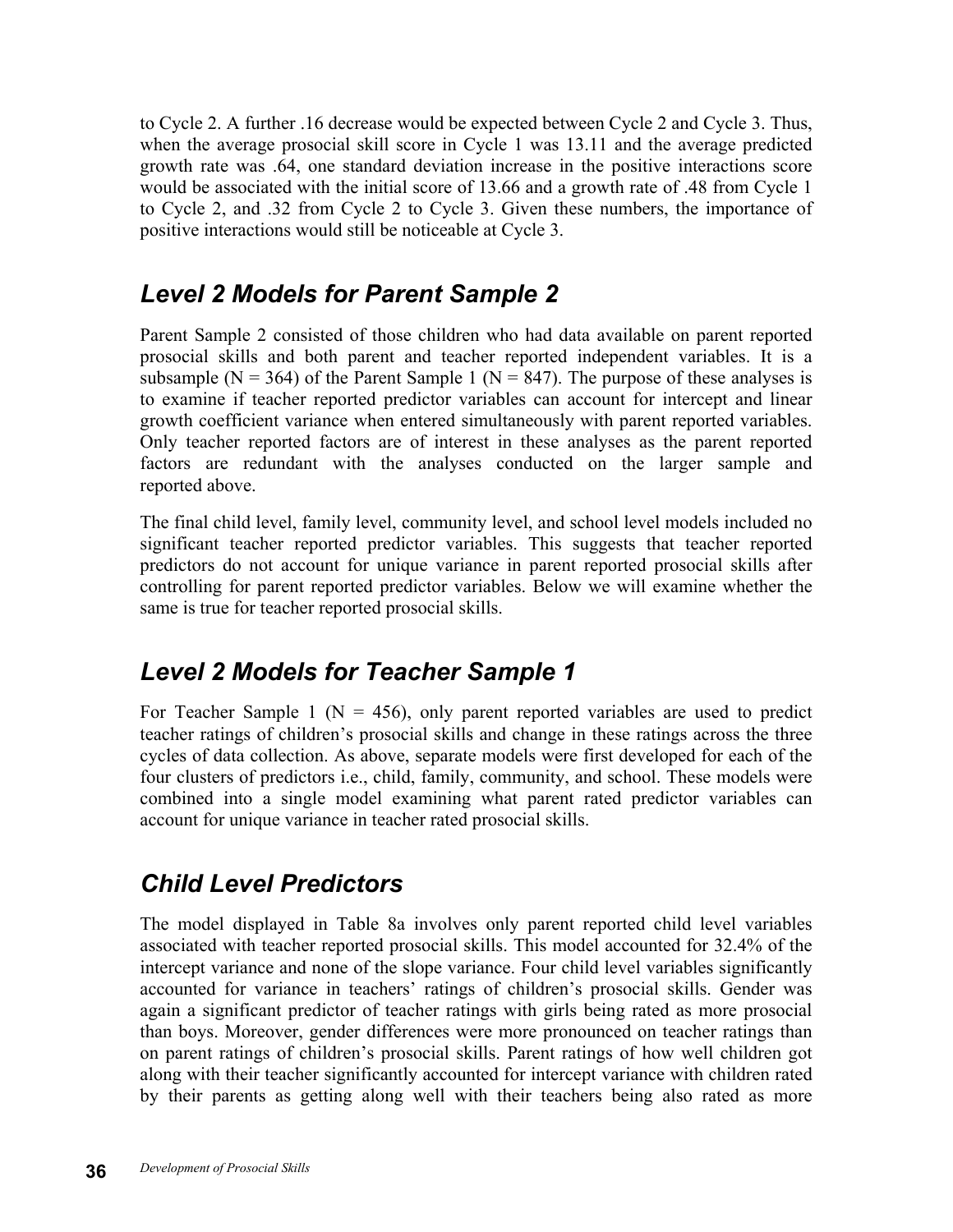to Cycle 2. A further .16 decrease would be expected between Cycle 2 and Cycle 3. Thus, when the average prosocial skill score in Cycle 1 was 13.11 and the average predicted growth rate was .64, one standard deviation increase in the positive interactions score would be associated with the initial score of 13.66 and a growth rate of .48 from Cycle 1 to Cycle 2, and .32 from Cycle 2 to Cycle 3. Given these numbers, the importance of positive interactions would still be noticeable at Cycle 3.

## Level 2 Models for Parent Sample 2

Parent Sample 2 consisted of those children who had data available on parent reported prosocial skills and both parent and teacher reported independent variables. It is a subsample (N = 364) of the Parent Sample 1 (N = 847). The purpose of these analyses is to examine if teacher reported predictor variables can account for intercept and linear growth coefficient variance when entered simultaneously with parent reported variables. Only teacher reported factors are of interest in these analyses as the parent reported factors are redundant with the analyses conducted on the larger sample and reported above.

The final child level, family level, community level, and school level models included no significant teacher reported predictor variables. This suggests that teacher reported predictors do not account for unique variance in parent reported prosocial skills after controlling for parent reported predictor variables. Below we will examine whether the same is true for teacher reported prosocial skills.

## Level 2 Models for Teacher Sample 1

For Teacher Sample 1 (N = 456), only parent reported variables are used to predict teacher ratings of children's prosocial skills and change in these ratings across the three cycles of data collection. As above, separate models were first developed for each of the four clusters of predictors i.e., child, family, community, and school. These models were combined into a single model examining what parent rated predictor variables can account for unique variance in teacher rated prosocial skills.

## Child Level Predictors

The model displayed in Table 8a involves only parent reported child level variables associated with teacher reported prosocial skills. This model accounted for 32.4% of the intercept variance and none of the slope variance. Four child level variables significantly accounted for variance in teachers' ratings of children's prosocial skills. Gender was again a significant predictor of teacher ratings with girls being rated as more prosocial than boys. Moreover, gender differences were more pronounced on teacher ratings than on parent ratings of children's prosocial skills. Parent ratings of how well children got along with their teacher significantly accounted for intercept variance with children rated by their parents as getting along well with their teachers being also rated as more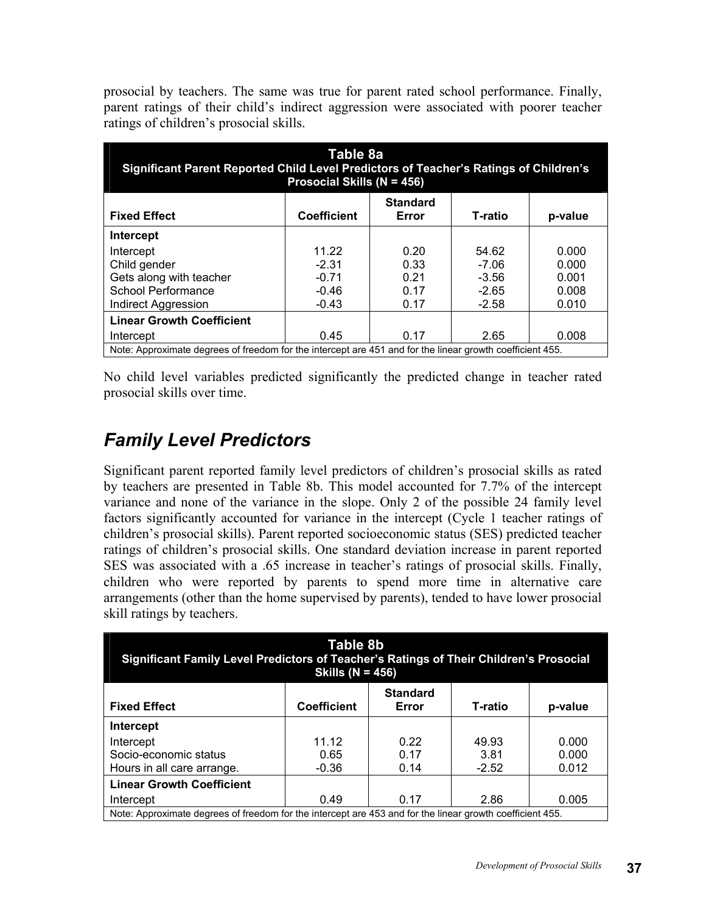prosocial by teachers. The same was true for parent rated school performance. Finally, parent ratings of their child's indirect aggression were associated with poorer teacher ratings of children's prosocial skills.

**Table 8a**
**Significant Parent Reported Child Level Predictors of Teacher's Ratings of Children's Prosocial Skills (N = 456)**

| Fixed Effect | Coefficient | Standard Error | T-ratio | p-value |
|---|---|---|---|---|
| **Intercept** | | | | |
| Intercept | 11.22 | 0.20 | 54.62 | 0.000 |
| Child gender | -2.31 | 0.33 | -7.06 | 0.000 |
| Gets along with teacher | -0.71 | 0.21 | -3.56 | 0.001 |
| School Performance | -0.46 | 0.17 | -2.65 | 0.008 |
| Indirect Aggression | -0.43 | 0.17 | -2.58 | 0.010 |
| **Linear Growth Coefficient** | | | | |
| Intercept | 0.45 | 0.17 | 2.65 | 0.008 |

Note: Approximate degrees of freedom for the intercept are 451 and for the linear growth coefficient 455.

No child level variables predicted significantly the predicted change in teacher rated prosocial skills over time.

## *Family Level Predictors*

Significant parent reported family level predictors of children's prosocial skills as rated by teachers are presented in Table 8b. This model accounted for 7.7% of the intercept variance and none of the variance in the slope. Only 2 of the possible 24 family level factors significantly accounted for variance in the intercept (Cycle 1 teacher ratings of children's prosocial skills). Parent reported socioeconomic status (SES) predicted teacher ratings of children's prosocial skills. One standard deviation increase in parent reported SES was associated with a .65 increase in teacher's ratings of prosocial skills. Finally, children who were reported by parents to spend more time in alternative care arrangements (other than the home supervised by parents), tended to have lower prosocial skill ratings by teachers.

**Table 8b**
**Significant Family Level Predictors of Teacher's Ratings of Their Children's Prosocial Skills (N = 456)**

| Fixed Effect | Coefficient | Standard Error | T-ratio | p-value |
|---|---|---|---|---|
| **Intercept** | | | | |
| Intercept | 11.12 | 0.22 | 49.93 | 0.000 |
| Socio-economic status | 0.65 | 0.17 | 3.81 | 0.000 |
| Hours in all care arrange. | -0.36 | 0.14 | -2.52 | 0.012 |
| **Linear Growth Coefficient** | | | | |
| Intercept | 0.49 | 0.17 | 2.86 | 0.005 |

Note: Approximate degrees of freedom for the intercept are 453 and for the linear growth coefficient 455.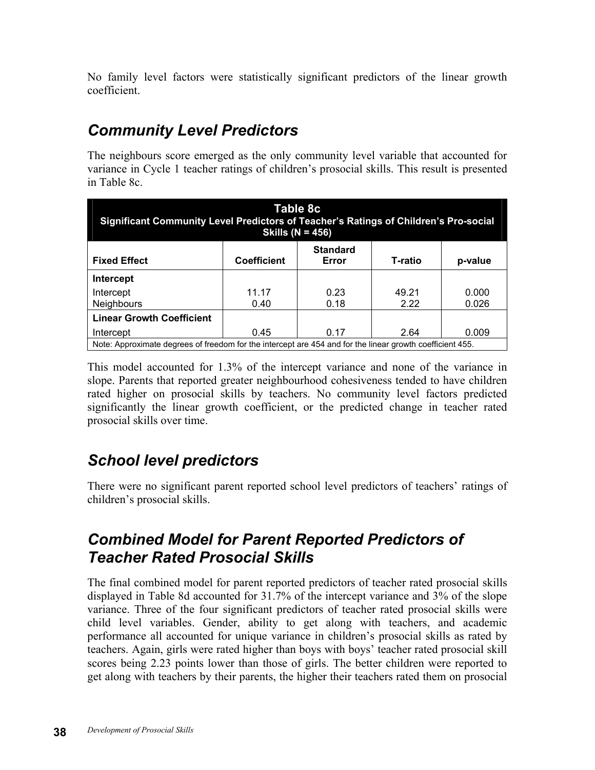No family level factors were statistically significant predictors of the linear growth coefficient.

## *Community Level Predictors*

The neighbours score emerged as the only community level variable that accounted for variance in Cycle 1 teacher ratings of children's prosocial skills. This result is presented in Table 8c.

**Table 8c**
**Significant Community Level Predictors of Teacher's Ratings of Children's Pro-social Skills (N = 456)**

| Fixed Effect | Coefficient | Standard Error | T-ratio | p-value |
|---|---|---|---|---|
| **Intercept** | | | | |
| Intercept | 11.17 | 0.23 | 49.21 | 0.000 |
| Neighbours | 0.40 | 0.18 | 2.22 | 0.026 |
| **Linear Growth Coefficient** | | | | |
| Intercept | 0.45 | 0.17 | 2.64 | 0.009 |

Note: Approximate degrees of freedom for the intercept are 454 and for the linear growth coefficient 455.

This model accounted for 1.3% of the intercept variance and none of the variance in slope. Parents that reported greater neighbourhood cohesiveness tended to have children rated higher on prosocial skills by teachers. No community level factors predicted significantly the linear growth coefficient, or the predicted change in teacher rated prosocial skills over time.

## *School level predictors*

There were no significant parent reported school level predictors of teachers' ratings of children's prosocial skills.

## *Combined Model for Parent Reported Predictors of Teacher Rated Prosocial Skills*

The final combined model for parent reported predictors of teacher rated prosocial skills displayed in Table 8d accounted for 31.7% of the intercept variance and 3% of the slope variance. Three of the four significant predictors of teacher rated prosocial skills were child level variables. Gender, ability to get along with teachers, and academic performance all accounted for unique variance in children's prosocial skills as rated by teachers. Again, girls were rated higher than boys with boys' teacher rated prosocial skill scores being 2.23 points lower than those of girls. The better children were reported to get along with teachers by their parents, the higher their teachers rated them on prosocial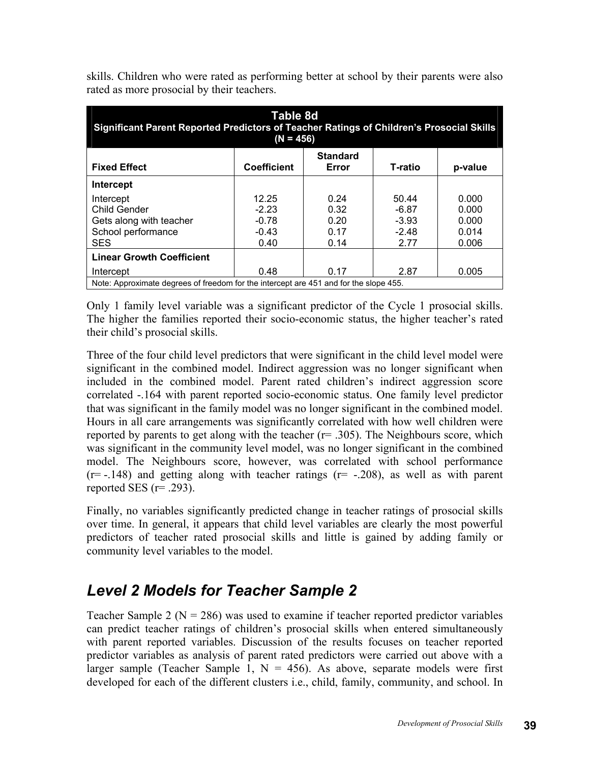skills. Children who were rated as performing better at school by their parents were also rated as more prosocial by their teachers.

**Table 8d**
**Significant Parent Reported Predictors of Teacher Ratings of Children's Prosocial Skills (N = 456)**

| Fixed Effect | Coefficient | Standard Error | T-ratio | p-value |
|---|---|---|---|---|
| **Intercept** | | | | |
| Intercept | 12.25 | 0.24 | 50.44 | 0.000 |
| Child Gender | -2.23 | 0.32 | -6.87 | 0.000 |
| Gets along with teacher | -0.78 | 0.20 | -3.93 | 0.000 |
| School performance | -0.43 | 0.17 | -2.48 | 0.014 |
| SES | 0.40 | 0.14 | 2.77 | 0.006 |
| **Linear Growth Coefficient** | | | | |
| Intercept | 0.48 | 0.17 | 2.87 | 0.005 |

Note: Approximate degrees of freedom for the intercept are 451 and for the slope 455.

Only 1 family level variable was a significant predictor of the Cycle 1 prosocial skills. The higher the families reported their socio-economic status, the higher teacher's rated their child's prosocial skills.

Three of the four child level predictors that were significant in the child level model were significant in the combined model. Indirect aggression was no longer significant when included in the combined model. Parent rated children's indirect aggression score correlated -.164 with parent reported socio-economic status. One family level predictor that was significant in the family model was no longer significant in the combined model. Hours in all care arrangements was significantly correlated with how well children were reported by parents to get along with the teacher (r= .305). The Neighbours score, which was significant in the community level model, was no longer significant in the combined model. The Neighbours score, however, was correlated with school performance (r= -.148) and getting along with teacher ratings (r= -.208), as well as with parent reported SES (r= .293).

Finally, no variables significantly predicted change in teacher ratings of prosocial skills over time. In general, it appears that child level variables are clearly the most powerful predictors of teacher rated prosocial skills and little is gained by adding family or community level variables to the model.

## *Level 2 Models for Teacher Sample 2*

Teacher Sample 2 (N = 286) was used to examine if teacher reported predictor variables can predict teacher ratings of children's prosocial skills when entered simultaneously with parent reported variables. Discussion of the results focuses on teacher reported predictor variables as analysis of parent rated predictors were carried out above with a larger sample (Teacher Sample 1, N = 456). As above, separate models were first developed for each of the different clusters i.e., child, family, community, and school. In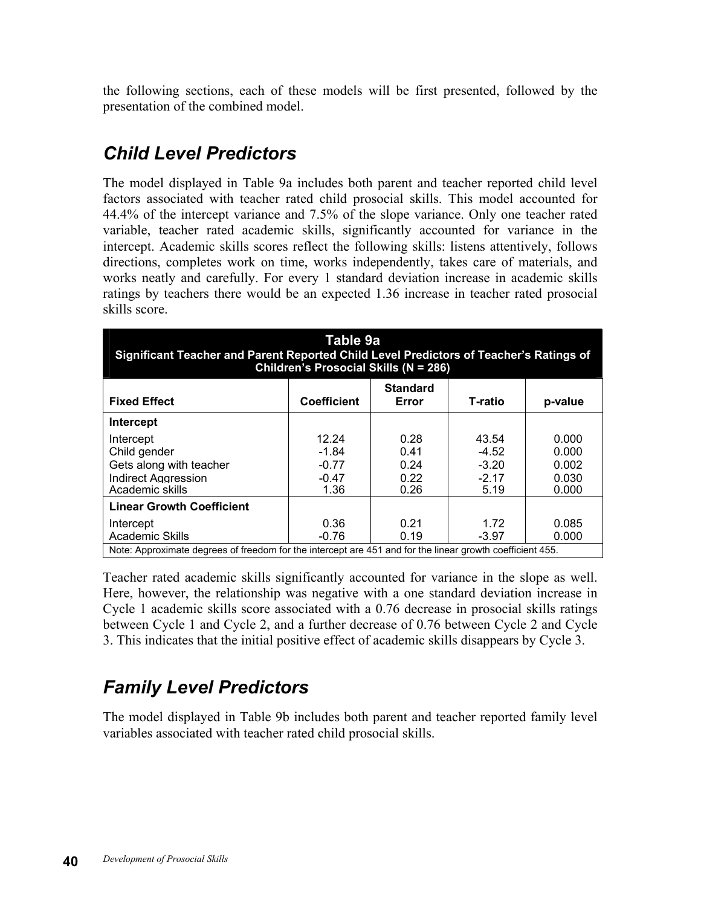the following sections, each of these models will be first presented, followed by the presentation of the combined model.

## *Child Level Predictors*

The model displayed in Table 9a includes both parent and teacher reported child level factors associated with teacher rated child prosocial skills. This model accounted for 44.4% of the intercept variance and 7.5% of the slope variance. Only one teacher rated variable, teacher rated academic skills, significantly accounted for variance in the intercept. Academic skills scores reflect the following skills: listens attentively, follows directions, completes work on time, works independently, takes care of materials, and works neatly and carefully. For every 1 standard deviation increase in academic skills ratings by teachers there would be an expected 1.36 increase in teacher rated prosocial skills score.

**Table 9a**
**Significant Teacher and Parent Reported Child Level Predictors of Teacher's Ratings of Children's Prosocial Skills (N = 286)**

| Fixed Effect | Coefficient | Standard Error | T-ratio | p-value |
|---|---|---|---|---|
| **Intercept** | | | | |
| Intercept | 12.24 | 0.28 | 43.54 | 0.000 |
| Child gender | -1.84 | 0.41 | -4.52 | 0.000 |
| Gets along with teacher | -0.77 | 0.24 | -3.20 | 0.002 |
| Indirect Aggression | -0.47 | 0.22 | -2.17 | 0.030 |
| Academic skills | 1.36 | 0.26 | 5.19 | 0.000 |
| **Linear Growth Coefficient** | | | | |
| Intercept | 0.36 | 0.21 | 1.72 | 0.085 |
| Academic Skills | -0.76 | 0.19 | -3.97 | 0.000 |

Note: Approximate degrees of freedom for the intercept are 451 and for the linear growth coefficient 455.

Teacher rated academic skills significantly accounted for variance in the slope as well. Here, however, the relationship was negative with a one standard deviation increase in Cycle 1 academic skills score associated with a 0.76 decrease in prosocial skills ratings between Cycle 1 and Cycle 2, and a further decrease of 0.76 between Cycle 2 and Cycle 3. This indicates that the initial positive effect of academic skills disappears by Cycle 3.

## *Family Level Predictors*

The model displayed in Table 9b includes both parent and teacher reported family level variables associated with teacher rated child prosocial skills.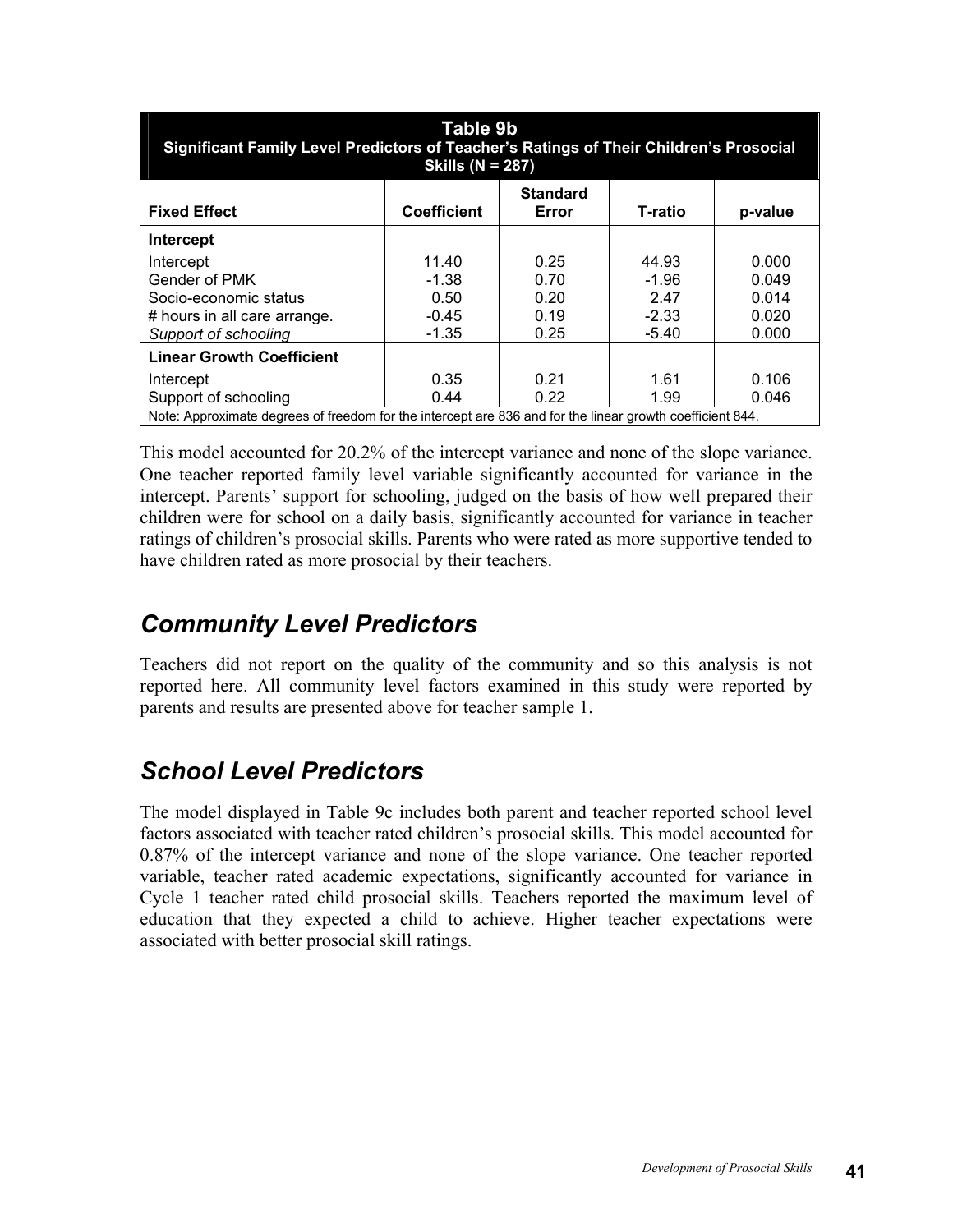| Table 9b<br>Significant Family Level Predictors of Teacher's Ratings of Their Children's Prosocial Skills (N = 287) | | | | |
|---|---|---|---|---|
| **Fixed Effect** | **Coefficient** | **Standard Error** | **T-ratio** | **p-value** |
| **Intercept** | | | | |
| Intercept | 11.40 | 0.25 | 44.93 | 0.000 |
| Gender of PMK | -1.38 | 0.70 | -1.96 | 0.049 |
| Socio-economic status | 0.50 | 0.20 | 2.47 | 0.014 |
| # hours in all care arrange. | -0.45 | 0.19 | -2.33 | 0.020 |
| *Support of schooling* | -1.35 | 0.25 | -5.40 | 0.000 |
| **Linear Growth Coefficient** | | | | |
| Intercept | 0.35 | 0.21 | 1.61 | 0.106 |
| Support of schooling | 0.44 | 0.22 | 1.99 | 0.046 |
| Note: Approximate degrees of freedom for the intercept are 836 and for the linear growth coefficient 844. | | | | |

This model accounted for 20.2% of the intercept variance and none of the slope variance. One teacher reported family level variable significantly accounted for variance in the intercept. Parents' support for schooling, judged on the basis of how well prepared their children were for school on a daily basis, significantly accounted for variance in teacher ratings of children's prosocial skills. Parents who were rated as more supportive tended to have children rated as more prosocial by their teachers.

## *Community Level Predictors*

Teachers did not report on the quality of the community and so this analysis is not reported here. All community level factors examined in this study were reported by parents and results are presented above for teacher sample 1.

## *School Level Predictors*

The model displayed in Table 9c includes both parent and teacher reported school level factors associated with teacher rated children's prosocial skills. This model accounted for 0.87% of the intercept variance and none of the slope variance. One teacher reported variable, teacher rated academic expectations, significantly accounted for variance in Cycle 1 teacher rated child prosocial skills. Teachers reported the maximum level of education that they expected a child to achieve. Higher teacher expectations were associated with better prosocial skill ratings.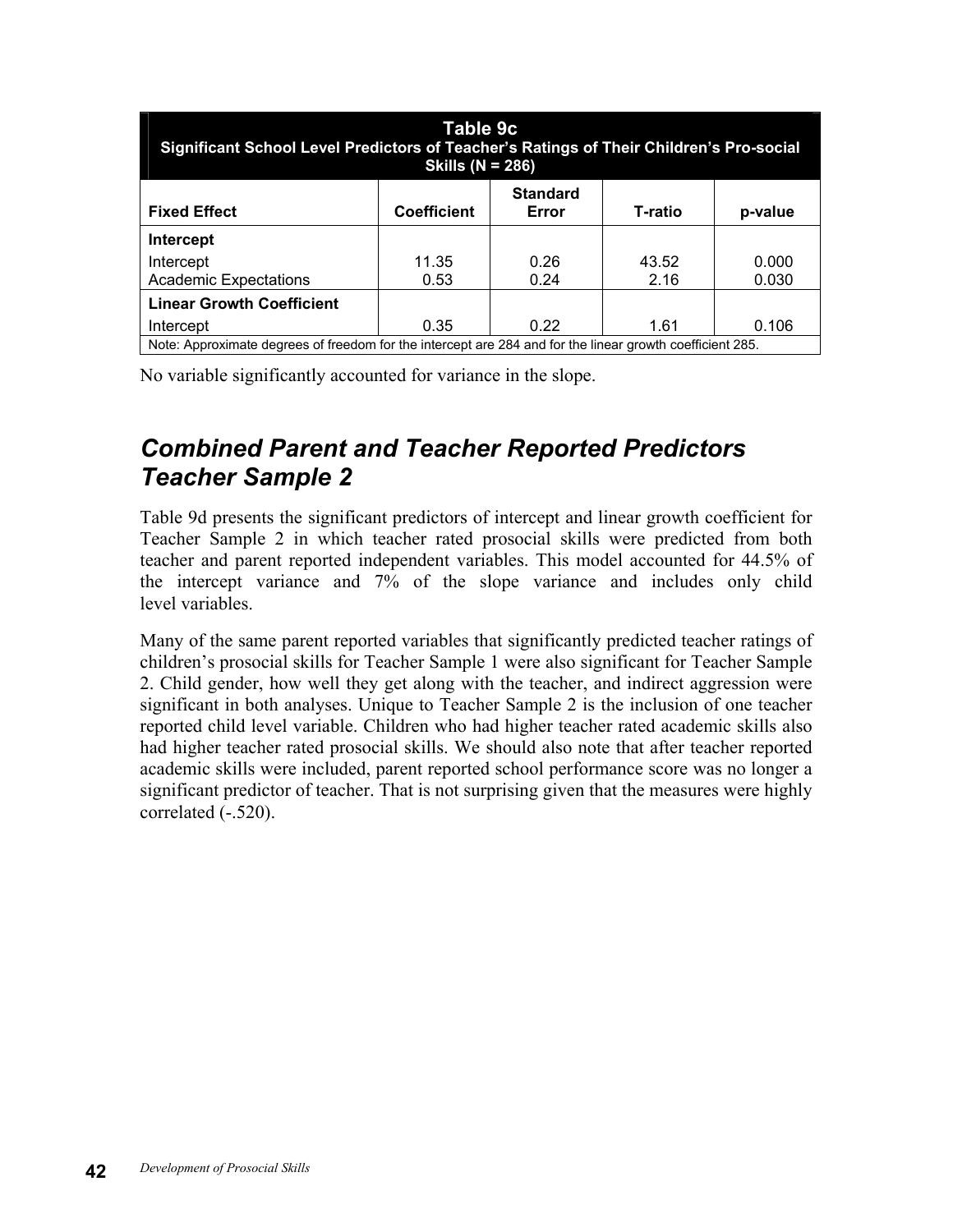| **Table 9c**<br>**Significant School Level Predictors of Teacher's Ratings of Their Children's Pro-social Skills (N = 286)** | | | | |
|---|---|---|---|---|
| **Fixed Effect** | **Coefficient** | **Standard Error** | **T-ratio** | **p-value** |
| **Intercept** | | | | |
| Intercept | 11.35 | 0.26 | 43.52 | 0.000 |
| Academic Expectations | 0.53 | 0.24 | 2.16 | 0.030 |
| **Linear Growth Coefficient** | | | | |
| Intercept | 0.35 | 0.22 | 1.61 | 0.106 |
| Note: Approximate degrees of freedom for the intercept are 284 and for the linear growth coefficient 285. | | | | |

No variable significantly accounted for variance in the slope.

## *Combined Parent and Teacher Reported Predictors Teacher Sample 2*

Table 9d presents the significant predictors of intercept and linear growth coefficient for Teacher Sample 2 in which teacher rated prosocial skills were predicted from both teacher and parent reported independent variables. This model accounted for 44.5% of the intercept variance and 7% of the slope variance and includes only child level variables.

Many of the same parent reported variables that significantly predicted teacher ratings of children's prosocial skills for Teacher Sample 1 were also significant for Teacher Sample 2. Child gender, how well they get along with the teacher, and indirect aggression were significant in both analyses. Unique to Teacher Sample 2 is the inclusion of one teacher reported child level variable. Children who had higher teacher rated academic skills also had higher teacher rated prosocial skills. We should also note that after teacher reported academic skills were included, parent reported school performance score was no longer a significant predictor of teacher. That is not surprising given that the measures were highly correlated (-.520).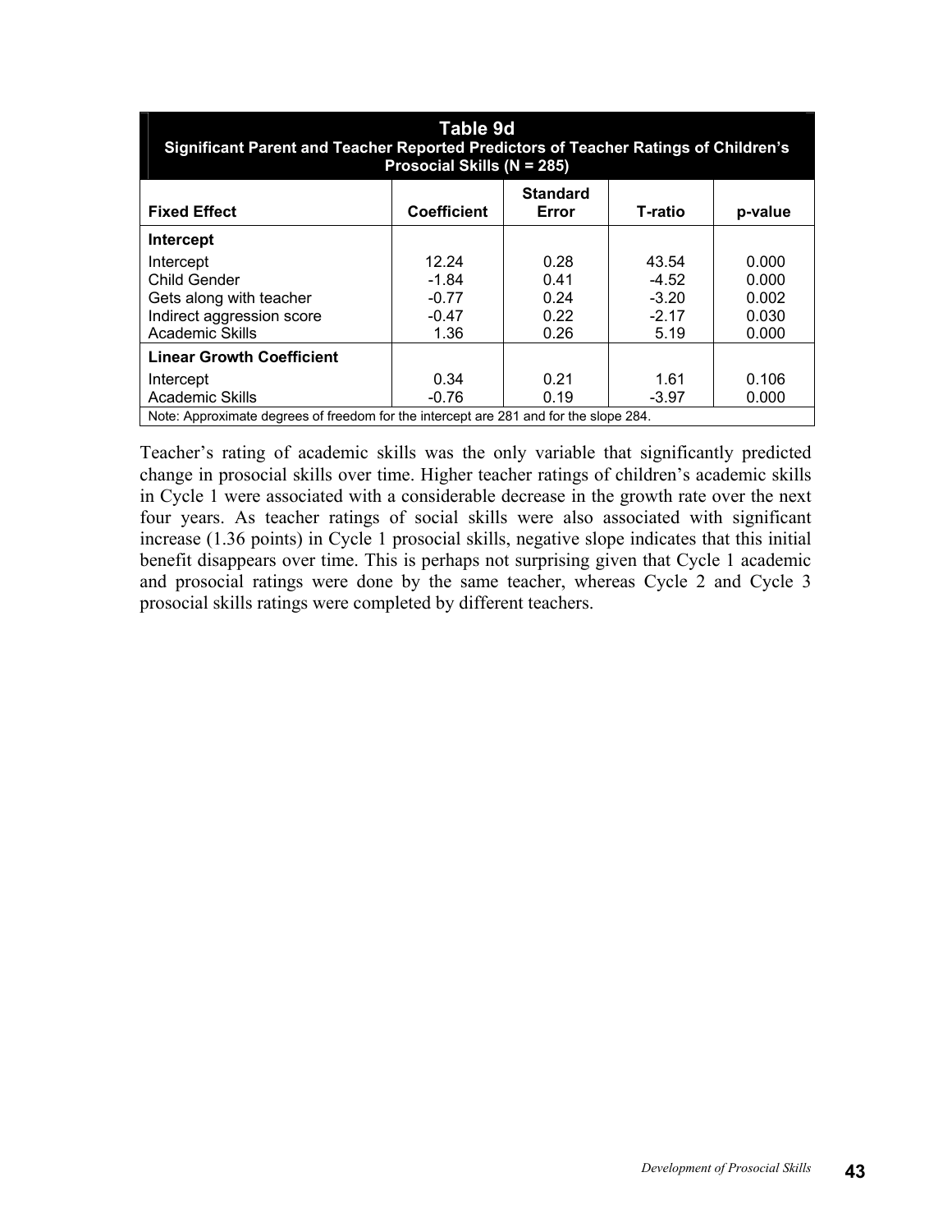| **Table 9d**<br>**Significant Parent and Teacher Reported Predictors of Teacher Ratings of Children's Prosocial Skills (N = 285)** | | | | |
|---|---|---|---|---|
| **Fixed Effect** | **Coefficient** | **Standard Error** | **T-ratio** | **p-value** |
| **Intercept** | | | | |
| Intercept | 12.24 | 0.28 | 43.54 | 0.000 |
| Child Gender | -1.84 | 0.41 | -4.52 | 0.000 |
| Gets along with teacher | -0.77 | 0.24 | -3.20 | 0.002 |
| Indirect aggression score | -0.47 | 0.22 | -2.17 | 0.030 |
| Academic Skills | 1.36 | 0.26 | 5.19 | 0.000 |
| **Linear Growth Coefficient** | | | | |
| Intercept | 0.34 | 0.21 | 1.61 | 0.106 |
| Academic Skills | -0.76 | 0.19 | -3.97 | 0.000 |
| Note: Approximate degrees of freedom for the intercept are 281 and for the slope 284. | | | | |

Teacher's rating of academic skills was the only variable that significantly predicted change in prosocial skills over time. Higher teacher ratings of children's academic skills in Cycle 1 were associated with a considerable decrease in the growth rate over the next four years. As teacher ratings of social skills were also associated with significant increase (1.36 points) in Cycle 1 prosocial skills, negative slope indicates that this initial benefit disappears over time. This is perhaps not surprising given that Cycle 1 academic and prosocial ratings were done by the same teacher, whereas Cycle 2 and Cycle 3 prosocial skills ratings were completed by different teachers.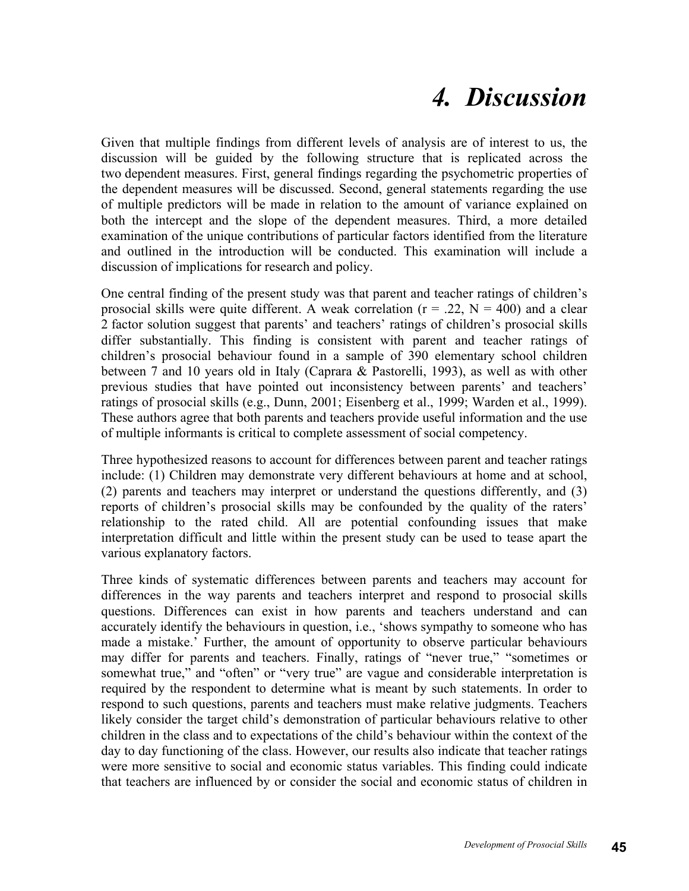# *4. Discussion*

Given that multiple findings from different levels of analysis are of interest to us, the discussion will be guided by the following structure that is replicated across the two dependent measures. First, general findings regarding the psychometric properties of the dependent measures will be discussed. Second, general statements regarding the use of multiple predictors will be made in relation to the amount of variance explained on both the intercept and the slope of the dependent measures. Third, a more detailed examination of the unique contributions of particular factors identified from the literature and outlined in the introduction will be conducted. This examination will include a discussion of implications for research and policy.

One central finding of the present study was that parent and teacher ratings of children's prosocial skills were quite different. A weak correlation ($r = .22$, $N = 400$) and a clear 2 factor solution suggest that parents' and teachers' ratings of children's prosocial skills differ substantially. This finding is consistent with parent and teacher ratings of children's prosocial behaviour found in a sample of 390 elementary school children between 7 and 10 years old in Italy (Caprara & Pastorelli, 1993), as well as with other previous studies that have pointed out inconsistency between parents' and teachers' ratings of prosocial skills (e.g., Dunn, 2001; Eisenberg et al., 1999; Warden et al., 1999). These authors agree that both parents and teachers provide useful information and the use of multiple informants is critical to complete assessment of social competency.

Three hypothesized reasons to account for differences between parent and teacher ratings include: (1) Children may demonstrate very different behaviours at home and at school, (2) parents and teachers may interpret or understand the questions differently, and (3) reports of children's prosocial skills may be confounded by the quality of the raters' relationship to the rated child. All are potential confounding issues that make interpretation difficult and little within the present study can be used to tease apart the various explanatory factors.

Three kinds of systematic differences between parents and teachers may account for differences in the way parents and teachers interpret and respond to prosocial skills questions. Differences can exist in how parents and teachers understand and can accurately identify the behaviours in question, i.e., 'shows sympathy to someone who has made a mistake.' Further, the amount of opportunity to observe particular behaviours may differ for parents and teachers. Finally, ratings of "never true," "sometimes or somewhat true," and "often" or "very true" are vague and considerable interpretation is required by the respondent to determine what is meant by such statements. In order to respond to such questions, parents and teachers must make relative judgments. Teachers likely consider the target child's demonstration of particular behaviours relative to other children in the class and to expectations of the child's behaviour within the context of the day to day functioning of the class. However, our results also indicate that teacher ratings were more sensitive to social and economic status variables. This finding could indicate that teachers are influenced by or consider the social and economic status of children in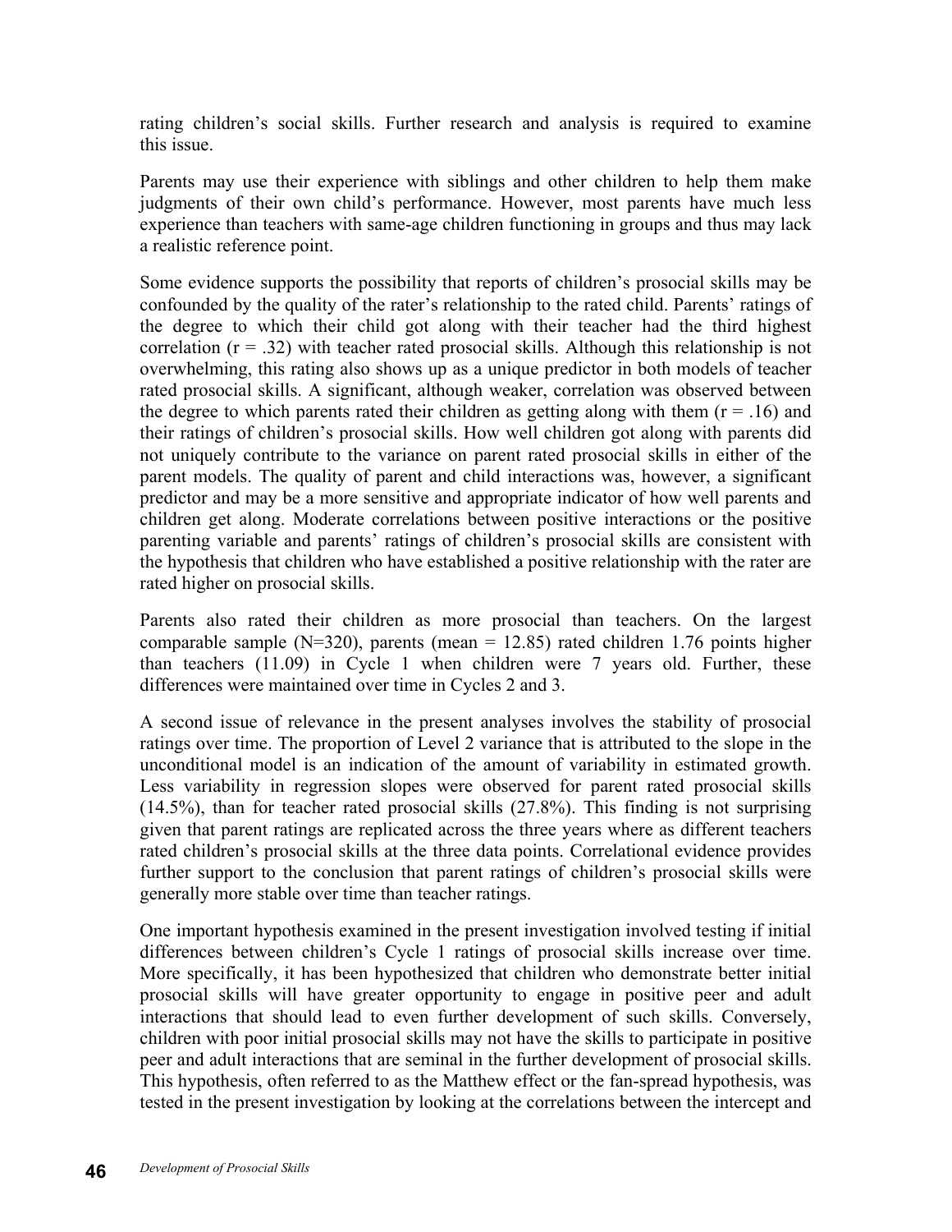rating children's social skills. Further research and analysis is required to examine this issue.

Parents may use their experience with siblings and other children to help them make judgments of their own child's performance. However, most parents have much less experience than teachers with same-age children functioning in groups and thus may lack a realistic reference point.

Some evidence supports the possibility that reports of children's prosocial skills may be confounded by the quality of the rater's relationship to the rated child. Parents' ratings of the degree to which their child got along with their teacher had the third highest correlation ($r = .32$) with teacher rated prosocial skills. Although this relationship is not overwhelming, this rating also shows up as a unique predictor in both models of teacher rated prosocial skills. A significant, although weaker, correlation was observed between the degree to which parents rated their children as getting along with them ($r = .16$) and their ratings of children's prosocial skills. How well children got along with parents did not uniquely contribute to the variance on parent rated prosocial skills in either of the parent models. The quality of parent and child interactions was, however, a significant predictor and may be a more sensitive and appropriate indicator of how well parents and children get along. Moderate correlations between positive interactions or the positive parenting variable and parents' ratings of children's prosocial skills are consistent with the hypothesis that children who have established a positive relationship with the rater are rated higher on prosocial skills.

Parents also rated their children as more prosocial than teachers. On the largest comparable sample (N=320), parents (mean = 12.85) rated children 1.76 points higher than teachers (11.09) in Cycle 1 when children were 7 years old. Further, these differences were maintained over time in Cycles 2 and 3.

A second issue of relevance in the present analyses involves the stability of prosocial ratings over time. The proportion of Level 2 variance that is attributed to the slope in the unconditional model is an indication of the amount of variability in estimated growth. Less variability in regression slopes were observed for parent rated prosocial skills (14.5%), than for teacher rated prosocial skills (27.8%). This finding is not surprising given that parent ratings are replicated across the three years where as different teachers rated children's prosocial skills at the three data points. Correlational evidence provides further support to the conclusion that parent ratings of children's prosocial skills were generally more stable over time than teacher ratings.

One important hypothesis examined in the present investigation involved testing if initial differences between children's Cycle 1 ratings of prosocial skills increase over time. More specifically, it has been hypothesized that children who demonstrate better initial prosocial skills will have greater opportunity to engage in positive peer and adult interactions that should lead to even further development of such skills. Conversely, children with poor initial prosocial skills may not have the skills to participate in positive peer and adult interactions that are seminal in the further development of prosocial skills. This hypothesis, often referred to as the Matthew effect or the fan-spread hypothesis, was tested in the present investigation by looking at the correlations between the intercept and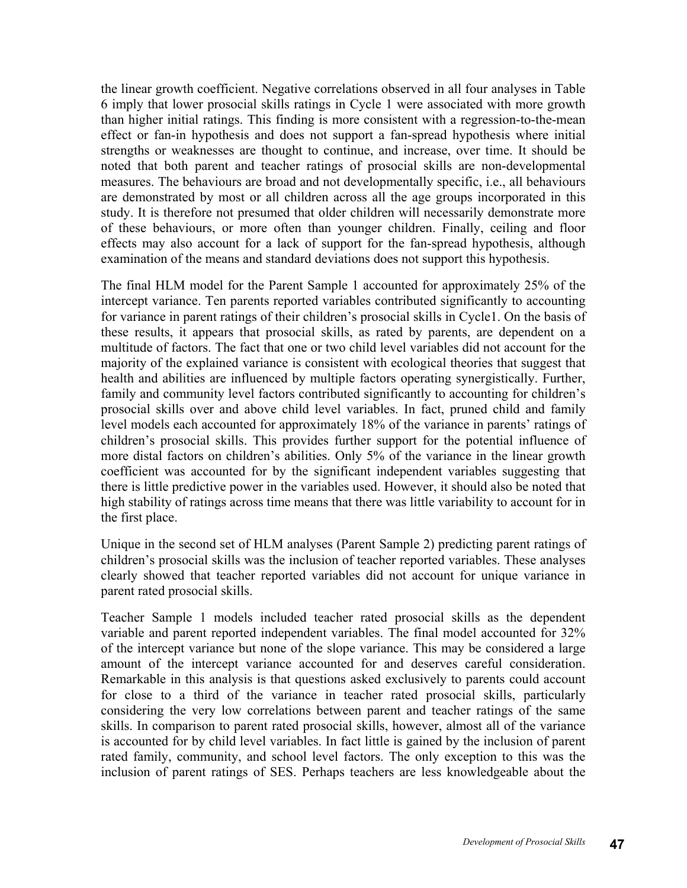the linear growth coefficient. Negative correlations observed in all four analyses in Table 6 imply that lower prosocial skills ratings in Cycle 1 were associated with more growth than higher initial ratings. This finding is more consistent with a regression-to-the-mean effect or fan-in hypothesis and does not support a fan-spread hypothesis where initial strengths or weaknesses are thought to continue, and increase, over time. It should be noted that both parent and teacher ratings of prosocial skills are non-developmental measures. The behaviours are broad and not developmentally specific, i.e., all behaviours are demonstrated by most or all children across all the age groups incorporated in this study. It is therefore not presumed that older children will necessarily demonstrate more of these behaviours, or more often than younger children. Finally, ceiling and floor effects may also account for a lack of support for the fan-spread hypothesis, although examination of the means and standard deviations does not support this hypothesis.

The final HLM model for the Parent Sample 1 accounted for approximately 25% of the intercept variance. Ten parents reported variables contributed significantly to accounting for variance in parent ratings of their children's prosocial skills in Cycle1. On the basis of these results, it appears that prosocial skills, as rated by parents, are dependent on a multitude of factors. The fact that one or two child level variables did not account for the majority of the explained variance is consistent with ecological theories that suggest that health and abilities are influenced by multiple factors operating synergistically. Further, family and community level factors contributed significantly to accounting for children's prosocial skills over and above child level variables. In fact, pruned child and family level models each accounted for approximately 18% of the variance in parents' ratings of children's prosocial skills. This provides further support for the potential influence of more distal factors on children's abilities. Only 5% of the variance in the linear growth coefficient was accounted for by the significant independent variables suggesting that there is little predictive power in the variables used. However, it should also be noted that high stability of ratings across time means that there was little variability to account for in the first place.

Unique in the second set of HLM analyses (Parent Sample 2) predicting parent ratings of children's prosocial skills was the inclusion of teacher reported variables. These analyses clearly showed that teacher reported variables did not account for unique variance in parent rated prosocial skills.

Teacher Sample 1 models included teacher rated prosocial skills as the dependent variable and parent reported independent variables. The final model accounted for 32% of the intercept variance but none of the slope variance. This may be considered a large amount of the intercept variance accounted for and deserves careful consideration. Remarkable in this analysis is that questions asked exclusively to parents could account for close to a third of the variance in teacher rated prosocial skills, particularly considering the very low correlations between parent and teacher ratings of the same skills. In comparison to parent rated prosocial skills, however, almost all of the variance is accounted for by child level variables. In fact little is gained by the inclusion of parent rated family, community, and school level factors. The only exception to this was the inclusion of parent ratings of SES. Perhaps teachers are less knowledgeable about the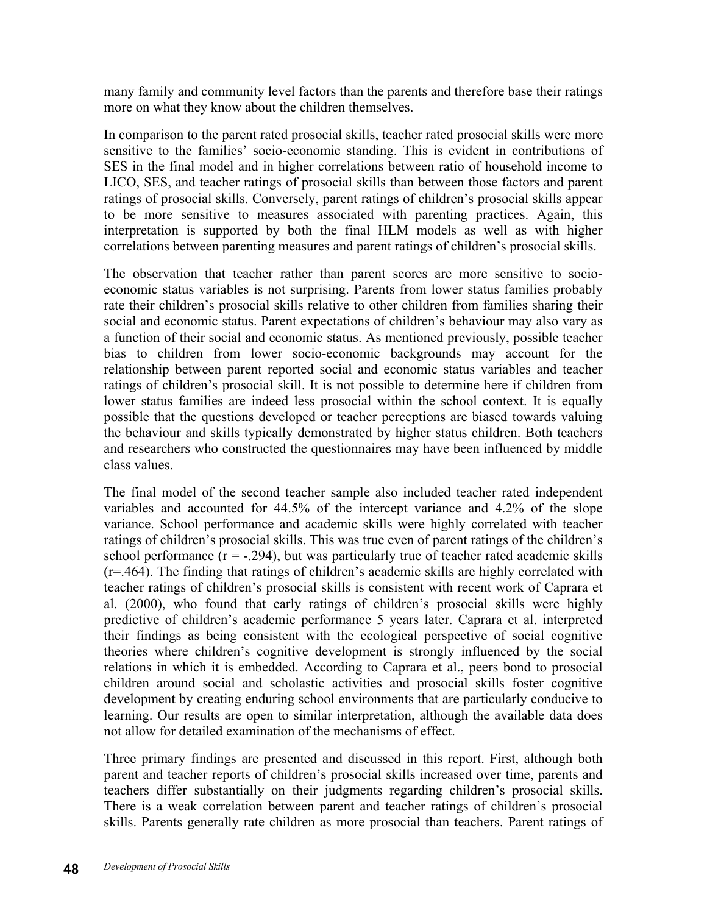many family and community level factors than the parents and therefore base their ratings more on what they know about the children themselves.

In comparison to the parent rated prosocial skills, teacher rated prosocial skills were more sensitive to the families' socio-economic standing. This is evident in contributions of SES in the final model and in higher correlations between ratio of household income to LICO, SES, and teacher ratings of prosocial skills than between those factors and parent ratings of prosocial skills. Conversely, parent ratings of children's prosocial skills appear to be more sensitive to measures associated with parenting practices. Again, this interpretation is supported by both the final HLM models as well as with higher correlations between parenting measures and parent ratings of children's prosocial skills.

The observation that teacher rather than parent scores are more sensitive to socio-economic status variables is not surprising. Parents from lower status families probably rate their children's prosocial skills relative to other children from families sharing their social and economic status. Parent expectations of children's behaviour may also vary as a function of their social and economic status. As mentioned previously, possible teacher bias to children from lower socio-economic backgrounds may account for the relationship between parent reported social and economic status variables and teacher ratings of children's prosocial skill. It is not possible to determine here if children from lower status families are indeed less prosocial within the school context. It is equally possible that the questions developed or teacher perceptions are biased towards valuing the behaviour and skills typically demonstrated by higher status children. Both teachers and researchers who constructed the questionnaires may have been influenced by middle class values.

The final model of the second teacher sample also included teacher rated independent variables and accounted for 44.5% of the intercept variance and 4.2% of the slope variance. School performance and academic skills were highly correlated with teacher ratings of children's prosocial skills. This was true even of parent ratings of the children's school performance ($r = -.294$), but was particularly true of teacher rated academic skills ($r=.464$). The finding that ratings of children's academic skills are highly correlated with teacher ratings of children's prosocial skills is consistent with recent work of Caprara et al. (2000), who found that early ratings of children's prosocial skills were highly predictive of children's academic performance 5 years later. Caprara et al. interpreted their findings as being consistent with the ecological perspective of social cognitive theories where children's cognitive development is strongly influenced by the social relations in which it is embedded. According to Caprara et al., peers bond to prosocial children around social and scholastic activities and prosocial skills foster cognitive development by creating enduring school environments that are particularly conducive to learning. Our results are open to similar interpretation, although the available data does not allow for detailed examination of the mechanisms of effect.

Three primary findings are presented and discussed in this report. First, although both parent and teacher reports of children's prosocial skills increased over time, parents and teachers differ substantially on their judgments regarding children's prosocial skills. There is a weak correlation between parent and teacher ratings of children's prosocial skills. Parents generally rate children as more prosocial than teachers. Parent ratings of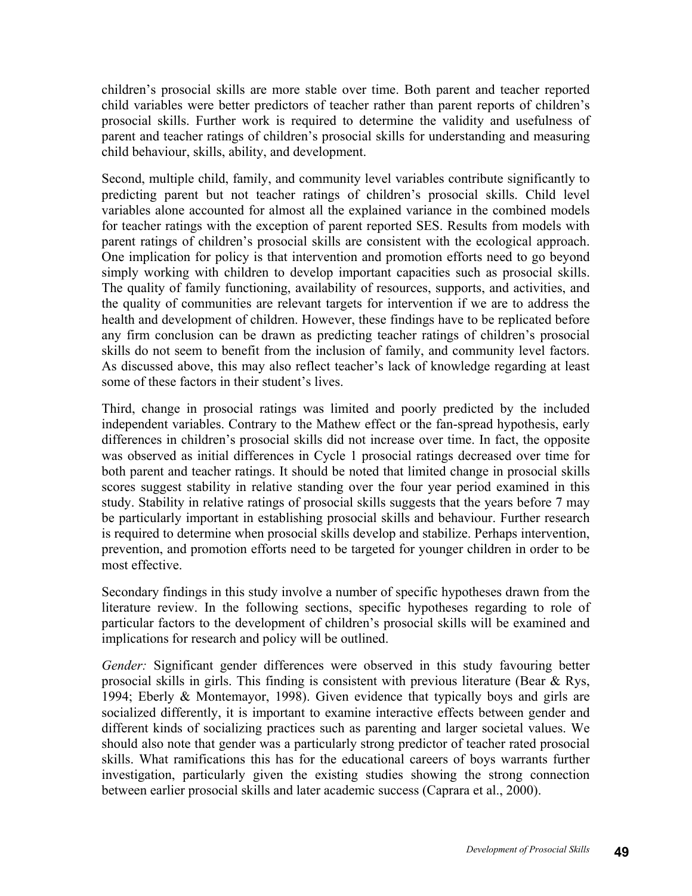children's prosocial skills are more stable over time. Both parent and teacher reported child variables were better predictors of teacher rather than parent reports of children's prosocial skills. Further work is required to determine the validity and usefulness of parent and teacher ratings of children's prosocial skills for understanding and measuring child behaviour, skills, ability, and development.

Second, multiple child, family, and community level variables contribute significantly to predicting parent but not teacher ratings of children's prosocial skills. Child level variables alone accounted for almost all the explained variance in the combined models for teacher ratings with the exception of parent reported SES. Results from models with parent ratings of children's prosocial skills are consistent with the ecological approach. One implication for policy is that intervention and promotion efforts need to go beyond simply working with children to develop important capacities such as prosocial skills. The quality of family functioning, availability of resources, supports, and activities, and the quality of communities are relevant targets for intervention if we are to address the health and development of children. However, these findings have to be replicated before any firm conclusion can be drawn as predicting teacher ratings of children's prosocial skills do not seem to benefit from the inclusion of family, and community level factors. As discussed above, this may also reflect teacher's lack of knowledge regarding at least some of these factors in their student's lives.

Third, change in prosocial ratings was limited and poorly predicted by the included independent variables. Contrary to the Mathew effect or the fan-spread hypothesis, early differences in children's prosocial skills did not increase over time. In fact, the opposite was observed as initial differences in Cycle 1 prosocial ratings decreased over time for both parent and teacher ratings. It should be noted that limited change in prosocial skills scores suggest stability in relative standing over the four year period examined in this study. Stability in relative ratings of prosocial skills suggests that the years before 7 may be particularly important in establishing prosocial skills and behaviour. Further research is required to determine when prosocial skills develop and stabilize. Perhaps intervention, prevention, and promotion efforts need to be targeted for younger children in order to be most effective.

Secondary findings in this study involve a number of specific hypotheses drawn from the literature review. In the following sections, specific hypotheses regarding to role of particular factors to the development of children's prosocial skills will be examined and implications for research and policy will be outlined.

*Gender:* Significant gender differences were observed in this study favouring better prosocial skills in girls. This finding is consistent with previous literature (Bear & Rys, 1994; Eberly & Montemayor, 1998). Given evidence that typically boys and girls are socialized differently, it is important to examine interactive effects between gender and different kinds of socializing practices such as parenting and larger societal values. We should also note that gender was a particularly strong predictor of teacher rated prosocial skills. What ramifications this has for the educational careers of boys warrants further investigation, particularly given the existing studies showing the strong connection between earlier prosocial skills and later academic success (Caprara et al., 2000).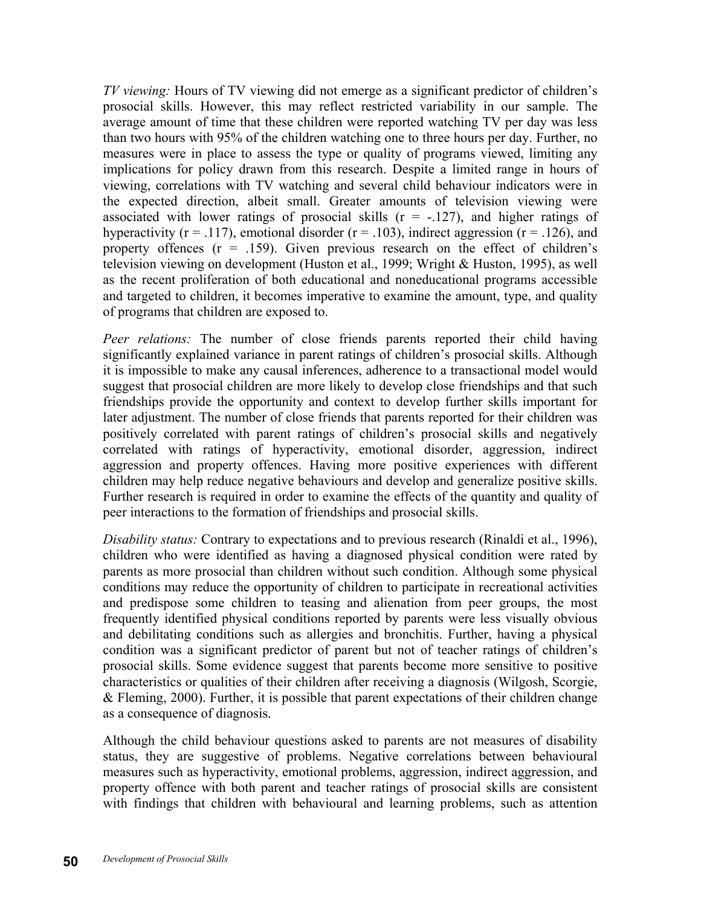*TV viewing:* Hours of TV viewing did not emerge as a significant predictor of children's prosocial skills. However, this may reflect restricted variability in our sample. The average amount of time that these children were reported watching TV per day was less than two hours with 95% of the children watching one to three hours per day. Further, no measures were in place to assess the type or quality of programs viewed, limiting any implications for policy drawn from this research. Despite a limited range in hours of viewing, correlations with TV watching and several child behaviour indicators were in the expected direction, albeit small. Greater amounts of television viewing were associated with lower ratings of prosocial skills ($r = -.127$), and higher ratings of hyperactivity ($r = .117$), emotional disorder ($r = .103$), indirect aggression ($r = .126$), and property offences ($r = .159$). Given previous research on the effect of children's television viewing on development (Huston et al., 1999; Wright & Huston, 1995), as well as the recent proliferation of both educational and noneducational programs accessible and targeted to children, it becomes imperative to examine the amount, type, and quality of programs that children are exposed to.

*Peer relations:* The number of close friends parents reported their child having significantly explained variance in parent ratings of children's prosocial skills. Although it is impossible to make any causal inferences, adherence to a transactional model would suggest that prosocial children are more likely to develop close friendships and that such friendships provide the opportunity and context to develop further skills important for later adjustment. The number of close friends that parents reported for their children was positively correlated with parent ratings of children's prosocial skills and negatively correlated with ratings of hyperactivity, emotional disorder, aggression, indirect aggression and property offences. Having more positive experiences with different children may help reduce negative behaviours and develop and generalize positive skills. Further research is required in order to examine the effects of the quantity and quality of peer interactions to the formation of friendships and prosocial skills.

*Disability status:* Contrary to expectations and to previous research (Rinaldi et al., 1996), children who were identified as having a diagnosed physical condition were rated by parents as more prosocial than children without such condition. Although some physical conditions may reduce the opportunity of children to participate in recreational activities and predispose some children to teasing and alienation from peer groups, the most frequently identified physical conditions reported by parents were less visually obvious and debilitating conditions such as allergies and bronchitis. Further, having a physical condition was a significant predictor of parent but not of teacher ratings of children's prosocial skills. Some evidence suggest that parents become more sensitive to positive characteristics or qualities of their children after receiving a diagnosis (Wilgosh, Scorgie, & Fleming, 2000). Further, it is possible that parent expectations of their children change as a consequence of diagnosis.

Although the child behaviour questions asked to parents are not measures of disability status, they are suggestive of problems. Negative correlations between behavioural measures such as hyperactivity, emotional problems, aggression, indirect aggression, and property offence with both parent and teacher ratings of prosocial skills are consistent with findings that children with behavioural and learning problems, such as attention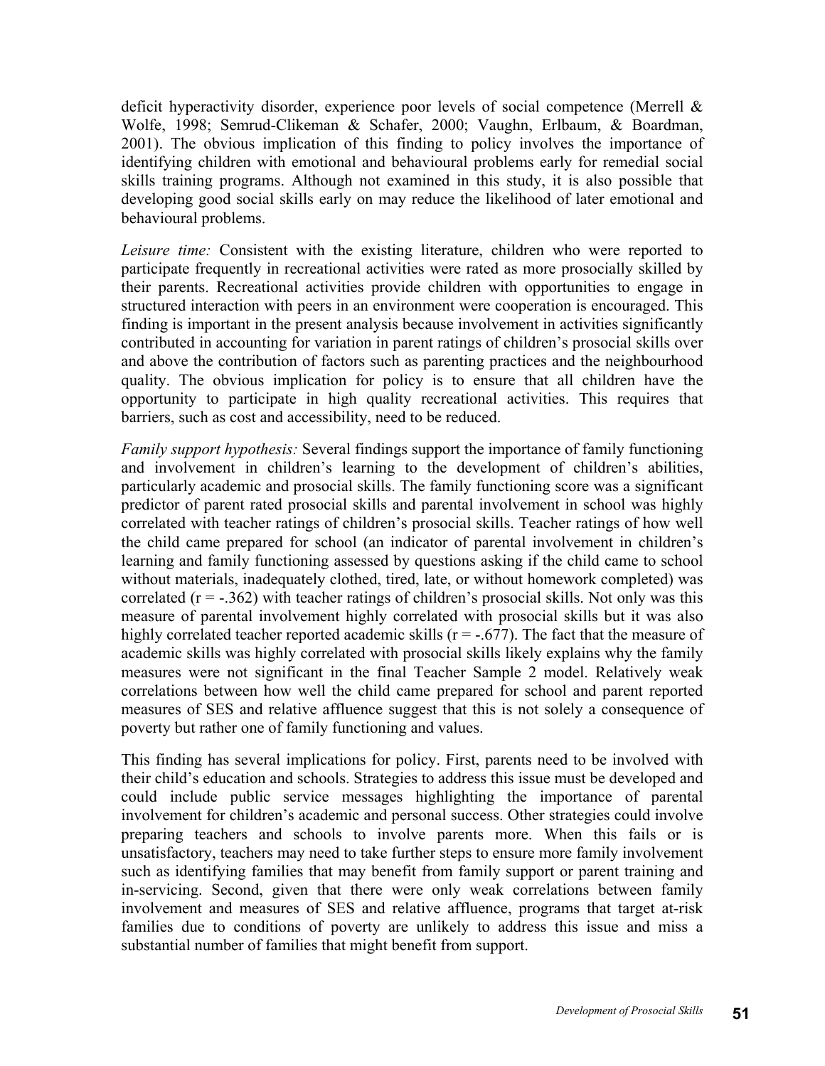deficit hyperactivity disorder, experience poor levels of social competence (Merrell & Wolfe, 1998; Semrud-Clikeman & Schafer, 2000; Vaughn, Erlbaum, & Boardman, 2001). The obvious implication of this finding to policy involves the importance of identifying children with emotional and behavioural problems early for remedial social skills training programs. Although not examined in this study, it is also possible that developing good social skills early on may reduce the likelihood of later emotional and behavioural problems.

*Leisure time:* Consistent with the existing literature, children who were reported to participate frequently in recreational activities were rated as more prosocially skilled by their parents. Recreational activities provide children with opportunities to engage in structured interaction with peers in an environment were cooperation is encouraged. This finding is important in the present analysis because involvement in activities significantly contributed in accounting for variation in parent ratings of children's prosocial skills over and above the contribution of factors such as parenting practices and the neighbourhood quality. The obvious implication for policy is to ensure that all children have the opportunity to participate in high quality recreational activities. This requires that barriers, such as cost and accessibility, need to be reduced.

*Family support hypothesis:* Several findings support the importance of family functioning and involvement in children's learning to the development of children's abilities, particularly academic and prosocial skills. The family functioning score was a significant predictor of parent rated prosocial skills and parental involvement in school was highly correlated with teacher ratings of children's prosocial skills. Teacher ratings of how well the child came prepared for school (an indicator of parental involvement in children's learning and family functioning assessed by questions asking if the child came to school without materials, inadequately clothed, tired, late, or without homework completed) was correlated ($r = -.362$) with teacher ratings of children's prosocial skills. Not only was this measure of parental involvement highly correlated with prosocial skills but it was also highly correlated teacher reported academic skills ($r = -.677$). The fact that the measure of academic skills was highly correlated with prosocial skills likely explains why the family measures were not significant in the final Teacher Sample 2 model. Relatively weak correlations between how well the child came prepared for school and parent reported measures of SES and relative affluence suggest that this is not solely a consequence of poverty but rather one of family functioning and values.

This finding has several implications for policy. First, parents need to be involved with their child's education and schools. Strategies to address this issue must be developed and could include public service messages highlighting the importance of parental involvement for children's academic and personal success. Other strategies could involve preparing teachers and schools to involve parents more. When this fails or is unsatisfactory, teachers may need to take further steps to ensure more family involvement such as identifying families that may benefit from family support or parent training and in-servicing. Second, given that there were only weak correlations between family involvement and measures of SES and relative affluence, programs that target at-risk families due to conditions of poverty are unlikely to address this issue and miss a substantial number of families that might benefit from support.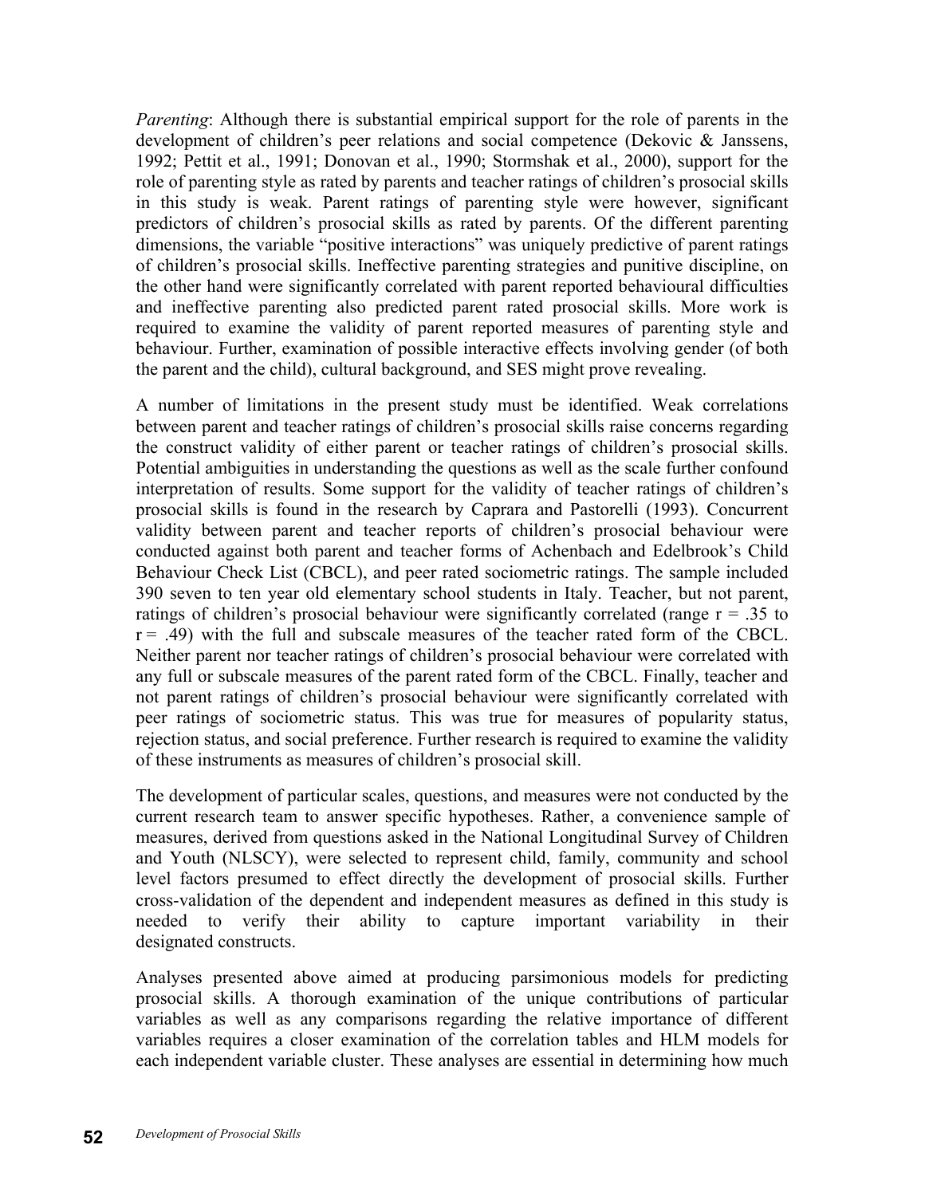*Parenting*: Although there is substantial empirical support for the role of parents in the development of children's peer relations and social competence (Dekovic & Janssens, 1992; Pettit et al., 1991; Donovan et al., 1990; Stormshak et al., 2000), support for the role of parenting style as rated by parents and teacher ratings of children's prosocial skills in this study is weak. Parent ratings of parenting style were however, significant predictors of children's prosocial skills as rated by parents. Of the different parenting dimensions, the variable "positive interactions" was uniquely predictive of parent ratings of children's prosocial skills. Ineffective parenting strategies and punitive discipline, on the other hand were significantly correlated with parent reported behavioural difficulties and ineffective parenting also predicted parent rated prosocial skills. More work is required to examine the validity of parent reported measures of parenting style and behaviour. Further, examination of possible interactive effects involving gender (of both the parent and the child), cultural background, and SES might prove revealing.

A number of limitations in the present study must be identified. Weak correlations between parent and teacher ratings of children's prosocial skills raise concerns regarding the construct validity of either parent or teacher ratings of children's prosocial skills. Potential ambiguities in understanding the questions as well as the scale further confound interpretation of results. Some support for the validity of teacher ratings of children's prosocial skills is found in the research by Caprara and Pastorelli (1993). Concurrent validity between parent and teacher reports of children's prosocial behaviour were conducted against both parent and teacher forms of Achenbach and Edelbrook's Child Behaviour Check List (CBCL), and peer rated sociometric ratings. The sample included 390 seven to ten year old elementary school students in Italy. Teacher, but not parent, ratings of children's prosocial behaviour were significantly correlated (range $r = .35$ to $r = .49$) with the full and subscale measures of the teacher rated form of the CBCL. Neither parent nor teacher ratings of children's prosocial behaviour were correlated with any full or subscale measures of the parent rated form of the CBCL. Finally, teacher and not parent ratings of children's prosocial behaviour were significantly correlated with peer ratings of sociometric status. This was true for measures of popularity status, rejection status, and social preference. Further research is required to examine the validity of these instruments as measures of children's prosocial skill.

The development of particular scales, questions, and measures were not conducted by the current research team to answer specific hypotheses. Rather, a convenience sample of measures, derived from questions asked in the National Longitudinal Survey of Children and Youth (NLSCY), were selected to represent child, family, community and school level factors presumed to effect directly the development of prosocial skills. Further cross-validation of the dependent and independent measures as defined in this study is needed to verify their ability to capture important variability in their designated constructs.

Analyses presented above aimed at producing parsimonious models for predicting prosocial skills. A thorough examination of the unique contributions of particular variables as well as any comparisons regarding the relative importance of different variables requires a closer examination of the correlation tables and HLM models for each independent variable cluster. These analyses are essential in determining how much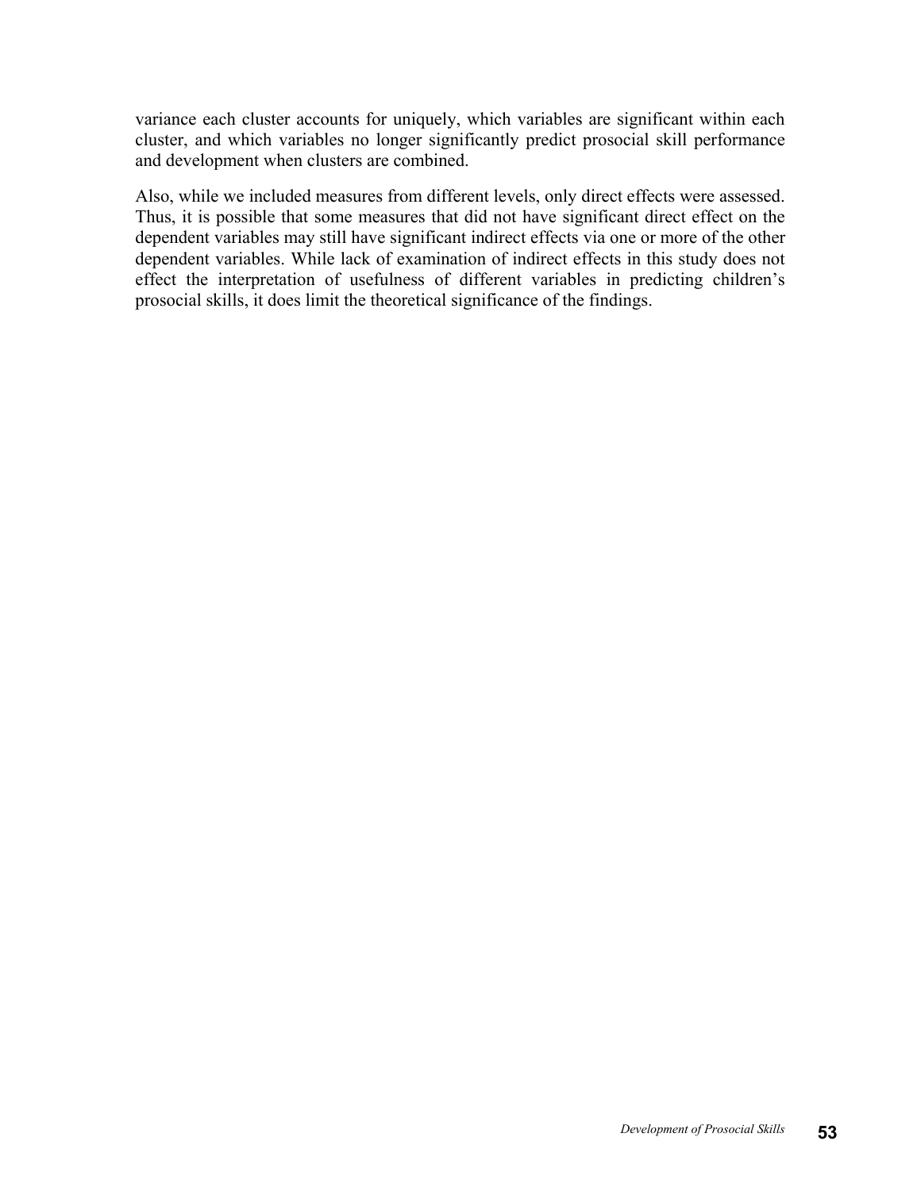variance each cluster accounts for uniquely, which variables are significant within each cluster, and which variables no longer significantly predict prosocial skill performance and development when clusters are combined.

Also, while we included measures from different levels, only direct effects were assessed. Thus, it is possible that some measures that did not have significant direct effect on the dependent variables may still have significant indirect effects via one or more of the other dependent variables. While lack of examination of indirect effects in this study does not effect the interpretation of usefulness of different variables in predicting children's prosocial skills, it does limit the theoretical significance of the findings.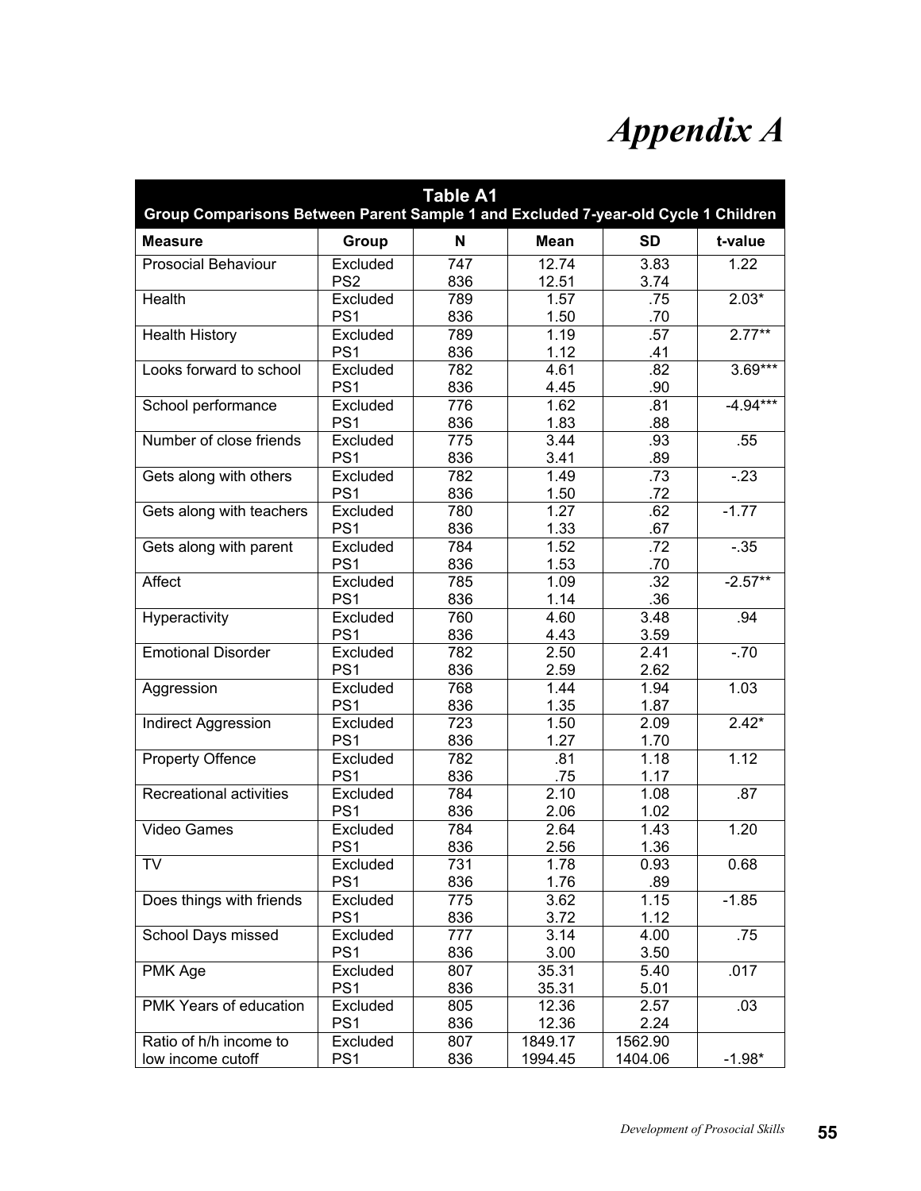# *Appendix A*

| **Table A1** | | | | | |
|---|---|---|---|---|---|
| **Group Comparisons Between Parent Sample 1 and Excluded 7-year-old Cycle 1 Children** | | | | | |
| **Measure** | **Group** | **N** | **Mean** | **SD** | **t-value** |
| Prosocial Behaviour | Excluded<br>PS2 | 747<br>836 | 12.74<br>12.51 | 3.83<br>3.74 | 1.22 |
| Health | Excluded<br>PS1 | 789<br>836 | 1.57<br>1.50 | .75<br>.70 | 2.03* |
| Health History | Excluded<br>PS1 | 789<br>836 | 1.19<br>1.12 | .57<br>.41 | 2.77** |
| Looks forward to school | Excluded<br>PS1 | 782<br>836 | 4.61<br>4.45 | .82<br>.90 | 3.69*** |
| School performance | Excluded<br>PS1 | 776<br>836 | 1.62<br>1.83 | .81<br>.88 | -4.94*** |
| Number of close friends | Excluded<br>PS1 | 775<br>836 | 3.44<br>3.41 | .93<br>.89 | .55 |
| Gets along with others | Excluded<br>PS1 | 782<br>836 | 1.49<br>1.50 | .73<br>.72 | -.23 |
| Gets along with teachers | Excluded<br>PS1 | 780<br>836 | 1.27<br>1.33 | .62<br>.67 | -1.77 |
| Gets along with parent | Excluded<br>PS1 | 784<br>836 | 1.52<br>1.53 | .72<br>.70 | -.35 |
| Affect | Excluded<br>PS1 | 785<br>836 | 1.09<br>1.14 | .32<br>.36 | -2.57** |
| Hyperactivity | Excluded<br>PS1 | 760<br>836 | 4.60<br>4.43 | 3.48<br>3.59 | .94 |
| Emotional Disorder | Excluded<br>PS1 | 782<br>836 | 2.50<br>2.59 | 2.41<br>2.62 | -.70 |
| Aggression | Excluded<br>PS1 | 768<br>836 | 1.44<br>1.35 | 1.94<br>1.87 | 1.03 |
| Indirect Aggression | Excluded<br>PS1 | 723<br>836 | 1.50<br>1.27 | 2.09<br>1.70 | 2.42* |
| Property Offence | Excluded<br>PS1 | 782<br>836 | .81<br>.75 | 1.18<br>1.17 | 1.12 |
| Recreational activities | Excluded<br>PS1 | 784<br>836 | 2.10<br>2.06 | 1.08<br>1.02 | .87 |
| Video Games | Excluded<br>PS1 | 784<br>836 | 2.64<br>2.56 | 1.43<br>1.36 | 1.20 |
| TV | Excluded<br>PS1 | 731<br>836 | 1.78<br>1.76 | 0.93<br>.89 | 0.68 |
| Does things with friends | Excluded<br>PS1 | 775<br>836 | 3.62<br>3.72 | 1.15<br>1.12 | -1.85 |
| School Days missed | Excluded<br>PS1 | 777<br>836 | 3.14<br>3.00 | 4.00<br>3.50 | .75 |
| PMK Age | Excluded<br>PS1 | 807<br>836 | 35.31<br>35.31 | 5.40<br>5.01 | .017 |
| PMK Years of education | Excluded<br>PS1 | 805<br>836 | 12.36<br>12.36 | 2.57<br>2.24 | .03 |
| Ratio of h/h income to low income cutoff | Excluded<br>PS1 | 807<br>836 | 1849.17<br>1994.45 | 1562.90<br>1404.06 | -1.98* |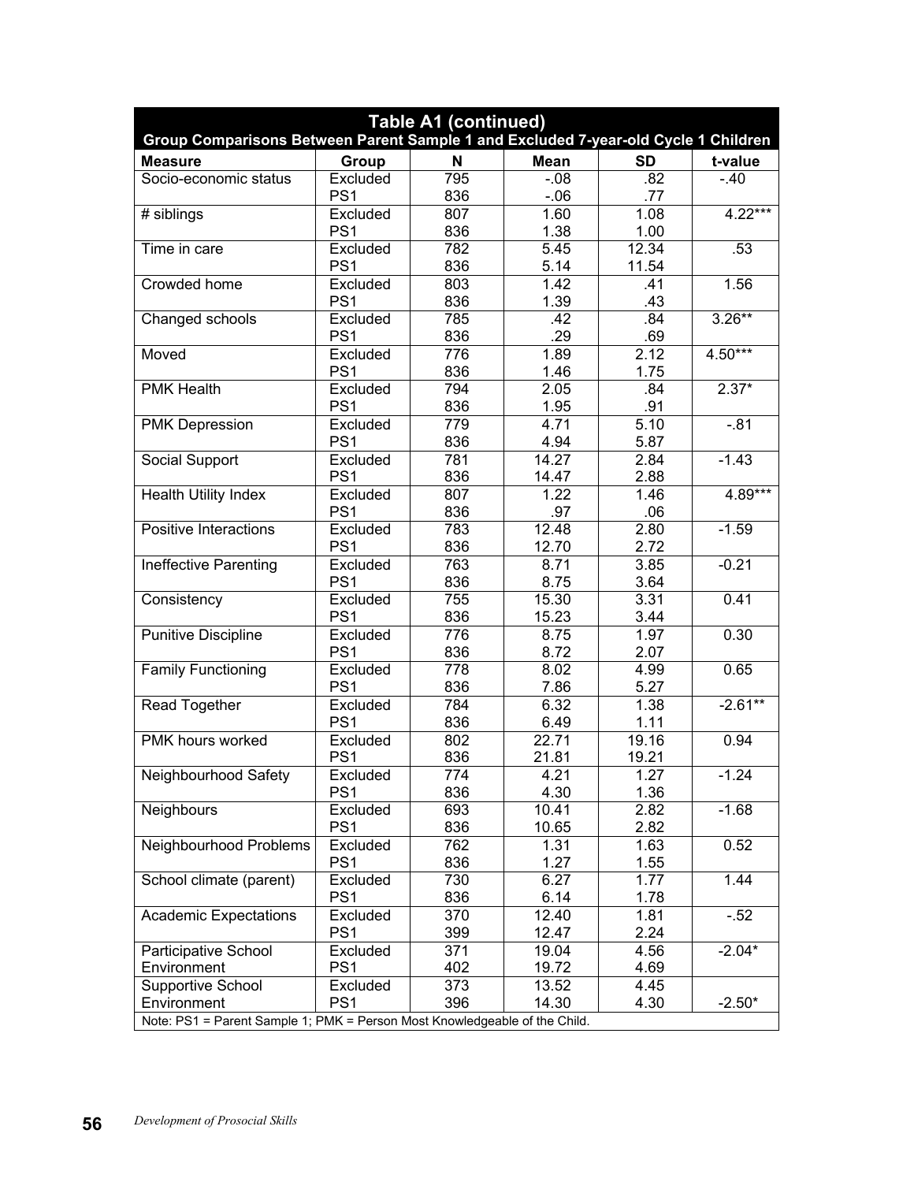**Table A1 (continued)**
**Group Comparisons Between Parent Sample 1 and Excluded 7-year-old Cycle 1 Children**

| Measure | Group | N | Mean | SD | t-value |
|---|---|---|---|---|---|
| Socio-economic status | Excluded | 795 | -.08 | .82 | -.40 |
| | PS1 | 836 | -.06 | .77 | |
| # siblings | Excluded | 807 | 1.60 | 1.08 | 4.22*** |
| | PS1 | 836 | 1.38 | 1.00 | |
| Time in care | Excluded | 782 | 5.45 | 12.34 | .53 |
| | PS1 | 836 | 5.14 | 11.54 | |
| Crowded home | Excluded | 803 | 1.42 | .41 | 1.56 |
| | PS1 | 836 | 1.39 | .43 | |
| Changed schools | Excluded | 785 | .42 | .84 | 3.26** |
| | PS1 | 836 | .29 | .69 | |
| Moved | Excluded | 776 | 1.89 | 2.12 | 4.50*** |
| | PS1 | 836 | 1.46 | 1.75 | |
| PMK Health | Excluded | 794 | 2.05 | .84 | 2.37* |
| | PS1 | 836 | 1.95 | .91 | |
| PMK Depression | Excluded | 779 | 4.71 | 5.10 | -.81 |
| | PS1 | 836 | 4.94 | 5.87 | |
| Social Support | Excluded | 781 | 14.27 | 2.84 | -1.43 |
| | PS1 | 836 | 14.47 | 2.88 | |
| Health Utility Index | Excluded | 807 | 1.22 | 1.46 | 4.89*** |
| | PS1 | 836 | .97 | .06 | |
| Positive Interactions | Excluded | 783 | 12.48 | 2.80 | -1.59 |
| | PS1 | 836 | 12.70 | 2.72 | |
| Ineffective Parenting | Excluded | 763 | 8.71 | 3.85 | -0.21 |
| | PS1 | 836 | 8.75 | 3.64 | |
| Consistency | Excluded | 755 | 15.30 | 3.31 | 0.41 |
| | PS1 | 836 | 15.23 | 3.44 | |
| Punitive Discipline | Excluded | 776 | 8.75 | 1.97 | 0.30 |
| | PS1 | 836 | 8.72 | 2.07 | |
| Family Functioning | Excluded | 778 | 8.02 | 4.99 | 0.65 |
| | PS1 | 836 | 7.86 | 5.27 | |
| Read Together | Excluded | 784 | 6.32 | 1.38 | -2.61** |
| | PS1 | 836 | 6.49 | 1.11 | |
| PMK hours worked | Excluded | 802 | 22.71 | 19.16 | 0.94 |
| | PS1 | 836 | 21.81 | 19.21 | |
| Neighbourhood Safety | Excluded | 774 | 4.21 | 1.27 | -1.24 |
| | PS1 | 836 | 4.30 | 1.36 | |
| Neighbours | Excluded | 693 | 10.41 | 2.82 | -1.68 |
| | PS1 | 836 | 10.65 | 2.82 | |
| Neighbourhood Problems | Excluded | 762 | 1.31 | 1.63 | 0.52 |
| | PS1 | 836 | 1.27 | 1.55 | |
| School climate (parent) | Excluded | 730 | 6.27 | 1.77 | 1.44 |
| | PS1 | 836 | 6.14 | 1.78 | |
| Academic Expectations | Excluded | 370 | 12.40 | 1.81 | -.52 |
| | PS1 | 399 | 12.47 | 2.24 | |
| Participative School Environment | Excluded | 371 | 19.04 | 4.56 | -2.04* |
| | PS1 | 402 | 19.72 | 4.69 | |
| Supportive School Environment | Excluded | 373 | 13.52 | 4.45 | |
| | PS1 | 396 | 14.30 | 4.30 | -2.50* |

Note: PS1 = Parent Sample 1; PMK = Person Most Knowledgeable of the Child.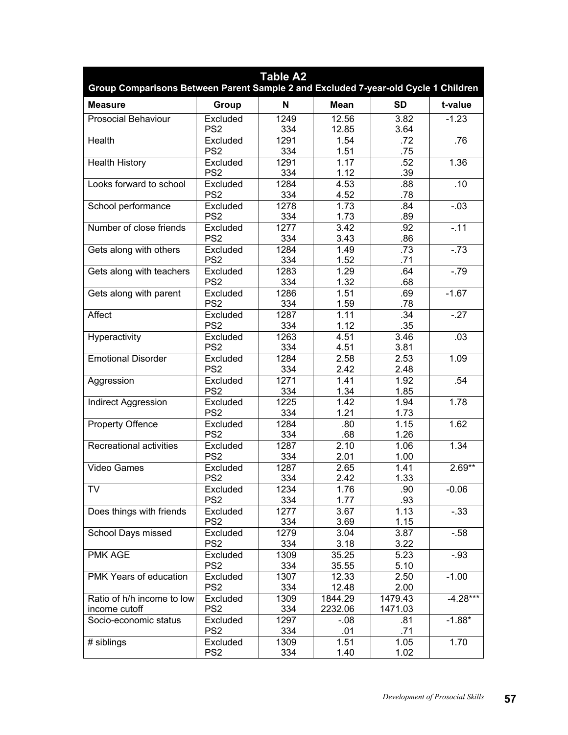**Table A2**
**Group Comparisons Between Parent Sample 2 and Excluded 7-year-old Cycle 1 Children**

| Measure | Group | N | Mean | SD | t-value |
|---|---|---|---|---|---|
| Prosocial Behaviour | Excluded<br>PS2 | 1249<br>334 | 12.56<br>12.85 | 3.82<br>3.64 | -1.23 |
| Health | Excluded<br>PS2 | 1291<br>334 | 1.54<br>1.51 | .72<br>.75 | .76 |
| Health History | Excluded<br>PS2 | 1291<br>334 | 1.17<br>1.12 | .52<br>.39 | 1.36 |
| Looks forward to school | Excluded<br>PS2 | 1284<br>334 | 4.53<br>4.52 | .88<br>.78 | .10 |
| School performance | Excluded<br>PS2 | 1278<br>334 | 1.73<br>1.73 | .84<br>.89 | -.03 |
| Number of close friends | Excluded<br>PS2 | 1277<br>334 | 3.42<br>3.43 | .92<br>.86 | -.11 |
| Gets along with others | Excluded<br>PS2 | 1284<br>334 | 1.49<br>1.52 | .73<br>.71 | -.73 |
| Gets along with teachers | Excluded<br>PS2 | 1283<br>334 | 1.29<br>1.32 | .64<br>.68 | -.79 |
| Gets along with parent | Excluded<br>PS2 | 1286<br>334 | 1.51<br>1.59 | .69<br>.78 | -1.67 |
| Affect | Excluded<br>PS2 | 1287<br>334 | 1.11<br>1.12 | .34<br>.35 | -.27 |
| Hyperactivity | Excluded<br>PS2 | 1263<br>334 | 4.51<br>4.51 | 3.46<br>3.81 | .03 |
| Emotional Disorder | Excluded<br>PS2 | 1284<br>334 | 2.58<br>2.42 | 2.53<br>2.48 | 1.09 |
| Aggression | Excluded<br>PS2 | 1271<br>334 | 1.41<br>1.34 | 1.92<br>1.85 | .54 |
| Indirect Aggression | Excluded<br>PS2 | 1225<br>334 | 1.42<br>1.21 | 1.94<br>1.73 | 1.78 |
| Property Offence | Excluded<br>PS2 | 1284<br>334 | .80<br>.68 | 1.15<br>1.26 | 1.62 |
| Recreational activities | Excluded<br>PS2 | 1287<br>334 | 2.10<br>2.01 | 1.06<br>1.00 | 1.34 |
| Video Games | Excluded<br>PS2 | 1287<br>334 | 2.65<br>2.42 | 1.41<br>1.33 | 2.69** |
| TV | Excluded<br>PS2 | 1234<br>334 | 1.76<br>1.77 | .90<br>.93 | -0.06 |
| Does things with friends | Excluded<br>PS2 | 1277<br>334 | 3.67<br>3.69 | 1.13<br>1.15 | -.33 |
| School Days missed | Excluded<br>PS2 | 1279<br>334 | 3.04<br>3.18 | 3.87<br>3.22 | -.58 |
| PMK AGE | Excluded<br>PS2 | 1309<br>334 | 35.25<br>35.55 | 5.23<br>5.10 | -.93 |
| PMK Years of education | Excluded<br>PS2 | 1307<br>334 | 12.33<br>12.48 | 2.50<br>2.00 | -1.00 |
| Ratio of h/h income to low income cutoff | Excluded<br>PS2 | 1309<br>334 | 1844.29<br>2232.06 | 1479.43<br>1471.03 | -4.28*** |
| Socio-economic status | Excluded<br>PS2 | 1297<br>334 | -.08<br>.01 | .81<br>.71 | -1.88* |
| # siblings | Excluded<br>PS2 | 1309<br>334 | 1.51<br>1.40 | 1.05<br>1.02 | 1.70 |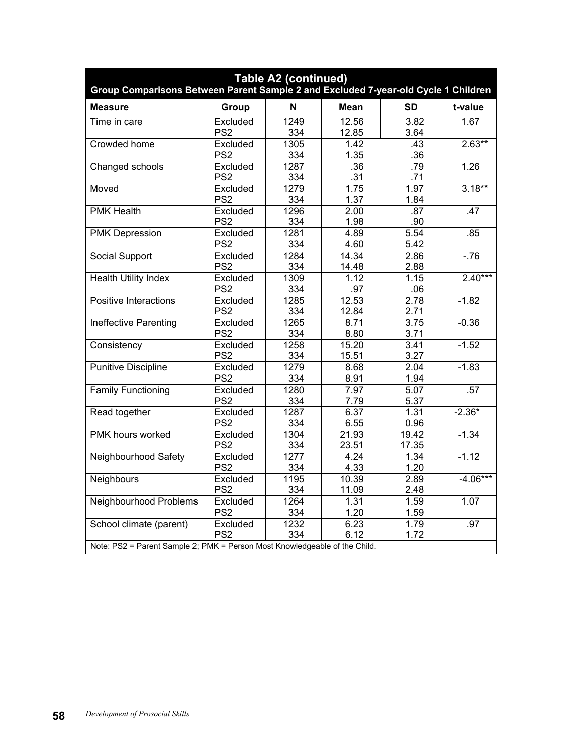**Table A2 (continued)**
**Group Comparisons Between Parent Sample 2 and Excluded 7-year-old Cycle 1 Children**

| Measure | Group | N | Mean | SD | t-value |
|---|---|---|---|---|---|
| Time in care | Excluded<br>PS2 | 1249<br>334 | 12.56<br>12.85 | 3.82<br>3.64 | 1.67 |
| Crowded home | Excluded<br>PS2 | 1305<br>334 | 1.42<br>1.35 | .43<br>.36 | 2.63** |
| Changed schools | Excluded<br>PS2 | 1287<br>334 | .36<br>.31 | .79<br>.71 | 1.26 |
| Moved | Excluded<br>PS2 | 1279<br>334 | 1.75<br>1.37 | 1.97<br>1.84 | 3.18** |
| PMK Health | Excluded<br>PS2 | 1296<br>334 | 2.00<br>1.98 | .87<br>.90 | .47 |
| PMK Depression | Excluded<br>PS2 | 1281<br>334 | 4.89<br>4.60 | 5.54<br>5.42 | .85 |
| Social Support | Excluded<br>PS2 | 1284<br>334 | 14.34<br>14.48 | 2.86<br>2.88 | -.76 |
| Health Utility Index | Excluded<br>PS2 | 1309<br>334 | 1.12<br>.97 | 1.15<br>.06 | 2.40*** |
| Positive Interactions | Excluded<br>PS2 | 1285<br>334 | 12.53<br>12.84 | 2.78<br>2.71 | -1.82 |
| Ineffective Parenting | Excluded<br>PS2 | 1265<br>334 | 8.71<br>8.80 | 3.75<br>3.71 | -0.36 |
| Consistency | Excluded<br>PS2 | 1258<br>334 | 15.20<br>15.51 | 3.41<br>3.27 | -1.52 |
| Punitive Discipline | Excluded<br>PS2 | 1279<br>334 | 8.68<br>8.91 | 2.04<br>1.94 | -1.83 |
| Family Functioning | Excluded<br>PS2 | 1280<br>334 | 7.97<br>7.79 | 5.07<br>5.37 | .57 |
| Read together | Excluded<br>PS2 | 1287<br>334 | 6.37<br>6.55 | 1.31<br>0.96 | -2.36* |
| PMK hours worked | Excluded<br>PS2 | 1304<br>334 | 21.93<br>23.51 | 19.42<br>17.35 | -1.34 |
| Neighbourhood Safety | Excluded<br>PS2 | 1277<br>334 | 4.24<br>4.33 | 1.34<br>1.20 | -1.12 |
| Neighbours | Excluded<br>PS2 | 1195<br>334 | 10.39<br>11.09 | 2.89<br>2.48 | -4.06*** |
| Neighbourhood Problems | Excluded<br>PS2 | 1264<br>334 | 1.31<br>1.20 | 1.59<br>1.59 | 1.07 |
| School climate (parent) | Excluded<br>PS2 | 1232<br>334 | 6.23<br>6.12 | 1.79<br>1.72 | .97 |

Note: PS2 = Parent Sample 2; PMK = Person Most Knowledgeable of the Child.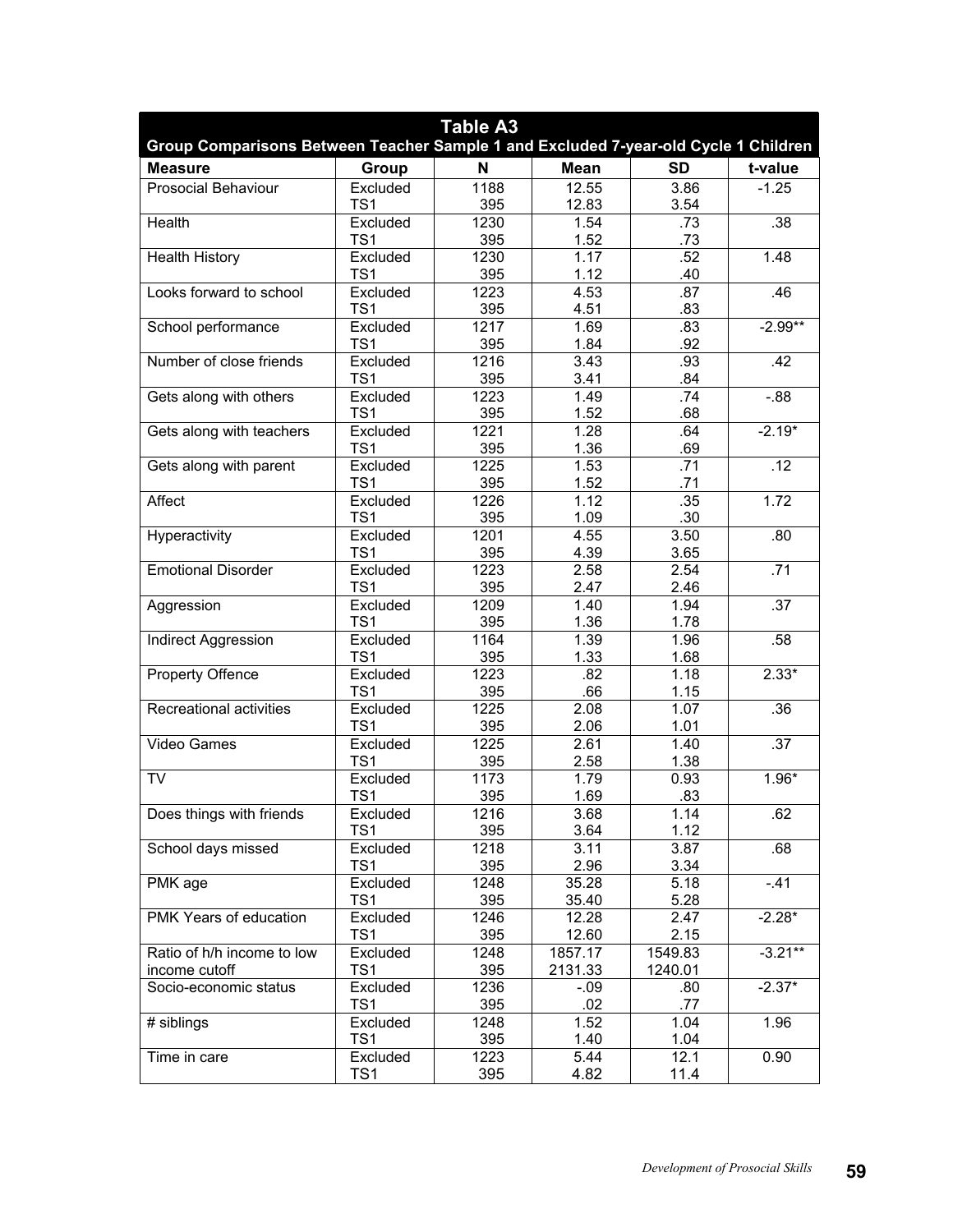**Table A3**
**Group Comparisons Between Teacher Sample 1 and Excluded 7-year-old Cycle 1 Children**

| Measure | Group | N | Mean | SD | t-value |
|---|---|---|---|---|---|
| Prosocial Behaviour | Excluded | 1188 | 12.55 | 3.86 | -1.25 |
| | TS1 | 395 | 12.83 | 3.54 | |
| Health | Excluded | 1230 | 1.54 | .73 | .38 |
| | TS1 | 395 | 1.52 | .73 | |
| Health History | Excluded | 1230 | 1.17 | .52 | 1.48 |
| | TS1 | 395 | 1.12 | .40 | |
| Looks forward to school | Excluded | 1223 | 4.53 | .87 | .46 |
| | TS1 | 395 | 4.51 | .83 | |
| School performance | Excluded | 1217 | 1.69 | .83 | -2.99** |
| | TS1 | 395 | 1.84 | .92 | |
| Number of close friends | Excluded | 1216 | 3.43 | .93 | .42 |
| | TS1 | 395 | 3.41 | .84 | |
| Gets along with others | Excluded | 1223 | 1.49 | .74 | -.88 |
| | TS1 | 395 | 1.52 | .68 | |
| Gets along with teachers | Excluded | 1221 | 1.28 | .64 | -2.19* |
| | TS1 | 395 | 1.36 | .69 | |
| Gets along with parent | Excluded | 1225 | 1.53 | .71 | .12 |
| | TS1 | 395 | 1.52 | .71 | |
| Affect | Excluded | 1226 | 1.12 | .35 | 1.72 |
| | TS1 | 395 | 1.09 | .30 | |
| Hyperactivity | Excluded | 1201 | 4.55 | 3.50 | .80 |
| | TS1 | 395 | 4.39 | 3.65 | |
| Emotional Disorder | Excluded | 1223 | 2.58 | 2.54 | .71 |
| | TS1 | 395 | 2.47 | 2.46 | |
| Aggression | Excluded | 1209 | 1.40 | 1.94 | .37 |
| | TS1 | 395 | 1.36 | 1.78 | |
| Indirect Aggression | Excluded | 1164 | 1.39 | 1.96 | .58 |
| | TS1 | 395 | 1.33 | 1.68 | |
| Property Offence | Excluded | 1223 | .82 | 1.18 | 2.33* |
| | TS1 | 395 | .66 | 1.15 | |
| Recreational activities | Excluded | 1225 | 2.08 | 1.07 | .36 |
| | TS1 | 395 | 2.06 | 1.01 | |
| Video Games | Excluded | 1225 | 2.61 | 1.40 | .37 |
| | TS1 | 395 | 2.58 | 1.38 | |
| TV | Excluded | 1173 | 1.79 | 0.93 | 1.96* |
| | TS1 | 395 | 1.69 | .83 | |
| Does things with friends | Excluded | 1216 | 3.68 | 1.14 | .62 |
| | TS1 | 395 | 3.64 | 1.12 | |
| School days missed | Excluded | 1218 | 3.11 | 3.87 | .68 |
| | TS1 | 395 | 2.96 | 3.34 | |
| PMK age | Excluded | 1248 | 35.28 | 5.18 | -.41 |
| | TS1 | 395 | 35.40 | 5.28 | |
| PMK Years of education | Excluded | 1246 | 12.28 | 2.47 | -2.28* |
| | TS1 | 395 | 12.60 | 2.15 | |
| Ratio of h/h income to low income cutoff | Excluded | 1248 | 1857.17 | 1549.83 | -3.21** |
| | TS1 | 395 | 2131.33 | 1240.01 | |
| Socio-economic status | Excluded | 1236 | -.09 | .80 | -2.37* |
| | TS1 | 395 | .02 | .77 | |
| # siblings | Excluded | 1248 | 1.52 | 1.04 | 1.96 |
| | TS1 | 395 | 1.40 | 1.04 | |
| Time in care | Excluded | 1223 | 5.44 | 12.1 | 0.90 |
| | TS1 | 395 | 4.82 | 11.4 | |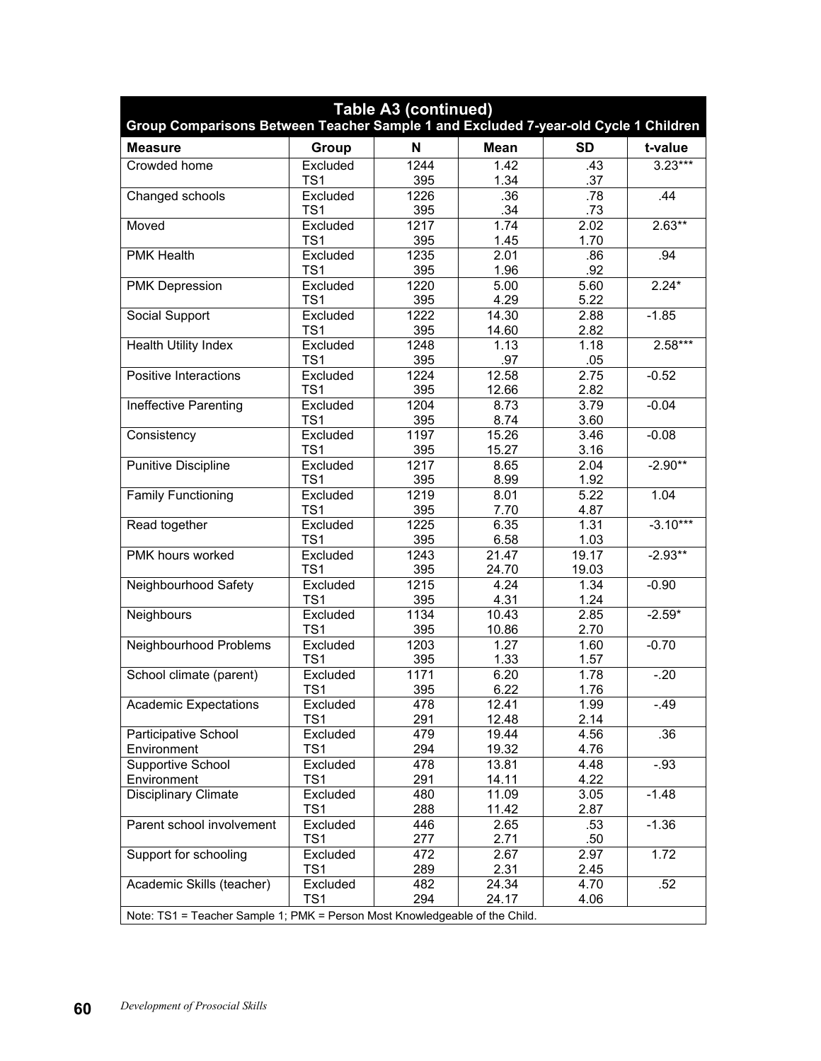**Table A3 (continued)**
**Group Comparisons Between Teacher Sample 1 and Excluded 7-year-old Cycle 1 Children**

| Measure | Group | N | Mean | SD | t-value |
|---|---|---|---|---|---|
| Crowded home | Excluded | 1244 | 1.42 | .43 | 3.23*** |
| | TS1 | 395 | 1.34 | .37 | |
| Changed schools | Excluded | 1226 | .36 | .78 | .44 |
| | TS1 | 395 | .34 | .73 | |
| Moved | Excluded | 1217 | 1.74 | 2.02 | 2.63** |
| | TS1 | 395 | 1.45 | 1.70 | |
| PMK Health | Excluded | 1235 | 2.01 | .86 | .94 |
| | TS1 | 395 | 1.96 | .92 | |
| PMK Depression | Excluded | 1220 | 5.00 | 5.60 | 2.24* |
| | TS1 | 395 | 4.29 | 5.22 | |
| Social Support | Excluded | 1222 | 14.30 | 2.88 | -1.85 |
| | TS1 | 395 | 14.60 | 2.82 | |
| Health Utility Index | Excluded | 1248 | 1.13 | 1.18 | 2.58*** |
| | TS1 | 395 | .97 | .05 | |
| Positive Interactions | Excluded | 1224 | 12.58 | 2.75 | -0.52 |
| | TS1 | 395 | 12.66 | 2.82 | |
| Ineffective Parenting | Excluded | 1204 | 8.73 | 3.79 | -0.04 |
| | TS1 | 395 | 8.74 | 3.60 | |
| Consistency | Excluded | 1197 | 15.26 | 3.46 | -0.08 |
| | TS1 | 395 | 15.27 | 3.16 | |
| Punitive Discipline | Excluded | 1217 | 8.65 | 2.04 | -2.90** |
| | TS1 | 395 | 8.99 | 1.92 | |
| Family Functioning | Excluded | 1219 | 8.01 | 5.22 | 1.04 |
| | TS1 | 395 | 7.70 | 4.87 | |
| Read together | Excluded | 1225 | 6.35 | 1.31 | -3.10*** |
| | TS1 | 395 | 6.58 | 1.03 | |
| PMK hours worked | Excluded | 1243 | 21.47 | 19.17 | -2.93** |
| | TS1 | 395 | 24.70 | 19.03 | |
| Neighbourhood Safety | Excluded | 1215 | 4.24 | 1.34 | -0.90 |
| | TS1 | 395 | 4.31 | 1.24 | |
| Neighbours | Excluded | 1134 | 10.43 | 2.85 | -2.59* |
| | TS1 | 395 | 10.86 | 2.70 | |
| Neighbourhood Problems | Excluded | 1203 | 1.27 | 1.60 | -0.70 |
| | TS1 | 395 | 1.33 | 1.57 | |
| School climate (parent) | Excluded | 1171 | 6.20 | 1.78 | -.20 |
| | TS1 | 395 | 6.22 | 1.76 | |
| Academic Expectations | Excluded | 478 | 12.41 | 1.99 | -.49 |
| | TS1 | 291 | 12.48 | 2.14 | |
| Participative School Environment | Excluded | 479 | 19.44 | 4.56 | .36 |
| | TS1 | 294 | 19.32 | 4.76 | |
| Supportive School Environment | Excluded | 478 | 13.81 | 4.48 | -.93 |
| | TS1 | 291 | 14.11 | 4.22 | |
| Disciplinary Climate | Excluded | 480 | 11.09 | 3.05 | -1.48 |
| | TS1 | 288 | 11.42 | 2.87 | |
| Parent school involvement | Excluded | 446 | 2.65 | .53 | -1.36 |
| | TS1 | 277 | 2.71 | .50 | |
| Support for schooling | Excluded | 472 | 2.67 | 2.97 | 1.72 |
| | TS1 | 289 | 2.31 | 2.45 | |
| Academic Skills (teacher) | Excluded | 482 | 24.34 | 4.70 | .52 |
| | TS1 | 294 | 24.17 | 4.06 | |

Note: TS1 = Teacher Sample 1; PMK = Person Most Knowledgeable of the Child.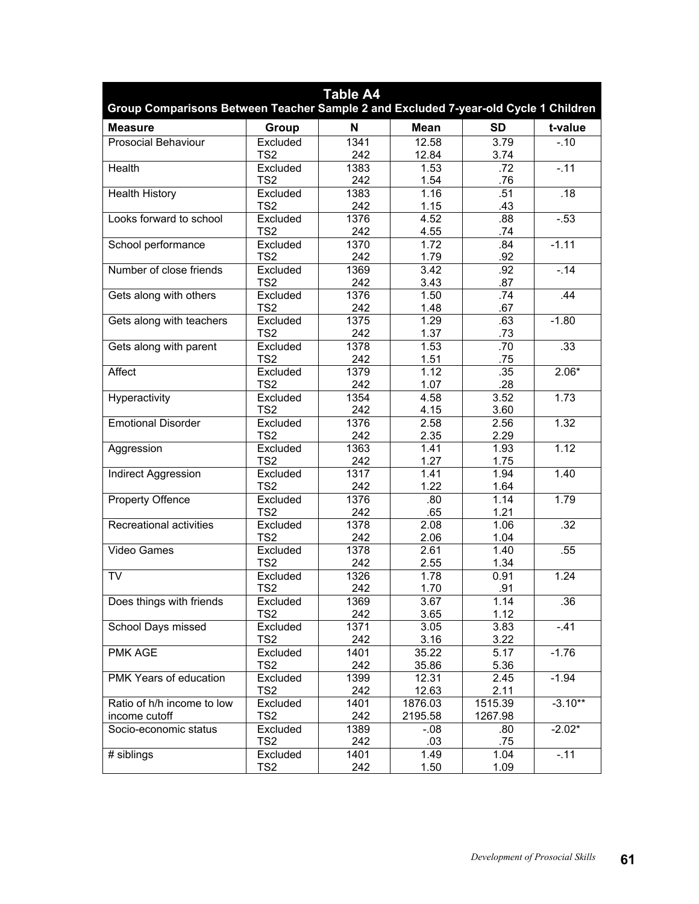**Table A4**

**Group Comparisons Between Teacher Sample 2 and Excluded 7-year-old Cycle 1 Children**

| Measure | Group | N | Mean | SD | t-value |
|---|---|---|---|---|---|
| Prosocial Behaviour | Excluded | 1341 | 12.58 | 3.79 | -.10 |
| | TS2 | 242 | 12.84 | 3.74 | |
| Health | Excluded | 1383 | 1.53 | .72 | -.11 |
| | TS2 | 242 | 1.54 | .76 | |
| Health History | Excluded | 1383 | 1.16 | .51 | .18 |
| | TS2 | 242 | 1.15 | .43 | |
| Looks forward to school | Excluded | 1376 | 4.52 | .88 | -.53 |
| | TS2 | 242 | 4.55 | .74 | |
| School performance | Excluded | 1370 | 1.72 | .84 | -1.11 |
| | TS2 | 242 | 1.79 | .92 | |
| Number of close friends | Excluded | 1369 | 3.42 | .92 | -.14 |
| | TS2 | 242 | 3.43 | .87 | |
| Gets along with others | Excluded | 1376 | 1.50 | .74 | .44 |
| | TS2 | 242 | 1.48 | .67 | |
| Gets along with teachers | Excluded | 1375 | 1.29 | .63 | -1.80 |
| | TS2 | 242 | 1.37 | .73 | |
| Gets along with parent | Excluded | 1378 | 1.53 | .70 | .33 |
| | TS2 | 242 | 1.51 | .75 | |
| Affect | Excluded | 1379 | 1.12 | .35 | 2.06* |
| | TS2 | 242 | 1.07 | .28 | |
| Hyperactivity | Excluded | 1354 | 4.58 | 3.52 | 1.73 |
| | TS2 | 242 | 4.15 | 3.60 | |
| Emotional Disorder | Excluded | 1376 | 2.58 | 2.56 | 1.32 |
| | TS2 | 242 | 2.35 | 2.29 | |
| Aggression | Excluded | 1363 | 1.41 | 1.93 | 1.12 |
| | TS2 | 242 | 1.27 | 1.75 | |
| Indirect Aggression | Excluded | 1317 | 1.41 | 1.94 | 1.40 |
| | TS2 | 242 | 1.22 | 1.64 | |
| Property Offence | Excluded | 1376 | .80 | 1.14 | 1.79 |
| | TS2 | 242 | .65 | 1.21 | |
| Recreational activities | Excluded | 1378 | 2.08 | 1.06 | .32 |
| | TS2 | 242 | 2.06 | 1.04 | |
| Video Games | Excluded | 1378 | 2.61 | 1.40 | .55 |
| | TS2 | 242 | 2.55 | 1.34 | |
| TV | Excluded | 1326 | 1.78 | 0.91 | 1.24 |
| | TS2 | 242 | 1.70 | .91 | |
| Does things with friends | Excluded | 1369 | 3.67 | 1.14 | .36 |
| | TS2 | 242 | 3.65 | 1.12 | |
| School Days missed | Excluded | 1371 | 3.05 | 3.83 | -.41 |
| | TS2 | 242 | 3.16 | 3.22 | |
| PMK AGE | Excluded | 1401 | 35.22 | 5.17 | -1.76 |
| | TS2 | 242 | 35.86 | 5.36 | |
| PMK Years of education | Excluded | 1399 | 12.31 | 2.45 | -1.94 |
| | TS2 | 242 | 12.63 | 2.11 | |
| Ratio of h/h income to low income cutoff | Excluded | 1401 | 1876.03 | 1515.39 | -3.10** |
| | TS2 | 242 | 2195.58 | 1267.98 | |
| Socio-economic status | Excluded | 1389 | -.08 | .80 | -2.02* |
| | TS2 | 242 | .03 | .75 | |
| # siblings | Excluded | 1401 | 1.49 | 1.04 | -.11 |
| | TS2 | 242 | 1.50 | 1.09 | |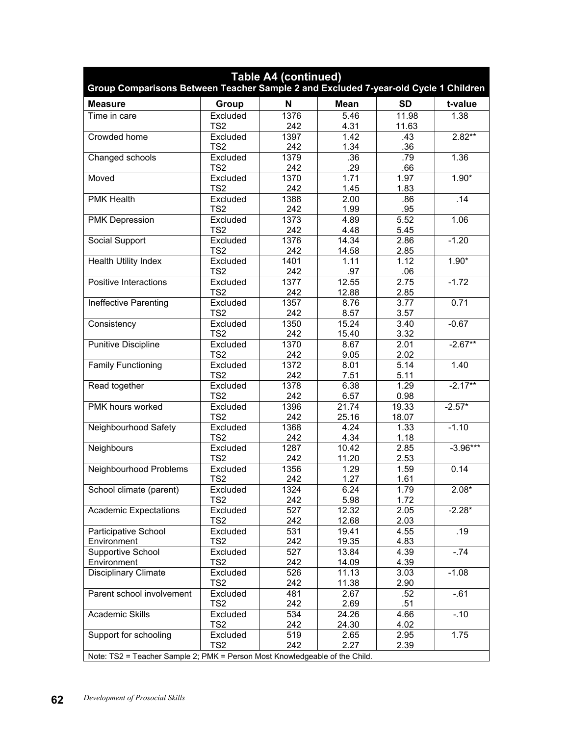**Table A4 (continued)**
**Group Comparisons Between Teacher Sample 2 and Excluded 7-year-old Cycle 1 Children**

| Measure | Group | N | Mean | SD | t-value |
|---|---|---|---|---|---|
| Time in care | Excluded | 1376 | 5.46 | 11.98 | 1.38 |
| | TS2 | 242 | 4.31 | 11.63 | |
| Crowded home | Excluded | 1397 | 1.42 | .43 | 2.82** |
| | TS2 | 242 | 1.34 | .36 | |
| Changed schools | Excluded | 1379 | .36 | .79 | 1.36 |
| | TS2 | 242 | .29 | .66 | |
| Moved | Excluded | 1370 | 1.71 | 1.97 | 1.90* |
| | TS2 | 242 | 1.45 | 1.83 | |
| PMK Health | Excluded | 1388 | 2.00 | .86 | .14 |
| | TS2 | 242 | 1.99 | .95 | |
| PMK Depression | Excluded | 1373 | 4.89 | 5.52 | 1.06 |
| | TS2 | 242 | 4.48 | 5.45 | |
| Social Support | Excluded | 1376 | 14.34 | 2.86 | -1.20 |
| | TS2 | 242 | 14.58 | 2.85 | |
| Health Utility Index | Excluded | 1401 | 1.11 | 1.12 | 1.90* |
| | TS2 | 242 | .97 | .06 | |
| Positive Interactions | Excluded | 1377 | 12.55 | 2.75 | -1.72 |
| | TS2 | 242 | 12.88 | 2.85 | |
| Ineffective Parenting | Excluded | 1357 | 8.76 | 3.77 | 0.71 |
| | TS2 | 242 | 8.57 | 3.57 | |
| Consistency | Excluded | 1350 | 15.24 | 3.40 | -0.67 |
| | TS2 | 242 | 15.40 | 3.32 | |
| Punitive Discipline | Excluded | 1370 | 8.67 | 2.01 | -2.67** |
| | TS2 | 242 | 9.05 | 2.02 | |
| Family Functioning | Excluded | 1372 | 8.01 | 5.14 | 1.40 |
| | TS2 | 242 | 7.51 | 5.11 | |
| Read together | Excluded | 1378 | 6.38 | 1.29 | -2.17** |
| | TS2 | 242 | 6.57 | 0.98 | |
| PMK hours worked | Excluded | 1396 | 21.74 | 19.33 | -2.57* |
| | TS2 | 242 | 25.16 | 18.07 | |
| Neighbourhood Safety | Excluded | 1368 | 4.24 | 1.33 | -1.10 |
| | TS2 | 242 | 4.34 | 1.18 | |
| Neighbours | Excluded | 1287 | 10.42 | 2.85 | -3.96*** |
| | TS2 | 242 | 11.20 | 2.53 | |
| Neighbourhood Problems | Excluded | 1356 | 1.29 | 1.59 | 0.14 |
| | TS2 | 242 | 1.27 | 1.61 | |
| School climate (parent) | Excluded | 1324 | 6.24 | 1.79 | 2.08* |
| | TS2 | 242 | 5.98 | 1.72 | |
| Academic Expectations | Excluded | 527 | 12.32 | 2.05 | -2.28* |
| | TS2 | 242 | 12.68 | 2.03 | |
| Participative School Environment | Excluded | 531 | 19.41 | 4.55 | .19 |
| | TS2 | 242 | 19.35 | 4.83 | |
| Supportive School Environment | Excluded | 527 | 13.84 | 4.39 | -.74 |
| | TS2 | 242 | 14.09 | 4.39 | |
| Disciplinary Climate | Excluded | 526 | 11.13 | 3.03 | -1.08 |
| | TS2 | 242 | 11.38 | 2.90 | |
| Parent school involvement | Excluded | 481 | 2.67 | .52 | -.61 |
| | TS2 | 242 | 2.69 | .51 | |
| Academic Skills | Excluded | 534 | 24.26 | 4.66 | -.10 |
| | TS2 | 242 | 24.30 | 4.02 | |
| Support for schooling | Excluded | 519 | 2.65 | 2.95 | 1.75 |
| | TS2 | 242 | 2.27 | 2.39 | |

Note: TS2 = Teacher Sample 2; PMK = Person Most Knowledgeable of the Child.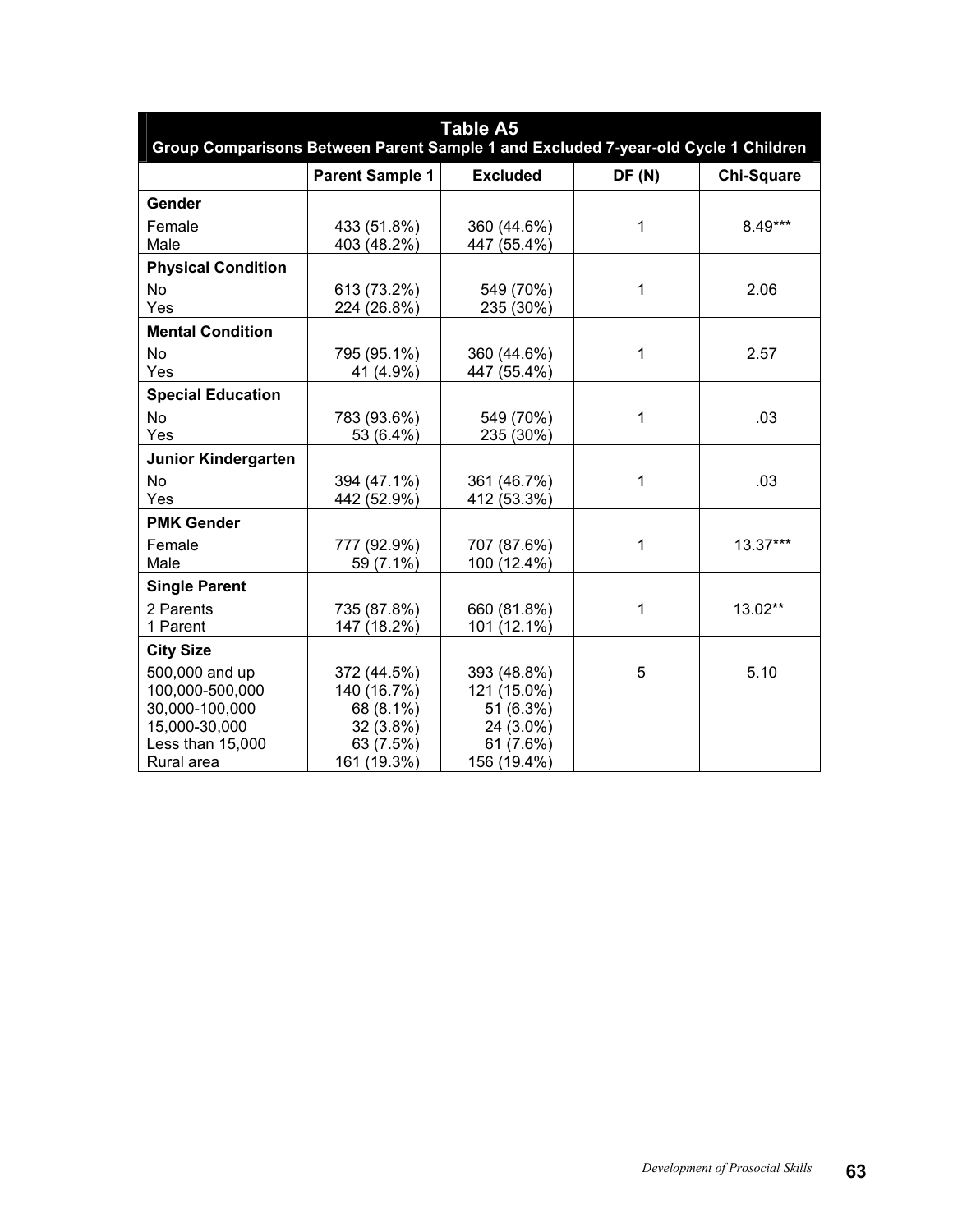**Table A5**
**Group Comparisons Between Parent Sample 1 and Excluded 7-year-old Cycle 1 Children**

| | Parent Sample 1 | Excluded | DF (N) | Chi-Square |
|---|---|---|---|---|
| **Gender** | | | | |
| Female<br>Male | 433 (51.8%)<br>403 (48.2%) | 360 (44.6%)<br>447 (55.4%) | 1 | 8.49*** |
| **Physical Condition** | | | | |
| No<br>Yes | 613 (73.2%)<br>224 (26.8%) | 549 (70%)<br>235 (30%) | 1 | 2.06 |
| **Mental Condition** | | | | |
| No<br>Yes | 795 (95.1%)<br>41 (4.9%) | 360 (44.6%)<br>447 (55.4%) | 1 | 2.57 |
| **Special Education** | | | | |
| No<br>Yes | 783 (93.6%)<br>53 (6.4%) | 549 (70%)<br>235 (30%) | 1 | .03 |
| **Junior Kindergarten** | | | | |
| No<br>Yes | 394 (47.1%)<br>442 (52.9%) | 361 (46.7%)<br>412 (53.3%) | 1 | .03 |
| **PMK Gender** | | | | |
| Female<br>Male | 777 (92.9%)<br>59 (7.1%) | 707 (87.6%)<br>100 (12.4%) | 1 | 13.37*** |
| **Single Parent** | | | | |
| 2 Parents<br>1 Parent | 735 (87.8%)<br>147 (18.2%) | 660 (81.8%)<br>101 (12.1%) | 1 | 13.02** |
| **City Size** | | | | |
| 500,000 and up<br>100,000-500,000<br>30,000-100,000<br>15,000-30,000<br>Less than 15,000<br>Rural area | 372 (44.5%)<br>140 (16.7%)<br>68 (8.1%)<br>32 (3.8%)<br>63 (7.5%)<br>161 (19.3%) | 393 (48.8%)<br>121 (15.0%)<br>51 (6.3%)<br>24 (3.0%)<br>61 (7.6%)<br>156 (19.4%) | 5 | 5.10 |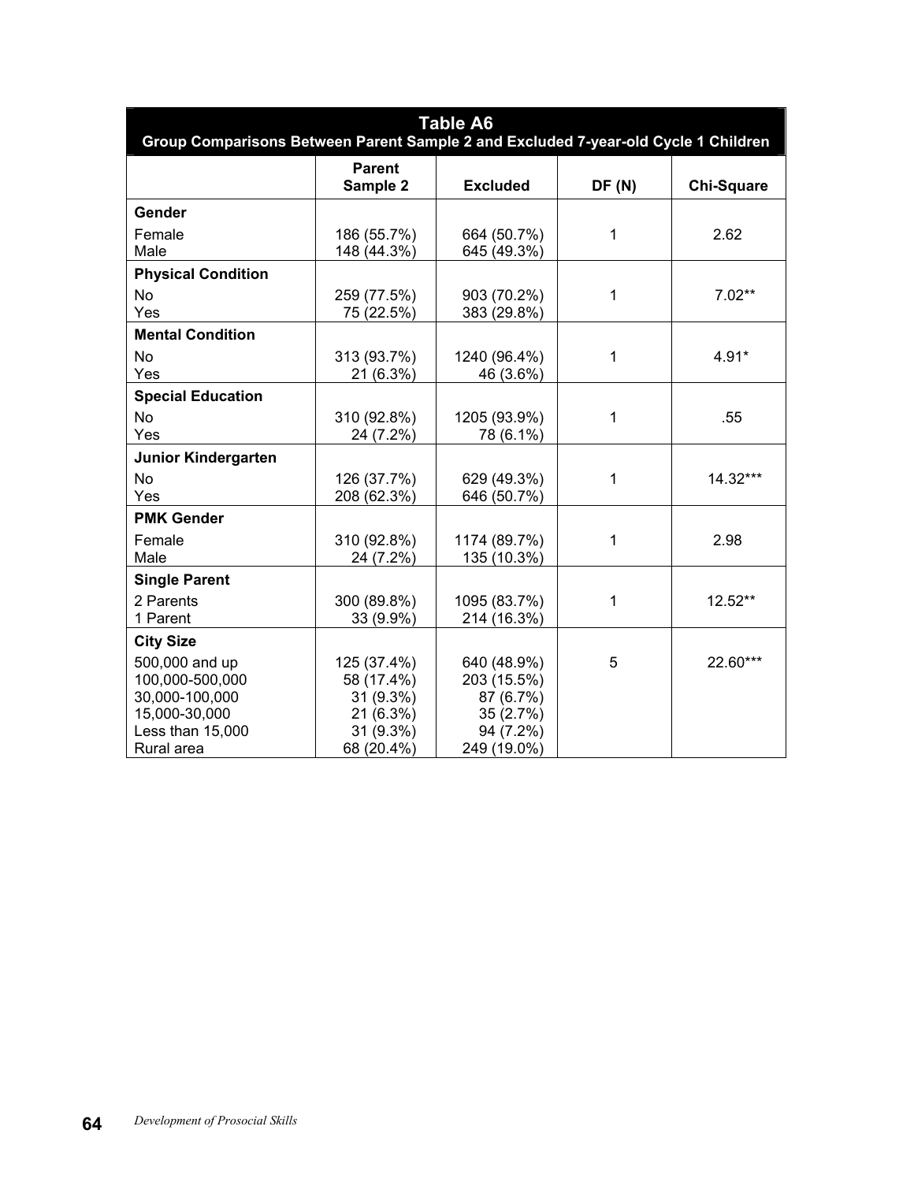**Table A6**
**Group Comparisons Between Parent Sample 2 and Excluded 7-year-old Cycle 1 Children**

| | Parent Sample 2 | Excluded | DF (N) | Chi-Square |
|---|---|---|---|---|
| **Gender** | | | | |
| Female | 186 (55.7%) | 664 (50.7%) | 1 | 2.62 |
| Male | 148 (44.3%) | 645 (49.3%) | | |
| **Physical Condition** | | | | |
| No | 259 (77.5%) | 903 (70.2%) | 1 | 7.02** |
| Yes | 75 (22.5%) | 383 (29.8%) | | |
| **Mental Condition** | | | | |
| No | 313 (93.7%) | 1240 (96.4%) | 1 | 4.91* |
| Yes | 21 (6.3%) | 46 (3.6%) | | |
| **Special Education** | | | | |
| No | 310 (92.8%) | 1205 (93.9%) | 1 | .55 |
| Yes | 24 (7.2%) | 78 (6.1%) | | |
| **Junior Kindergarten** | | | | |
| No | 126 (37.7%) | 629 (49.3%) | 1 | 14.32*** |
| Yes | 208 (62.3%) | 646 (50.7%) | | |
| **PMK Gender** | | | | |
| Female | 310 (92.8%) | 1174 (89.7%) | 1 | 2.98 |
| Male | 24 (7.2%) | 135 (10.3%) | | |
| **Single Parent** | | | | |
| 2 Parents | 300 (89.8%) | 1095 (83.7%) | 1 | 12.52** |
| 1 Parent | 33 (9.9%) | 214 (16.3%) | | |
| **City Size** | | | | |
| 500,000 and up | 125 (37.4%) | 640 (48.9%) | 5 | 22.60*** |
| 100,000-500,000 | 58 (17.4%) | 203 (15.5%) | | |
| 30,000-100,000 | 31 (9.3%) | 87 (6.7%) | | |
| 15,000-30,000 | 21 (6.3%) | 35 (2.7%) | | |
| Less than 15,000 | 31 (9.3%) | 94 (7.2%) | | |
| Rural area | 68 (20.4%) | 249 (19.0%) | | |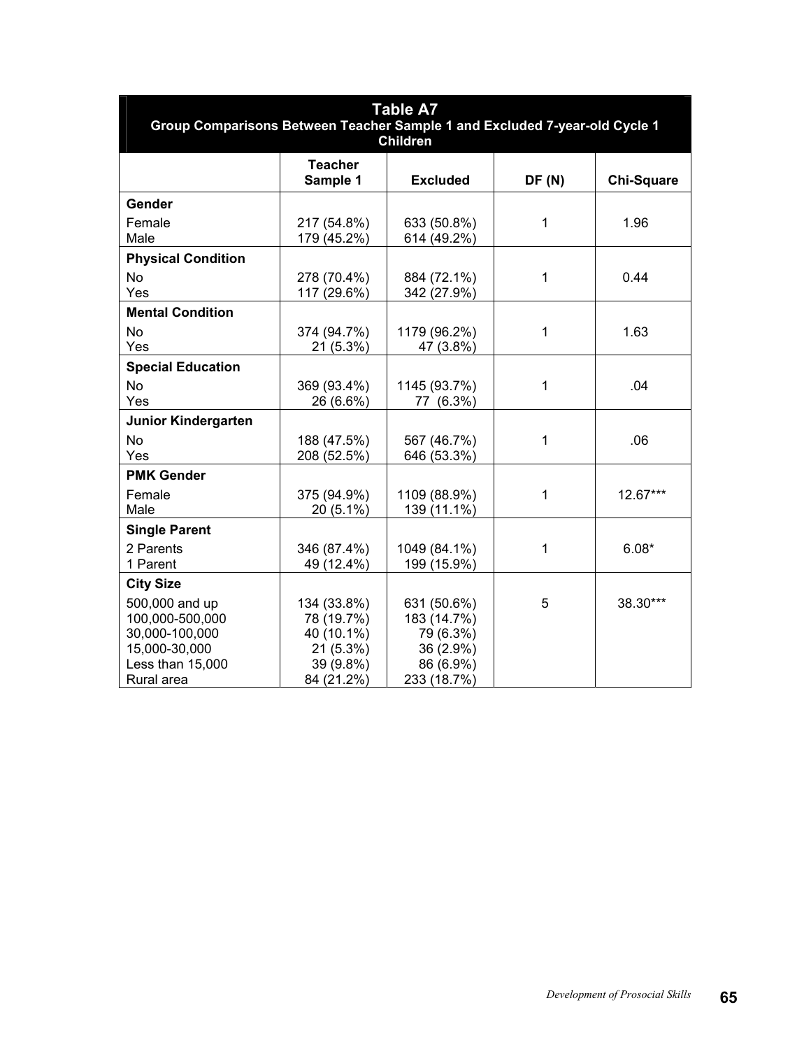**Table A7**
**Group Comparisons Between Teacher Sample 1 and Excluded 7-year-old Cycle 1 Children**

| | Teacher Sample 1 | Excluded | DF (N) | Chi-Square |
|---|---|---|---|---|
| **Gender** | | | | |
| Female | 217 (54.8%) | 633 (50.8%) | 1 | 1.96 |
| Male | 179 (45.2%) | 614 (49.2%) | | |
| **Physical Condition** | | | | |
| No | 278 (70.4%) | 884 (72.1%) | 1 | 0.44 |
| Yes | 117 (29.6%) | 342 (27.9%) | | |
| **Mental Condition** | | | | |
| No | 374 (94.7%) | 1179 (96.2%) | 1 | 1.63 |
| Yes | 21 (5.3%) | 47 (3.8%) | | |
| **Special Education** | | | | |
| No | 369 (93.4%) | 1145 (93.7%) | 1 | .04 |
| Yes | 26 (6.6%) | 77 (6.3%) | | |
| **Junior Kindergarten** | | | | |
| No | 188 (47.5%) | 567 (46.7%) | 1 | .06 |
| Yes | 208 (52.5%) | 646 (53.3%) | | |
| **PMK Gender** | | | | |
| Female | 375 (94.9%) | 1109 (88.9%) | 1 | 12.67*** |
| Male | 20 (5.1%) | 139 (11.1%) | | |
| **Single Parent** | | | | |
| 2 Parents | 346 (87.4%) | 1049 (84.1%) | 1 | 6.08* |
| 1 Parent | 49 (12.4%) | 199 (15.9%) | | |
| **City Size** | | | | |
| 500,000 and up | 134 (33.8%) | 631 (50.6%) | 5 | 38.30*** |
| 100,000-500,000 | 78 (19.7%) | 183 (14.7%) | | |
| 30,000-100,000 | 40 (10.1%) | 79 (6.3%) | | |
| 15,000-30,000 | 21 (5.3%) | 36 (2.9%) | | |
| Less than 15,000 | 39 (9.8%) | 86 (6.9%) | | |
| Rural area | 84 (21.2%) | 233 (18.7%) | | |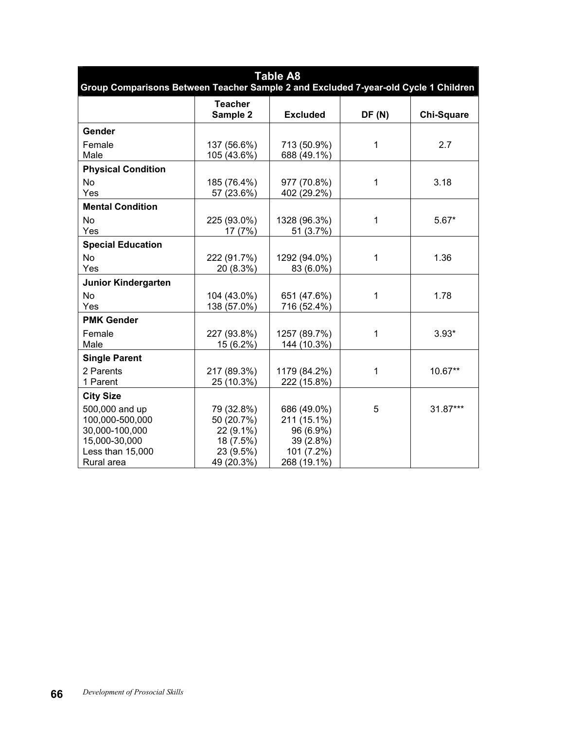**Table A8**

**Group Comparisons Between Teacher Sample 2 and Excluded 7-year-old Cycle 1 Children**

| | Teacher Sample 2 | Excluded | DF (N) | Chi-Square |
|---|---|---|---|---|
| **Gender** | | | | |
| Female | 137 (56.6%) | 713 (50.9%) | 1 | 2.7 |
| Male | 105 (43.6%) | 688 (49.1%) | | |
| **Physical Condition** | | | | |
| No | 185 (76.4%) | 977 (70.8%) | 1 | 3.18 |
| Yes | 57 (23.6%) | 402 (29.2%) | | |
| **Mental Condition** | | | | |
| No | 225 (93.0%) | 1328 (96.3%) | 1 | 5.67* |
| Yes | 17 (7%) | 51 (3.7%) | | |
| **Special Education** | | | | |
| No | 222 (91.7%) | 1292 (94.0%) | 1 | 1.36 |
| Yes | 20 (8.3%) | 83 (6.0%) | | |
| **Junior Kindergarten** | | | | |
| No | 104 (43.0%) | 651 (47.6%) | 1 | 1.78 |
| Yes | 138 (57.0%) | 716 (52.4%) | | |
| **PMK Gender** | | | | |
| Female | 227 (93.8%) | 1257 (89.7%) | 1 | 3.93* |
| Male | 15 (6.2%) | 144 (10.3%) | | |
| **Single Parent** | | | | |
| 2 Parents | 217 (89.3%) | 1179 (84.2%) | 1 | 10.67** |
| 1 Parent | 25 (10.3%) | 222 (15.8%) | | |
| **City Size** | | | | |
| 500,000 and up | 79 (32.8%) | 686 (49.0%) | 5 | 31.87*** |
| 100,000-500,000 | 50 (20.7%) | 211 (15.1%) | | |
| 30,000-100,000 | 22 (9.1%) | 96 (6.9%) | | |
| 15,000-30,000 | 18 (7.5%) | 39 (2.8%) | | |
| Less than 15,000 | 23 (9.5%) | 101 (7.2%) | | |
| Rural area | 49 (20.3%) | 268 (19.1%) | | |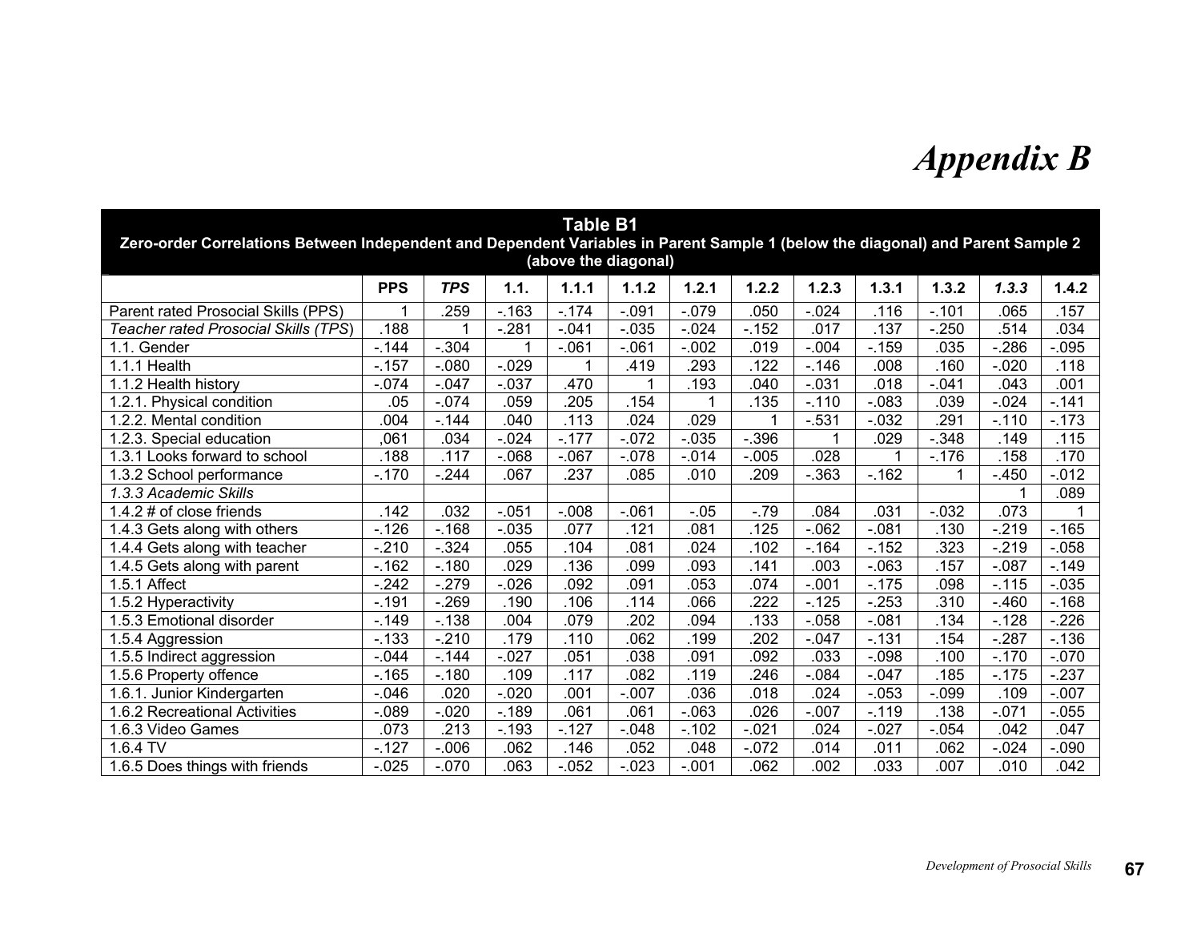# *Appendix B*

**Table B1**
**Zero-order Correlations Between Independent and Dependent Variables in Parent Sample 1 (below the diagonal) and Parent Sample 2 (above the diagonal)**

| | PPS | *TPS* | 1.1. | 1.1.1 | 1.1.2 | 1.2.1 | 1.2.2 | 1.2.3 | 1.3.1 | 1.3.2 | *1.3.3* | 1.4.2 |
|---|---|---|---|---|---|---|---|---|---|---|---|---|
| Parent rated Prosocial Skills (PPS) | 1 | .259 | -.163 | -.174 | -.091 | -.079 | .050 | -.024 | .116 | -.101 | .065 | .157 |
| *Teacher rated Prosocial Skills (TPS)* | .188 | 1 | -.281 | -.041 | -.035 | -.024 | -.152 | .017 | .137 | -.250 | .514 | .034 |
| 1.1. Gender | -.144 | -.304 | 1 | -.061 | -.061 | -.002 | .019 | -.004 | -.159 | .035 | -.286 | -.095 |
| 1.1.1 Health | -.157 | -.080 | -.029 | 1 | .419 | .293 | .122 | -.146 | .008 | .160 | -.020 | .118 |
| 1.1.2 Health history | -.074 | -.047 | -.037 | .470 | 1 | .193 | .040 | -.031 | .018 | -.041 | .043 | .001 |
| 1.2.1. Physical condition | .05 | -.074 | .059 | .205 | .154 | 1 | .135 | -.110 | -.083 | .039 | -.024 | -.141 |
| 1.2.2. Mental condition | .004 | -.144 | .040 | .113 | .024 | .029 | 1 | -.531 | -.032 | .291 | -.110 | -.173 |
| 1.2.3. Special education | ,061 | .034 | -.024 | -.177 | -.072 | -.035 | -.396 | 1 | .029 | -.348 | .149 | .115 |
| 1.3.1 Looks forward to school | .188 | .117 | -.068 | -.067 | -.078 | -.014 | -.005 | .028 | 1 | -.176 | .158 | .170 |
| 1.3.2 School performance | -.170 | -.244 | .067 | .237 | .085 | .010 | .209 | -.363 | -.162 | 1 | -.450 | -.012 |
| *1.3.3 Academic Skills* | | | | | | | | | | | 1 | .089 |
| 1.4.2 # of close friends | .142 | .032 | -.051 | -.008 | -.061 | -.05 | -.79 | .084 | .031 | -.032 | .073 | 1 |
| 1.4.3 Gets along with others | -.126 | -.168 | -.035 | .077 | .121 | .081 | .125 | -.062 | -.081 | .130 | -.219 | -.165 |
| 1.4.4 Gets along with teacher | -.210 | -.324 | .055 | .104 | .081 | .024 | .102 | -.164 | -.152 | .323 | -.219 | -.058 |
| 1.4.5 Gets along with parent | -.162 | -.180 | .029 | .136 | .099 | .093 | .141 | .003 | -.063 | .157 | -.087 | -.149 |
| 1.5.1 Affect | -.242 | -.279 | -.026 | .092 | .091 | .053 | .074 | -.001 | -.175 | .098 | -.115 | -.035 |
| 1.5.2 Hyperactivity | -.191 | -.269 | .190 | .106 | .114 | .066 | .222 | -.125 | -.253 | .310 | -.460 | -.168 |
| 1.5.3 Emotional disorder | -.149 | -.138 | .004 | .079 | .202 | .094 | .133 | -.058 | -.081 | .134 | -.128 | -.226 |
| 1.5.4 Aggression | -.133 | -.210 | .179 | .110 | .062 | .199 | .202 | -.047 | -.131 | .154 | -.287 | -.136 |
| 1.5.5 Indirect aggression | -.044 | -.144 | -.027 | .051 | .038 | .091 | .092 | .033 | -.098 | .100 | -.170 | -.070 |
| 1.5.6 Property offence | -.165 | -.180 | .109 | .117 | .082 | .119 | .246 | -.084 | -.047 | .185 | -.175 | -.237 |
| 1.6.1. Junior Kindergarten | -.046 | .020 | -.020 | .001 | -.007 | .036 | .018 | .024 | -.053 | -.099 | .109 | -.007 |
| 1.6.2 Recreational Activities | -.089 | -.020 | -.189 | .061 | .061 | -.063 | .026 | -.007 | -.119 | .138 | -.071 | -.055 |
| 1.6.3 Video Games | .073 | .213 | -.193 | -.127 | -.048 | -.102 | -.021 | .024 | -.027 | -.054 | .042 | .047 |
| 1.6.4 TV | -.127 | -.006 | .062 | .146 | .052 | .048 | -.072 | .014 | .011 | .062 | -.024 | -.090 |
| 1.6.5 Does things with friends | -.025 | -.070 | .063 | -.052 | -.023 | -.001 | .062 | .002 | .033 | .007 | .010 | .042 |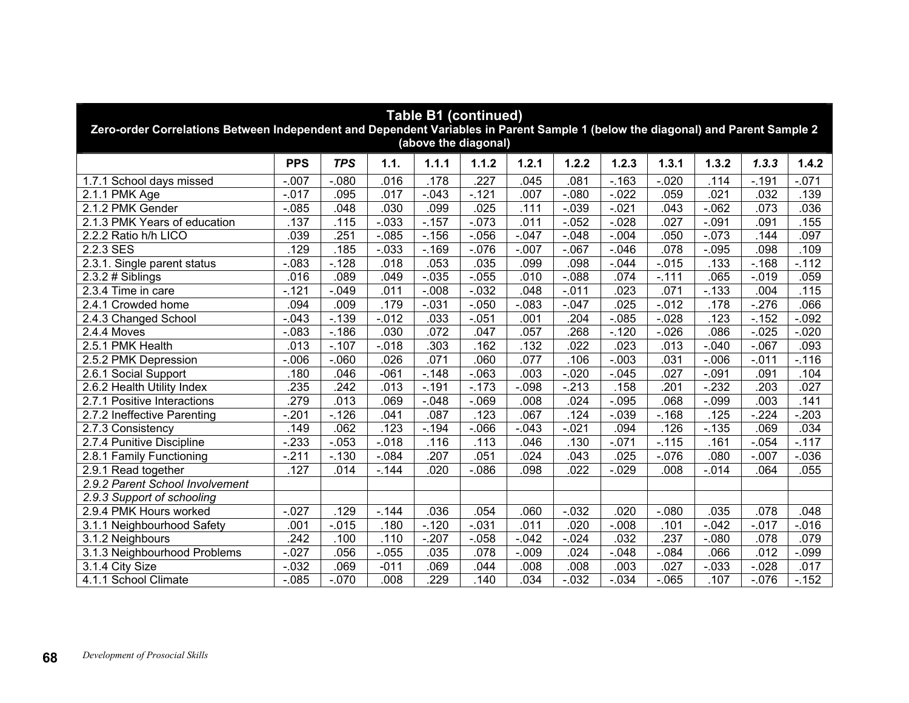**Table B1 (continued)**

**Zero-order Correlations Between Independent and Dependent Variables in Parent Sample 1 (below the diagonal) and Parent Sample 2 (above the diagonal)**

| | PPS | *TPS* | 1.1. | 1.1.1 | 1.1.2 | 1.2.1 | 1.2.2 | 1.2.3 | 1.3.1 | 1.3.2 | *1.3.3* | 1.4.2 |
|---|---|---|---|---|---|---|---|---|---|---|---|---|
| 1.7.1 School days missed | -.007 | -.080 | .016 | .178 | .227 | .045 | .081 | -.163 | -.020 | .114 | -.191 | -.071 |
| 2.1.1 PMK Age | -.017 | .095 | .017 | -.043 | -.121 | .007 | -.080 | -.022 | .059 | .021 | .032 | .139 |
| 2.1.2 PMK Gender | -.085 | .048 | .030 | .099 | .025 | .111 | -.039 | -.021 | .043 | -.062 | .073 | .036 |
| 2.1.3 PMK Years of education | .137 | .115 | -.033 | -.157 | -.073 | .011 | -.052 | -.028 | .027 | -.091 | .091 | .155 |
| 2.2.2 Ratio h/h LICO | .039 | .251 | -.085 | -.156 | -.056 | -.047 | -.048 | -.004 | .050 | -.073 | .144 | .097 |
| 2.2.3 SES | .129 | .185 | -.033 | -.169 | -.076 | -.007 | -.067 | -.046 | .078 | -.095 | .098 | .109 |
| 2.3.1. Single parent status | -.083 | -.128 | .018 | .053 | .035 | .099 | .098 | -.044 | -.015 | .133 | -.168 | -.112 |
| 2.3.2 # Siblings | .016 | .089 | .049 | -.035 | -.055 | .010 | -.088 | .074 | -.111 | .065 | -.019 | .059 |
| 2.3.4 Time in care | -.121 | -.049 | .011 | -.008 | -.032 | .048 | -.011 | .023 | .071 | -.133 | .004 | .115 |
| 2.4.1 Crowded home | .094 | .009 | .179 | -.031 | -.050 | -.083 | -.047 | .025 | -.012 | .178 | -.276 | .066 |
| 2.4.3 Changed School | -.043 | -.139 | -.012 | .033 | -.051 | .001 | .204 | -.085 | -.028 | .123 | -.152 | -.092 |
| 2.4.4 Moves | -.083 | -.186 | .030 | .072 | .047 | .057 | .268 | -.120 | -.026 | .086 | -.025 | -.020 |
| 2.5.1 PMK Health | .013 | -.107 | -.018 | .303 | .162 | .132 | .022 | .023 | .013 | -.040 | -.067 | .093 |
| 2.5.2 PMK Depression | -.006 | -.060 | .026 | .071 | .060 | .077 | .106 | -.003 | .031 | -.006 | -.011 | -.116 |
| 2.6.1 Social Support | .180 | .046 | -061 | -.148 | -.063 | .003 | -.020 | -.045 | .027 | -.091 | .091 | .104 |
| 2.6.2 Health Utility Index | .235 | .242 | .013 | -.191 | -.173 | -.098 | -.213 | .158 | .201 | -.232 | .203 | .027 |
| 2.7.1 Positive Interactions | .279 | .013 | .069 | -.048 | -.069 | .008 | .024 | -.095 | .068 | -.099 | .003 | .141 |
| 2.7.2 Ineffective Parenting | -.201 | -.126 | .041 | .087 | .123 | .067 | .124 | -.039 | -.168 | .125 | -.224 | -.203 |
| 2.7.3 Consistency | .149 | .062 | .123 | -.194 | -.066 | -.043 | -.021 | .094 | .126 | -.135 | .069 | .034 |
| 2.7.4 Punitive Discipline | -.233 | -.053 | -.018 | .116 | .113 | .046 | .130 | -.071 | -.115 | .161 | -.054 | -.117 |
| 2.8.1 Family Functioning | -.211 | -.130 | -.084 | .207 | .051 | .024 | .043 | .025 | -.076 | .080 | -.007 | -.036 |
| 2.9.1 Read together | .127 | .014 | -.144 | .020 | -.086 | .098 | .022 | -.029 | .008 | -.014 | .064 | .055 |
| *2.9.2 Parent School Involvement* | | | | | | | | | | | | |
| *2.9.3 Support of schooling* | | | | | | | | | | | | |
| 2.9.4 PMK Hours worked | -.027 | .129 | -.144 | .036 | .054 | .060 | -.032 | .020 | -.080 | .035 | .078 | .048 |
| 3.1.1 Neighbourhood Safety | .001 | -.015 | .180 | -.120 | -.031 | .011 | .020 | -.008 | .101 | -.042 | -.017 | -.016 |
| 3.1.2 Neighbours | .242 | .100 | .110 | -.207 | -.058 | -.042 | -.024 | .032 | .237 | -.080 | .078 | .079 |
| 3.1.3 Neighbourhood Problems | -.027 | .056 | -.055 | .035 | .078 | -.009 | .024 | -.048 | -.084 | .066 | .012 | -.099 |
| 3.1.4 City Size | -.032 | .069 | -011 | .069 | .044 | .008 | .008 | .003 | .027 | -.033 | -.028 | .017 |
| 4.1.1 School Climate | -.085 | -.070 | .008 | .229 | .140 | .034 | -.032 | -.034 | -.065 | .107 | -.076 | -.152 |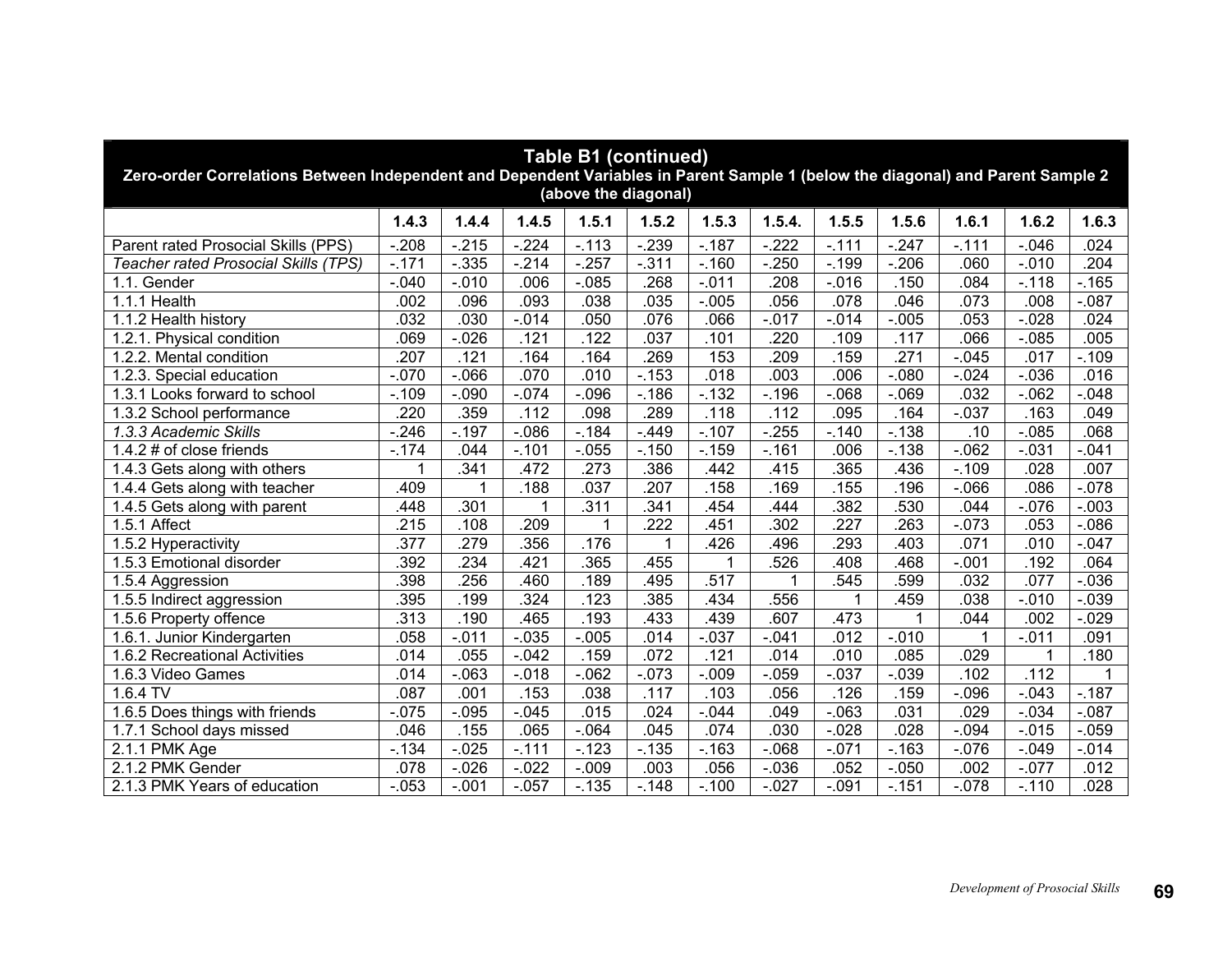**Table B1 (continued)**

**Zero-order Correlations Between Independent and Dependent Variables in Parent Sample 1 (below the diagonal) and Parent Sample 2 (above the diagonal)**

| | 1.4.3 | 1.4.4 | 1.4.5 | 1.5.1 | 1.5.2 | 1.5.3 | 1.5.4. | 1.5.5 | 1.5.6 | 1.6.1 | 1.6.2 | 1.6.3 |
|---|---|---|---|---|---|---|---|---|---|---|---|---|
| Parent rated Prosocial Skills (PPS) | -.208 | -.215 | -.224 | -.113 | -.239 | -.187 | -.222 | -.111 | -.247 | -.111 | -.046 | .024 |
| *Teacher rated Prosocial Skills (TPS)* | -.171 | -.335 | -.214 | -.257 | -.311 | -.160 | -.250 | -.199 | -.206 | .060 | -.010 | .204 |
| 1.1. Gender | -.040 | -.010 | .006 | -.085 | .268 | -.011 | .208 | -.016 | .150 | .084 | -.118 | -.165 |
| 1.1.1 Health | .002 | .096 | .093 | .038 | .035 | -.005 | .056 | .078 | .046 | .073 | .008 | -.087 |
| 1.1.2 Health history | .032 | .030 | -.014 | .050 | .076 | .066 | -.017 | -.014 | -.005 | .053 | -.028 | .024 |
| 1.2.1. Physical condition | .069 | -.026 | .121 | .122 | .037 | .101 | .220 | .109 | .117 | .066 | -.085 | .005 |
| 1.2.2. Mental condition | .207 | .121 | .164 | .164 | .269 | 153 | .209 | .159 | .271 | -.045 | .017 | -.109 |
| 1.2.3. Special education | -.070 | -.066 | .070 | .010 | -.153 | .018 | .003 | .006 | -.080 | -.024 | -.036 | .016 |
| 1.3.1 Looks forward to school | -.109 | -.090 | -.074 | -.096 | -.186 | -.132 | -.196 | -.068 | -.069 | .032 | -.062 | -.048 |
| 1.3.2 School performance | .220 | .359 | .112 | .098 | .289 | .118 | .112 | .095 | .164 | -.037 | .163 | .049 |
| *1.3.3 Academic Skills* | -.246 | -.197 | -.086 | -.184 | -.449 | -.107 | -.255 | -.140 | -.138 | .10 | -.085 | .068 |
| 1.4.2 # of close friends | -.174 | .044 | -.101 | -.055 | -.150 | -.159 | -.161 | .006 | -.138 | -.062 | -.031 | -.041 |
| 1.4.3 Gets along with others | 1 | .341 | .472 | .273 | .386 | .442 | .415 | .365 | .436 | -.109 | .028 | .007 |
| 1.4.4 Gets along with teacher | .409 | 1 | .188 | .037 | .207 | .158 | .169 | .155 | .196 | -.066 | .086 | -.078 |
| 1.4.5 Gets along with parent | .448 | .301 | 1 | .311 | .341 | .454 | .444 | .382 | .530 | .044 | -.076 | -.003 |
| 1.5.1 Affect | .215 | .108 | .209 | 1 | .222 | .451 | .302 | .227 | .263 | -.073 | .053 | -.086 |
| 1.5.2 Hyperactivity | .377 | .279 | .356 | .176 | 1 | .426 | .496 | .293 | .403 | .071 | .010 | -.047 |
| 1.5.3 Emotional disorder | .392 | .234 | .421 | .365 | .455 | 1 | .526 | .408 | .468 | -.001 | .192 | .064 |
| 1.5.4 Aggression | .398 | .256 | .460 | .189 | .495 | .517 | 1 | .545 | .599 | .032 | .077 | -.036 |
| 1.5.5 Indirect aggression | .395 | .199 | .324 | .123 | .385 | .434 | .556 | 1 | .459 | .038 | -.010 | -.039 |
| 1.5.6 Property offence | .313 | .190 | .465 | .193 | .433 | .439 | .607 | .473 | 1 | .044 | .002 | -.029 |
| 1.6.1. Junior Kindergarten | .058 | -.011 | -.035 | -.005 | .014 | -.037 | -.041 | .012 | -.010 | 1 | -.011 | .091 |
| 1.6.2 Recreational Activities | .014 | .055 | -.042 | .159 | .072 | .121 | .014 | .010 | .085 | .029 | 1 | .180 |
| 1.6.3 Video Games | .014 | -.063 | -.018 | -.062 | -.073 | -.009 | -.059 | -.037 | -.039 | .102 | .112 | 1 |
| 1.6.4 TV | .087 | .001 | .153 | .038 | .117 | .103 | .056 | .126 | .159 | -.096 | -.043 | -.187 |
| 1.6.5 Does things with friends | -.075 | -.095 | -.045 | .015 | .024 | -.044 | .049 | -.063 | .031 | .029 | -.034 | -.087 |
| 1.7.1 School days missed | .046 | .155 | .065 | -.064 | .045 | .074 | .030 | -.028 | .028 | -.094 | -.015 | -.059 |
| 2.1.1 PMK Age | -.134 | -.025 | -.111 | -.123 | -.135 | -.163 | -.068 | -.071 | -.163 | -.076 | -.049 | -.014 |
| 2.1.2 PMK Gender | .078 | -.026 | -.022 | -.009 | .003 | .056 | -.036 | .052 | -.050 | .002 | -.077 | .012 |
| 2.1.3 PMK Years of education | -.053 | -.001 | -.057 | -.135 | -.148 | -.100 | -.027 | -.091 | -.151 | -.078 | -.110 | .028 |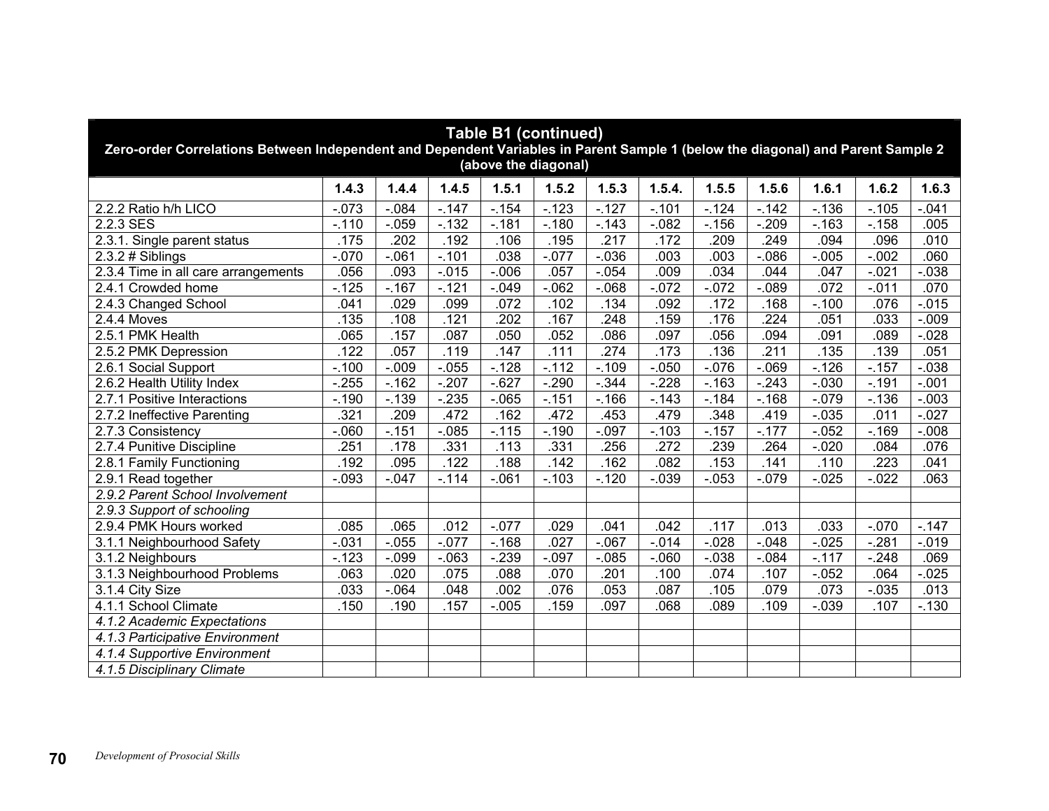**Table B1 (continued)**
**Zero-order Correlations Between Independent and Dependent Variables in Parent Sample 1 (below the diagonal) and Parent Sample 2 (above the diagonal)**

| | 1.4.3 | 1.4.4 | 1.4.5 | 1.5.1 | 1.5.2 | 1.5.3 | 1.5.4. | 1.5.5 | 1.5.6 | 1.6.1 | 1.6.2 | 1.6.3 |
|---|---|---|---|---|---|---|---|---|---|---|---|---|
| 2.2.2 Ratio h/h LICO | -.073 | -.084 | -.147 | -.154 | -.123 | -.127 | -.101 | -.124 | -.142 | -.136 | -.105 | -.041 |
| 2.2.3 SES | -.110 | -.059 | -.132 | -.181 | -.180 | -.143 | -.082 | -.156 | -.209 | -.163 | -.158 | .005 |
| 2.3.1. Single parent status | .175 | .202 | .192 | .106 | .195 | .217 | .172 | .209 | .249 | .094 | .096 | .010 |
| 2.3.2 # Siblings | -.070 | -.061 | -.101 | .038 | -.077 | -.036 | .003 | .003 | -.086 | -.005 | -.002 | .060 |
| 2.3.4 Time in all care arrangements | .056 | .093 | -.015 | -.006 | .057 | -.054 | .009 | .034 | .044 | .047 | -.021 | -.038 |
| 2.4.1 Crowded home | -.125 | -.167 | -.121 | -.049 | -.062 | -.068 | -.072 | -.072 | -.089 | .072 | -.011 | .070 |
| 2.4.3 Changed School | .041 | .029 | .099 | .072 | .102 | .134 | .092 | .172 | .168 | -.100 | .076 | -.015 |
| 2.4.4 Moves | .135 | .108 | .121 | .202 | .167 | .248 | .159 | .176 | .224 | .051 | .033 | -.009 |
| 2.5.1 PMK Health | .065 | .157 | .087 | .050 | .052 | .086 | .097 | .056 | .094 | .091 | .089 | -.028 |
| 2.5.2 PMK Depression | .122 | .057 | .119 | .147 | .111 | .274 | .173 | .136 | .211 | .135 | .139 | .051 |
| 2.6.1 Social Support | -.100 | -.009 | -.055 | -.128 | -.112 | -.109 | -.050 | -.076 | -.069 | -.126 | -.157 | -.038 |
| 2.6.2 Health Utility Index | -.255 | -.162 | -.207 | -.627 | -.290 | -.344 | -.228 | -.163 | -.243 | -.030 | -.191 | -.001 |
| 2.7.1 Positive Interactions | -.190 | -.139 | -.235 | -.065 | -.151 | -.166 | -.143 | -.184 | -.168 | -.079 | -.136 | -.003 |
| 2.7.2 Ineffective Parenting | .321 | .209 | .472 | .162 | .472 | .453 | .479 | .348 | .419 | -.035 | .011 | -.027 |
| 2.7.3 Consistency | -.060 | -.151 | -.085 | -.115 | -.190 | -.097 | -.103 | -.157 | -.177 | -.052 | -.169 | -.008 |
| 2.7.4 Punitive Discipline | .251 | .178 | .331 | .113 | .331 | .256 | .272 | .239 | .264 | -.020 | .084 | .076 |
| 2.8.1 Family Functioning | .192 | .095 | .122 | .188 | .142 | .162 | .082 | .153 | .141 | .110 | .223 | .041 |
| 2.9.1 Read together | -.093 | -.047 | -.114 | -.061 | -.103 | -.120 | -.039 | -.053 | -.079 | -.025 | -.022 | .063 |
| *2.9.2 Parent School Involvement* | | | | | | | | | | | | |
| *2.9.3 Support of schooling* | | | | | | | | | | | | |
| 2.9.4 PMK Hours worked | .085 | .065 | .012 | -.077 | .029 | .041 | .042 | .117 | .013 | .033 | -.070 | -.147 |
| 3.1.1 Neighbourhood Safety | -.031 | -.055 | -.077 | -.168 | .027 | -.067 | -.014 | -.028 | -.048 | -.025 | -.281 | -.019 |
| 3.1.2 Neighbours | -.123 | -.099 | -.063 | -.239 | -.097 | -.085 | -.060 | -.038 | -.084 | -.117 | -.248 | .069 |
| 3.1.3 Neighbourhood Problems | .063 | .020 | .075 | .088 | .070 | .201 | .100 | .074 | .107 | -.052 | .064 | -.025 |
| 3.1.4 City Size | .033 | -.064 | .048 | .002 | .076 | .053 | .087 | .105 | .079 | .073 | -.035 | .013 |
| 4.1.1 School Climate | .150 | .190 | .157 | -.005 | .159 | .097 | .068 | .089 | .109 | -.039 | .107 | -.130 |
| *4.1.2 Academic Expectations* | | | | | | | | | | | | |
| *4.1.3 Participative Environment* | | | | | | | | | | | | |
| *4.1.4 Supportive Environment* | | | | | | | | | | | | |
| *4.1.5 Disciplinary Climate* | | | | | | | | | | | | |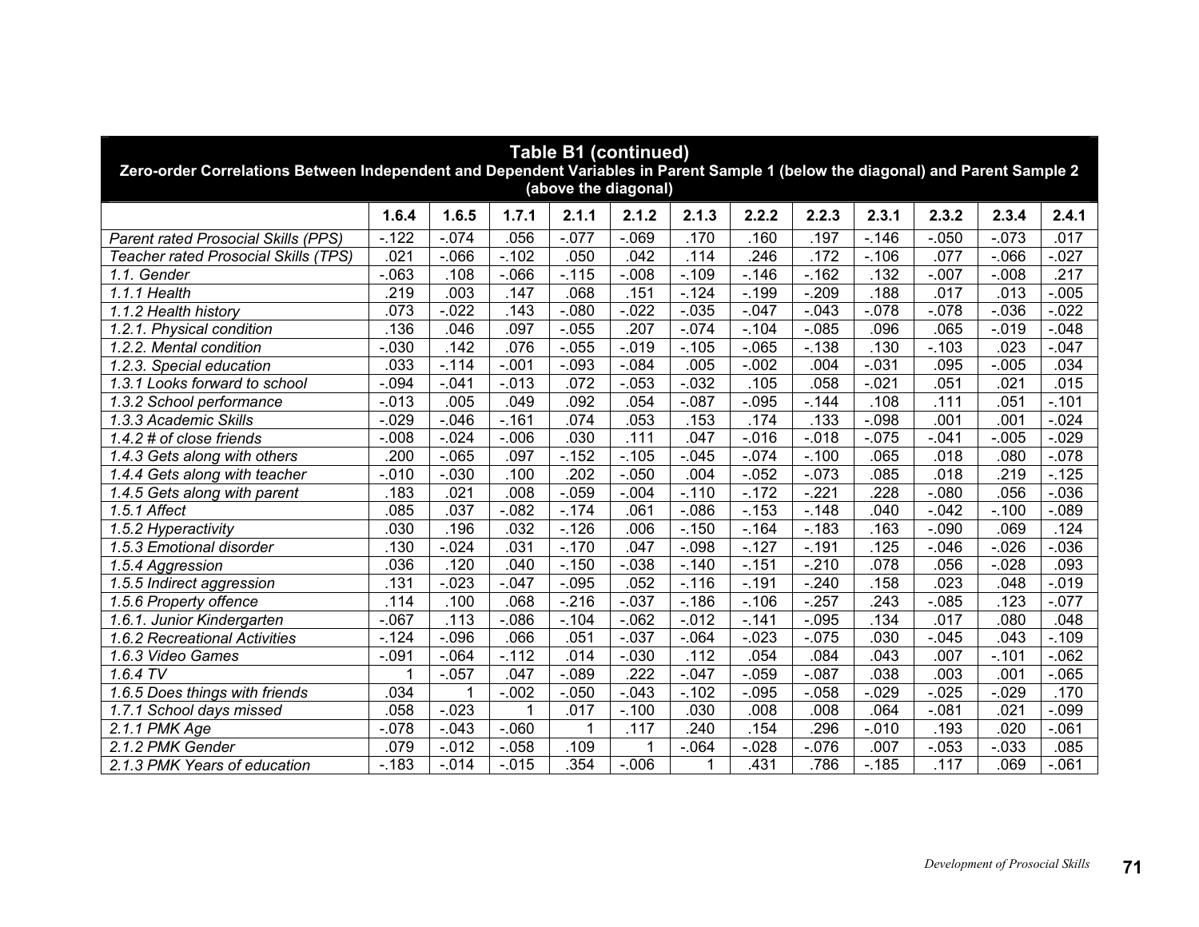**Table B1 (continued)**

**Zero-order Correlations Between Independent and Dependent Variables in Parent Sample 1 (below the diagonal) and Parent Sample 2 (above the diagonal)**

| | 1.6.4 | 1.6.5 | 1.7.1 | 2.1.1 | 2.1.2 | 2.1.3 | 2.2.2 | 2.2.3 | 2.3.1 | 2.3.2 | 2.3.4 | 2.4.1 |
|---|---|---|---|---|---|---|---|---|---|---|---|---|
| *Parent rated Prosocial Skills (PPS)* | -.122 | -.074 | .056 | -.077 | -.069 | .170 | .160 | .197 | -.146 | -.050 | -.073 | .017 |
| *Teacher rated Prosocial Skills (TPS)* | .021 | -.066 | -.102 | .050 | .042 | .114 | .246 | .172 | -.106 | .077 | -.066 | -.027 |
| *1.1. Gender* | -.063 | .108 | -.066 | -.115 | -.008 | -.109 | -.146 | -.162 | .132 | -.007 | -.008 | .217 |
| *1.1.1 Health* | .219 | .003 | .147 | .068 | .151 | -.124 | -.199 | -.209 | .188 | .017 | .013 | -.005 |
| *1.1.2 Health history* | .073 | -.022 | .143 | -.080 | -.022 | -.035 | -.047 | -.043 | -.078 | -.078 | -.036 | -.022 |
| *1.2.1. Physical condition* | .136 | .046 | .097 | -.055 | .207 | -.074 | -.104 | -.085 | .096 | .065 | -.019 | -.048 |
| *1.2.2. Mental condition* | -.030 | .142 | .076 | -.055 | -.019 | -.105 | -.065 | -.138 | .130 | -.103 | .023 | -.047 |
| *1.2.3. Special education* | .033 | -.114 | -.001 | -.093 | -.084 | .005 | -.002 | .004 | -.031 | .095 | -.005 | .034 |
| *1.3.1 Looks forward to school* | -.094 | -.041 | -.013 | .072 | -.053 | -.032 | .105 | .058 | -.021 | .051 | .021 | .015 |
| *1.3.2 School performance* | -.013 | .005 | .049 | .092 | .054 | -.087 | -.095 | -.144 | .108 | .111 | .051 | -.101 |
| *1.3.3 Academic Skills* | -.029 | -.046 | -.161 | .074 | .053 | .153 | .174 | .133 | -.098 | .001 | .001 | -.024 |
| *1.4.2 # of close friends* | -.008 | -.024 | -.006 | .030 | .111 | .047 | -.016 | -.018 | -.075 | -.041 | -.005 | -.029 |
| *1.4.3 Gets along with others* | .200 | -.065 | .097 | -.152 | -.105 | -.045 | -.074 | -.100 | .065 | .018 | .080 | -.078 |
| *1.4.4 Gets along with teacher* | -.010 | -.030 | .100 | .202 | -.050 | .004 | -.052 | -.073 | .085 | .018 | .219 | -.125 |
| *1.4.5 Gets along with parent* | .183 | .021 | .008 | -.059 | -.004 | -.110 | -.172 | -.221 | .228 | -.080 | .056 | -.036 |
| *1.5.1 Affect* | .085 | .037 | -.082 | -.174 | .061 | -.086 | -.153 | -.148 | .040 | -.042 | -.100 | -.089 |
| *1.5.2 Hyperactivity* | .030 | .196 | .032 | -.126 | .006 | -.150 | -.164 | -.183 | .163 | -.090 | .069 | .124 |
| *1.5.3 Emotional disorder* | .130 | -.024 | .031 | -.170 | .047 | -.098 | -.127 | -.191 | .125 | -.046 | -.026 | -.036 |
| *1.5.4 Aggression* | .036 | .120 | .040 | -.150 | -.038 | -.140 | -.151 | -.210 | .078 | .056 | -.028 | .093 |
| *1.5.5 Indirect aggression* | .131 | -.023 | -.047 | -.095 | .052 | -.116 | -.191 | -.240 | .158 | .023 | .048 | -.019 |
| *1.5.6 Property offence* | .114 | .100 | .068 | -.216 | -.037 | -.186 | -.106 | -.257 | .243 | -.085 | .123 | -.077 |
| *1.6.1. Junior Kindergarten* | -.067 | .113 | -.086 | -.104 | -.062 | -.012 | -.141 | -.095 | .134 | .017 | .080 | .048 |
| *1.6.2 Recreational Activities* | -.124 | -.096 | .066 | .051 | -.037 | -.064 | -.023 | -.075 | .030 | -.045 | .043 | -.109 |
| *1.6.3 Video Games* | -.091 | -.064 | -.112 | .014 | -.030 | .112 | .054 | .084 | .043 | .007 | -.101 | -.062 |
| *1.6.4 TV* | 1 | -.057 | .047 | -.089 | .222 | -.047 | -.059 | -.087 | .038 | .003 | .001 | -.065 |
| *1.6.5 Does things with friends* | .034 | 1 | -.002 | -.050 | -.043 | -.102 | -.095 | -.058 | -.029 | -.025 | -.029 | .170 |
| *1.7.1 School days missed* | .058 | -.023 | 1 | .017 | -.100 | .030 | .008 | .008 | .064 | -.081 | .021 | -.099 |
| *2.1.1 PMK Age* | -.078 | -.043 | -.060 | 1 | .117 | .240 | .154 | .296 | -.010 | .193 | .020 | -.061 |
| *2.1.2 PMK Gender* | .079 | -.012 | -.058 | .109 | 1 | -.064 | -.028 | -.076 | .007 | -.053 | -.033 | .085 |
| *2.1.3 PMK Years of education* | -.183 | -.014 | -.015 | .354 | -.006 | 1 | .431 | .786 | -.185 | .117 | .069 | -.061 |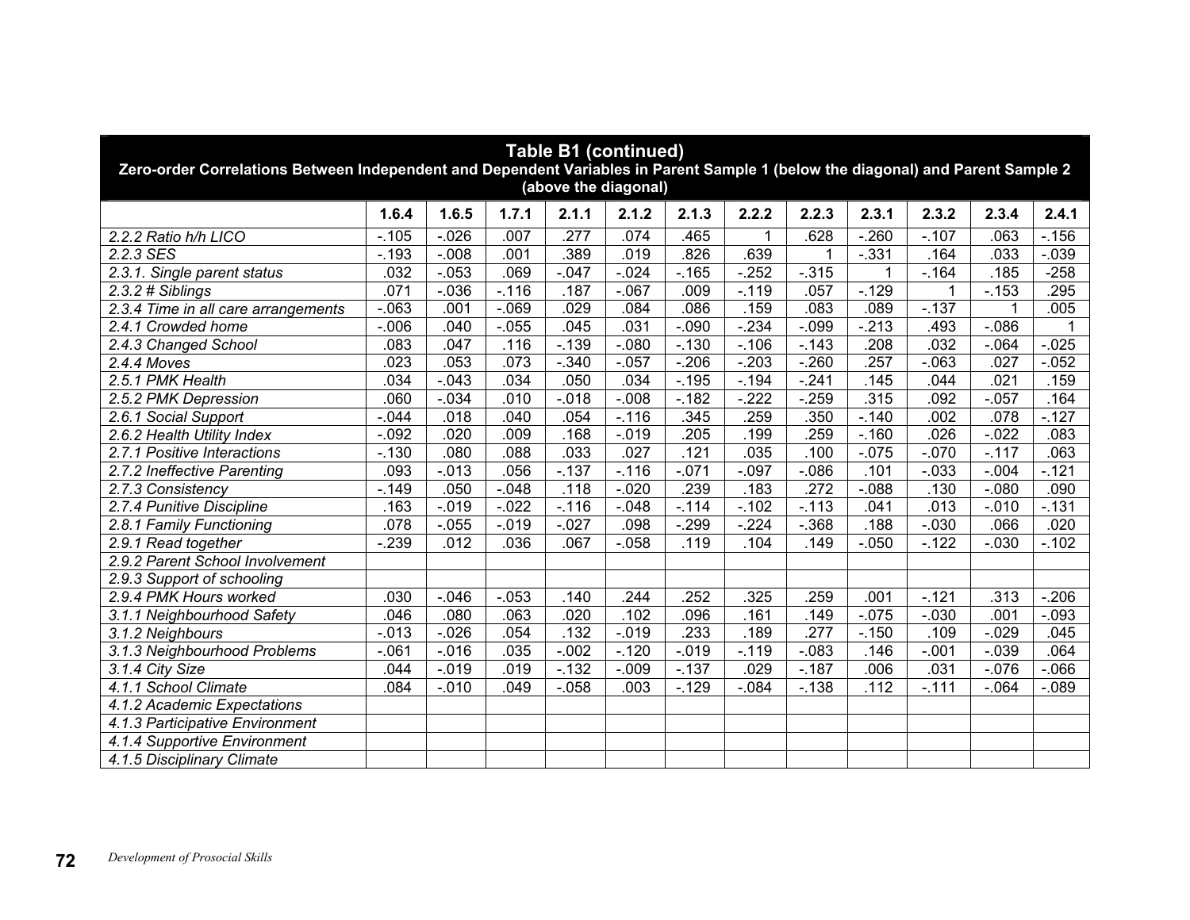**Table B1 (continued)**

**Zero-order Correlations Between Independent and Dependent Variables in Parent Sample 1 (below the diagonal) and Parent Sample 2 (above the diagonal)**

| | 1.6.4 | 1.6.5 | 1.7.1 | 2.1.1 | 2.1.2 | 2.1.3 | 2.2.2 | 2.2.3 | 2.3.1 | 2.3.2 | 2.3.4 | 2.4.1 |
|---|---|---|---|---|---|---|---|---|---|---|---|---|
| *2.2.2 Ratio h/h LICO* | -.105 | -.026 | .007 | .277 | .074 | .465 | 1 | .628 | -.260 | -.107 | .063 | -.156 |
| *2.2.3 SES* | -.193 | -.008 | .001 | .389 | .019 | .826 | .639 | 1 | -.331 | .164 | .033 | -.039 |
| *2.3.1. Single parent status* | .032 | -.053 | .069 | -.047 | -.024 | -.165 | -.252 | -.315 | 1 | -.164 | .185 | -258 |
| *2.3.2 # Siblings* | .071 | -.036 | -.116 | .187 | -.067 | .009 | -.119 | .057 | -.129 | 1 | -.153 | .295 |
| *2.3.4 Time in all care arrangements* | -.063 | .001 | -.069 | .029 | .084 | .086 | .159 | .083 | .089 | -.137 | 1 | .005 |
| *2.4.1 Crowded home* | -.006 | .040 | -.055 | .045 | .031 | -.090 | -.234 | -.099 | -.213 | .493 | -.086 | 1 |
| *2.4.3 Changed School* | .083 | .047 | .116 | -.139 | -.080 | -.130 | -.106 | -.143 | .208 | .032 | -.064 | -.025 |
| *2.4.4 Moves* | .023 | .053 | .073 | -.340 | -.057 | -.206 | -.203 | -.260 | .257 | -.063 | .027 | -.052 |
| *2.5.1 PMK Health* | .034 | -.043 | .034 | .050 | .034 | -.195 | -.194 | -.241 | .145 | .044 | .021 | .159 |
| *2.5.2 PMK Depression* | .060 | -.034 | .010 | -.018 | -.008 | -.182 | -.222 | -.259 | .315 | .092 | -.057 | .164 |
| *2.6.1 Social Support* | -.044 | .018 | .040 | .054 | -.116 | .345 | .259 | .350 | -.140 | .002 | .078 | -.127 |
| *2.6.2 Health Utility Index* | -.092 | .020 | .009 | .168 | -.019 | .205 | .199 | .259 | -.160 | .026 | -.022 | .083 |
| *2.7.1 Positive Interactions* | -.130 | .080 | .088 | .033 | .027 | .121 | .035 | .100 | -.075 | -.070 | -.117 | .063 |
| *2.7.2 Ineffective Parenting* | .093 | -.013 | .056 | -.137 | -.116 | -.071 | -.097 | -.086 | .101 | -.033 | -.004 | -.121 |
| *2.7.3 Consistency* | -.149 | .050 | -.048 | .118 | -.020 | .239 | .183 | .272 | -.088 | .130 | -.080 | .090 |
| *2.7.4 Punitive Discipline* | .163 | -.019 | -.022 | -.116 | -.048 | -.114 | -.102 | -.113 | .041 | .013 | -.010 | -.131 |
| *2.8.1 Family Functioning* | .078 | -.055 | -.019 | -.027 | .098 | -.299 | -.224 | -.368 | .188 | -.030 | .066 | .020 |
| *2.9.1 Read together* | -.239 | .012 | .036 | .067 | -.058 | .119 | .104 | .149 | -.050 | -.122 | -.030 | -.102 |
| *2.9.2 Parent School Involvement* | | | | | | | | | | | | |
| *2.9.3 Support of schooling* | | | | | | | | | | | | |
| *2.9.4 PMK Hours worked* | .030 | -.046 | -.053 | .140 | .244 | .252 | .325 | .259 | .001 | -.121 | .313 | -.206 |
| *3.1.1 Neighbourhood Safety* | .046 | .080 | .063 | .020 | .102 | .096 | .161 | .149 | -.075 | -.030 | .001 | -.093 |
| *3.1.2 Neighbours* | -.013 | -.026 | .054 | .132 | -.019 | .233 | .189 | .277 | -.150 | .109 | -.029 | .045 |
| *3.1.3 Neighbourhood Problems* | -.061 | -.016 | .035 | -.002 | -.120 | -.019 | -.119 | -.083 | .146 | -.001 | -.039 | .064 |
| *3.1.4 City Size* | .044 | -.019 | .019 | -.132 | -.009 | -.137 | .029 | -.187 | .006 | .031 | -.076 | -.066 |
| *4.1.1 School Climate* | .084 | -.010 | .049 | -.058 | .003 | -.129 | -.084 | -.138 | .112 | -.111 | -.064 | -.089 |
| *4.1.2 Academic Expectations* | | | | | | | | | | | | |
| *4.1.3 Participative Environment* | | | | | | | | | | | | |
| *4.1.4 Supportive Environment* | | | | | | | | | | | | |
| *4.1.5 Disciplinary Climate* | | | | | | | | | | | | |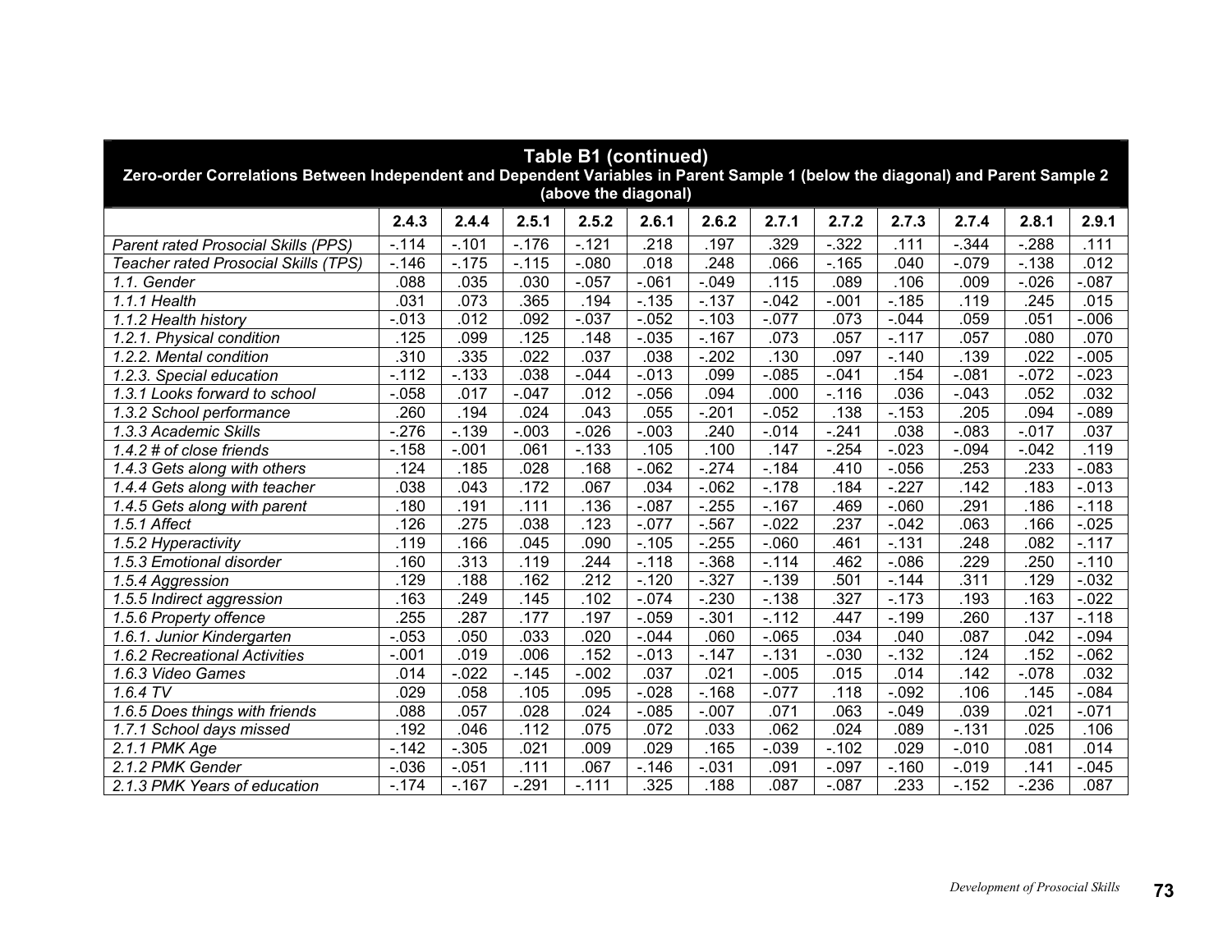**Table B1 (continued)**

**Zero-order Correlations Between Independent and Dependent Variables in Parent Sample 1 (below the diagonal) and Parent Sample 2 (above the diagonal)**

| | 2.4.3 | 2.4.4 | 2.5.1 | 2.5.2 | 2.6.1 | 2.6.2 | 2.7.1 | 2.7.2 | 2.7.3 | 2.7.4 | 2.8.1 | 2.9.1 |
|---|---|---|---|---|---|---|---|---|---|---|---|---|
| *Parent rated Prosocial Skills (PPS)* | -.114 | -.101 | -.176 | -.121 | .218 | .197 | .329 | -.322 | .111 | -.344 | -.288 | .111 |
| *Teacher rated Prosocial Skills (TPS)* | -.146 | -.175 | -.115 | -.080 | .018 | .248 | .066 | -.165 | .040 | -.079 | -.138 | .012 |
| *1.1. Gender* | .088 | .035 | .030 | -.057 | -.061 | -.049 | .115 | .089 | .106 | .009 | -.026 | -.087 |
| *1.1.1 Health* | .031 | .073 | .365 | .194 | -.135 | -.137 | -.042 | -.001 | -.185 | .119 | .245 | .015 |
| *1.1.2 Health history* | -.013 | .012 | .092 | -.037 | -.052 | -.103 | -.077 | .073 | -.044 | .059 | .051 | -.006 |
| *1.2.1. Physical condition* | .125 | .099 | .125 | .148 | -.035 | -.167 | .073 | .057 | -.117 | .057 | .080 | .070 |
| *1.2.2. Mental condition* | .310 | .335 | .022 | .037 | .038 | -.202 | .130 | .097 | -.140 | .139 | .022 | -.005 |
| *1.2.3. Special education* | -.112 | -.133 | .038 | -.044 | -.013 | .099 | -.085 | -.041 | .154 | -.081 | -.072 | -.023 |
| *1.3.1 Looks forward to school* | -.058 | .017 | -.047 | .012 | -.056 | .094 | .000 | -.116 | .036 | -.043 | .052 | .032 |
| *1.3.2 School performance* | .260 | .194 | .024 | .043 | .055 | -.201 | -.052 | .138 | -.153 | .205 | .094 | -.089 |
| *1.3.3 Academic Skills* | -.276 | -.139 | -.003 | -.026 | -.003 | .240 | -.014 | -.241 | .038 | -.083 | -.017 | .037 |
| *1.4.2 # of close friends* | -.158 | -.001 | .061 | -.133 | .105 | .100 | .147 | -.254 | -.023 | -.094 | -.042 | .119 |
| *1.4.3 Gets along with others* | .124 | .185 | .028 | .168 | -.062 | -.274 | -.184 | .410 | -.056 | .253 | .233 | -.083 |
| *1.4.4 Gets along with teacher* | .038 | .043 | .172 | .067 | .034 | -.062 | -.178 | .184 | -.227 | .142 | .183 | -.013 |
| *1.4.5 Gets along with parent* | .180 | .191 | .111 | .136 | -.087 | -.255 | -.167 | .469 | -.060 | .291 | .186 | -.118 |
| *1.5.1 Affect* | .126 | .275 | .038 | .123 | -.077 | -.567 | -.022 | .237 | -.042 | .063 | .166 | -.025 |
| *1.5.2 Hyperactivity* | .119 | .166 | .045 | .090 | -.105 | -.255 | -.060 | .461 | -.131 | .248 | .082 | -.117 |
| *1.5.3 Emotional disorder* | .160 | .313 | .119 | .244 | -.118 | -.368 | -.114 | .462 | -.086 | .229 | .250 | -.110 |
| *1.5.4 Aggression* | .129 | .188 | .162 | .212 | -.120 | -.327 | -.139 | .501 | -.144 | .311 | .129 | -.032 |
| *1.5.5 Indirect aggression* | .163 | .249 | .145 | .102 | -.074 | -.230 | -.138 | .327 | -.173 | .193 | .163 | -.022 |
| *1.5.6 Property offence* | .255 | .287 | .177 | .197 | -.059 | -.301 | -.112 | .447 | -.199 | .260 | .137 | -.118 |
| *1.6.1. Junior Kindergarten* | -.053 | .050 | .033 | .020 | -.044 | .060 | -.065 | .034 | .040 | .087 | .042 | -.094 |
| *1.6.2 Recreational Activities* | -.001 | .019 | .006 | .152 | -.013 | -.147 | -.131 | -.030 | -.132 | .124 | .152 | -.062 |
| *1.6.3 Video Games* | .014 | -.022 | -.145 | -.002 | .037 | .021 | -.005 | .015 | .014 | .142 | -.078 | .032 |
| *1.6.4 TV* | .029 | .058 | .105 | .095 | -.028 | -.168 | -.077 | .118 | -.092 | .106 | .145 | -.084 |
| *1.6.5 Does things with friends* | .088 | .057 | .028 | .024 | -.085 | -.007 | .071 | .063 | -.049 | .039 | .021 | -.071 |
| *1.7.1 School days missed* | .192 | .046 | .112 | .075 | .072 | .033 | .062 | .024 | .089 | -.131 | .025 | .106 |
| *2.1.1 PMK Age* | -.142 | -.305 | .021 | .009 | .029 | .165 | -.039 | -.102 | .029 | -.010 | .081 | .014 |
| *2.1.2 PMK Gender* | -.036 | -.051 | .111 | .067 | -.146 | -.031 | .091 | -.097 | -.160 | -.019 | .141 | -.045 |
| *2.1.3 PMK Years of education* | -.174 | -.167 | -.291 | -.111 | .325 | .188 | .087 | -.087 | .233 | -.152 | -.236 | .087 |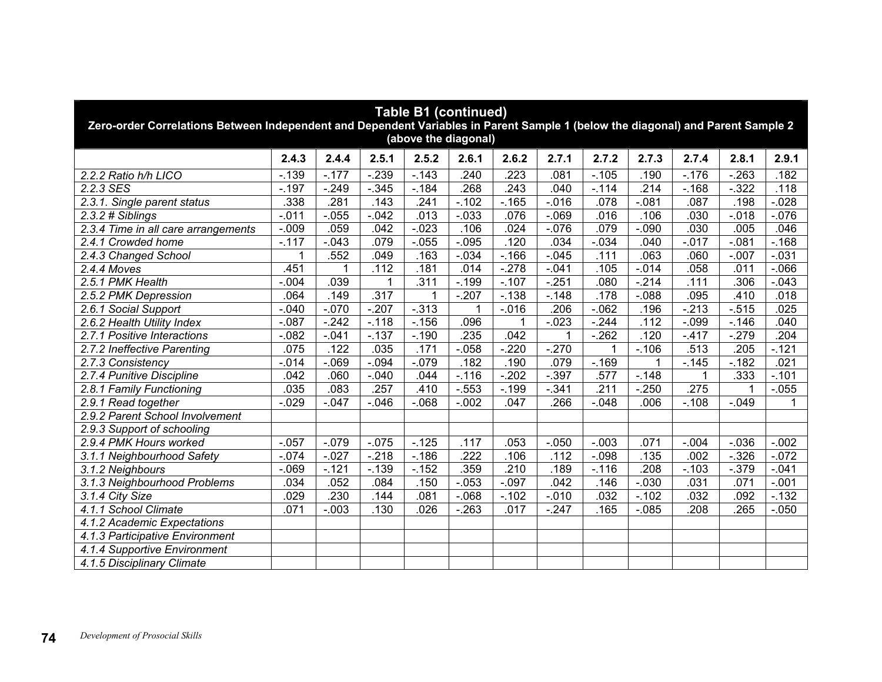**Table B1 (continued)**
**Zero-order Correlations Between Independent and Dependent Variables in Parent Sample 1 (below the diagonal) and Parent Sample 2 (above the diagonal)**

| | 2.4.3 | 2.4.4 | 2.5.1 | 2.5.2 | 2.6.1 | 2.6.2 | 2.7.1 | 2.7.2 | 2.7.3 | 2.7.4 | 2.8.1 | 2.9.1 |
|---|---|---|---|---|---|---|---|---|---|---|---|---|
| *2.2.2 Ratio h/h LICO* | -.139 | -.177 | -.239 | -.143 | .240 | .223 | .081 | -.105 | .190 | -.176 | -.263 | .182 |
| *2.2.3 SES* | -.197 | -.249 | -.345 | -.184 | .268 | .243 | .040 | -.114 | .214 | -.168 | -.322 | .118 |
| *2.3.1. Single parent status* | .338 | .281 | .143 | .241 | -.102 | -.165 | -.016 | .078 | -.081 | .087 | .198 | -.028 |
| *2.3.2 # Siblings* | -.011 | -.055 | -.042 | .013 | -.033 | .076 | -.069 | .016 | .106 | .030 | -.018 | -.076 |
| *2.3.4 Time in all care arrangements* | -.009 | .059 | .042 | -.023 | .106 | .024 | -.076 | .079 | -.090 | .030 | .005 | .046 |
| *2.4.1 Crowded home* | -.117 | -.043 | .079 | -.055 | -.095 | .120 | .034 | -.034 | .040 | -.017 | -.081 | -.168 |
| *2.4.3 Changed School* | 1 | .552 | .049 | .163 | -.034 | -.166 | -.045 | .111 | .063 | .060 | -.007 | -.031 |
| *2.4.4 Moves* | .451 | 1 | .112 | .181 | .014 | -.278 | -.041 | .105 | -.014 | .058 | .011 | -.066 |
| *2.5.1 PMK Health* | -.004 | .039 | 1 | .311 | -.199 | -.107 | -.251 | .080 | -.214 | .111 | .306 | -.043 |
| *2.5.2 PMK Depression* | .064 | .149 | .317 | 1 | -.207 | -.138 | -.148 | .178 | -.088 | .095 | .410 | .018 |
| *2.6.1 Social Support* | -.040 | -.070 | -.207 | -.313 | 1 | -.016 | .206 | -.062 | .196 | -.213 | -.515 | .025 |
| *2.6.2 Health Utility Index* | -.087 | -.242 | -.118 | -.156 | .096 | 1 | -.023 | -.244 | .112 | -.099 | -.146 | .040 |
| *2.7.1 Positive Interactions* | -.082 | -.041 | -.137 | -.190 | .235 | .042 | 1 | -.262 | .120 | -.417 | -.279 | .204 |
| *2.7.2 Ineffective Parenting* | .075 | .122 | .035 | .171 | -.058 | -.220 | -.270 | 1 | -.106 | .513 | .205 | -.121 |
| *2.7.3 Consistency* | -.014 | -.069 | -.094 | -.079 | .182 | .190 | .079 | -.169 | 1 | -.145 | -.182 | .021 |
| *2.7.4 Punitive Discipline* | .042 | .060 | -.040 | .044 | -.116 | -.202 | -.397 | .577 | -.148 | 1 | .333 | -.101 |
| *2.8.1 Family Functioning* | .035 | .083 | .257 | .410 | -.553 | -.199 | -.341 | .211 | -.250 | .275 | 1 | -.055 |
| *2.9.1 Read together* | -.029 | -.047 | -.046 | -.068 | -.002 | .047 | .266 | -.048 | .006 | -.108 | -.049 | 1 |
| *2.9.2 Parent School Involvement* | | | | | | | | | | | | |
| *2.9.3 Support of schooling* | | | | | | | | | | | | |
| *2.9.4 PMK Hours worked* | -.057 | -.079 | -.075 | -.125 | .117 | .053 | -.050 | -.003 | .071 | -.004 | -.036 | -.002 |
| *3.1.1 Neighbourhood Safety* | -.074 | -.027 | -.218 | -.186 | .222 | .106 | .112 | -.098 | .135 | .002 | -.326 | -.072 |
| *3.1.2 Neighbours* | -.069 | -.121 | -.139 | -.152 | .359 | .210 | .189 | -.116 | .208 | -.103 | -.379 | -.041 |
| *3.1.3 Neighbourhood Problems* | .034 | .052 | .084 | .150 | -.053 | -.097 | .042 | .146 | -.030 | .031 | .071 | -.001 |
| *3.1.4 City Size* | .029 | .230 | .144 | .081 | -.068 | -.102 | -.010 | .032 | -.102 | .032 | .092 | -.132 |
| *4.1.1 School Climate* | .071 | -.003 | .130 | .026 | -.263 | .017 | -.247 | .165 | -.085 | .208 | .265 | -.050 |
| *4.1.2 Academic Expectations* | | | | | | | | | | | | |
| *4.1.3 Participative Environment* | | | | | | | | | | | | |
| *4.1.4 Supportive Environment* | | | | | | | | | | | | |
| *4.1.5 Disciplinary Climate* | | | | | | | | | | | | |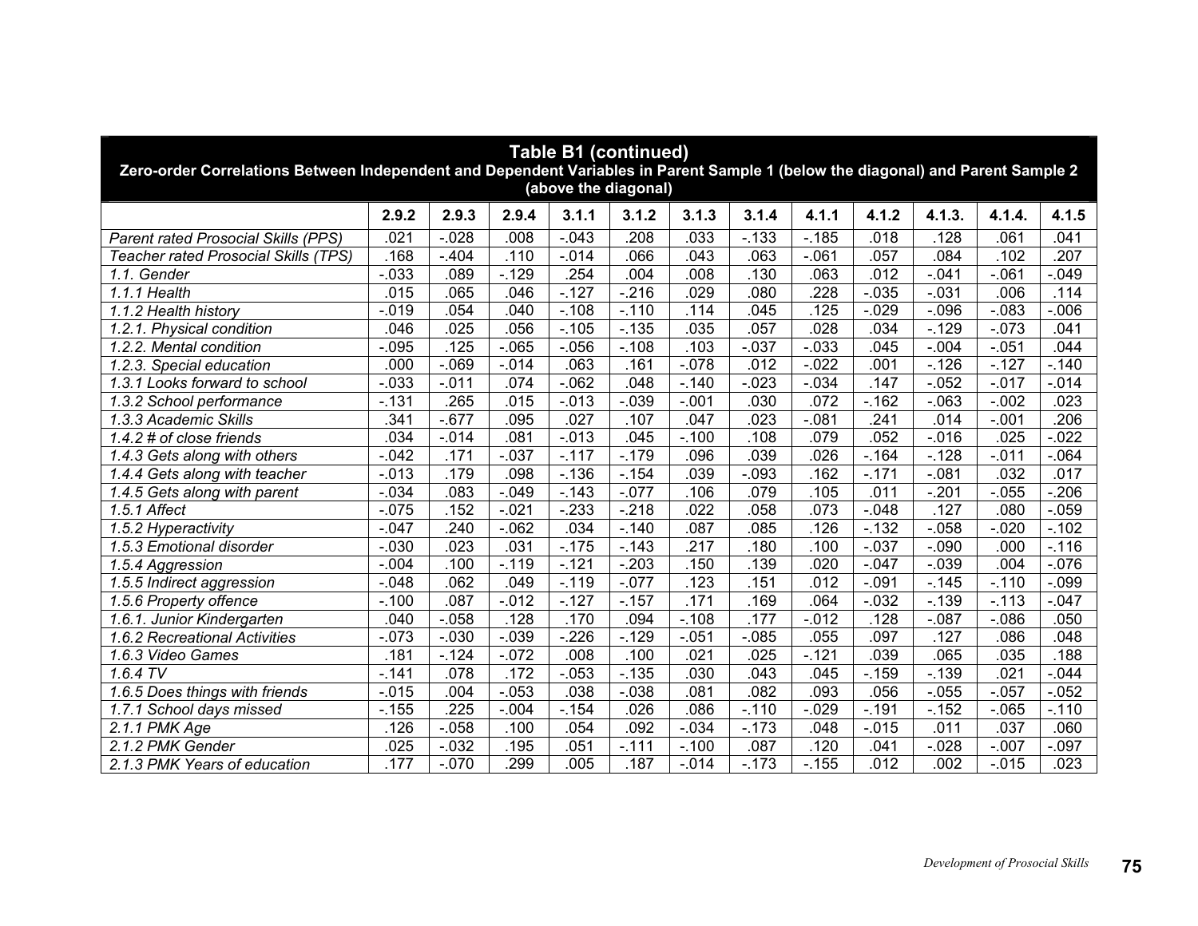**Table B1 (continued)**
**Zero-order Correlations Between Independent and Dependent Variables in Parent Sample 1 (below the diagonal) and Parent Sample 2 (above the diagonal)**

| | 2.9.2 | 2.9.3 | 2.9.4 | 3.1.1 | 3.1.2 | 3.1.3 | 3.1.4 | 4.1.1 | 4.1.2 | 4.1.3. | 4.1.4. | 4.1.5 |
|---|---|---|---|---|---|---|---|---|---|---|---|---|
| *Parent rated Prosocial Skills (PPS)* | .021 | -.028 | .008 | -.043 | .208 | .033 | -.133 | -.185 | .018 | .128 | .061 | .041 |
| *Teacher rated Prosocial Skills (TPS)* | .168 | -.404 | .110 | -.014 | .066 | .043 | .063 | -.061 | .057 | .084 | .102 | .207 |
| *1.1. Gender* | -.033 | .089 | -.129 | .254 | .004 | .008 | .130 | .063 | .012 | -.041 | -.061 | -.049 |
| *1.1.1 Health* | .015 | .065 | .046 | -.127 | -.216 | .029 | .080 | .228 | -.035 | -.031 | .006 | .114 |
| *1.1.2 Health history* | -.019 | .054 | .040 | -.108 | -.110 | .114 | .045 | .125 | -.029 | -.096 | -.083 | -.006 |
| *1.2.1. Physical condition* | .046 | .025 | .056 | -.105 | -.135 | .035 | .057 | .028 | .034 | -.129 | -.073 | .041 |
| *1.2.2. Mental condition* | -.095 | .125 | -.065 | -.056 | -.108 | .103 | -.037 | -.033 | .045 | -.004 | -.051 | .044 |
| *1.2.3. Special education* | .000 | -.069 | -.014 | .063 | .161 | -.078 | .012 | -.022 | .001 | -.126 | -.127 | -.140 |
| *1.3.1 Looks forward to school* | -.033 | -.011 | .074 | -.062 | .048 | -.140 | -.023 | -.034 | .147 | -.052 | -.017 | -.014 |
| *1.3.2 School performance* | -.131 | .265 | .015 | -.013 | -.039 | -.001 | .030 | .072 | -.162 | -.063 | -.002 | .023 |
| *1.3.3 Academic Skills* | .341 | -.677 | .095 | .027 | .107 | .047 | .023 | -.081 | .241 | .014 | -.001 | .206 |
| *1.4.2 # of close friends* | .034 | -.014 | .081 | -.013 | .045 | -.100 | .108 | .079 | .052 | -.016 | .025 | -.022 |
| *1.4.3 Gets along with others* | -.042 | .171 | -.037 | -.117 | -.179 | .096 | .039 | .026 | -.164 | -.128 | -.011 | -.064 |
| *1.4.4 Gets along with teacher* | -.013 | .179 | .098 | -.136 | -.154 | .039 | -.093 | .162 | -.171 | -.081 | .032 | .017 |
| *1.4.5 Gets along with parent* | -.034 | .083 | -.049 | -.143 | -.077 | .106 | .079 | .105 | .011 | -.201 | -.055 | -.206 |
| *1.5.1 Affect* | -.075 | .152 | -.021 | -.233 | -.218 | .022 | .058 | .073 | -.048 | .127 | .080 | -.059 |
| *1.5.2 Hyperactivity* | -.047 | .240 | -.062 | .034 | -.140 | .087 | .085 | .126 | -.132 | -.058 | -.020 | -.102 |
| *1.5.3 Emotional disorder* | -.030 | .023 | .031 | -.175 | -.143 | .217 | .180 | .100 | -.037 | -.090 | .000 | -.116 |
| *1.5.4 Aggression* | -.004 | .100 | -.119 | -.121 | -.203 | .150 | .139 | .020 | -.047 | -.039 | .004 | -.076 |
| *1.5.5 Indirect aggression* | -.048 | .062 | .049 | -.119 | -.077 | .123 | .151 | .012 | -.091 | -.145 | -.110 | -.099 |
| *1.5.6 Property offence* | -.100 | .087 | -.012 | -.127 | -.157 | .171 | .169 | .064 | -.032 | -.139 | -.113 | -.047 |
| *1.6.1. Junior Kindergarten* | .040 | -.058 | .128 | .170 | .094 | -.108 | .177 | -.012 | .128 | -.087 | -.086 | .050 |
| *1.6.2 Recreational Activities* | -.073 | -.030 | -.039 | -.226 | -.129 | -.051 | -.085 | .055 | .097 | .127 | .086 | .048 |
| *1.6.3 Video Games* | .181 | -.124 | -.072 | .008 | .100 | .021 | .025 | -.121 | .039 | .065 | .035 | .188 |
| *1.6.4 TV* | -.141 | .078 | .172 | -.053 | -.135 | .030 | .043 | .045 | -.159 | -.139 | .021 | -.044 |
| *1.6.5 Does things with friends* | -.015 | .004 | -.053 | .038 | -.038 | .081 | .082 | .093 | .056 | -.055 | -.057 | -.052 |
| *1.7.1 School days missed* | -.155 | .225 | -.004 | -.154 | .026 | .086 | -.110 | -.029 | -.191 | -.152 | -.065 | -.110 |
| *2.1.1 PMK Age* | .126 | -.058 | .100 | .054 | .092 | -.034 | -.173 | .048 | -.015 | .011 | .037 | .060 |
| *2.1.2 PMK Gender* | .025 | -.032 | .195 | .051 | -.111 | -.100 | .087 | .120 | .041 | -.028 | -.007 | -.097 |
| *2.1.3 PMK Years of education* | .177 | -.070 | .299 | .005 | .187 | -.014 | -.173 | -.155 | .012 | .002 | -.015 | .023 |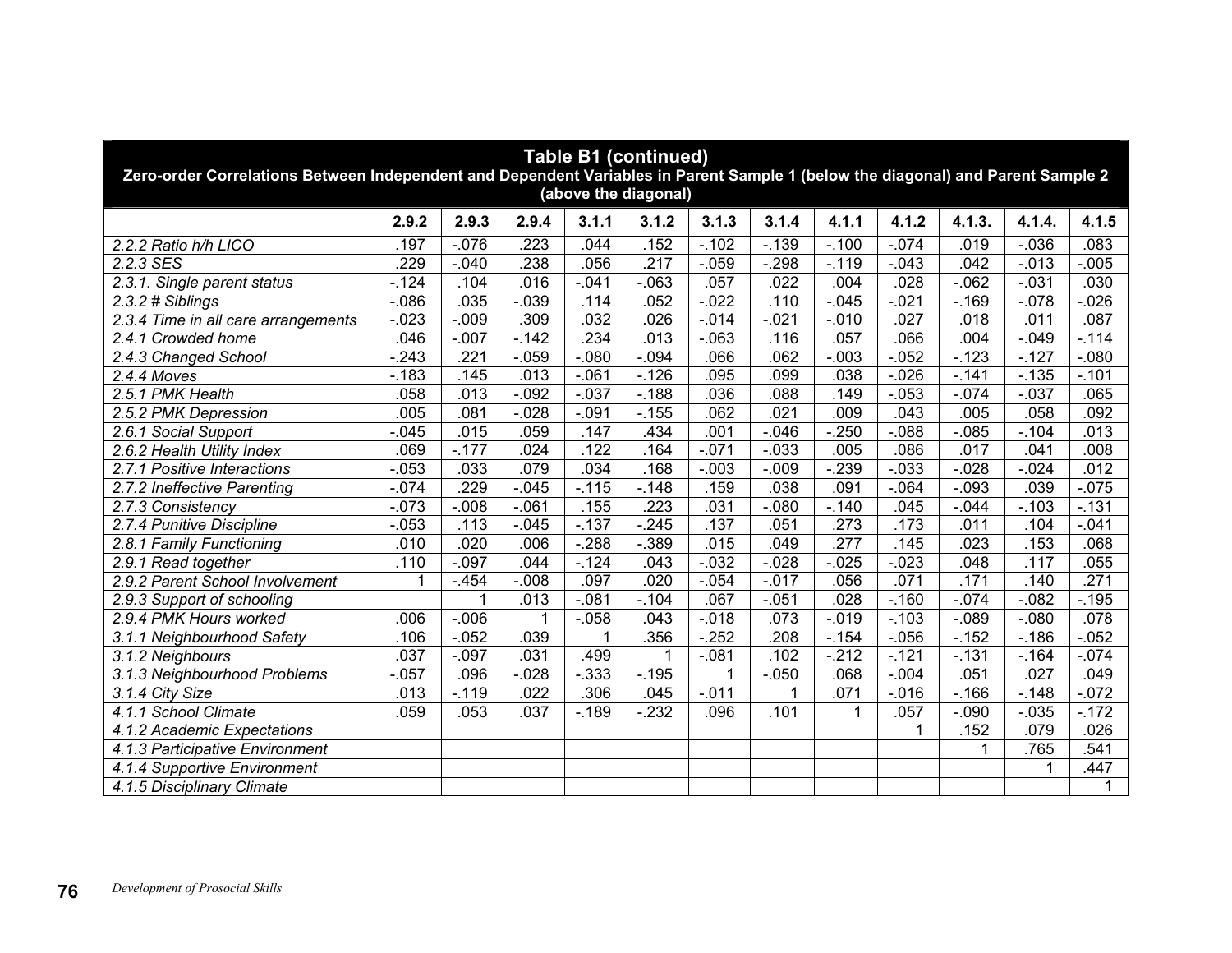**Table B1 (continued)**

**Zero-order Correlations Between Independent and Dependent Variables in Parent Sample 1 (below the diagonal) and Parent Sample 2 (above the diagonal)**

| | 2.9.2 | 2.9.3 | 2.9.4 | 3.1.1 | 3.1.2 | 3.1.3 | 3.1.4 | 4.1.1 | 4.1.2 | 4.1.3. | 4.1.4. | 4.1.5 |
|---|---|---|---|---|---|---|---|---|---|---|---|---|
| *2.2.2 Ratio h/h LICO* | .197 | -.076 | .223 | .044 | .152 | -.102 | -.139 | -.100 | -.074 | .019 | -.036 | .083 |
| *2.2.3 SES* | .229 | -.040 | .238 | .056 | .217 | -.059 | -.298 | -.119 | -.043 | .042 | -.013 | -.005 |
| *2.3.1. Single parent status* | -.124 | .104 | .016 | -.041 | -.063 | .057 | .022 | .004 | .028 | -.062 | -.031 | .030 |
| *2.3.2 # Siblings* | -.086 | .035 | -.039 | .114 | .052 | -.022 | .110 | -.045 | -.021 | -.169 | -.078 | -.026 |
| *2.3.4 Time in all care arrangements* | -.023 | -.009 | .309 | .032 | .026 | -.014 | -.021 | -.010 | .027 | .018 | .011 | .087 |
| *2.4.1 Crowded home* | .046 | -.007 | -.142 | .234 | .013 | -.063 | .116 | .057 | .066 | .004 | -.049 | -.114 |
| *2.4.3 Changed School* | -.243 | .221 | -.059 | -.080 | -.094 | .066 | .062 | -.003 | -.052 | -.123 | -.127 | -.080 |
| *2.4.4 Moves* | -.183 | .145 | .013 | -.061 | -.126 | .095 | .099 | .038 | -.026 | -.141 | -.135 | -.101 |
| *2.5.1 PMK Health* | .058 | .013 | -.092 | -.037 | -.188 | .036 | .088 | .149 | -.053 | -.074 | -.037 | .065 |
| *2.5.2 PMK Depression* | .005 | .081 | -.028 | -.091 | -.155 | .062 | .021 | .009 | .043 | .005 | .058 | .092 |
| *2.6.1 Social Support* | -.045 | .015 | .059 | .147 | .434 | .001 | -.046 | -.250 | -.088 | -.085 | -.104 | .013 |
| *2.6.2 Health Utility Index* | .069 | -.177 | .024 | .122 | .164 | -.071 | -.033 | .005 | .086 | .017 | .041 | .008 |
| *2.7.1 Positive Interactions* | -.053 | .033 | .079 | .034 | .168 | -.003 | -.009 | -.239 | -.033 | -.028 | -.024 | .012 |
| *2.7.2 Ineffective Parenting* | -.074 | .229 | -.045 | -.115 | -.148 | .159 | .038 | .091 | -.064 | -.093 | .039 | -.075 |
| *2.7.3 Consistency* | -.073 | -.008 | -.061 | .155 | .223 | .031 | -.080 | -.140 | .045 | -.044 | -.103 | -.131 |
| *2.7.4 Punitive Discipline* | -.053 | .113 | -.045 | -.137 | -.245 | .137 | .051 | .273 | .173 | .011 | .104 | -.041 |
| *2.8.1 Family Functioning* | .010 | .020 | .006 | -.288 | -.389 | .015 | .049 | .277 | .145 | .023 | .153 | .068 |
| *2.9.1 Read together* | .110 | -.097 | .044 | -.124 | .043 | -.032 | -.028 | -.025 | -.023 | .048 | .117 | .055 |
| *2.9.2 Parent School Involvement* | 1 | -.454 | -.008 | .097 | .020 | -.054 | -.017 | .056 | .071 | .171 | .140 | .271 |
| *2.9.3 Support of schooling* | | 1 | .013 | -.081 | -.104 | .067 | -.051 | .028 | -.160 | -.074 | -.082 | -.195 |
| *2.9.4 PMK Hours worked* | .006 | -.006 | 1 | -.058 | .043 | -.018 | .073 | -.019 | -.103 | -.089 | -.080 | .078 |
| *3.1.1 Neighbourhood Safety* | .106 | -.052 | .039 | 1 | .356 | -.252 | .208 | -.154 | -.056 | -.152 | -.186 | -.052 |
| *3.1.2 Neighbours* | .037 | -.097 | .031 | .499 | 1 | -.081 | .102 | -.212 | -.121 | -.131 | -.164 | -.074 |
| *3.1.3 Neighbourhood Problems* | -.057 | .096 | -.028 | -.333 | -.195 | 1 | -.050 | .068 | -.004 | .051 | .027 | .049 |
| *3.1.4 City Size* | .013 | -.119 | .022 | .306 | .045 | -.011 | 1 | .071 | -.016 | -.166 | -.148 | -.072 |
| *4.1.1 School Climate* | .059 | .053 | .037 | -.189 | -.232 | .096 | .101 | 1 | .057 | -.090 | -.035 | -.172 |
| *4.1.2 Academic Expectations* | | | | | | | | | 1 | .152 | .079 | .026 |
| *4.1.3 Participative Environment* | | | | | | | | | | 1 | .765 | .541 |
| *4.1.4 Supportive Environment* | | | | | | | | | | | 1 | .447 |
| *4.1.5 Disciplinary Climate* | | | | | | | | | | | | 1 |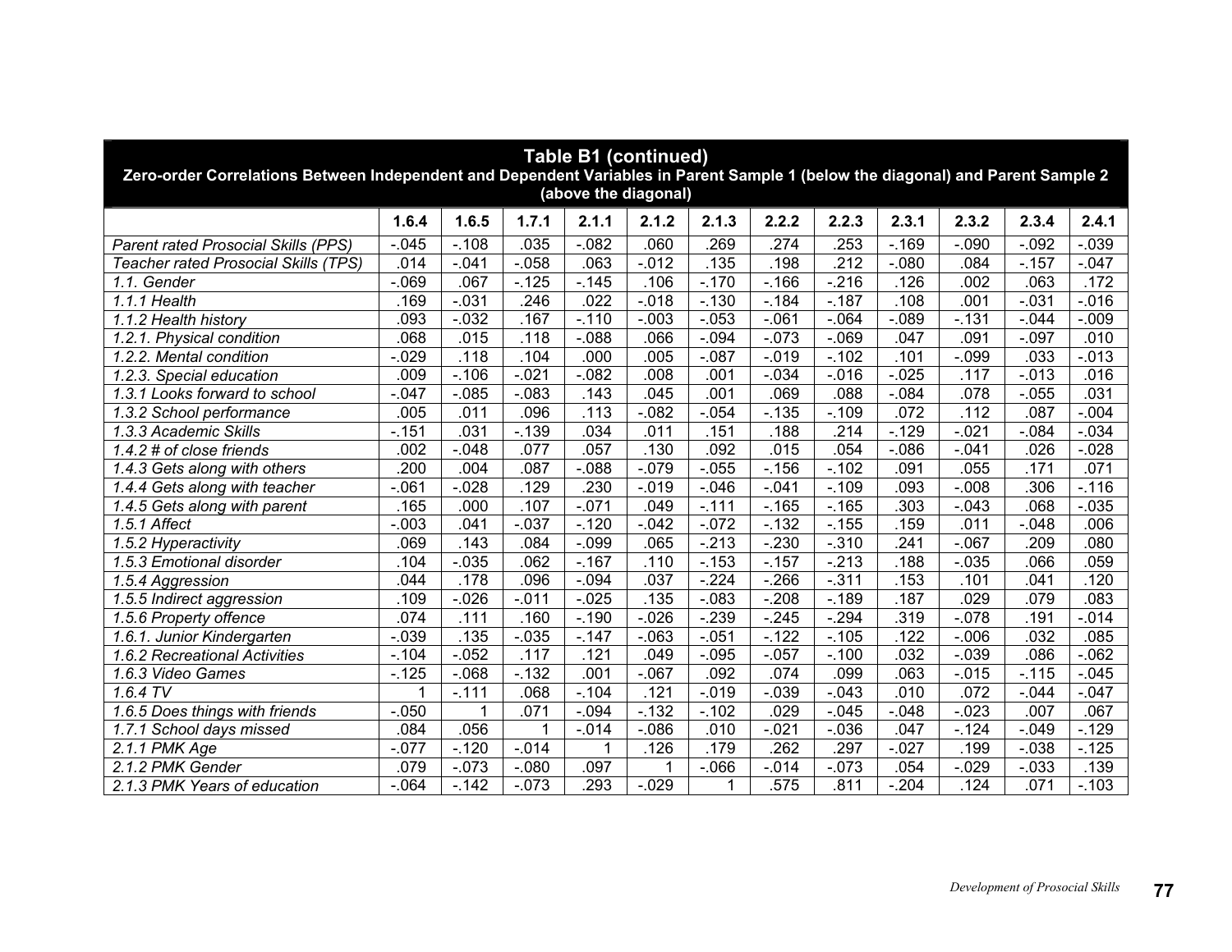**Table B1 (continued)**
**Zero-order Correlations Between Independent and Dependent Variables in Parent Sample 1 (below the diagonal) and Parent Sample 2 (above the diagonal)**

| | 1.6.4 | 1.6.5 | 1.7.1 | 2.1.1 | 2.1.2 | 2.1.3 | 2.2.2 | 2.2.3 | 2.3.1 | 2.3.2 | 2.3.4 | 2.4.1 |
|---|---|---|---|---|---|---|---|---|---|---|---|---|
| *Parent rated Prosocial Skills (PPS)* | -.045 | -.108 | .035 | -.082 | .060 | .269 | .274 | .253 | -.169 | -.090 | -.092 | -.039 |
| *Teacher rated Prosocial Skills (TPS)* | .014 | -.041 | -.058 | .063 | -.012 | .135 | .198 | .212 | -.080 | .084 | -.157 | -.047 |
| *1.1. Gender* | -.069 | .067 | -.125 | -.145 | .106 | -.170 | -.166 | -.216 | .126 | .002 | .063 | .172 |
| *1.1.1 Health* | .169 | -.031 | .246 | .022 | -.018 | -.130 | -.184 | -.187 | .108 | .001 | -.031 | -.016 |
| *1.1.2 Health history* | .093 | -.032 | .167 | -.110 | -.003 | -.053 | -.061 | -.064 | -.089 | -.131 | -.044 | -.009 |
| *1.2.1. Physical condition* | .068 | .015 | .118 | -.088 | .066 | -.094 | -.073 | -.069 | .047 | .091 | -.097 | .010 |
| *1.2.2. Mental condition* | -.029 | .118 | .104 | .000 | .005 | -.087 | -.019 | -.102 | .101 | -.099 | .033 | -.013 |
| *1.2.3. Special education* | .009 | -.106 | -.021 | -.082 | .008 | .001 | -.034 | -.016 | -.025 | .117 | -.013 | .016 |
| *1.3.1 Looks forward to school* | -.047 | -.085 | -.083 | .143 | .045 | .001 | .069 | .088 | -.084 | .078 | -.055 | .031 |
| *1.3.2 School performance* | .005 | .011 | .096 | .113 | -.082 | -.054 | -.135 | -.109 | .072 | .112 | .087 | -.004 |
| *1.3.3 Academic Skills* | -.151 | .031 | -.139 | .034 | .011 | .151 | .188 | .214 | -.129 | -.021 | -.084 | -.034 |
| *1.4.2 # of close friends* | .002 | -.048 | .077 | .057 | .130 | .092 | .015 | .054 | -.086 | -.041 | .026 | -.028 |
| *1.4.3 Gets along with others* | .200 | .004 | .087 | -.088 | -.079 | -.055 | -.156 | -.102 | .091 | .055 | .171 | .071 |
| *1.4.4 Gets along with teacher* | -.061 | -.028 | .129 | .230 | -.019 | -.046 | -.041 | -.109 | .093 | -.008 | .306 | -.116 |
| *1.4.5 Gets along with parent* | .165 | .000 | .107 | -.071 | .049 | -.111 | -.165 | -.165 | .303 | -.043 | .068 | -.035 |
| *1.5.1 Affect* | -.003 | .041 | -.037 | -.120 | -.042 | -.072 | -.132 | -.155 | .159 | .011 | -.048 | .006 |
| *1.5.2 Hyperactivity* | .069 | .143 | .084 | -.099 | .065 | -.213 | -.230 | -.310 | .241 | -.067 | .209 | .080 |
| *1.5.3 Emotional disorder* | .104 | -.035 | .062 | -.167 | .110 | -.153 | -.157 | -.213 | .188 | -.035 | .066 | .059 |
| *1.5.4 Aggression* | .044 | .178 | .096 | -.094 | .037 | -.224 | -.266 | -.311 | .153 | .101 | .041 | .120 |
| *1.5.5 Indirect aggression* | .109 | -.026 | -.011 | -.025 | .135 | -.083 | -.208 | -.189 | .187 | .029 | .079 | .083 |
| *1.5.6 Property offence* | .074 | .111 | .160 | -.190 | -.026 | -.239 | -.245 | -.294 | .319 | -.078 | .191 | -.014 |
| *1.6.1. Junior Kindergarten* | -.039 | .135 | -.035 | -.147 | -.063 | -.051 | -.122 | -.105 | .122 | -.006 | .032 | .085 |
| *1.6.2 Recreational Activities* | -.104 | -.052 | .117 | .121 | .049 | -.095 | -.057 | -.100 | .032 | -.039 | .086 | -.062 |
| *1.6.3 Video Games* | -.125 | -.068 | -.132 | .001 | -.067 | .092 | .074 | .099 | .063 | -.015 | -.115 | -.045 |
| *1.6.4 TV* | 1 | -.111 | .068 | -.104 | .121 | -.019 | -.039 | -.043 | .010 | .072 | -.044 | -.047 |
| *1.6.5 Does things with friends* | -.050 | 1 | .071 | -.094 | -.132 | -.102 | .029 | -.045 | -.048 | -.023 | .007 | .067 |
| *1.7.1 School days missed* | .084 | .056 | 1 | -.014 | -.086 | .010 | -.021 | -.036 | .047 | -.124 | -.049 | -.129 |
| *2.1.1 PMK Age* | -.077 | -.120 | -.014 | 1 | .126 | .179 | .262 | .297 | -.027 | .199 | -.038 | -.125 |
| *2.1.2 PMK Gender* | .079 | -.073 | -.080 | .097 | 1 | -.066 | -.014 | -.073 | .054 | -.029 | -.033 | .139 |
| *2.1.3 PMK Years of education* | -.064 | -.142 | -.073 | .293 | -.029 | 1 | .575 | .811 | -.204 | .124 | .071 | -.103 |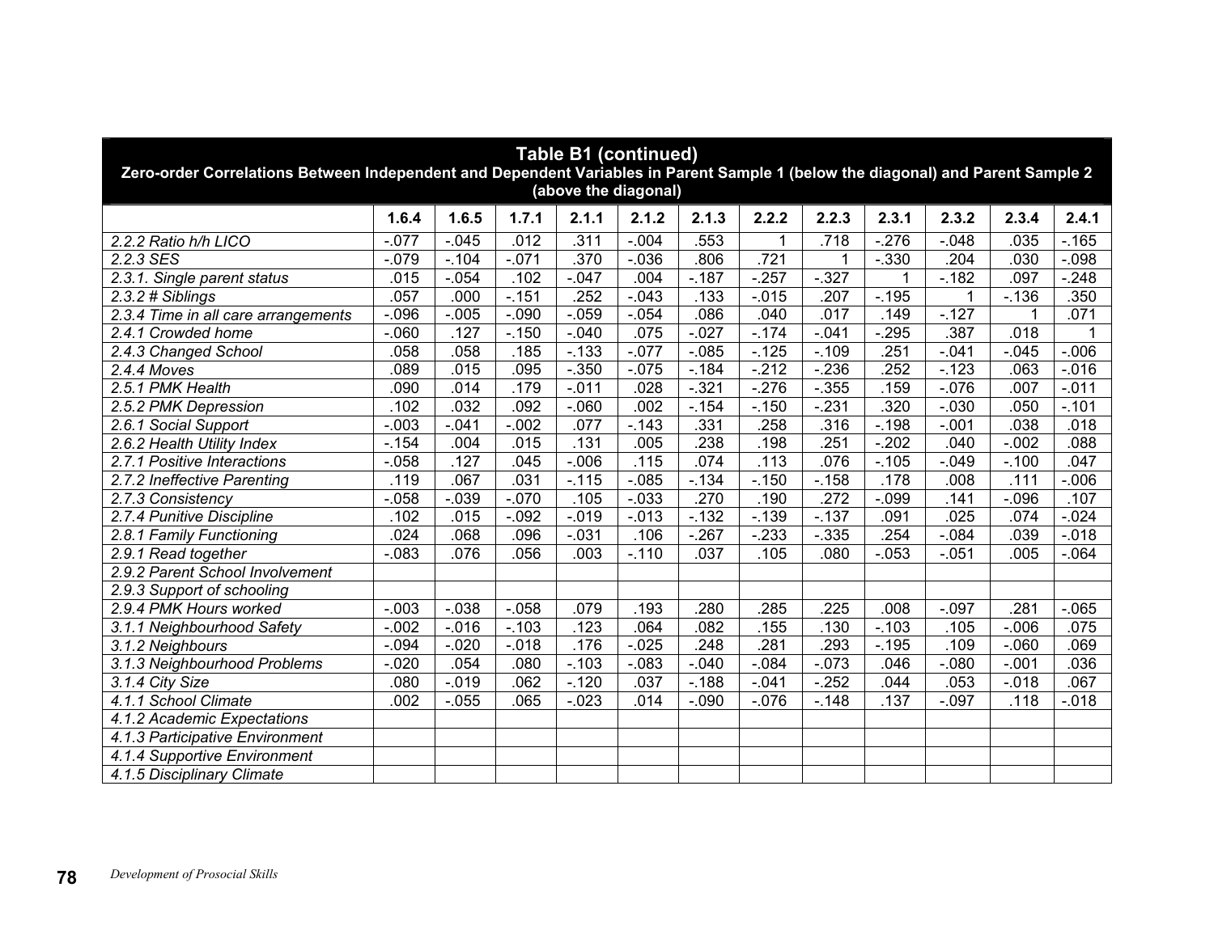**Table B1 (continued)**
**Zero-order Correlations Between Independent and Dependent Variables in Parent Sample 1 (below the diagonal) and Parent Sample 2 (above the diagonal)**

| | 1.6.4 | 1.6.5 | 1.7.1 | 2.1.1 | 2.1.2 | 2.1.3 | 2.2.2 | 2.2.3 | 2.3.1 | 2.3.2 | 2.3.4 | 2.4.1 |
|---|---|---|---|---|---|---|---|---|---|---|---|---|
| *2.2.2 Ratio h/h LICO* | -.077 | -.045 | .012 | .311 | -.004 | .553 | 1 | .718 | -.276 | -.048 | .035 | -.165 |
| *2.2.3 SES* | -.079 | -.104 | -.071 | .370 | -.036 | .806 | .721 | 1 | -.330 | .204 | .030 | -.098 |
| *2.3.1. Single parent status* | .015 | -.054 | .102 | -.047 | .004 | -.187 | -.257 | -.327 | 1 | -.182 | .097 | -.248 |
| *2.3.2 # Siblings* | .057 | .000 | -.151 | .252 | -.043 | .133 | -.015 | .207 | -.195 | 1 | -.136 | .350 |
| *2.3.4 Time in all care arrangements* | -.096 | -.005 | -.090 | -.059 | -.054 | .086 | .040 | .017 | .149 | -.127 | 1 | .071 |
| *2.4.1 Crowded home* | -.060 | .127 | -.150 | -.040 | .075 | -.027 | -.174 | -.041 | -.295 | .387 | .018 | 1 |
| *2.4.3 Changed School* | .058 | .058 | .185 | -.133 | -.077 | -.085 | -.125 | -.109 | .251 | -.041 | -.045 | -.006 |
| *2.4.4 Moves* | .089 | .015 | .095 | -.350 | -.075 | -.184 | -.212 | -.236 | .252 | -.123 | .063 | -.016 |
| *2.5.1 PMK Health* | .090 | .014 | .179 | -.011 | .028 | -.321 | -.276 | -.355 | .159 | -.076 | .007 | -.011 |
| *2.5.2 PMK Depression* | .102 | .032 | .092 | -.060 | .002 | -.154 | -.150 | -.231 | .320 | -.030 | .050 | -.101 |
| *2.6.1 Social Support* | -.003 | -.041 | -.002 | .077 | -.143 | .331 | .258 | .316 | -.198 | -.001 | .038 | .018 |
| *2.6.2 Health Utility Index* | -.154 | .004 | .015 | .131 | .005 | .238 | .198 | .251 | -.202 | .040 | -.002 | .088 |
| *2.7.1 Positive Interactions* | -.058 | .127 | .045 | -.006 | .115 | .074 | .113 | .076 | -.105 | -.049 | -.100 | .047 |
| *2.7.2 Ineffective Parenting* | .119 | .067 | .031 | -.115 | -.085 | -.134 | -.150 | -.158 | .178 | .008 | .111 | -.006 |
| *2.7.3 Consistency* | -.058 | -.039 | -.070 | .105 | -.033 | .270 | .190 | .272 | -.099 | .141 | -.096 | .107 |
| *2.7.4 Punitive Discipline* | .102 | .015 | -.092 | -.019 | -.013 | -.132 | -.139 | -.137 | .091 | .025 | .074 | -.024 |
| *2.8.1 Family Functioning* | .024 | .068 | .096 | -.031 | .106 | -.267 | -.233 | -.335 | .254 | -.084 | .039 | -.018 |
| *2.9.1 Read together* | -.083 | .076 | .056 | .003 | -.110 | .037 | .105 | .080 | -.053 | -.051 | .005 | -.064 |
| *2.9.2 Parent School Involvement* | | | | | | | | | | | | |
| *2.9.3 Support of schooling* | | | | | | | | | | | | |
| *2.9.4 PMK Hours worked* | -.003 | -.038 | -.058 | .079 | .193 | .280 | .285 | .225 | .008 | -.097 | .281 | -.065 |
| *3.1.1 Neighbourhood Safety* | -.002 | -.016 | -.103 | .123 | .064 | .082 | .155 | .130 | -.103 | .105 | -.006 | .075 |
| *3.1.2 Neighbours* | -.094 | -.020 | -.018 | .176 | -.025 | .248 | .281 | .293 | -.195 | .109 | -.060 | .069 |
| *3.1.3 Neighbourhood Problems* | -.020 | .054 | .080 | -.103 | -.083 | -.040 | -.084 | -.073 | .046 | -.080 | -.001 | .036 |
| *3.1.4 City Size* | .080 | -.019 | .062 | -.120 | .037 | -.188 | -.041 | -.252 | .044 | .053 | -.018 | .067 |
| *4.1.1 School Climate* | .002 | -.055 | .065 | -.023 | .014 | -.090 | -.076 | -.148 | .137 | -.097 | .118 | -.018 |
| *4.1.2 Academic Expectations* | | | | | | | | | | | | |
| *4.1.3 Participative Environment* | | | | | | | | | | | | |
| *4.1.4 Supportive Environment* | | | | | | | | | | | | |
| *4.1.5 Disciplinary Climate* | | | | | | | | | | | | |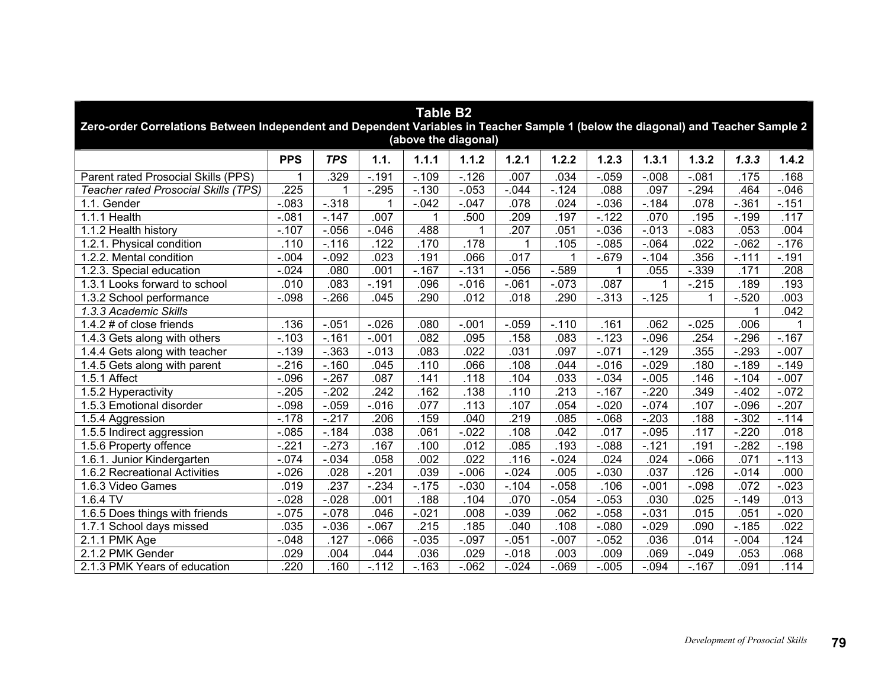**Table B2**

**Zero-order Correlations Between Independent and Dependent Variables in Teacher Sample 1 (below the diagonal) and Teacher Sample 2 (above the diagonal)**

| | PPS | *TPS* | 1.1. | 1.1.1 | 1.1.2 | 1.2.1 | 1.2.2 | 1.2.3 | 1.3.1 | 1.3.2 | *1.3.3* | 1.4.2 |
|---|---|---|---|---|---|---|---|---|---|---|---|---|
| Parent rated Prosocial Skills (PPS) | 1 | .329 | -.191 | -.109 | -.126 | .007 | .034 | -.059 | -.008 | -.081 | .175 | .168 |
| *Teacher rated Prosocial Skills (TPS)* | .225 | 1 | -.295 | -.130 | -.053 | -.044 | -.124 | .088 | .097 | -.294 | .464 | -.046 |
| 1.1. Gender | -.083 | -.318 | 1 | -.042 | -.047 | .078 | .024 | -.036 | -.184 | .078 | -.361 | -.151 |
| 1.1.1 Health | -.081 | -.147 | .007 | 1 | .500 | .209 | .197 | -.122 | .070 | .195 | -.199 | .117 |
| 1.1.2 Health history | -.107 | -.056 | -.046 | .488 | 1 | .207 | .051 | -.036 | -.013 | -.083 | .053 | .004 |
| 1.2.1. Physical condition | .110 | -.116 | .122 | .170 | .178 | 1 | .105 | -.085 | -.064 | .022 | -.062 | -.176 |
| 1.2.2. Mental condition | -.004 | -.092 | .023 | .191 | .066 | .017 | 1 | -.679 | -.104 | .356 | -.111 | -.191 |
| 1.2.3. Special education | -.024 | .080 | .001 | -.167 | -.131 | -.056 | -.589 | 1 | .055 | -.339 | .171 | .208 |
| 1.3.1 Looks forward to school | .010 | .083 | -.191 | .096 | -.016 | -.061 | -.073 | .087 | 1 | -.215 | .189 | .193 |
| 1.3.2 School performance | -.098 | -.266 | .045 | .290 | .012 | .018 | .290 | -.313 | -.125 | 1 | -.520 | .003 |
| *1.3.3 Academic Skills* | | | | | | | | | | | 1 | .042 |
| 1.4.2 # of close friends | .136 | -.051 | -.026 | .080 | -.001 | -.059 | -.110 | .161 | .062 | -.025 | .006 | 1 |
| 1.4.3 Gets along with others | -.103 | -.161 | -.001 | .082 | .095 | .158 | .083 | -.123 | -.096 | .254 | -.296 | -.167 |
| 1.4.4 Gets along with teacher | -.139 | -.363 | -.013 | .083 | .022 | .031 | .097 | -.071 | -.129 | .355 | -.293 | -.007 |
| 1.4.5 Gets along with parent | -.216 | -.160 | .045 | .110 | .066 | .108 | .044 | -.016 | -.029 | .180 | -.189 | -.149 |
| 1.5.1 Affect | -.096 | -.267 | .087 | .141 | .118 | .104 | .033 | -.034 | -.005 | .146 | -.104 | -.007 |
| 1.5.2 Hyperactivity | -.205 | -.202 | .242 | .162 | .138 | .110 | .213 | -.167 | -.220 | .349 | -.402 | -.072 |
| 1.5.3 Emotional disorder | -.098 | -.059 | -.016 | .077 | .113 | .107 | .054 | -.020 | -.074 | .107 | -.096 | -.207 |
| 1.5.4 Aggression | -.178 | -.217 | .206 | .159 | .040 | .219 | .085 | -.068 | -.203 | .188 | -.302 | -.114 |
| 1.5.5 Indirect aggression | -.085 | -.184 | .038 | .061 | -.022 | .108 | .042 | .017 | -.095 | .117 | -.220 | .018 |
| 1.5.6 Property offence | -.221 | -.273 | .167 | .100 | .012 | .085 | .193 | -.088 | -.121 | .191 | -.282 | -.198 |
| 1.6.1. Junior Kindergarten | -.074 | -.034 | .058 | .002 | .022 | .116 | -.024 | .024 | .024 | -.066 | .071 | -.113 |
| 1.6.2 Recreational Activities | -.026 | .028 | -.201 | .039 | -.006 | -.024 | .005 | -.030 | .037 | .126 | -.014 | .000 |
| 1.6.3 Video Games | .019 | .237 | -.234 | -.175 | -.030 | -.104 | -.058 | .106 | -.001 | -.098 | .072 | -.023 |
| 1.6.4 TV | -.028 | -.028 | .001 | .188 | .104 | .070 | -.054 | -.053 | .030 | .025 | -.149 | .013 |
| 1.6.5 Does things with friends | -.075 | -.078 | .046 | -.021 | .008 | -.039 | .062 | -.058 | -.031 | .015 | .051 | -.020 |
| 1.7.1 School days missed | .035 | -.036 | -.067 | .215 | .185 | .040 | .108 | -.080 | -.029 | .090 | -.185 | .022 |
| 2.1.1 PMK Age | -.048 | .127 | -.066 | -.035 | -.097 | -.051 | -.007 | -.052 | .036 | .014 | -.004 | .124 |
| 2.1.2 PMK Gender | .029 | .004 | .044 | .036 | .029 | -.018 | .003 | .009 | .069 | -.049 | .053 | .068 |
| 2.1.3 PMK Years of education | .220 | .160 | -.112 | -.163 | -.062 | -.024 | -.069 | -.005 | -.094 | -.167 | .091 | .114 |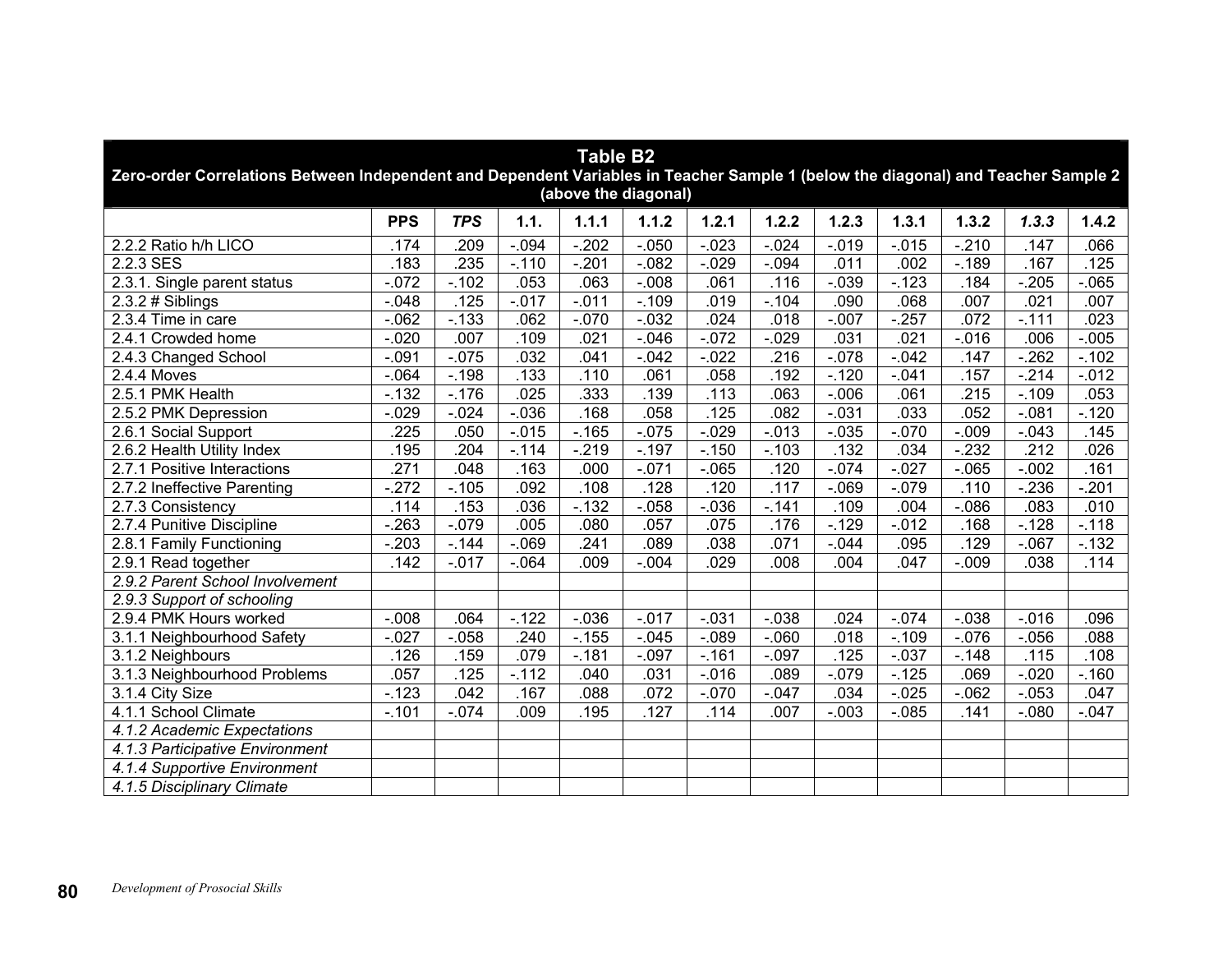**Table B2**
**Zero-order Correlations Between Independent and Dependent Variables in Teacher Sample 1 (below the diagonal) and Teacher Sample 2 (above the diagonal)**

| | PPS | *TPS* | 1.1. | 1.1.1 | 1.1.2 | 1.2.1 | 1.2.2 | 1.2.3 | 1.3.1 | 1.3.2 | *1.3.3* | 1.4.2 |
|---|---|---|---|---|---|---|---|---|---|---|---|---|
| 2.2.2 Ratio h/h LICO | .174 | .209 | -.094 | -.202 | -.050 | -.023 | -.024 | -.019 | -.015 | -.210 | .147 | .066 |
| 2.2.3 SES | .183 | .235 | -.110 | -.201 | -.082 | -.029 | -.094 | .011 | .002 | -.189 | .167 | .125 |
| 2.3.1. Single parent status | -.072 | -.102 | .053 | .063 | -.008 | .061 | .116 | -.039 | -.123 | .184 | -.205 | -.065 |
| 2.3.2 # Siblings | -.048 | .125 | -.017 | -.011 | -.109 | .019 | -.104 | .090 | .068 | .007 | .021 | .007 |
| 2.3.4 Time in care | -.062 | -.133 | .062 | -.070 | -.032 | .024 | .018 | -.007 | -.257 | .072 | -.111 | .023 |
| 2.4.1 Crowded home | -.020 | .007 | .109 | .021 | -.046 | -.072 | -.029 | .031 | .021 | -.016 | .006 | -.005 |
| 2.4.3 Changed School | -.091 | -.075 | .032 | .041 | -.042 | -.022 | .216 | -.078 | -.042 | .147 | -.262 | -.102 |
| 2.4.4 Moves | -.064 | -.198 | .133 | .110 | .061 | .058 | .192 | -.120 | -.041 | .157 | -.214 | -.012 |
| 2.5.1 PMK Health | -.132 | -.176 | .025 | .333 | .139 | .113 | .063 | -.006 | .061 | .215 | -.109 | .053 |
| 2.5.2 PMK Depression | -.029 | -.024 | -.036 | .168 | .058 | .125 | .082 | -.031 | .033 | .052 | -.081 | -.120 |
| 2.6.1 Social Support | .225 | .050 | -.015 | -.165 | -.075 | -.029 | -.013 | -.035 | -.070 | -.009 | -.043 | .145 |
| 2.6.2 Health Utility Index | .195 | .204 | -.114 | -.219 | -.197 | -.150 | -.103 | .132 | .034 | -.232 | .212 | .026 |
| 2.7.1 Positive Interactions | .271 | .048 | .163 | .000 | -.071 | -.065 | .120 | -.074 | -.027 | -.065 | -.002 | .161 |
| 2.7.2 Ineffective Parenting | -.272 | -.105 | .092 | .108 | .128 | .120 | .117 | -.069 | -.079 | .110 | -.236 | -.201 |
| 2.7.3 Consistency | .114 | .153 | .036 | -.132 | -.058 | -.036 | -.141 | .109 | .004 | -.086 | .083 | .010 |
| 2.7.4 Punitive Discipline | -.263 | -.079 | .005 | .080 | .057 | .075 | .176 | -.129 | -.012 | .168 | -.128 | -.118 |
| 2.8.1 Family Functioning | -.203 | -.144 | -.069 | .241 | .089 | .038 | .071 | -.044 | .095 | .129 | -.067 | -.132 |
| 2.9.1 Read together | .142 | -.017 | -.064 | .009 | -.004 | .029 | .008 | .004 | .047 | -.009 | .038 | .114 |
| *2.9.2 Parent School Involvement* | | | | | | | | | | | | |
| *2.9.3 Support of schooling* | | | | | | | | | | | | |
| 2.9.4 PMK Hours worked | -.008 | .064 | -.122 | -.036 | -.017 | -.031 | -.038 | .024 | -.074 | -.038 | -.016 | .096 |
| 3.1.1 Neighbourhood Safety | -.027 | -.058 | .240 | -.155 | -.045 | -.089 | -.060 | .018 | -.109 | -.076 | -.056 | .088 |
| 3.1.2 Neighbours | .126 | .159 | .079 | -.181 | -.097 | -.161 | -.097 | .125 | -.037 | -.148 | .115 | .108 |
| 3.1.3 Neighbourhood Problems | .057 | .125 | -.112 | .040 | .031 | -.016 | .089 | -.079 | -.125 | .069 | -.020 | -.160 |
| 3.1.4 City Size | -.123 | .042 | .167 | .088 | .072 | -.070 | -.047 | .034 | -.025 | -.062 | -.053 | .047 |
| 4.1.1 School Climate | -.101 | -.074 | .009 | .195 | .127 | .114 | .007 | -.003 | -.085 | .141 | -.080 | -.047 |
| *4.1.2 Academic Expectations* | | | | | | | | | | | | |
| *4.1.3 Participative Environment* | | | | | | | | | | | | |
| *4.1.4 Supportive Environment* | | | | | | | | | | | | |
| *4.1.5 Disciplinary Climate* | | | | | | | | | | | | |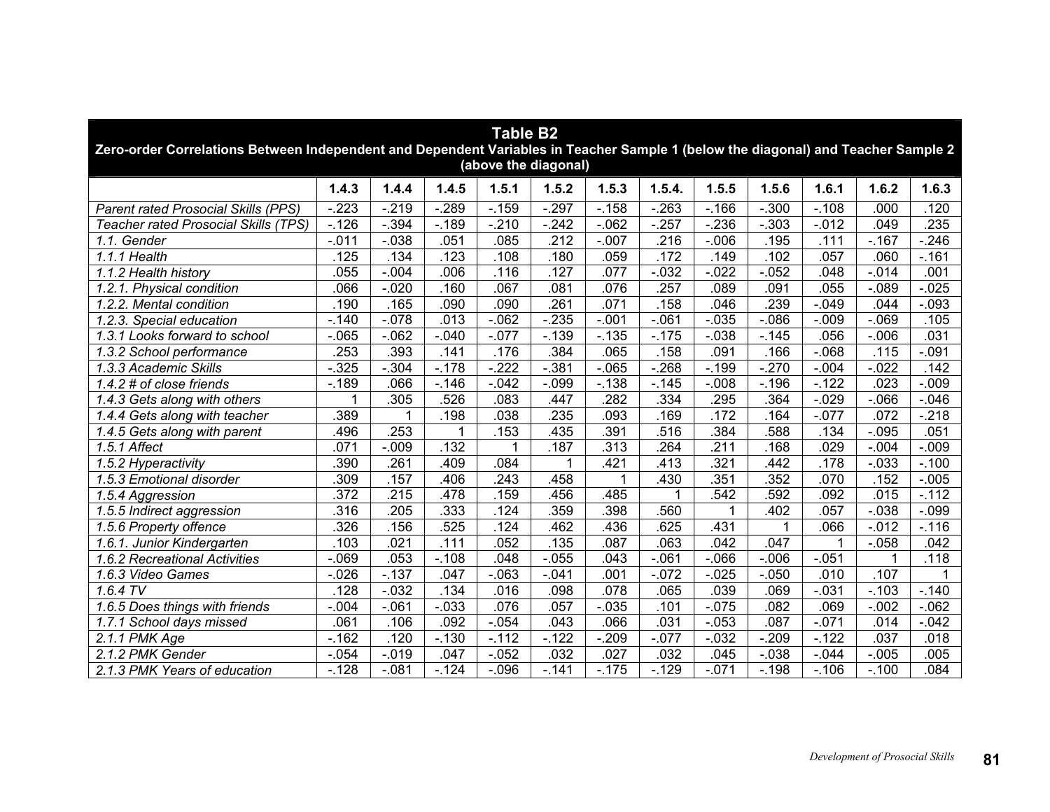**Table B2**
**Zero-order Correlations Between Independent and Dependent Variables in Teacher Sample 1 (below the diagonal) and Teacher Sample 2 (above the diagonal)**

| | 1.4.3 | 1.4.4 | 1.4.5 | 1.5.1 | 1.5.2 | 1.5.3 | 1.5.4. | 1.5.5 | 1.5.6 | 1.6.1 | 1.6.2 | 1.6.3 |
|---|---|---|---|---|---|---|---|---|---|---|---|---|
| *Parent rated Prosocial Skills (PPS)* | -.223 | -.219 | -.289 | -.159 | -.297 | -.158 | -.263 | -.166 | -.300 | -.108 | .000 | .120 |
| *Teacher rated Prosocial Skills (TPS)* | -.126 | -.394 | -.189 | -.210 | -.242 | -.062 | -.257 | -.236 | -.303 | -.012 | .049 | .235 |
| *1.1. Gender* | -.011 | -.038 | .051 | .085 | .212 | -.007 | .216 | -.006 | .195 | .111 | -.167 | -.246 |
| *1.1.1 Health* | .125 | .134 | .123 | .108 | .180 | .059 | .172 | .149 | .102 | .057 | .060 | -.161 |
| *1.1.2 Health history* | .055 | -.004 | .006 | .116 | .127 | .077 | -.032 | -.022 | -.052 | .048 | -.014 | .001 |
| *1.2.1. Physical condition* | .066 | -.020 | .160 | .067 | .081 | .076 | .257 | .089 | .091 | .055 | -.089 | -.025 |
| *1.2.2. Mental condition* | .190 | .165 | .090 | .090 | .261 | .071 | .158 | .046 | .239 | -.049 | .044 | -.093 |
| *1.2.3. Special education* | -.140 | -.078 | .013 | -.062 | -.235 | -.001 | -.061 | -.035 | -.086 | -.009 | -.069 | .105 |
| *1.3.1 Looks forward to school* | -.065 | -.062 | -.040 | -.077 | -.139 | -.135 | -.175 | -.038 | -.145 | .056 | -.006 | .031 |
| *1.3.2 School performance* | .253 | .393 | .141 | .176 | .384 | .065 | .158 | .091 | .166 | -.068 | .115 | -.091 |
| *1.3.3 Academic Skills* | -.325 | -.304 | -.178 | -.222 | -.381 | -.065 | -.268 | -.199 | -.270 | -.004 | -.022 | .142 |
| *1.4.2 # of close friends* | -.189 | .066 | -.146 | -.042 | -.099 | -.138 | -.145 | -.008 | -.196 | -.122 | .023 | -.009 |
| *1.4.3 Gets along with others* | 1 | .305 | .526 | .083 | .447 | .282 | .334 | .295 | .364 | -.029 | -.066 | -.046 |
| *1.4.4 Gets along with teacher* | .389 | 1 | .198 | .038 | .235 | .093 | .169 | .172 | .164 | -.077 | .072 | -.218 |
| *1.4.5 Gets along with parent* | .496 | .253 | 1 | .153 | .435 | .391 | .516 | .384 | .588 | .134 | -.095 | .051 |
| *1.5.1 Affect* | .071 | -.009 | .132 | 1 | .187 | .313 | .264 | .211 | .168 | .029 | -.004 | -.009 |
| *1.5.2 Hyperactivity* | .390 | .261 | .409 | .084 | 1 | .421 | .413 | .321 | .442 | .178 | -.033 | -.100 |
| *1.5.3 Emotional disorder* | .309 | .157 | .406 | .243 | .458 | 1 | .430 | .351 | .352 | .070 | .152 | -.005 |
| *1.5.4 Aggression* | .372 | .215 | .478 | .159 | .456 | .485 | 1 | .542 | .592 | .092 | .015 | -.112 |
| *1.5.5 Indirect aggression* | .316 | .205 | .333 | .124 | .359 | .398 | .560 | 1 | .402 | .057 | -.038 | -.099 |
| *1.5.6 Property offence* | .326 | .156 | .525 | .124 | .462 | .436 | .625 | .431 | 1 | .066 | -.012 | -.116 |
| *1.6.1. Junior Kindergarten* | .103 | .021 | .111 | .052 | .135 | .087 | .063 | .042 | .047 | 1 | -.058 | .042 |
| *1.6.2 Recreational Activities* | -.069 | .053 | -.108 | .048 | -.055 | .043 | -.061 | -.066 | -.006 | -.051 | 1 | .118 |
| *1.6.3 Video Games* | -.026 | -.137 | .047 | -.063 | -.041 | .001 | -.072 | -.025 | -.050 | .010 | .107 | 1 |
| *1.6.4 TV* | .128 | -.032 | .134 | .016 | .098 | .078 | .065 | .039 | .069 | -.031 | -.103 | -.140 |
| *1.6.5 Does things with friends* | -.004 | -.061 | -.033 | .076 | .057 | -.035 | .101 | -.075 | .082 | .069 | -.002 | -.062 |
| *1.7.1 School days missed* | .061 | .106 | .092 | -.054 | .043 | .066 | .031 | -.053 | .087 | -.071 | .014 | -.042 |
| *2.1.1 PMK Age* | -.162 | .120 | -.130 | -.112 | -.122 | -.209 | -.077 | -.032 | -.209 | -.122 | .037 | .018 |
| *2.1.2 PMK Gender* | -.054 | -.019 | .047 | -.052 | .032 | .027 | .032 | .045 | -.038 | -.044 | -.005 | .005 |
| *2.1.3 PMK Years of education* | -.128 | -.081 | -.124 | -.096 | -.141 | -.175 | -.129 | -.071 | -.198 | -.106 | -.100 | .084 |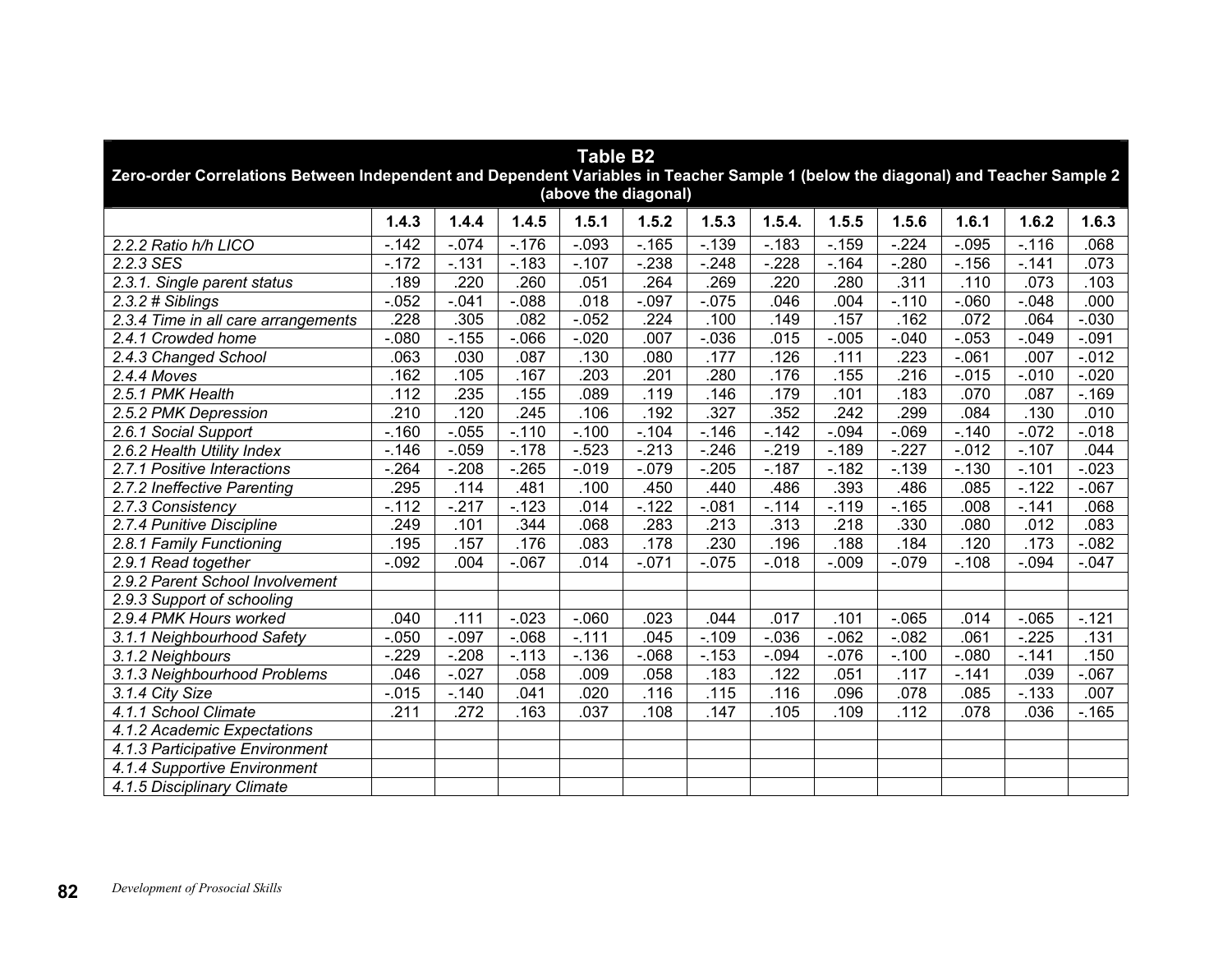**Table B2**
**Zero-order Correlations Between Independent and Dependent Variables in Teacher Sample 1 (below the diagonal) and Teacher Sample 2 (above the diagonal)**

| | 1.4.3 | 1.4.4 | 1.4.5 | 1.5.1 | 1.5.2 | 1.5.3 | 1.5.4. | 1.5.5 | 1.5.6 | 1.6.1 | 1.6.2 | 1.6.3 |
|---|---|---|---|---|---|---|---|---|---|---|---|---|
| *2.2.2 Ratio h/h LICO* | -.142 | -.074 | -.176 | -.093 | -.165 | -.139 | -.183 | -.159 | -.224 | -.095 | -.116 | .068 |
| *2.2.3 SES* | -.172 | -.131 | -.183 | -.107 | -.238 | -.248 | -.228 | -.164 | -.280 | -.156 | -.141 | .073 |
| *2.3.1. Single parent status* | .189 | .220 | .260 | .051 | .264 | .269 | .220 | .280 | .311 | .110 | .073 | .103 |
| *2.3.2 # Siblings* | -.052 | -.041 | -.088 | .018 | -.097 | -.075 | .046 | .004 | -.110 | -.060 | -.048 | .000 |
| *2.3.4 Time in all care arrangements* | .228 | .305 | .082 | -.052 | .224 | .100 | .149 | .157 | .162 | .072 | .064 | -.030 |
| *2.4.1 Crowded home* | -.080 | -.155 | -.066 | -.020 | .007 | -.036 | .015 | -.005 | -.040 | -.053 | -.049 | -.091 |
| *2.4.3 Changed School* | .063 | .030 | .087 | .130 | .080 | .177 | .126 | .111 | .223 | -.061 | .007 | -.012 |
| *2.4.4 Moves* | .162 | .105 | .167 | .203 | .201 | .280 | .176 | .155 | .216 | -.015 | -.010 | -.020 |
| *2.5.1 PMK Health* | .112 | .235 | .155 | .089 | .119 | .146 | .179 | .101 | .183 | .070 | .087 | -.169 |
| *2.5.2 PMK Depression* | .210 | .120 | .245 | .106 | .192 | .327 | .352 | .242 | .299 | .084 | .130 | .010 |
| *2.6.1 Social Support* | -.160 | -.055 | -.110 | -.100 | -.104 | -.146 | -.142 | -.094 | -.069 | -.140 | -.072 | -.018 |
| *2.6.2 Health Utility Index* | -.146 | -.059 | -.178 | -.523 | -.213 | -.246 | -.219 | -.189 | -.227 | -.012 | -.107 | .044 |
| *2.7.1 Positive Interactions* | -.264 | -.208 | -.265 | -.019 | -.079 | -.205 | -.187 | -.182 | -.139 | -.130 | -.101 | -.023 |
| *2.7.2 Ineffective Parenting* | .295 | .114 | .481 | .100 | .450 | .440 | .486 | .393 | .486 | .085 | -.122 | -.067 |
| *2.7.3 Consistency* | -.112 | -.217 | -.123 | .014 | -.122 | -.081 | -.114 | -.119 | -.165 | .008 | -.141 | .068 |
| *2.7.4 Punitive Discipline* | .249 | .101 | .344 | .068 | .283 | .213 | .313 | .218 | .330 | .080 | .012 | .083 |
| *2.8.1 Family Functioning* | .195 | .157 | .176 | .083 | .178 | .230 | .196 | .188 | .184 | .120 | .173 | -.082 |
| *2.9.1 Read together* | -.092 | .004 | -.067 | .014 | -.071 | -.075 | -.018 | -.009 | -.079 | -.108 | -.094 | -.047 |
| *2.9.2 Parent School Involvement* | | | | | | | | | | | | |
| *2.9.3 Support of schooling* | | | | | | | | | | | | |
| *2.9.4 PMK Hours worked* | .040 | .111 | -.023 | -.060 | .023 | .044 | .017 | .101 | -.065 | .014 | -.065 | -.121 |
| *3.1.1 Neighbourhood Safety* | -.050 | -.097 | -.068 | -.111 | .045 | -.109 | -.036 | -.062 | -.082 | .061 | -.225 | .131 |
| *3.1.2 Neighbours* | -.229 | -.208 | -.113 | -.136 | -.068 | -.153 | -.094 | -.076 | -.100 | -.080 | -.141 | .150 |
| *3.1.3 Neighbourhood Problems* | .046 | -.027 | .058 | .009 | .058 | .183 | .122 | .051 | .117 | -.141 | .039 | -.067 |
| *3.1.4 City Size* | -.015 | -.140 | .041 | .020 | .116 | .115 | .116 | .096 | .078 | .085 | -.133 | .007 |
| *4.1.1 School Climate* | .211 | .272 | .163 | .037 | .108 | .147 | .105 | .109 | .112 | .078 | .036 | -.165 |
| *4.1.2 Academic Expectations* | | | | | | | | | | | | |
| *4.1.3 Participative Environment* | | | | | | | | | | | | |
| *4.1.4 Supportive Environment* | | | | | | | | | | | | |
| *4.1.5 Disciplinary Climate* | | | | | | | | | | | | |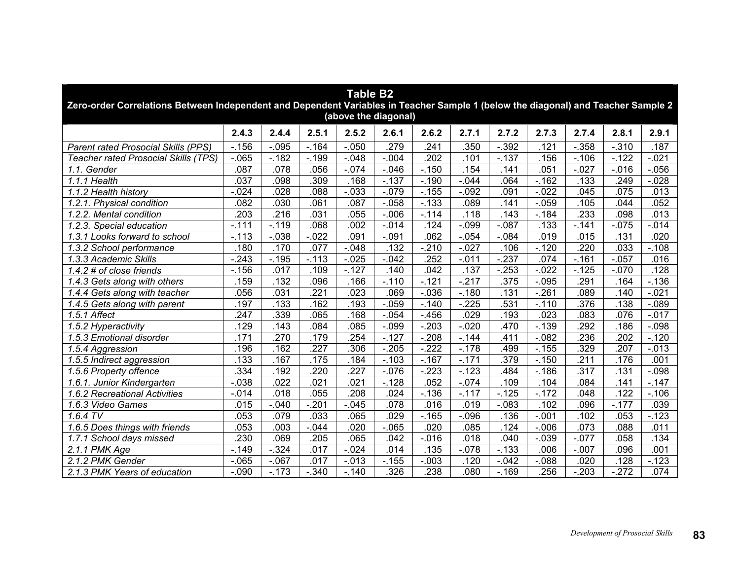**Table B2**
**Zero-order Correlations Between Independent and Dependent Variables in Teacher Sample 1 (below the diagonal) and Teacher Sample 2 (above the diagonal)**

| | 2.4.3 | 2.4.4 | 2.5.1 | 2.5.2 | 2.6.1 | 2.6.2 | 2.7.1 | 2.7.2 | 2.7.3 | 2.7.4 | 2.8.1 | 2.9.1 |
|---|---|---|---|---|---|---|---|---|---|---|---|---|
| *Parent rated Prosocial Skills (PPS)* | -.156 | -.095 | -.164 | -.050 | .279 | .241 | .350 | -.392 | .121 | -.358 | -.310 | .187 |
| *Teacher rated Prosocial Skills (TPS)* | -.065 | -.182 | -.199 | -.048 | -.004 | .202 | .101 | -.137 | .156 | -.106 | -.122 | -.021 |
| *1.1. Gender* | .087 | .078 | .056 | -.074 | -.046 | -.150 | .154 | .141 | .051 | -.027 | -.016 | -.056 |
| *1.1.1 Health* | .037 | .098 | .309 | .168 | -.137 | -.190 | -.044 | .064 | -.162 | .133 | .249 | -.028 |
| *1.1.2 Health history* | -.024 | .028 | .088 | -.033 | -.079 | -.155 | -.092 | .091 | -.022 | .045 | .075 | .013 |
| *1.2.1. Physical condition* | .082 | .030 | .061 | .087 | -.058 | -.133 | .089 | .141 | -.059 | .105 | .044 | .052 |
| *1.2.2. Mental condition* | .203 | .216 | .031 | .055 | -.006 | -.114 | .118 | .143 | -.184 | .233 | .098 | .013 |
| *1.2.3. Special education* | -.111 | -.119 | .068 | .002 | -.014 | .124 | -.099 | -.087 | .133 | -.141 | -.075 | -.014 |
| *1.3.1 Looks forward to school* | -.113 | -.038 | -.022 | .091 | -.091 | .062 | -.054 | -.084 | .019 | .015 | .131 | .020 |
| *1.3.2 School performance* | .180 | .170 | .077 | -.048 | .132 | -.210 | -.027 | .106 | -.120 | .220 | .033 | -.108 |
| *1.3.3 Academic Skills* | -.243 | -.195 | -.113 | -.025 | -.042 | .252 | -.011 | -.237 | .074 | -.161 | -.057 | .016 |
| *1.4.2 # of close friends* | -.156 | .017 | .109 | -.127 | .140 | .042 | .137 | -.253 | -.022 | -.125 | -.070 | .128 |
| *1.4.3 Gets along with others* | .159 | .132 | .096 | .166 | -.110 | -.121 | -.217 | .375 | -.095 | .291 | .164 | -.136 |
| *1.4.4 Gets along with teacher* | .056 | .031 | .221 | .023 | .069 | -.036 | -.180 | .131 | -.261 | .089 | .140 | -.021 |
| *1.4.5 Gets along with parent* | .197 | .133 | .162 | .193 | -.059 | -.140 | -.225 | .531 | -.110 | .376 | .138 | -.089 |
| *1.5.1 Affect* | .247 | .339 | .065 | .168 | -.054 | -.456 | .029 | .193 | .023 | .083 | .076 | -.017 |
| *1.5.2 Hyperactivity* | .129 | .143 | .084 | .085 | -.099 | -.203 | -.020 | .470 | -.139 | .292 | .186 | -.098 |
| *1.5.3 Emotional disorder* | .171 | .270 | .179 | .254 | -.127 | -.208 | -.144 | .411 | -.082 | .236 | .202 | -.120 |
| *1.5.4 Aggression* | .196 | .162 | .227 | .306 | -.205 | -.222 | -.178 | .499 | -.155 | .329 | .207 | -.013 |
| *1.5.5 Indirect aggression* | .133 | .167 | .175 | .184 | -.103 | -.167 | -.171 | .379 | -.150 | .211 | .176 | .001 |
| *1.5.6 Property offence* | .334 | .192 | .220 | .227 | -.076 | -.223 | -.123 | .484 | -.186 | .317 | .131 | -.098 |
| *1.6.1. Junior Kindergarten* | -.038 | .022 | .021 | .021 | -.128 | .052 | -.074 | .109 | .104 | .084 | .141 | -.147 |
| *1.6.2 Recreational Activities* | -.014 | .018 | .055 | .208 | .024 | -.136 | -.117 | -.125 | -.172 | .048 | .122 | -.106 |
| *1.6.3 Video Games* | .015 | -.040 | -.201 | -.045 | .078 | .016 | .019 | -.083 | .102 | .096 | -.177 | .039 |
| *1.6.4 TV* | .053 | .079 | .033 | .065 | .029 | -.165 | -.096 | .136 | -.001 | .102 | .053 | -.123 |
| *1.6.5 Does things with friends* | .053 | .003 | -.044 | .020 | -.065 | .020 | .085 | .124 | -.006 | .073 | .088 | .011 |
| *1.7.1 School days missed* | .230 | .069 | .205 | .065 | .042 | -.016 | .018 | .040 | -.039 | -.077 | .058 | .134 |
| *2.1.1 PMK Age* | -.149 | -.324 | .017 | -.024 | .014 | .135 | -.078 | -.133 | .006 | -.007 | .096 | .001 |
| *2.1.2 PMK Gender* | -.065 | -.067 | .017 | -.013 | -.155 | -.003 | .120 | -.042 | -.088 | .020 | .128 | -.123 |
| *2.1.3 PMK Years of education* | -.090 | -.173 | -.340 | -.140 | .326 | .238 | .080 | -.169 | .256 | -.203 | -.272 | .074 |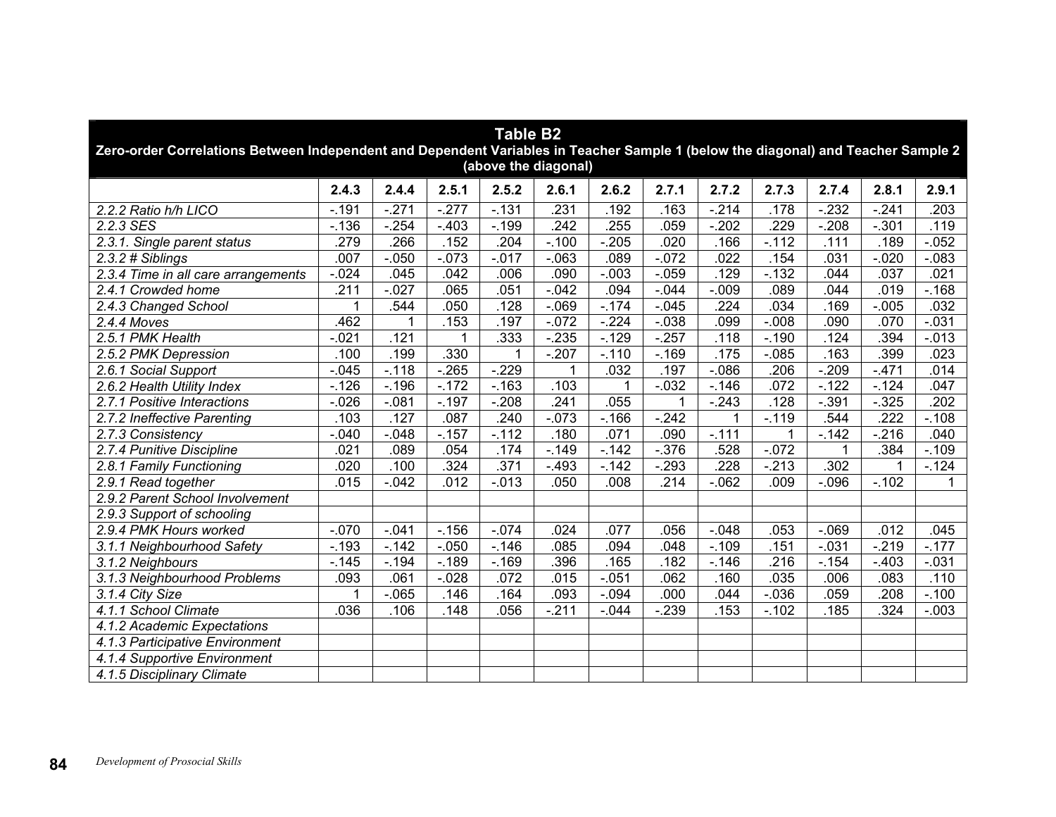**Table B2**
**Zero-order Correlations Between Independent and Dependent Variables in Teacher Sample 1 (below the diagonal) and Teacher Sample 2 (above the diagonal)**

| | 2.4.3 | 2.4.4 | 2.5.1 | 2.5.2 | 2.6.1 | 2.6.2 | 2.7.1 | 2.7.2 | 2.7.3 | 2.7.4 | 2.8.1 | 2.9.1 |
|---|---|---|---|---|---|---|---|---|---|---|---|---|
| *2.2.2 Ratio h/h LICO* | -.191 | -.271 | -.277 | -.131 | .231 | .192 | .163 | -.214 | .178 | -.232 | -.241 | .203 |
| *2.2.3 SES* | -.136 | -.254 | -.403 | -.199 | .242 | .255 | .059 | -.202 | .229 | -.208 | -.301 | .119 |
| *2.3.1. Single parent status* | .279 | .266 | .152 | .204 | -.100 | -.205 | .020 | .166 | -.112 | .111 | .189 | -.052 |
| *2.3.2 # Siblings* | .007 | -.050 | -.073 | -.017 | -.063 | .089 | -.072 | .022 | .154 | .031 | -.020 | -.083 |
| *2.3.4 Time in all care arrangements* | -.024 | .045 | .042 | .006 | .090 | -.003 | -.059 | .129 | -.132 | .044 | .037 | .021 |
| *2.4.1 Crowded home* | .211 | -.027 | .065 | .051 | -.042 | .094 | -.044 | -.009 | .089 | .044 | .019 | -.168 |
| *2.4.3 Changed School* | 1 | .544 | .050 | .128 | -.069 | -.174 | -.045 | .224 | .034 | .169 | -.005 | .032 |
| *2.4.4 Moves* | .462 | 1 | .153 | .197 | -.072 | -.224 | -.038 | .099 | -.008 | .090 | .070 | -.031 |
| *2.5.1 PMK Health* | -.021 | .121 | 1 | .333 | -.235 | -.129 | -.257 | .118 | -.190 | .124 | .394 | -.013 |
| *2.5.2 PMK Depression* | .100 | .199 | .330 | 1 | -.207 | -.110 | -.169 | .175 | -.085 | .163 | .399 | .023 |
| *2.6.1 Social Support* | -.045 | -.118 | -.265 | -.229 | 1 | .032 | .197 | -.086 | .206 | -.209 | -.471 | .014 |
| *2.6.2 Health Utility Index* | -.126 | -.196 | -.172 | -.163 | .103 | 1 | -.032 | -.146 | .072 | -.122 | -.124 | .047 |
| *2.7.1 Positive Interactions* | -.026 | -.081 | -.197 | -.208 | .241 | .055 | 1 | -.243 | .128 | -.391 | -.325 | .202 |
| *2.7.2 Ineffective Parenting* | .103 | .127 | .087 | .240 | -.073 | -.166 | -.242 | 1 | -.119 | .544 | .222 | -.108 |
| *2.7.3 Consistency* | -.040 | -.048 | -.157 | -.112 | .180 | .071 | .090 | -.111 | 1 | -.142 | -.216 | .040 |
| *2.7.4 Punitive Discipline* | .021 | .089 | .054 | .174 | -.149 | -.142 | -.376 | .528 | -.072 | 1 | .384 | -.109 |
| *2.8.1 Family Functioning* | .020 | .100 | .324 | .371 | -.493 | -.142 | -.293 | .228 | -.213 | .302 | 1 | -.124 |
| *2.9.1 Read together* | .015 | -.042 | .012 | -.013 | .050 | .008 | .214 | -.062 | .009 | -.096 | -.102 | 1 |
| *2.9.2 Parent School Involvement* | | | | | | | | | | | | |
| *2.9.3 Support of schooling* | | | | | | | | | | | | |
| *2.9.4 PMK Hours worked* | -.070 | -.041 | -.156 | -.074 | .024 | .077 | .056 | -.048 | .053 | -.069 | .012 | .045 |
| *3.1.1 Neighbourhood Safety* | -.193 | -.142 | -.050 | -.146 | .085 | .094 | .048 | -.109 | .151 | -.031 | -.219 | -.177 |
| *3.1.2 Neighbours* | -.145 | -.194 | -.189 | -.169 | .396 | .165 | .182 | -.146 | .216 | -.154 | -.403 | -.031 |
| *3.1.3 Neighbourhood Problems* | .093 | .061 | -.028 | .072 | .015 | -.051 | .062 | .160 | .035 | .006 | .083 | .110 |
| *3.1.4 City Size* | 1 | -.065 | .146 | .164 | .093 | -.094 | .000 | .044 | -.036 | .059 | .208 | -.100 |
| *4.1.1 School Climate* | .036 | .106 | .148 | .056 | -.211 | -.044 | -.239 | .153 | -.102 | .185 | .324 | -.003 |
| *4.1.2 Academic Expectations* | | | | | | | | | | | | |
| *4.1.3 Participative Environment* | | | | | | | | | | | | |
| *4.1.4 Supportive Environment* | | | | | | | | | | | | |
| *4.1.5 Disciplinary Climate* | | | | | | | | | | | | |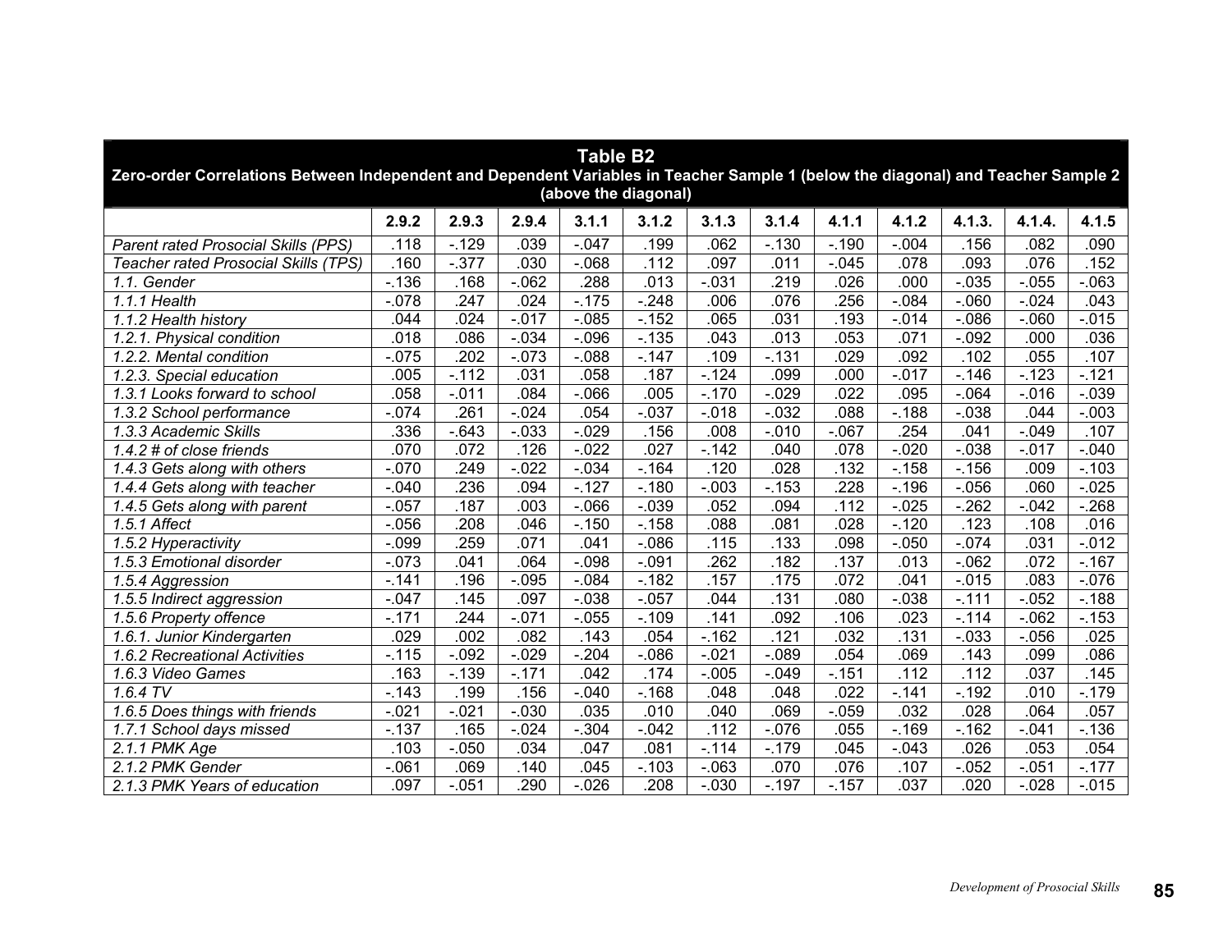**Table B2**
**Zero-order Correlations Between Independent and Dependent Variables in Teacher Sample 1 (below the diagonal) and Teacher Sample 2 (above the diagonal)**

| | 2.9.2 | 2.9.3 | 2.9.4 | 3.1.1 | 3.1.2 | 3.1.3 | 3.1.4 | 4.1.1 | 4.1.2 | 4.1.3. | 4.1.4. | 4.1.5 |
|---|---|---|---|---|---|---|---|---|---|---|---|---|
| *Parent rated Prosocial Skills (PPS)* | .118 | -.129 | .039 | -.047 | .199 | .062 | -.130 | -.190 | -.004 | .156 | .082 | .090 |
| *Teacher rated Prosocial Skills (TPS)* | .160 | -.377 | .030 | -.068 | .112 | .097 | .011 | -.045 | .078 | .093 | .076 | .152 |
| *1.1. Gender* | -.136 | .168 | -.062 | .288 | .013 | -.031 | .219 | .026 | .000 | -.035 | -.055 | -.063 |
| *1.1.1 Health* | -.078 | .247 | .024 | -.175 | -.248 | .006 | .076 | .256 | -.084 | -.060 | -.024 | .043 |
| *1.1.2 Health history* | .044 | .024 | -.017 | -.085 | -.152 | .065 | .031 | .193 | -.014 | -.086 | -.060 | -.015 |
| *1.2.1. Physical condition* | .018 | .086 | -.034 | -.096 | -.135 | .043 | .013 | .053 | .071 | -.092 | .000 | .036 |
| *1.2.2. Mental condition* | -.075 | .202 | -.073 | -.088 | -.147 | .109 | -.131 | .029 | .092 | .102 | .055 | .107 |
| *1.2.3. Special education* | .005 | -.112 | .031 | .058 | .187 | -.124 | .099 | .000 | -.017 | -.146 | -.123 | -.121 |
| *1.3.1 Looks forward to school* | .058 | -.011 | .084 | -.066 | .005 | -.170 | -.029 | .022 | .095 | -.064 | -.016 | -.039 |
| *1.3.2 School performance* | -.074 | .261 | -.024 | .054 | -.037 | -.018 | -.032 | .088 | -.188 | -.038 | .044 | -.003 |
| *1.3.3 Academic Skills* | .336 | -.643 | -.033 | -.029 | .156 | .008 | -.010 | -.067 | .254 | .041 | -.049 | .107 |
| *1.4.2 # of close friends* | .070 | .072 | .126 | -.022 | .027 | -.142 | .040 | .078 | -.020 | -.038 | -.017 | -.040 |
| *1.4.3 Gets along with others* | -.070 | .249 | -.022 | -.034 | -.164 | .120 | .028 | .132 | -.158 | -.156 | .009 | -.103 |
| *1.4.4 Gets along with teacher* | -.040 | .236 | .094 | -.127 | -.180 | -.003 | -.153 | .228 | -.196 | -.056 | .060 | -.025 |
| *1.4.5 Gets along with parent* | -.057 | .187 | .003 | -.066 | -.039 | .052 | .094 | .112 | -.025 | -.262 | -.042 | -.268 |
| *1.5.1 Affect* | -.056 | .208 | .046 | -.150 | -.158 | .088 | .081 | .028 | -.120 | .123 | .108 | .016 |
| *1.5.2 Hyperactivity* | -.099 | .259 | .071 | .041 | -.086 | .115 | .133 | .098 | -.050 | -.074 | .031 | -.012 |
| *1.5.3 Emotional disorder* | -.073 | .041 | .064 | -.098 | -.091 | .262 | .182 | .137 | .013 | -.062 | .072 | -.167 |
| *1.5.4 Aggression* | -.141 | .196 | -.095 | -.084 | -.182 | .157 | .175 | .072 | .041 | -.015 | .083 | -.076 |
| *1.5.5 Indirect aggression* | -.047 | .145 | .097 | -.038 | -.057 | .044 | .131 | .080 | -.038 | -.111 | -.052 | -.188 |
| *1.5.6 Property offence* | -.171 | .244 | -.071 | -.055 | -.109 | .141 | .092 | .106 | .023 | -.114 | -.062 | -.153 |
| *1.6.1. Junior Kindergarten* | .029 | .002 | .082 | .143 | .054 | -.162 | .121 | .032 | .131 | -.033 | -.056 | .025 |
| *1.6.2 Recreational Activities* | -.115 | -.092 | -.029 | -.204 | -.086 | -.021 | -.089 | .054 | .069 | .143 | .099 | .086 |
| *1.6.3 Video Games* | .163 | -.139 | -.171 | .042 | .174 | -.005 | -.049 | -.151 | .112 | .112 | .037 | .145 |
| *1.6.4 TV* | -.143 | .199 | .156 | -.040 | -.168 | .048 | .048 | .022 | -.141 | -.192 | .010 | -.179 |
| *1.6.5 Does things with friends* | -.021 | -.021 | -.030 | .035 | .010 | .040 | .069 | -.059 | .032 | .028 | .064 | .057 |
| *1.7.1 School days missed* | -.137 | .165 | -.024 | -.304 | -.042 | .112 | -.076 | .055 | -.169 | -.162 | -.041 | -.136 |
| *2.1.1 PMK Age* | .103 | -.050 | .034 | .047 | .081 | -.114 | -.179 | .045 | -.043 | .026 | .053 | .054 |
| *2.1.2 PMK Gender* | -.061 | .069 | .140 | .045 | -.103 | -.063 | .070 | .076 | .107 | -.052 | -.051 | -.177 |
| *2.1.3 PMK Years of education* | .097 | -.051 | .290 | -.026 | .208 | -.030 | -.197 | -.157 | .037 | .020 | -.028 | -.015 |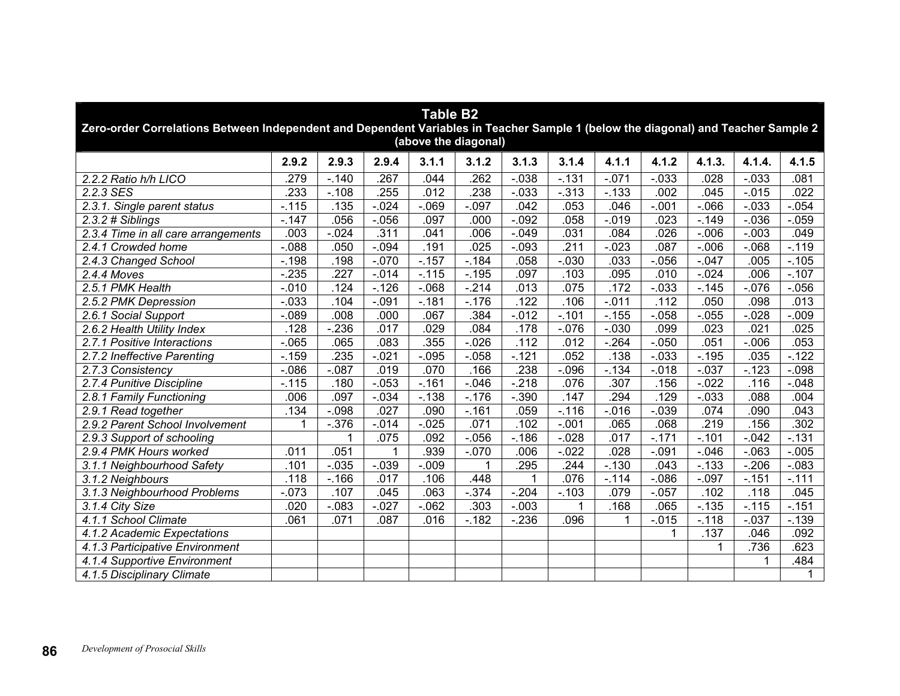**Table B2**
**Zero-order Correlations Between Independent and Dependent Variables in Teacher Sample 1 (below the diagonal) and Teacher Sample 2 (above the diagonal)**

| | 2.9.2 | 2.9.3 | 2.9.4 | 3.1.1 | 3.1.2 | 3.1.3 | 3.1.4 | 4.1.1 | 4.1.2 | 4.1.3. | 4.1.4. | 4.1.5 |
|---|---|---|---|---|---|---|---|---|---|---|---|---|
| *2.2.2 Ratio h/h LICO* | .279 | -.140 | .267 | .044 | .262 | -.038 | -.131 | -.071 | -.033 | .028 | -.033 | .081 |
| *2.2.3 SES* | .233 | -.108 | .255 | .012 | .238 | -.033 | -.313 | -.133 | .002 | .045 | -.015 | .022 |
| *2.3.1. Single parent status* | -.115 | .135 | -.024 | -.069 | -.097 | .042 | .053 | .046 | -.001 | -.066 | -.033 | -.054 |
| *2.3.2 # Siblings* | -.147 | .056 | -.056 | .097 | .000 | -.092 | .058 | -.019 | .023 | -.149 | -.036 | -.059 |
| *2.3.4 Time in all care arrangements* | .003 | -.024 | .311 | .041 | .006 | -.049 | .031 | .084 | .026 | -.006 | -.003 | .049 |
| *2.4.1 Crowded home* | -.088 | .050 | -.094 | .191 | .025 | -.093 | .211 | -.023 | .087 | -.006 | -.068 | -.119 |
| *2.4.3 Changed School* | -.198 | .198 | -.070 | -.157 | -.184 | .058 | -.030 | .033 | -.056 | -.047 | .005 | -.105 |
| *2.4.4 Moves* | -.235 | .227 | -.014 | -.115 | -.195 | .097 | .103 | .095 | .010 | -.024 | .006 | -.107 |
| *2.5.1 PMK Health* | -.010 | .124 | -.126 | -.068 | -.214 | .013 | .075 | .172 | -.033 | -.145 | -.076 | -.056 |
| *2.5.2 PMK Depression* | -.033 | .104 | -.091 | -.181 | -.176 | .122 | .106 | -.011 | .112 | .050 | .098 | .013 |
| *2.6.1 Social Support* | -.089 | .008 | .000 | .067 | .384 | -.012 | -.101 | -.155 | -.058 | -.055 | -.028 | -.009 |
| *2.6.2 Health Utility Index* | .128 | -.236 | .017 | .029 | .084 | .178 | -.076 | -.030 | .099 | .023 | .021 | .025 |
| *2.7.1 Positive Interactions* | -.065 | .065 | .083 | .355 | -.026 | .112 | .012 | -.264 | -.050 | .051 | -.006 | .053 |
| *2.7.2 Ineffective Parenting* | -.159 | .235 | -.021 | -.095 | -.058 | -.121 | .052 | .138 | -.033 | -.195 | .035 | -.122 |
| *2.7.3 Consistency* | -.086 | -.087 | .019 | .070 | .166 | .238 | -.096 | -.134 | -.018 | -.037 | -.123 | -.098 |
| *2.7.4 Punitive Discipline* | -.115 | .180 | -.053 | -.161 | -.046 | -.218 | .076 | .307 | .156 | -.022 | .116 | -.048 |
| *2.8.1 Family Functioning* | .006 | .097 | -.034 | -.138 | -.176 | -.390 | .147 | .294 | .129 | -.033 | .088 | .004 |
| *2.9.1 Read together* | .134 | -.098 | .027 | .090 | -.161 | .059 | -.116 | -.016 | -.039 | .074 | .090 | .043 |
| *2.9.2 Parent School Involvement* | 1 | -.376 | -.014 | -.025 | .071 | .102 | -.001 | .065 | .068 | .219 | .156 | .302 |
| *2.9.3 Support of schooling* | | 1 | .075 | .092 | -.056 | -.186 | -.028 | .017 | -.171 | -.101 | -.042 | -.131 |
| *2.9.4 PMK Hours worked* | .011 | .051 | 1 | .939 | -.070 | .006 | -.022 | .028 | -.091 | -.046 | -.063 | -.005 |
| *3.1.1 Neighbourhood Safety* | .101 | -.035 | -.039 | -.009 | 1 | .295 | .244 | -.130 | .043 | -.133 | -.206 | -.083 |
| *3.1.2 Neighbours* | .118 | -.166 | .017 | .106 | .448 | 1 | .076 | -.114 | -.086 | -.097 | -.151 | -.111 |
| *3.1.3 Neighbourhood Problems* | -.073 | .107 | .045 | .063 | -.374 | -.204 | -.103 | .079 | -.057 | .102 | .118 | .045 |
| *3.1.4 City Size* | .020 | -.083 | -.027 | -.062 | .303 | -.003 | 1 | .168 | .065 | -.135 | -.115 | -.151 |
| *4.1.1 School Climate* | .061 | .071 | .087 | .016 | -.182 | -.236 | .096 | 1 | -.015 | -.118 | -.037 | -.139 |
| *4.1.2 Academic Expectations* | | | | | | | | | 1 | .137 | .046 | .092 |
| *4.1.3 Participative Environment* | | | | | | | | | | 1 | .736 | .623 |
| *4.1.4 Supportive Environment* | | | | | | | | | | | 1 | .484 |
| *4.1.5 Disciplinary Climate* | | | | | | | | | | | | 1 |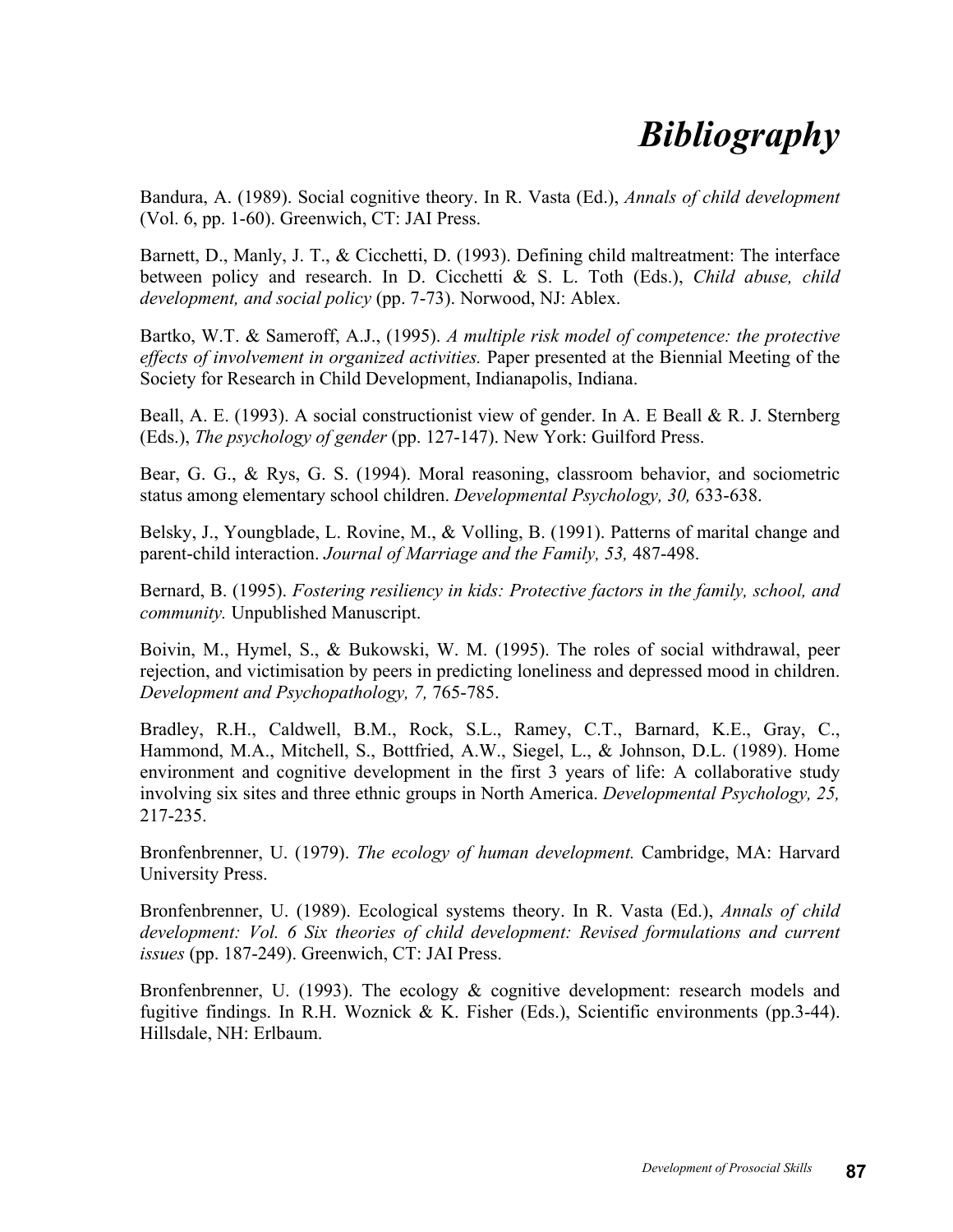# *Bibliography*

Bandura, A. (1989). Social cognitive theory. In R. Vasta (Ed.), *Annals of child development* (Vol. 6, pp. 1-60). Greenwich, CT: JAI Press.

Barnett, D., Manly, J. T., & Cicchetti, D. (1993). Defining child maltreatment: The interface between policy and research. In D. Cicchetti & S. L. Toth (Eds.), *Child abuse, child development, and social policy* (pp. 7-73). Norwood, NJ: Ablex.

Bartko, W.T. & Sameroff, A.J., (1995). *A multiple risk model of competence: the protective effects of involvement in organized activities.* Paper presented at the Biennial Meeting of the Society for Research in Child Development, Indianapolis, Indiana.

Beall, A. E. (1993). A social constructionist view of gender. In A. E Beall & R. J. Sternberg (Eds.), *The psychology of gender* (pp. 127-147). New York: Guilford Press.

Bear, G. G., & Rys, G. S. (1994). Moral reasoning, classroom behavior, and sociometric status among elementary school children. *Developmental Psychology, 30,* 633-638.

Belsky, J., Youngblade, L. Rovine, M., & Volling, B. (1991). Patterns of marital change and parent-child interaction. *Journal of Marriage and the Family, 53,* 487-498.

Bernard, B. (1995). *Fostering resiliency in kids: Protective factors in the family, school, and community.* Unpublished Manuscript.

Boivin, M., Hymel, S., & Bukowski, W. M. (1995). The roles of social withdrawal, peer rejection, and victimisation by peers in predicting loneliness and depressed mood in children. *Development and Psychopathology, 7,* 765-785.

Bradley, R.H., Caldwell, B.M., Rock, S.L., Ramey, C.T., Barnard, K.E., Gray, C., Hammond, M.A., Mitchell, S., Bottfried, A.W., Siegel, L., & Johnson, D.L. (1989). Home environment and cognitive development in the first 3 years of life: A collaborative study involving six sites and three ethnic groups in North America. *Developmental Psychology, 25,* 217-235.

Bronfenbrenner, U. (1979). *The ecology of human development.* Cambridge, MA: Harvard University Press.

Bronfenbrenner, U. (1989). Ecological systems theory. In R. Vasta (Ed.), *Annals of child development: Vol. 6 Six theories of child development: Revised formulations and current issues* (pp. 187-249). Greenwich, CT: JAI Press.

Bronfenbrenner, U. (1993). The ecology & cognitive development: research models and fugitive findings. In R.H. Woznick & K. Fisher (Eds.), Scientific environments (pp.3-44). Hillsdale, NH: Erlbaum.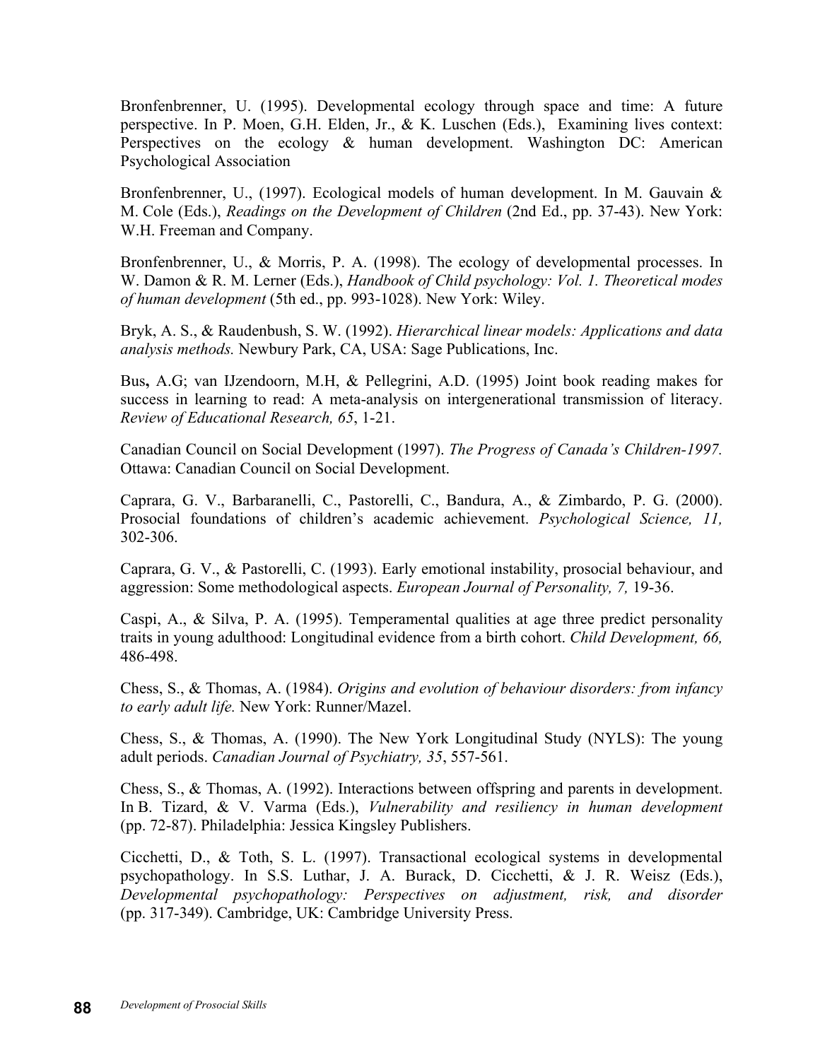Bronfenbrenner, U. (1995). Developmental ecology through space and time: A future perspective. In P. Moen, G.H. Elden, Jr., & K. Luschen (Eds.), Examining lives context: Perspectives on the ecology & human development. Washington DC: American Psychological Association

Bronfenbrenner, U., (1997). Ecological models of human development. In M. Gauvain & M. Cole (Eds.), *Readings on the Development of Children* (2nd Ed., pp. 37-43). New York: W.H. Freeman and Company.

Bronfenbrenner, U., & Morris, P. A. (1998). The ecology of developmental processes. In W. Damon & R. M. Lerner (Eds.), *Handbook of Child psychology: Vol. 1. Theoretical modes of human development* (5th ed., pp. 993-1028). New York: Wiley.

Bryk, A. S., & Raudenbush, S. W. (1992). *Hierarchical linear models: Applications and data analysis methods.* Newbury Park, CA, USA: Sage Publications, Inc.

Bus**,** A.G; van IJzendoorn, M.H, & Pellegrini, A.D. (1995) Joint book reading makes for success in learning to read: A meta-analysis on intergenerational transmission of literacy. *Review of Educational Research, 65*, 1-21.

Canadian Council on Social Development (1997). *The Progress of Canada's Children-1997.* Ottawa: Canadian Council on Social Development.

Caprara, G. V., Barbaranelli, C., Pastorelli, C., Bandura, A., & Zimbardo, P. G. (2000). Prosocial foundations of children's academic achievement. *Psychological Science, 11,* 302-306.

Caprara, G. V., & Pastorelli, C. (1993). Early emotional instability, prosocial behaviour, and aggression: Some methodological aspects. *European Journal of Personality, 7,* 19-36.

Caspi, A., & Silva, P. A. (1995). Temperamental qualities at age three predict personality traits in young adulthood: Longitudinal evidence from a birth cohort. *Child Development, 66,* 486-498.

Chess, S., & Thomas, A. (1984). *Origins and evolution of behaviour disorders: from infancy to early adult life.* New York: Runner/Mazel.

Chess, S., & Thomas, A. (1990). The New York Longitudinal Study (NYLS): The young adult periods. *Canadian Journal of Psychiatry, 35*, 557-561.

Chess, S., & Thomas, A. (1992). Interactions between offspring and parents in development. In B. Tizard, & V. Varma (Eds.), *Vulnerability and resiliency in human development* (pp. 72-87). Philadelphia: Jessica Kingsley Publishers.

Cicchetti, D., & Toth, S. L. (1997). Transactional ecological systems in developmental psychopathology. In S.S. Luthar, J. A. Burack, D. Cicchetti, & J. R. Weisz (Eds.), *Developmental psychopathology: Perspectives on adjustment, risk, and disorder* (pp. 317-349). Cambridge, UK: Cambridge University Press.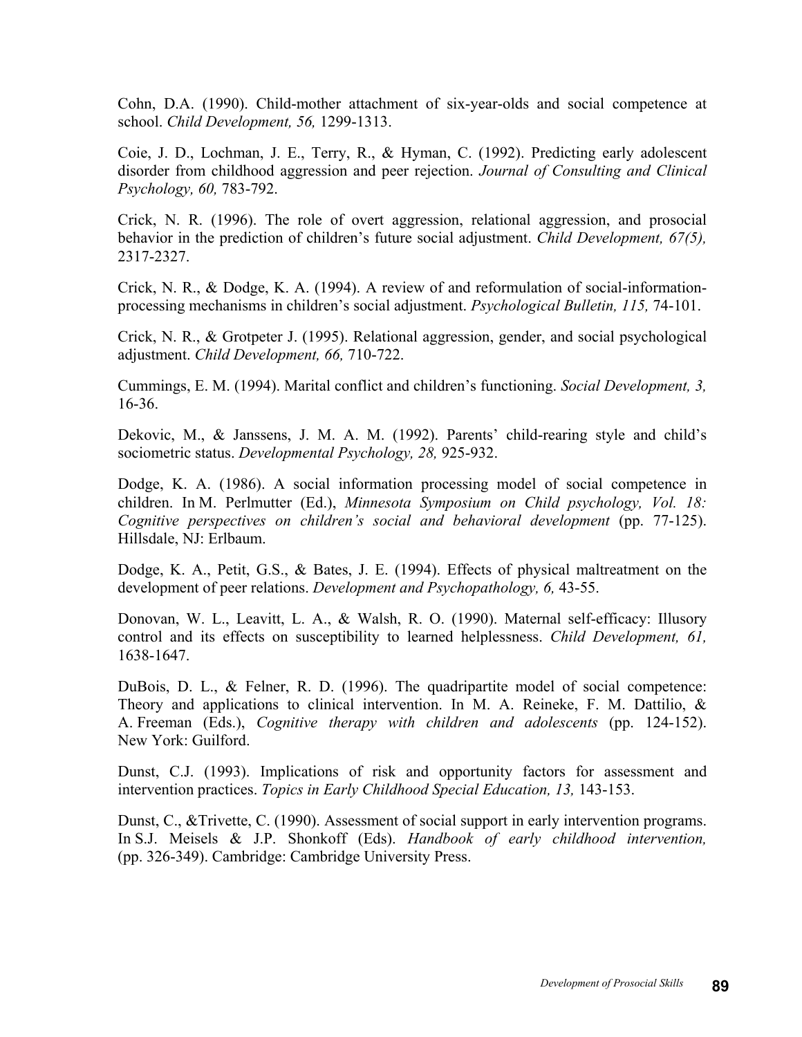Cohn, D.A. (1990). Child-mother attachment of six-year-olds and social competence at school. *Child Development, 56,* 1299-1313.

Coie, J. D., Lochman, J. E., Terry, R., & Hyman, C. (1992). Predicting early adolescent disorder from childhood aggression and peer rejection. *Journal of Consulting and Clinical Psychology, 60,* 783-792.

Crick, N. R. (1996). The role of overt aggression, relational aggression, and prosocial behavior in the prediction of children's future social adjustment. *Child Development, 67(5),* 2317-2327.

Crick, N. R., & Dodge, K. A. (1994). A review of and reformulation of social-information-processing mechanisms in children's social adjustment. *Psychological Bulletin, 115,* 74-101.

Crick, N. R., & Grotpeter J. (1995). Relational aggression, gender, and social psychological adjustment. *Child Development, 66,* 710-722.

Cummings, E. M. (1994). Marital conflict and children's functioning. *Social Development, 3,* 16-36.

Dekovic, M., & Janssens, J. M. A. M. (1992). Parents' child-rearing style and child's sociometric status. *Developmental Psychology, 28,* 925-932.

Dodge, K. A. (1986). A social information processing model of social competence in children. In M. Perlmutter (Ed.), *Minnesota Symposium on Child psychology, Vol. 18: Cognitive perspectives on children's social and behavioral development* (pp. 77-125). Hillsdale, NJ: Erlbaum.

Dodge, K. A., Petit, G.S., & Bates, J. E. (1994). Effects of physical maltreatment on the development of peer relations. *Development and Psychopathology, 6,* 43-55.

Donovan, W. L., Leavitt, L. A., & Walsh, R. O. (1990). Maternal self-efficacy: Illusory control and its effects on susceptibility to learned helplessness. *Child Development, 61,* 1638-1647.

DuBois, D. L., & Felner, R. D. (1996). The quadripartite model of social competence: Theory and applications to clinical intervention. In M. A. Reineke, F. M. Dattilio, & A. Freeman (Eds.), *Cognitive therapy with children and adolescents* (pp. 124-152). New York: Guilford.

Dunst, C.J. (1993). Implications of risk and opportunity factors for assessment and intervention practices. *Topics in Early Childhood Special Education, 13,* 143-153.

Dunst, C., &Trivette, C. (1990). Assessment of social support in early intervention programs. In S.J. Meisels & J.P. Shonkoff (Eds). *Handbook of early childhood intervention,* (pp. 326-349). Cambridge: Cambridge University Press.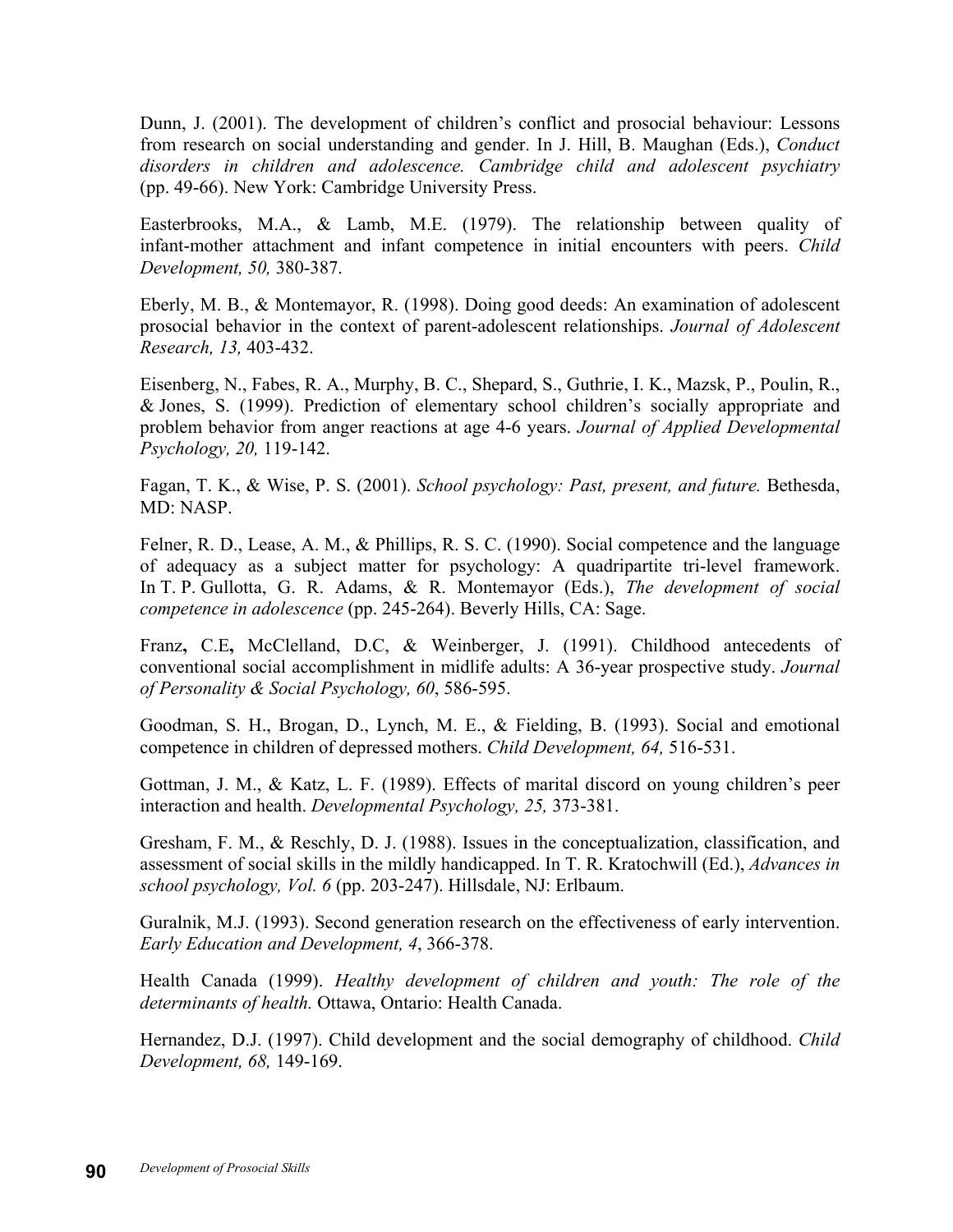Dunn, J. (2001). The development of children's conflict and prosocial behaviour: Lessons from research on social understanding and gender. In J. Hill, B. Maughan (Eds.), *Conduct disorders in children and adolescence. Cambridge child and adolescent psychiatry* (pp. 49-66). New York: Cambridge University Press.

Easterbrooks, M.A., & Lamb, M.E. (1979). The relationship between quality of infant-mother attachment and infant competence in initial encounters with peers. *Child Development, 50,* 380-387.

Eberly, M. B., & Montemayor, R. (1998). Doing good deeds: An examination of adolescent prosocial behavior in the context of parent-adolescent relationships. *Journal of Adolescent Research, 13,* 403-432.

Eisenberg, N., Fabes, R. A., Murphy, B. C., Shepard, S., Guthrie, I. K., Mazsk, P., Poulin, R., & Jones, S. (1999). Prediction of elementary school children's socially appropriate and problem behavior from anger reactions at age 4-6 years. *Journal of Applied Developmental Psychology, 20,* 119-142.

Fagan, T. K., & Wise, P. S. (2001). *School psychology: Past, present, and future.* Bethesda, MD: NASP.

Felner, R. D., Lease, A. M., & Phillips, R. S. C. (1990). Social competence and the language of adequacy as a subject matter for psychology: A quadripartite tri-level framework. In T. P. Gullotta, G. R. Adams, & R. Montemayor (Eds.), *The development of social competence in adolescence* (pp. 245-264). Beverly Hills, CA: Sage.

Franz**,** C.E**,** McClelland, D.C, & Weinberger, J. (1991). Childhood antecedents of conventional social accomplishment in midlife adults: A 36-year prospective study. *Journal of Personality & Social Psychology, 60*, 586-595.

Goodman, S. H., Brogan, D., Lynch, M. E., & Fielding, B. (1993). Social and emotional competence in children of depressed mothers. *Child Development, 64,* 516-531.

Gottman, J. M., & Katz, L. F. (1989). Effects of marital discord on young children's peer interaction and health. *Developmental Psychology, 25,* 373-381.

Gresham, F. M., & Reschly, D. J. (1988). Issues in the conceptualization, classification, and assessment of social skills in the mildly handicapped. In T. R. Kratochwill (Ed.), *Advances in school psychology, Vol. 6* (pp. 203-247). Hillsdale, NJ: Erlbaum.

Guralnik, M.J. (1993). Second generation research on the effectiveness of early intervention. *Early Education and Development, 4*, 366-378.

Health Canada (1999). *Healthy development of children and youth: The role of the determinants of health.* Ottawa, Ontario: Health Canada.

Hernandez, D.J. (1997). Child development and the social demography of childhood. *Child Development, 68,* 149-169.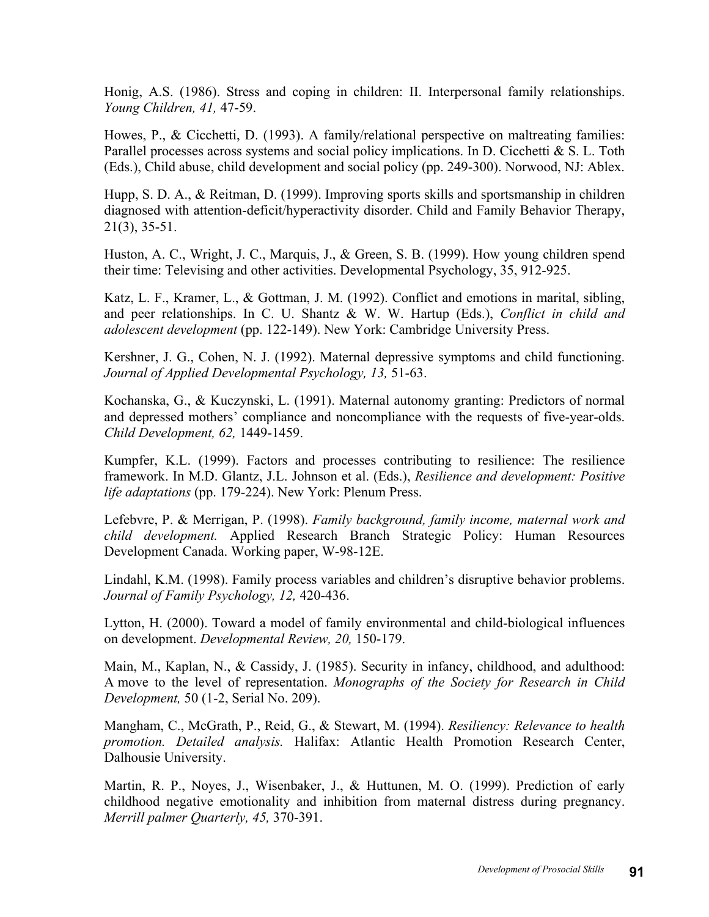Honig, A.S. (1986). Stress and coping in children: II. Interpersonal family relationships. *Young Children, 41,* 47-59.

Howes, P., & Cicchetti, D. (1993). A family/relational perspective on maltreating families: Parallel processes across systems and social policy implications. In D. Cicchetti & S. L. Toth (Eds.), Child abuse, child development and social policy (pp. 249-300). Norwood, NJ: Ablex.

Hupp, S. D. A., & Reitman, D. (1999). Improving sports skills and sportsmanship in children diagnosed with attention-deficit/hyperactivity disorder. Child and Family Behavior Therapy, 21(3), 35-51.

Huston, A. C., Wright, J. C., Marquis, J., & Green, S. B. (1999). How young children spend their time: Televising and other activities. Developmental Psychology, 35, 912-925.

Katz, L. F., Kramer, L., & Gottman, J. M. (1992). Conflict and emotions in marital, sibling, and peer relationships. In C. U. Shantz & W. W. Hartup (Eds.), *Conflict in child and adolescent development* (pp. 122-149). New York: Cambridge University Press.

Kershner, J. G., Cohen, N. J. (1992). Maternal depressive symptoms and child functioning. *Journal of Applied Developmental Psychology, 13,* 51-63.

Kochanska, G., & Kuczynski, L. (1991). Maternal autonomy granting: Predictors of normal and depressed mothers' compliance and noncompliance with the requests of five-year-olds. *Child Development, 62,* 1449-1459.

Kumpfer, K.L. (1999). Factors and processes contributing to resilience: The resilience framework. In M.D. Glantz, J.L. Johnson et al. (Eds.), *Resilience and development: Positive life adaptations* (pp. 179-224). New York: Plenum Press.

Lefebvre, P. & Merrigan, P. (1998). *Family background, family income, maternal work and child development.* Applied Research Branch Strategic Policy: Human Resources Development Canada. Working paper, W-98-12E.

Lindahl, K.M. (1998). Family process variables and children's disruptive behavior problems. *Journal of Family Psychology, 12,* 420-436.

Lytton, H. (2000). Toward a model of family environmental and child-biological influences on development. *Developmental Review, 20,* 150-179.

Main, M., Kaplan, N., & Cassidy, J. (1985). Security in infancy, childhood, and adulthood: A move to the level of representation. *Monographs of the Society for Research in Child Development,* 50 (1-2, Serial No. 209).

Mangham, C., McGrath, P., Reid, G., & Stewart, M. (1994). *Resiliency: Relevance to health promotion. Detailed analysis.* Halifax: Atlantic Health Promotion Research Center, Dalhousie University.

Martin, R. P., Noyes, J., Wisenbaker, J., & Huttunen, M. O. (1999). Prediction of early childhood negative emotionality and inhibition from maternal distress during pregnancy. *Merrill palmer Quarterly, 45,* 370-391.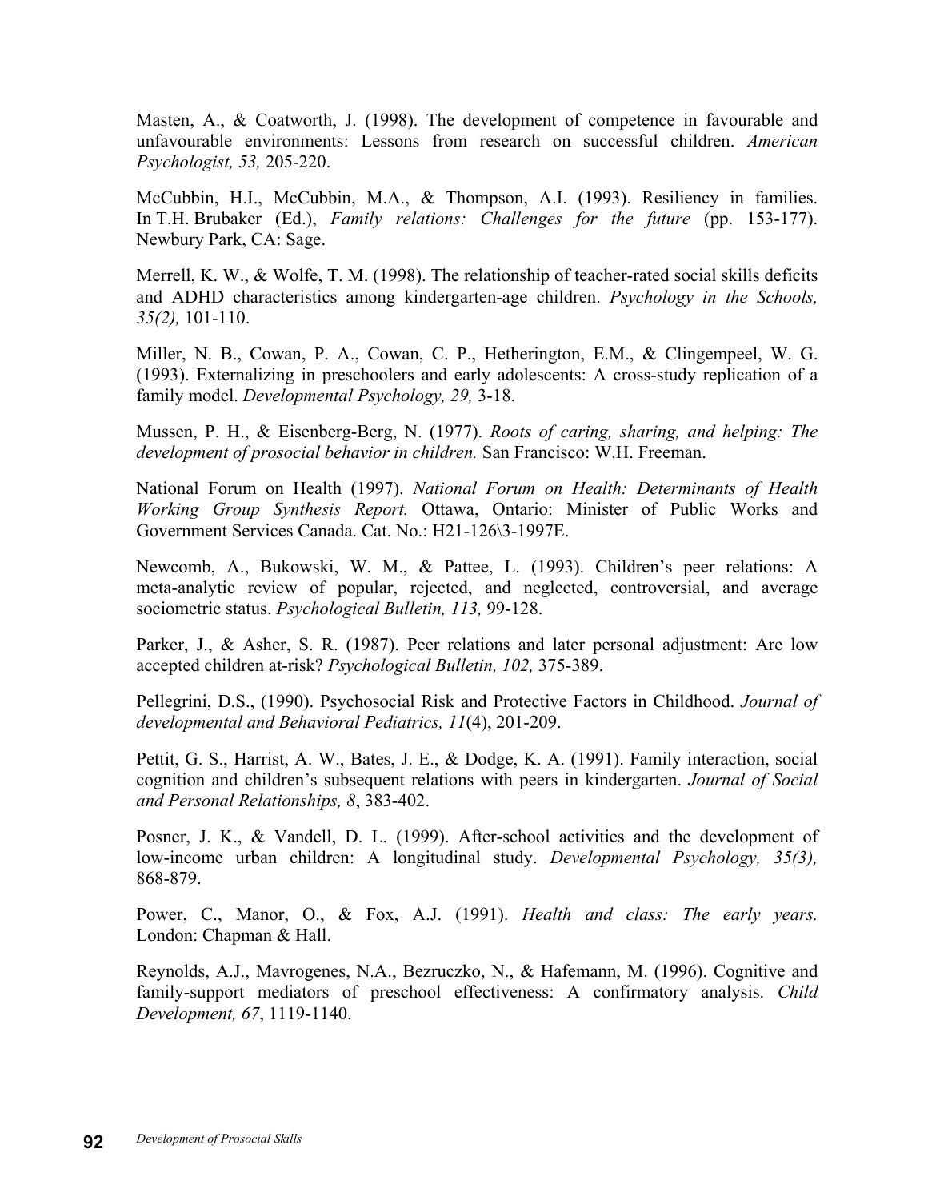Masten, A., & Coatworth, J. (1998). The development of competence in favourable and unfavourable environments: Lessons from research on successful children. *American Psychologist, 53,* 205-220.

McCubbin, H.I., McCubbin, M.A., & Thompson, A.I. (1993). Resiliency in families. In T.H. Brubaker (Ed.), *Family relations: Challenges for the future* (pp. 153-177). Newbury Park, CA: Sage.

Merrell, K. W., & Wolfe, T. M. (1998). The relationship of teacher-rated social skills deficits and ADHD characteristics among kindergarten-age children. *Psychology in the Schools, 35(2),* 101-110.

Miller, N. B., Cowan, P. A., Cowan, C. P., Hetherington, E.M., & Clingempeel, W. G. (1993). Externalizing in preschoolers and early adolescents: A cross-study replication of a family model. *Developmental Psychology, 29,* 3-18.

Mussen, P. H., & Eisenberg-Berg, N. (1977). *Roots of caring, sharing, and helping: The development of prosocial behavior in children.* San Francisco: W.H. Freeman.

National Forum on Health (1997). *National Forum on Health: Determinants of Health Working Group Synthesis Report.* Ottawa, Ontario: Minister of Public Works and Government Services Canada. Cat. No.: H21-126\3-1997E.

Newcomb, A., Bukowski, W. M., & Pattee, L. (1993). Children's peer relations: A meta-analytic review of popular, rejected, and neglected, controversial, and average sociometric status. *Psychological Bulletin, 113,* 99-128.

Parker, J., & Asher, S. R. (1987). Peer relations and later personal adjustment: Are low accepted children at-risk? *Psychological Bulletin, 102,* 375-389.

Pellegrini, D.S., (1990). Psychosocial Risk and Protective Factors in Childhood. *Journal of developmental and Behavioral Pediatrics, 11*(4), 201-209.

Pettit, G. S., Harrist, A. W., Bates, J. E., & Dodge, K. A. (1991). Family interaction, social cognition and children's subsequent relations with peers in kindergarten. *Journal of Social and Personal Relationships, 8*, 383-402.

Posner, J. K., & Vandell, D. L. (1999). After-school activities and the development of low-income urban children: A longitudinal study. *Developmental Psychology, 35(3),* 868-879.

Power, C., Manor, O., & Fox, A.J. (1991). *Health and class: The early years.* London: Chapman & Hall.

Reynolds, A.J., Mavrogenes, N.A., Bezruczko, N., & Hafemann, M. (1996). Cognitive and family-support mediators of preschool effectiveness: A confirmatory analysis. *Child Development, 67*, 1119-1140.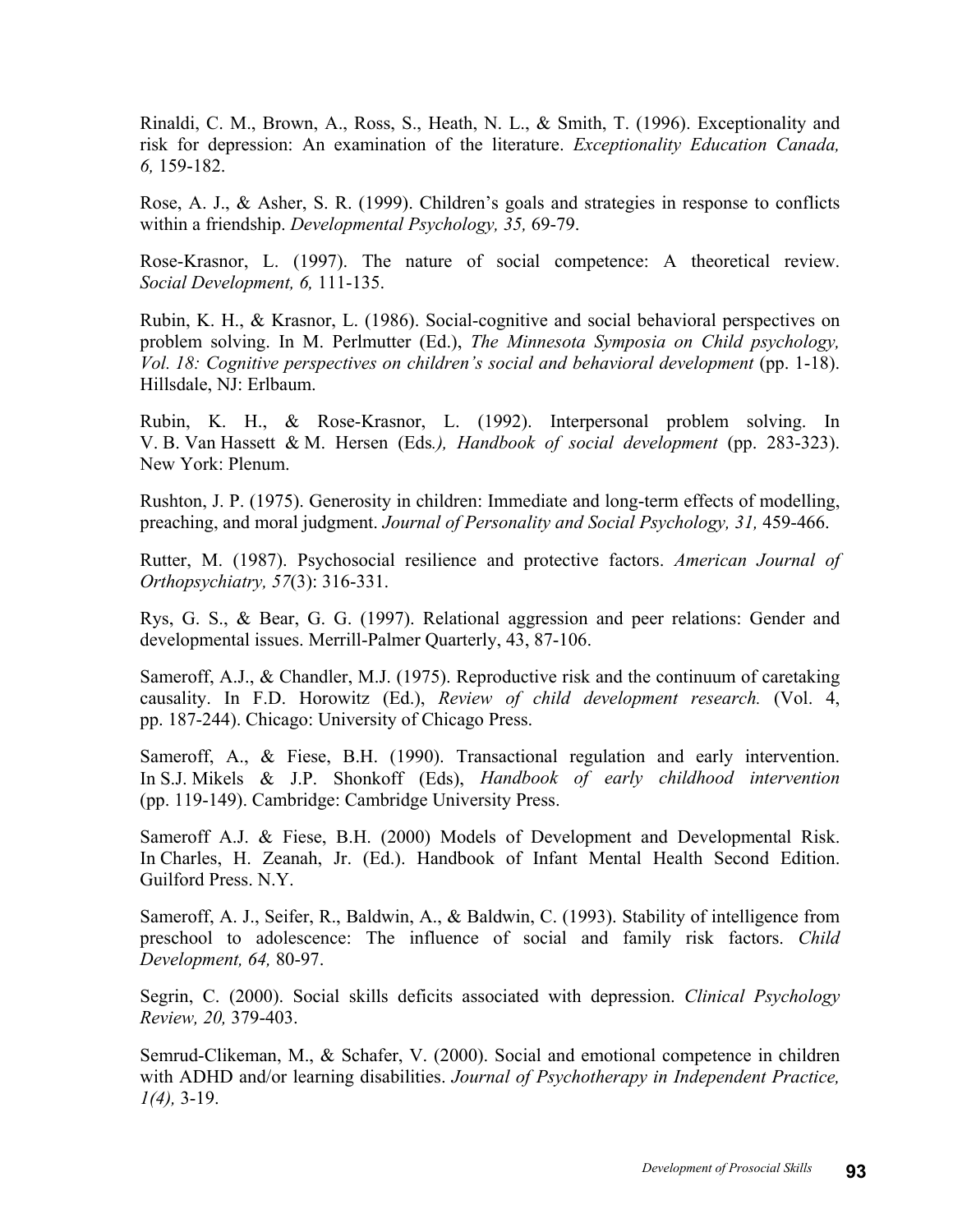Rinaldi, C. M., Brown, A., Ross, S., Heath, N. L., & Smith, T. (1996). Exceptionality and risk for depression: An examination of the literature. *Exceptionality Education Canada, 6,* 159-182.

Rose, A. J., & Asher, S. R. (1999). Children's goals and strategies in response to conflicts within a friendship. *Developmental Psychology, 35,* 69-79.

Rose-Krasnor, L. (1997). The nature of social competence: A theoretical review. *Social Development, 6,* 111-135.

Rubin, K. H., & Krasnor, L. (1986). Social-cognitive and social behavioral perspectives on problem solving. In M. Perlmutter (Ed.), *The Minnesota Symposia on Child psychology, Vol. 18: Cognitive perspectives on children's social and behavioral development* (pp. 1-18). Hillsdale, NJ: Erlbaum.

Rubin, K. H., & Rose-Krasnor, L. (1992). Interpersonal problem solving. In V. B. Van Hassett & M. Hersen (Eds*.), Handbook of social development* (pp. 283-323). New York: Plenum.

Rushton, J. P. (1975). Generosity in children: Immediate and long-term effects of modelling, preaching, and moral judgment. *Journal of Personality and Social Psychology, 31,* 459-466.

Rutter, M. (1987). Psychosocial resilience and protective factors. *American Journal of Orthopsychiatry, 57*(3): 316-331.

Rys, G. S., & Bear, G. G. (1997). Relational aggression and peer relations: Gender and developmental issues. Merrill-Palmer Quarterly, 43, 87-106.

Sameroff, A.J., & Chandler, M.J. (1975). Reproductive risk and the continuum of caretaking causality. In F.D. Horowitz (Ed.), *Review of child development research.* (Vol. 4, pp. 187-244). Chicago: University of Chicago Press.

Sameroff, A., & Fiese, B.H. (1990). Transactional regulation and early intervention. In S.J. Mikels & J.P. Shonkoff (Eds), *Handbook of early childhood intervention* (pp. 119-149). Cambridge: Cambridge University Press.

Sameroff A.J. & Fiese, B.H. (2000) Models of Development and Developmental Risk. In Charles, H. Zeanah, Jr. (Ed.). Handbook of Infant Mental Health Second Edition. Guilford Press. N.Y.

Sameroff, A. J., Seifer, R., Baldwin, A., & Baldwin, C. (1993). Stability of intelligence from preschool to adolescence: The influence of social and family risk factors. *Child Development, 64,* 80-97.

Segrin, C. (2000). Social skills deficits associated with depression. *Clinical Psychology Review, 20,* 379-403.

Semrud-Clikeman, M., & Schafer, V. (2000). Social and emotional competence in children with ADHD and/or learning disabilities. *Journal of Psychotherapy in Independent Practice, 1(4),* 3-19.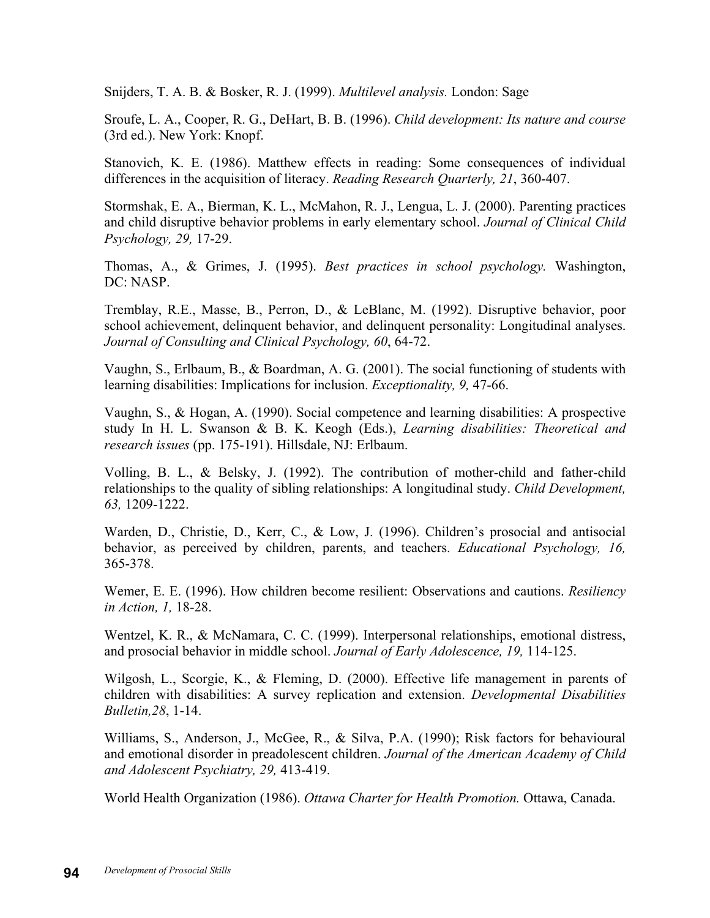Snijders, T. A. B. & Bosker, R. J. (1999). *Multilevel analysis.* London: Sage

Sroufe, L. A., Cooper, R. G., DeHart, B. B. (1996). *Child development: Its nature and course* (3rd ed.). New York: Knopf.

Stanovich, K. E. (1986). Matthew effects in reading: Some consequences of individual differences in the acquisition of literacy. *Reading Research Quarterly, 21*, 360-407.

Stormshak, E. A., Bierman, K. L., McMahon, R. J., Lengua, L. J. (2000). Parenting practices and child disruptive behavior problems in early elementary school. *Journal of Clinical Child Psychology, 29,* 17-29.

Thomas, A., & Grimes, J. (1995). *Best practices in school psychology.* Washington, DC: NASP.

Tremblay, R.E., Masse, B., Perron, D., & LeBlanc, M. (1992). Disruptive behavior, poor school achievement, delinquent behavior, and delinquent personality: Longitudinal analyses. *Journal of Consulting and Clinical Psychology, 60*, 64-72.

Vaughn, S., Erlbaum, B., & Boardman, A. G. (2001). The social functioning of students with learning disabilities: Implications for inclusion. *Exceptionality, 9,* 47-66.

Vaughn, S., & Hogan, A. (1990). Social competence and learning disabilities: A prospective study In H. L. Swanson & B. K. Keogh (Eds.), *Learning disabilities: Theoretical and research issues* (pp. 175-191). Hillsdale, NJ: Erlbaum.

Volling, B. L., & Belsky, J. (1992). The contribution of mother-child and father-child relationships to the quality of sibling relationships: A longitudinal study. *Child Development, 63,* 1209-1222.

Warden, D., Christie, D., Kerr, C., & Low, J. (1996). Children's prosocial and antisocial behavior, as perceived by children, parents, and teachers. *Educational Psychology, 16,* 365-378.

Wemer, E. E. (1996). How children become resilient: Observations and cautions. *Resiliency in Action, 1,* 18-28.

Wentzel, K. R., & McNamara, C. C. (1999). Interpersonal relationships, emotional distress, and prosocial behavior in middle school. *Journal of Early Adolescence, 19,* 114-125.

Wilgosh, L., Scorgie, K., & Fleming, D. (2000). Effective life management in parents of children with disabilities: A survey replication and extension. *Developmental Disabilities Bulletin,28*, 1-14.

Williams, S., Anderson, J., McGee, R., & Silva, P.A. (1990); Risk factors for behavioural and emotional disorder in preadolescent children. *Journal of the American Academy of Child and Adolescent Psychiatry, 29,* 413-419.

World Health Organization (1986). *Ottawa Charter for Health Promotion.* Ottawa, Canada.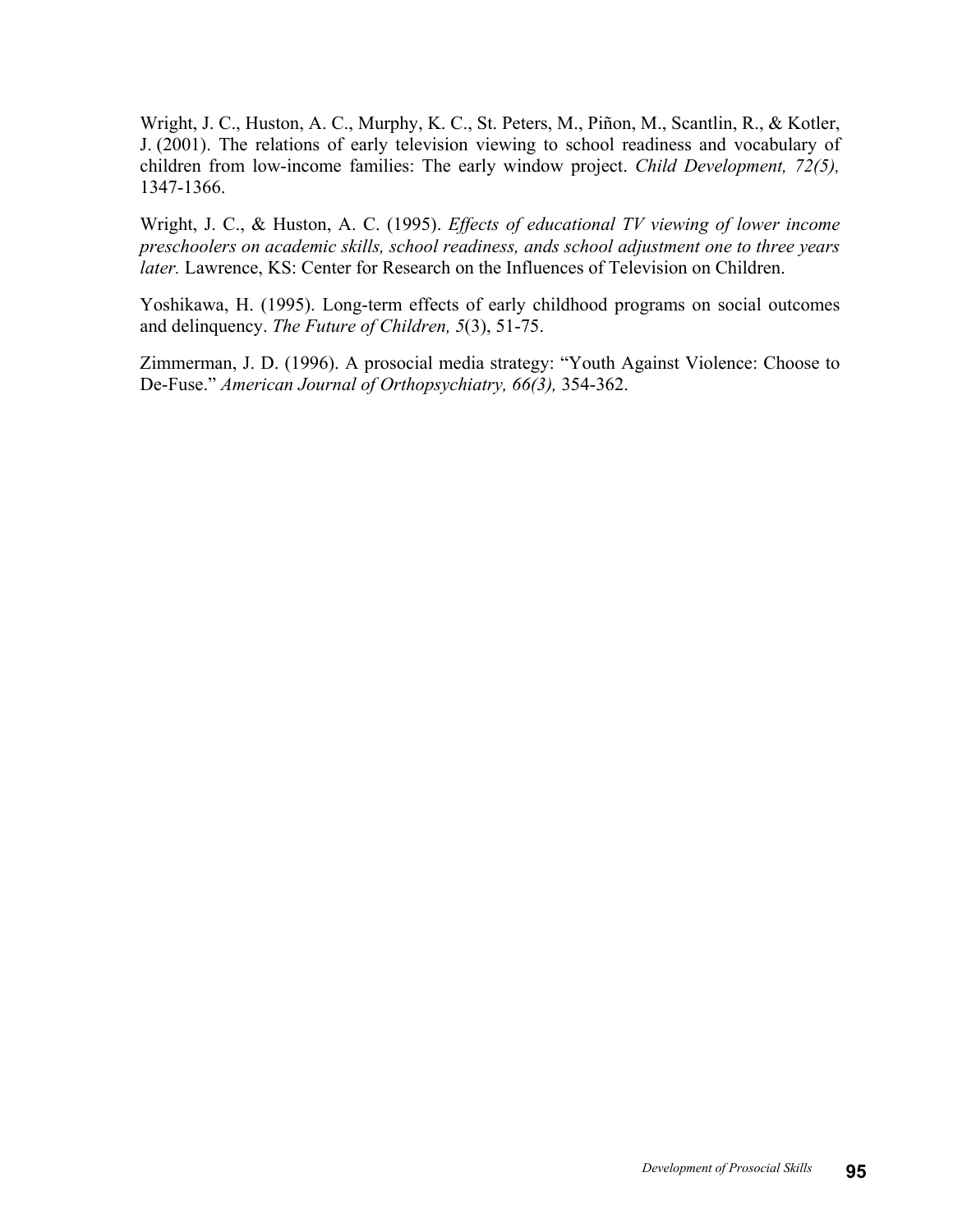Wright, J. C., Huston, A. C., Murphy, K. C., St. Peters, M., Piñon, M., Scantlin, R., & Kotler, J. (2001). The relations of early television viewing to school readiness and vocabulary of children from low-income families: The early window project. *Child Development, 72(5),* 1347-1366.

Wright, J. C., & Huston, A. C. (1995). *Effects of educational TV viewing of lower income preschoolers on academic skills, school readiness, ands school adjustment one to three years later.* Lawrence, KS: Center for Research on the Influences of Television on Children.

Yoshikawa, H. (1995). Long-term effects of early childhood programs on social outcomes and delinquency. *The Future of Children, 5*(3), 51-75.

Zimmerman, J. D. (1996). A prosocial media strategy: "Youth Against Violence: Choose to De-Fuse." *American Journal of Orthopsychiatry, 66(3),* 354-362.